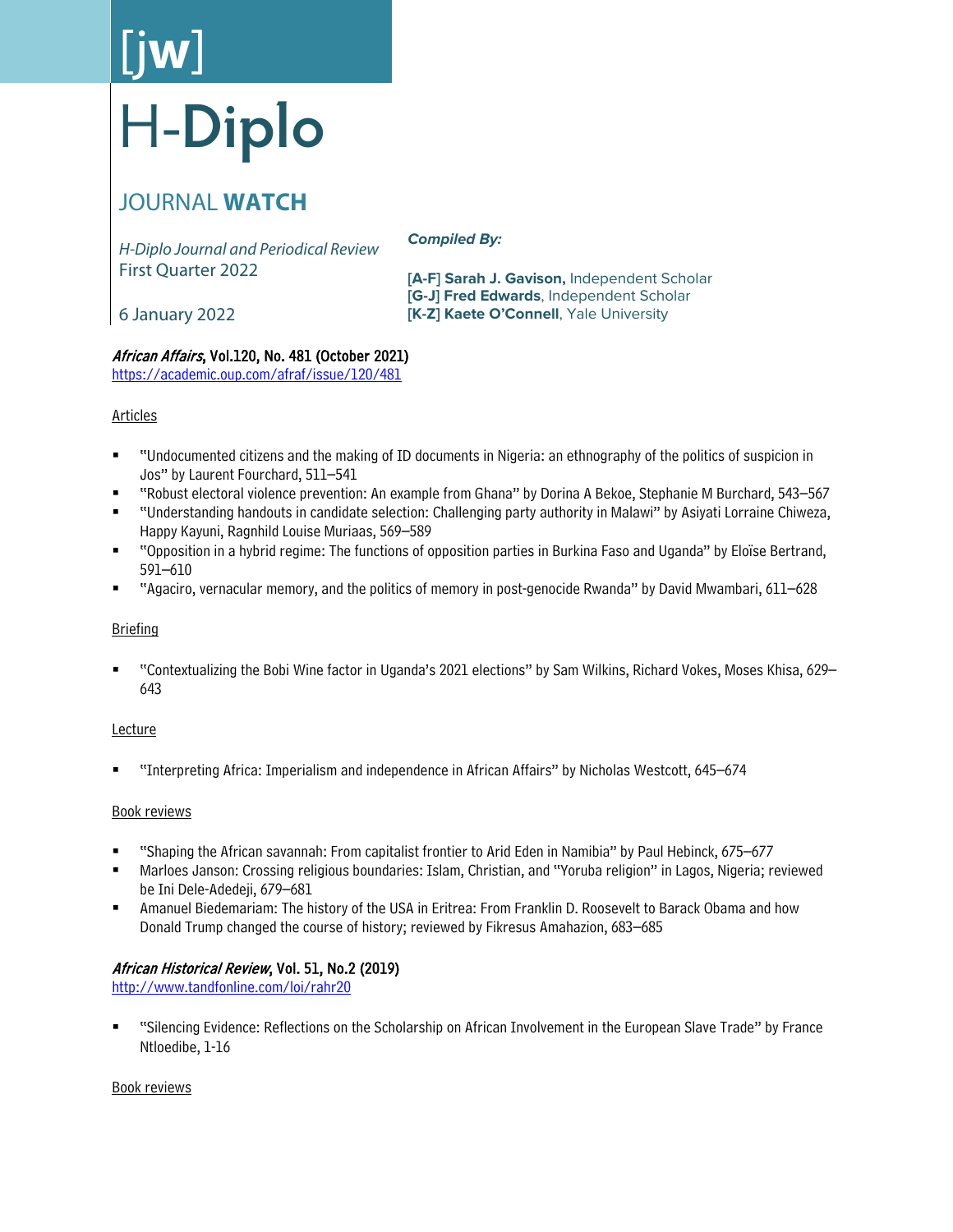[jw]

# H-Diplo

## JOURNAL **WATCH**

*H-Diplo Journal and Periodical Review*
First Quarter 2022

6 January 2022

***Compiled By:***

[**A-F**] **Sarah J. Gavison,** Independent Scholar
[**G-J**] **Fred Edwards**, Independent Scholar
[**K-Z**] **Kaete O'Connell**, Yale University

### *African Affairs*, Vol.120, No. 481 (October 2021)

https://academic.oup.com/afraf/issue/120/481

Articles

- "Undocumented citizens and the making of ID documents in Nigeria: an ethnography of the politics of suspicion in Jos" by Laurent Fourchard, 511–541
- "Robust electoral violence prevention: An example from Ghana" by Dorina A Bekoe, Stephanie M Burchard, 543–567
- "Understanding handouts in candidate selection: Challenging party authority in Malawi" by Asiyati Lorraine Chiweza, Happy Kayuni, Ragnhild Louise Muriaas, 569–589
- "Opposition in a hybrid regime: The functions of opposition parties in Burkina Faso and Uganda" by Eloïse Bertrand, 591–610
- "Agaciro, vernacular memory, and the politics of memory in post-genocide Rwanda" by David Mwambari, 611–628

Briefing

- "Contextualizing the Bobi Wine factor in Uganda's 2021 elections" by Sam Wilkins, Richard Vokes, Moses Khisa, 629–643

Lecture

- "Interpreting Africa: Imperialism and independence in African Affairs" by Nicholas Westcott, 645–674

Book reviews

- "Shaping the African savannah: From capitalist frontier to Arid Eden in Namibia" by Paul Hebinck, 675–677
- Marloes Janson: Crossing religious boundaries: Islam, Christian, and "Yoruba religion" in Lagos, Nigeria; reviewed be Ini Dele-Adedeji, 679–681
- Amanuel Biedemariam: The history of the USA in Eritrea: From Franklin D. Roosevelt to Barack Obama and how Donald Trump changed the course of history; reviewed by Fikresus Amahazion, 683–685

### *African Historical Review*, Vol. 51, No.2 (2019)

http://www.tandfonline.com/loi/rahr20

- "Silencing Evidence: Reflections on the Scholarship on African Involvement in the European Slave Trade" by France Ntloedibe, 1-16

Book reviews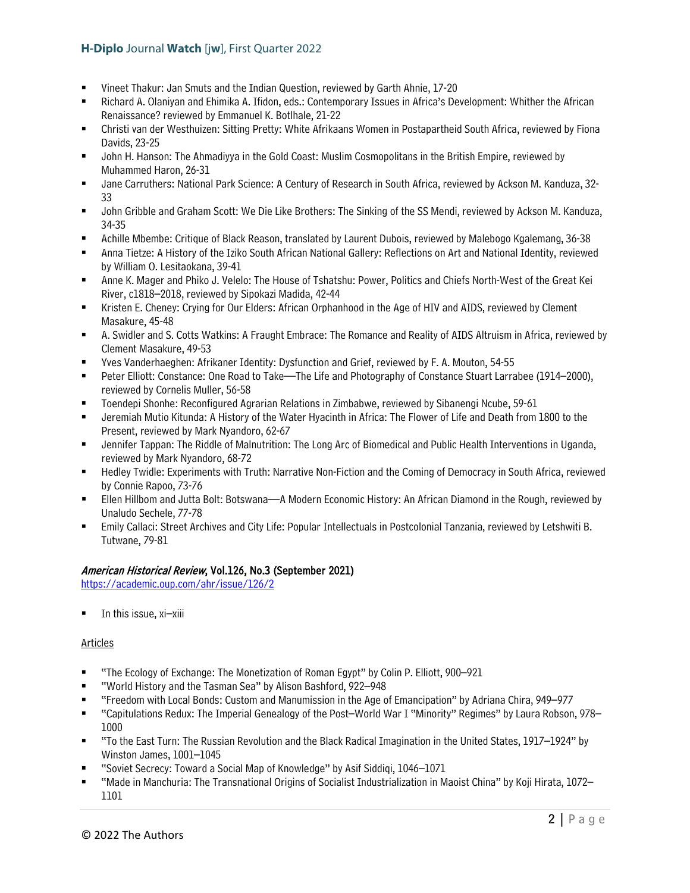- Vineet Thakur: Jan Smuts and the Indian Question, reviewed by Garth Ahnie, 17-20
- Richard A. Olaniyan and Ehimika A. Ifidon, eds.: Contemporary Issues in Africa's Development: Whither the African Renaissance? reviewed by Emmanuel K. Botlhale, 21-22
- Christi van der Westhuizen: Sitting Pretty: White Afrikaans Women in Postapartheid South Africa, reviewed by Fiona Davids, 23-25
- John H. Hanson: The Ahmadiyya in the Gold Coast: Muslim Cosmopolitans in the British Empire, reviewed by Muhammed Haron, 26-31
- Jane Carruthers: National Park Science: A Century of Research in South Africa, reviewed by Ackson M. Kanduza, 32-33
- John Gribble and Graham Scott: We Die Like Brothers: The Sinking of the SS Mendi, reviewed by Ackson M. Kanduza, 34-35
- Achille Mbembe: Critique of Black Reason, translated by Laurent Dubois, reviewed by Malebogo Kgalemang, 36-38
- Anna Tietze: A History of the Iziko South African National Gallery: Reflections on Art and National Identity, reviewed by William O. Lesitaokana, 39-41
- Anne K. Mager and Phiko J. Velelo: The House of Tshatshu: Power, Politics and Chiefs North-West of the Great Kei River, c1818–2018, reviewed by Sipokazi Madida, 42-44
- Kristen E. Cheney: Crying for Our Elders: African Orphanhood in the Age of HIV and AIDS, reviewed by Clement Masakure, 45-48
- A. Swidler and S. Cotts Watkins: A Fraught Embrace: The Romance and Reality of AIDS Altruism in Africa, reviewed by Clement Masakure, 49-53
- Yves Vanderhaeghen: Afrikaner Identity: Dysfunction and Grief, reviewed by F. A. Mouton, 54-55
- Peter Elliott: Constance: One Road to Take—The Life and Photography of Constance Stuart Larrabee (1914–2000), reviewed by Cornelis Muller, 56-58
- Toendepi Shonhe: Reconfigured Agrarian Relations in Zimbabwe, reviewed by Sibanengi Ncube, 59-61
- Jeremiah Mutio Kitunda: A History of the Water Hyacinth in Africa: The Flower of Life and Death from 1800 to the Present, reviewed by Mark Nyandoro, 62-67
- Jennifer Tappan: The Riddle of Malnutrition: The Long Arc of Biomedical and Public Health Interventions in Uganda, reviewed by Mark Nyandoro, 68-72
- Hedley Twidle: Experiments with Truth: Narrative Non-Fiction and the Coming of Democracy in South Africa, reviewed by Connie Rapoo, 73-76
- Ellen Hillbom and Jutta Bolt: Botswana—A Modern Economic History: An African Diamond in the Rough, reviewed by Unaludo Sechele, 77-78
- Emily Callaci: Street Archives and City Life: Popular Intellectuals in Postcolonial Tanzania, reviewed by Letshwiti B. Tutwane, 79-81

### *American Historical Review*, Vol.126, No.3 (September 2021)

https://academic.oup.com/ahr/issue/126/2

- In this issue, xi–xiii

Articles

- "The Ecology of Exchange: The Monetization of Roman Egypt" by Colin P. Elliott, 900–921
- "World History and the Tasman Sea" by Alison Bashford, 922–948
- "Freedom with Local Bonds: Custom and Manumission in the Age of Emancipation" by Adriana Chira, 949–977
- "Capitulations Redux: The Imperial Genealogy of the Post–World War I "Minority" Regimes" by Laura Robson, 978–1000
- "To the East Turn: The Russian Revolution and the Black Radical Imagination in the United States, 1917–1924" by Winston James, 1001–1045
- "Soviet Secrecy: Toward a Social Map of Knowledge" by Asif Siddiqi, 1046–1071
- "Made in Manchuria: The Transnational Origins of Socialist Industrialization in Maoist China" by Koji Hirata, 1072–1101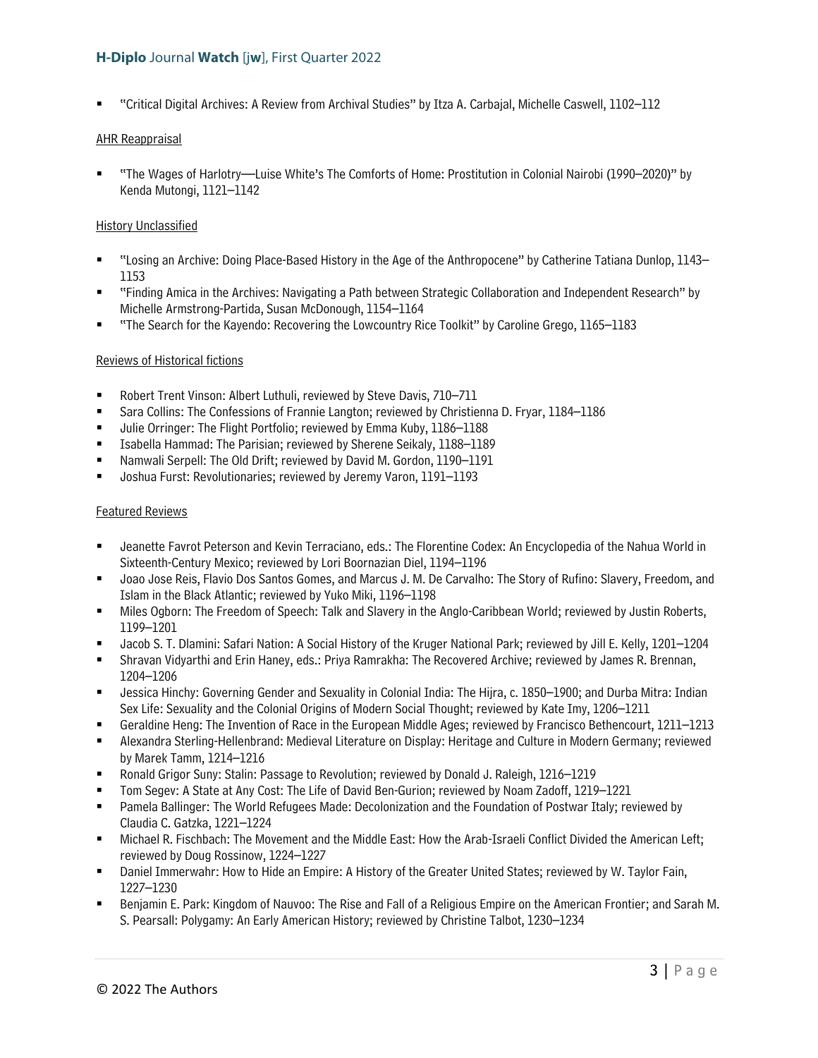- "Critical Digital Archives: A Review from Archival Studies" by Itza A. Carbajal, Michelle Caswell, 1102–112

AHR Reappraisal

- "The Wages of Harlotry—Luise White's The Comforts of Home: Prostitution in Colonial Nairobi (1990–2020)" by Kenda Mutongi, 1121–1142

History Unclassified

- "Losing an Archive: Doing Place-Based History in the Age of the Anthropocene" by Catherine Tatiana Dunlop, 1143–1153
- "Finding Amica in the Archives: Navigating a Path between Strategic Collaboration and Independent Research" by Michelle Armstrong-Partida, Susan McDonough, 1154–1164
- "The Search for the Kayendo: Recovering the Lowcountry Rice Toolkit" by Caroline Grego, 1165–1183

Reviews of Historical fictions

- Robert Trent Vinson: Albert Luthuli, reviewed by Steve Davis, 710–711
- Sara Collins: The Confessions of Frannie Langton; reviewed by Christienna D. Fryar, 1184–1186
- Julie Orringer: The Flight Portfolio; reviewed by Emma Kuby, 1186–1188
- Isabella Hammad: The Parisian; reviewed by Sherene Seikaly, 1188–1189
- Namwali Serpell: The Old Drift; reviewed by David M. Gordon, 1190–1191
- Joshua Furst: Revolutionaries; reviewed by Jeremy Varon, 1191–1193

Featured Reviews

- Jeanette Favrot Peterson and Kevin Terraciano, eds.: The Florentine Codex: An Encyclopedia of the Nahua World in Sixteenth-Century Mexico; reviewed by Lori Boornazian Diel, 1194–1196
- Joao Jose Reis, Flavio Dos Santos Gomes, and Marcus J. M. De Carvalho: The Story of Rufino: Slavery, Freedom, and Islam in the Black Atlantic; reviewed by Yuko Miki, 1196–1198
- Miles Ogborn: The Freedom of Speech: Talk and Slavery in the Anglo-Caribbean World; reviewed by Justin Roberts, 1199–1201
- Jacob S. T. Dlamini: Safari Nation: A Social History of the Kruger National Park; reviewed by Jill E. Kelly, 1201–1204
- Shravan Vidyarthi and Erin Haney, eds.: Priya Ramrakha: The Recovered Archive; reviewed by James R. Brennan, 1204–1206
- Jessica Hinchy: Governing Gender and Sexuality in Colonial India: The Hijra, c. 1850–1900; and Durba Mitra: Indian Sex Life: Sexuality and the Colonial Origins of Modern Social Thought; reviewed by Kate Imy, 1206–1211
- Geraldine Heng: The Invention of Race in the European Middle Ages; reviewed by Francisco Bethencourt, 1211–1213
- Alexandra Sterling-Hellenbrand: Medieval Literature on Display: Heritage and Culture in Modern Germany; reviewed by Marek Tamm, 1214–1216
- Ronald Grigor Suny: Stalin: Passage to Revolution; reviewed by Donald J. Raleigh, 1216–1219
- Tom Segev: A State at Any Cost: The Life of David Ben-Gurion; reviewed by Noam Zadoff, 1219–1221
- Pamela Ballinger: The World Refugees Made: Decolonization and the Foundation of Postwar Italy; reviewed by Claudia C. Gatzka, 1221–1224
- Michael R. Fischbach: The Movement and the Middle East: How the Arab-Israeli Conflict Divided the American Left; reviewed by Doug Rossinow, 1224–1227
- Daniel Immerwahr: How to Hide an Empire: A History of the Greater United States; reviewed by W. Taylor Fain, 1227–1230
- Benjamin E. Park: Kingdom of Nauvoo: The Rise and Fall of a Religious Empire on the American Frontier; and Sarah M. S. Pearsall: Polygamy: An Early American History; reviewed by Christine Talbot, 1230–1234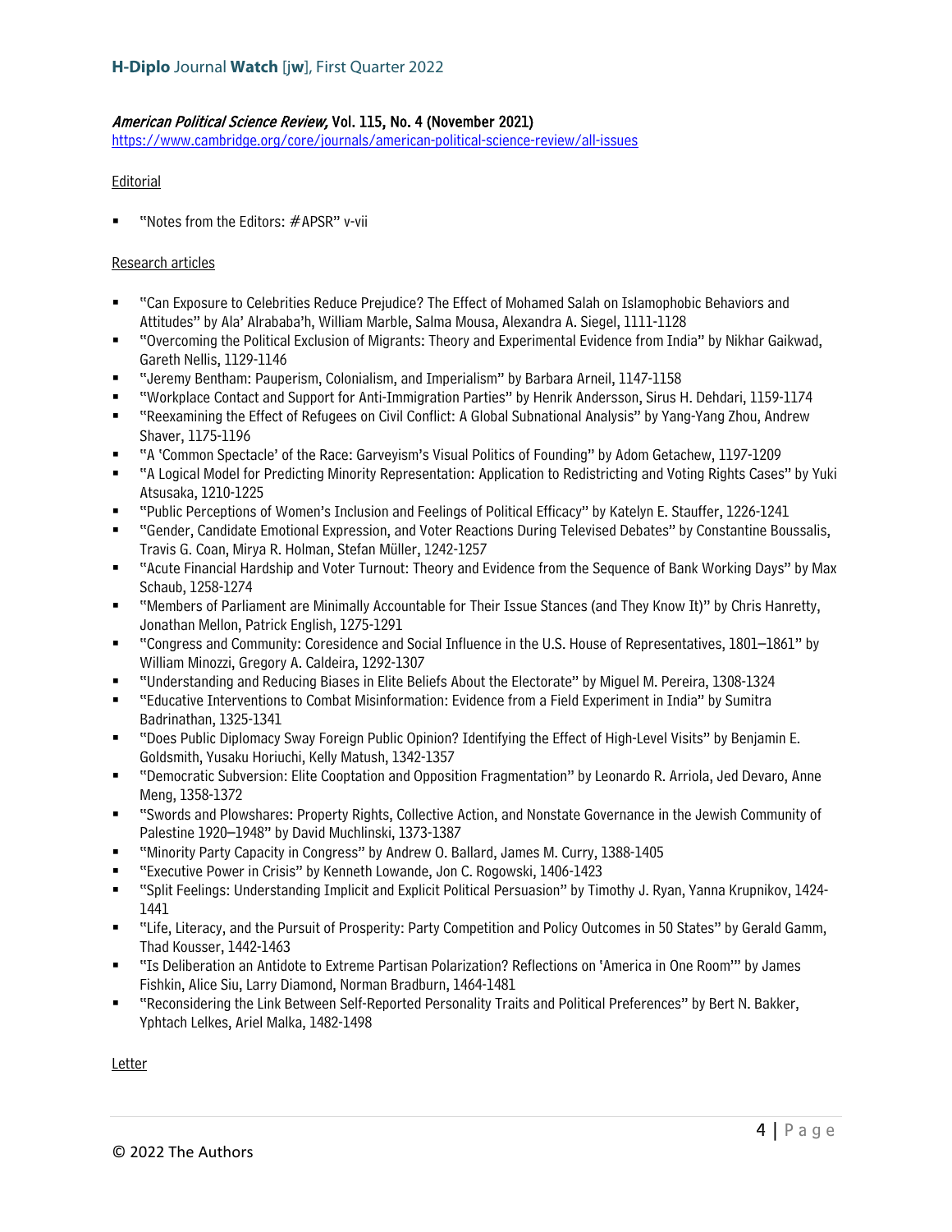*American Political Science Review,* **Vol. 115, No. 4 (November 2021)**
https://www.cambridge.org/core/journals/american-political-science-review/all-issues

Editorial

- "Notes from the Editors: #APSR" v-vii

Research articles

- "Can Exposure to Celebrities Reduce Prejudice? The Effect of Mohamed Salah on Islamophobic Behaviors and Attitudes" by Ala' Alrababa'h, William Marble, Salma Mousa, Alexandra A. Siegel, 1111-1128
- "Overcoming the Political Exclusion of Migrants: Theory and Experimental Evidence from India" by Nikhar Gaikwad, Gareth Nellis, 1129-1146
- "Jeremy Bentham: Pauperism, Colonialism, and Imperialism" by Barbara Arneil, 1147-1158
- "Workplace Contact and Support for Anti-Immigration Parties" by Henrik Andersson, Sirus H. Dehdari, 1159-1174
- "Reexamining the Effect of Refugees on Civil Conflict: A Global Subnational Analysis" by Yang-Yang Zhou, Andrew Shaver, 1175-1196
- "A 'Common Spectacle' of the Race: Garveyism's Visual Politics of Founding" by Adom Getachew, 1197-1209
- "A Logical Model for Predicting Minority Representation: Application to Redistricting and Voting Rights Cases" by Yuki Atsusaka, 1210-1225
- "Public Perceptions of Women's Inclusion and Feelings of Political Efficacy" by Katelyn E. Stauffer, 1226-1241
- "Gender, Candidate Emotional Expression, and Voter Reactions During Televised Debates" by Constantine Boussalis, Travis G. Coan, Mirya R. Holman, Stefan Müller, 1242-1257
- "Acute Financial Hardship and Voter Turnout: Theory and Evidence from the Sequence of Bank Working Days" by Max Schaub, 1258-1274
- "Members of Parliament are Minimally Accountable for Their Issue Stances (and They Know It)" by Chris Hanretty, Jonathan Mellon, Patrick English, 1275-1291
- "Congress and Community: Coresidence and Social Influence in the U.S. House of Representatives, 1801–1861" by William Minozzi, Gregory A. Caldeira, 1292-1307
- "Understanding and Reducing Biases in Elite Beliefs About the Electorate" by Miguel M. Pereira, 1308-1324
- "Educative Interventions to Combat Misinformation: Evidence from a Field Experiment in India" by Sumitra Badrinathan, 1325-1341
- "Does Public Diplomacy Sway Foreign Public Opinion? Identifying the Effect of High-Level Visits" by Benjamin E. Goldsmith, Yusaku Horiuchi, Kelly Matush, 1342-1357
- "Democratic Subversion: Elite Cooptation and Opposition Fragmentation" by Leonardo R. Arriola, Jed Devaro, Anne Meng, 1358-1372
- "Swords and Plowshares: Property Rights, Collective Action, and Nonstate Governance in the Jewish Community of Palestine 1920–1948" by David Muchlinski, 1373-1387
- "Minority Party Capacity in Congress" by Andrew O. Ballard, James M. Curry, 1388-1405
- "Executive Power in Crisis" by Kenneth Lowande, Jon C. Rogowski, 1406-1423
- "Split Feelings: Understanding Implicit and Explicit Political Persuasion" by Timothy J. Ryan, Yanna Krupnikov, 1424-1441
- "Life, Literacy, and the Pursuit of Prosperity: Party Competition and Policy Outcomes in 50 States" by Gerald Gamm, Thad Kousser, 1442-1463
- "Is Deliberation an Antidote to Extreme Partisan Polarization? Reflections on 'America in One Room'" by James Fishkin, Alice Siu, Larry Diamond, Norman Bradburn, 1464-1481
- "Reconsidering the Link Between Self-Reported Personality Traits and Political Preferences" by Bert N. Bakker, Yphtach Lelkes, Ariel Malka, 1482-1498

Letter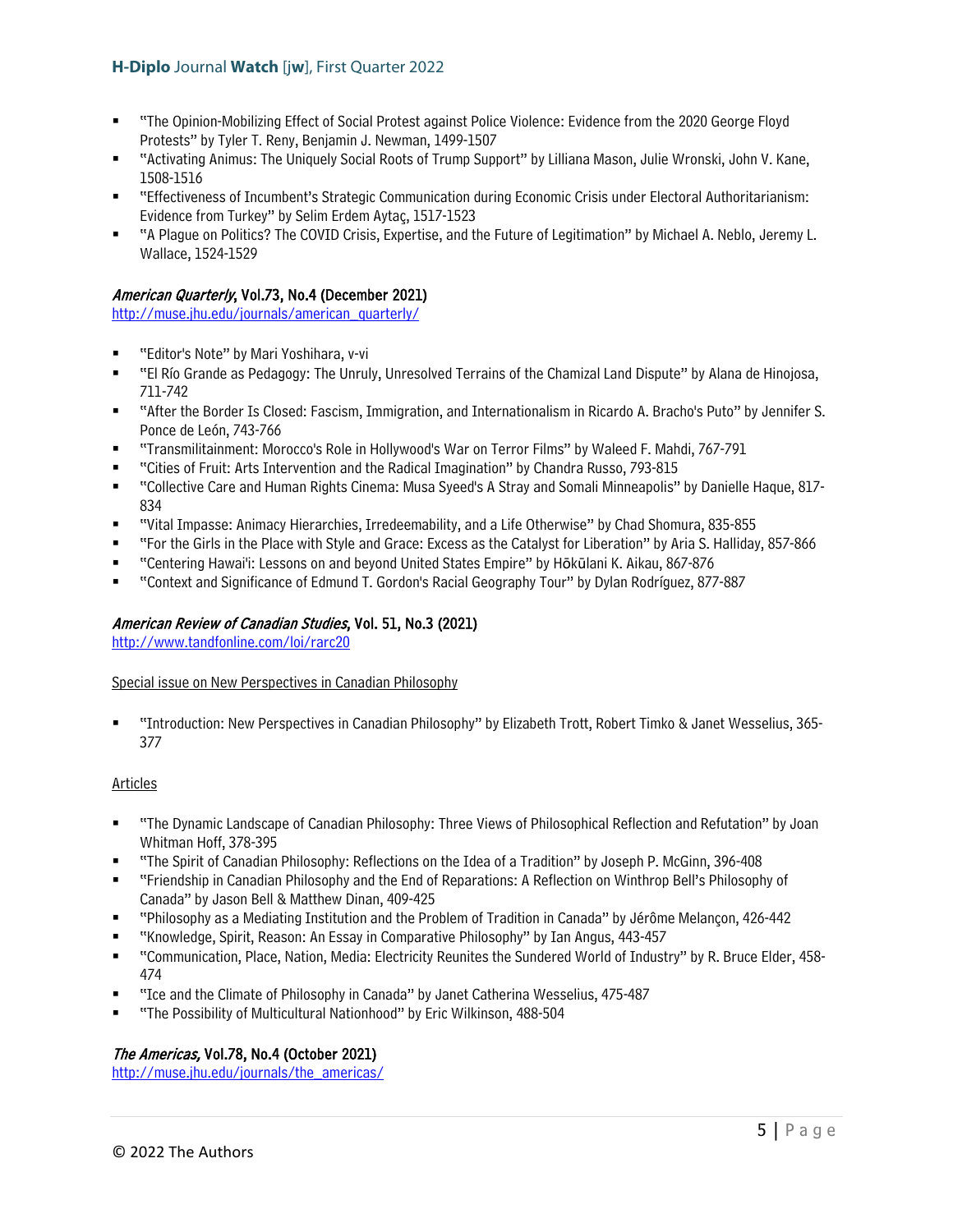- "The Opinion-Mobilizing Effect of Social Protest against Police Violence: Evidence from the 2020 George Floyd Protests" by Tyler T. Reny, Benjamin J. Newman, 1499-1507
- "Activating Animus: The Uniquely Social Roots of Trump Support" by Lilliana Mason, Julie Wronski, John V. Kane, 1508-1516
- "Effectiveness of Incumbent's Strategic Communication during Economic Crisis under Electoral Authoritarianism: Evidence from Turkey" by Selim Erdem Aytaç, 1517-1523
- "A Plague on Politics? The COVID Crisis, Expertise, and the Future of Legitimation" by Michael A. Neblo, Jeremy L. Wallace, 1524-1529

### *American Quarterly*, Vol.73, No.4 (December 2021)

http://muse.jhu.edu/journals/american_quarterly/

- "Editor's Note" by Mari Yoshihara, v-vi
- "El Río Grande as Pedagogy: The Unruly, Unresolved Terrains of the Chamizal Land Dispute" by Alana de Hinojosa, 711-742
- "After the Border Is Closed: Fascism, Immigration, and Internationalism in Ricardo A. Bracho's Puto" by Jennifer S. Ponce de León, 743-766
- "Transmilitainment: Morocco's Role in Hollywood's War on Terror Films" by Waleed F. Mahdi, 767-791
- "Cities of Fruit: Arts Intervention and the Radical Imagination" by Chandra Russo, 793-815
- "Collective Care and Human Rights Cinema: Musa Syeed's A Stray and Somali Minneapolis" by Danielle Haque, 817-834
- "Vital Impasse: Animacy Hierarchies, Irredeemability, and a Life Otherwise" by Chad Shomura, 835-855
- "For the Girls in the Place with Style and Grace: Excess as the Catalyst for Liberation" by Aria S. Halliday, 857-866
- "Centering Hawai'i: Lessons on and beyond United States Empire" by Hōkūlani K. Aikau, 867-876
- "Context and Significance of Edmund T. Gordon's Racial Geography Tour" by Dylan Rodríguez, 877-887

### *American Review of Canadian Studies*, Vol. 51, No.3 (2021)

http://www.tandfonline.com/loi/rarc20

Special issue on New Perspectives in Canadian Philosophy

- "Introduction: New Perspectives in Canadian Philosophy" by Elizabeth Trott, Robert Timko & Janet Wesselius, 365-377

Articles

- "The Dynamic Landscape of Canadian Philosophy: Three Views of Philosophical Reflection and Refutation" by Joan Whitman Hoff, 378-395
- "The Spirit of Canadian Philosophy: Reflections on the Idea of a Tradition" by Joseph P. McGinn, 396-408
- "Friendship in Canadian Philosophy and the End of Reparations: A Reflection on Winthrop Bell's Philosophy of Canada" by Jason Bell & Matthew Dinan, 409-425
- "Philosophy as a Mediating Institution and the Problem of Tradition in Canada" by Jérôme Melançon, 426-442
- "Knowledge, Spirit, Reason: An Essay in Comparative Philosophy" by Ian Angus, 443-457
- "Communication, Place, Nation, Media: Electricity Reunites the Sundered World of Industry" by R. Bruce Elder, 458-474
- "Ice and the Climate of Philosophy in Canada" by Janet Catherina Wesselius, 475-487
- "The Possibility of Multicultural Nationhood" by Eric Wilkinson, 488-504

### *The Americas,* Vol.78, No.4 (October 2021)

http://muse.jhu.edu/journals/the_americas/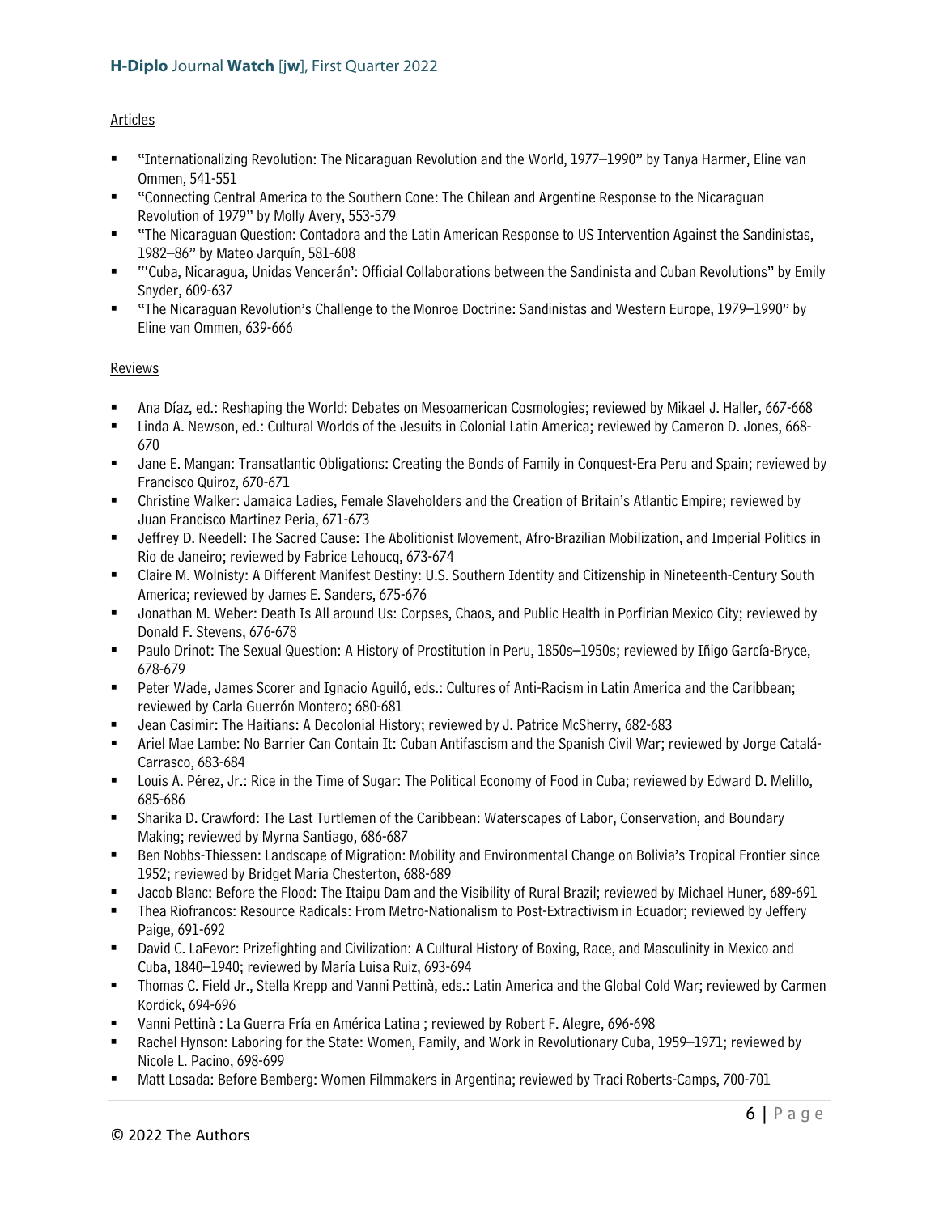Articles

- "Internationalizing Revolution: The Nicaraguan Revolution and the World, 1977–1990" by Tanya Harmer, Eline van Ommen, 541-551
- "Connecting Central America to the Southern Cone: The Chilean and Argentine Response to the Nicaraguan Revolution of 1979" by Molly Avery, 553-579
- "The Nicaraguan Question: Contadora and the Latin American Response to US Intervention Against the Sandinistas, 1982–86" by Mateo Jarquín, 581-608
- "'Cuba, Nicaragua, Unidas Vencerán': Official Collaborations between the Sandinista and Cuban Revolutions" by Emily Snyder, 609-637
- "The Nicaraguan Revolution's Challenge to the Monroe Doctrine: Sandinistas and Western Europe, 1979–1990" by Eline van Ommen, 639-666

Reviews

- Ana Díaz, ed.: Reshaping the World: Debates on Mesoamerican Cosmologies; reviewed by Mikael J. Haller, 667-668
- Linda A. Newson, ed.: Cultural Worlds of the Jesuits in Colonial Latin America; reviewed by Cameron D. Jones, 668-670
- Jane E. Mangan: Transatlantic Obligations: Creating the Bonds of Family in Conquest-Era Peru and Spain; reviewed by Francisco Quiroz, 670-671
- Christine Walker: Jamaica Ladies, Female Slaveholders and the Creation of Britain's Atlantic Empire; reviewed by Juan Francisco Martinez Peria, 671-673
- Jeffrey D. Needell: The Sacred Cause: The Abolitionist Movement, Afro-Brazilian Mobilization, and Imperial Politics in Rio de Janeiro; reviewed by Fabrice Lehoucq, 673-674
- Claire M. Wolnisty: A Different Manifest Destiny: U.S. Southern Identity and Citizenship in Nineteenth-Century South America; reviewed by James E. Sanders, 675-676
- Jonathan M. Weber: Death Is All around Us: Corpses, Chaos, and Public Health in Porfirian Mexico City; reviewed by Donald F. Stevens, 676-678
- Paulo Drinot: The Sexual Question: A History of Prostitution in Peru, 1850s–1950s; reviewed by Iñigo García-Bryce, 678-679
- Peter Wade, James Scorer and Ignacio Aguiló, eds.: Cultures of Anti-Racism in Latin America and the Caribbean; reviewed by Carla Guerrón Montero; 680-681
- Jean Casimir: The Haitians: A Decolonial History; reviewed by J. Patrice McSherry, 682-683
- Ariel Mae Lambe: No Barrier Can Contain It: Cuban Antifascism and the Spanish Civil War; reviewed by Jorge Catalá-Carrasco, 683-684
- Louis A. Pérez, Jr.: Rice in the Time of Sugar: The Political Economy of Food in Cuba; reviewed by Edward D. Melillo, 685-686
- Sharika D. Crawford: The Last Turtlemen of the Caribbean: Waterscapes of Labor, Conservation, and Boundary Making; reviewed by Myrna Santiago, 686-687
- Ben Nobbs-Thiessen: Landscape of Migration: Mobility and Environmental Change on Bolivia's Tropical Frontier since 1952; reviewed by Bridget Maria Chesterton, 688-689
- Jacob Blanc: Before the Flood: The Itaipu Dam and the Visibility of Rural Brazil; reviewed by Michael Huner, 689-691
- Thea Riofrancos: Resource Radicals: From Metro-Nationalism to Post-Extractivism in Ecuador; reviewed by Jeffery Paige, 691-692
- David C. LaFevor: Prizefighting and Civilization: A Cultural History of Boxing, Race, and Masculinity in Mexico and Cuba, 1840–1940; reviewed by María Luisa Ruiz, 693-694
- Thomas C. Field Jr., Stella Krepp and Vanni Pettinà, eds.: Latin America and the Global Cold War; reviewed by Carmen Kordick, 694-696
- Vanni Pettinà : La Guerra Fría en América Latina ; reviewed by Robert F. Alegre, 696-698
- Rachel Hynson: Laboring for the State: Women, Family, and Work in Revolutionary Cuba, 1959–1971; reviewed by Nicole L. Pacino, 698-699
- Matt Losada: Before Bemberg: Women Filmmakers in Argentina; reviewed by Traci Roberts-Camps, 700-701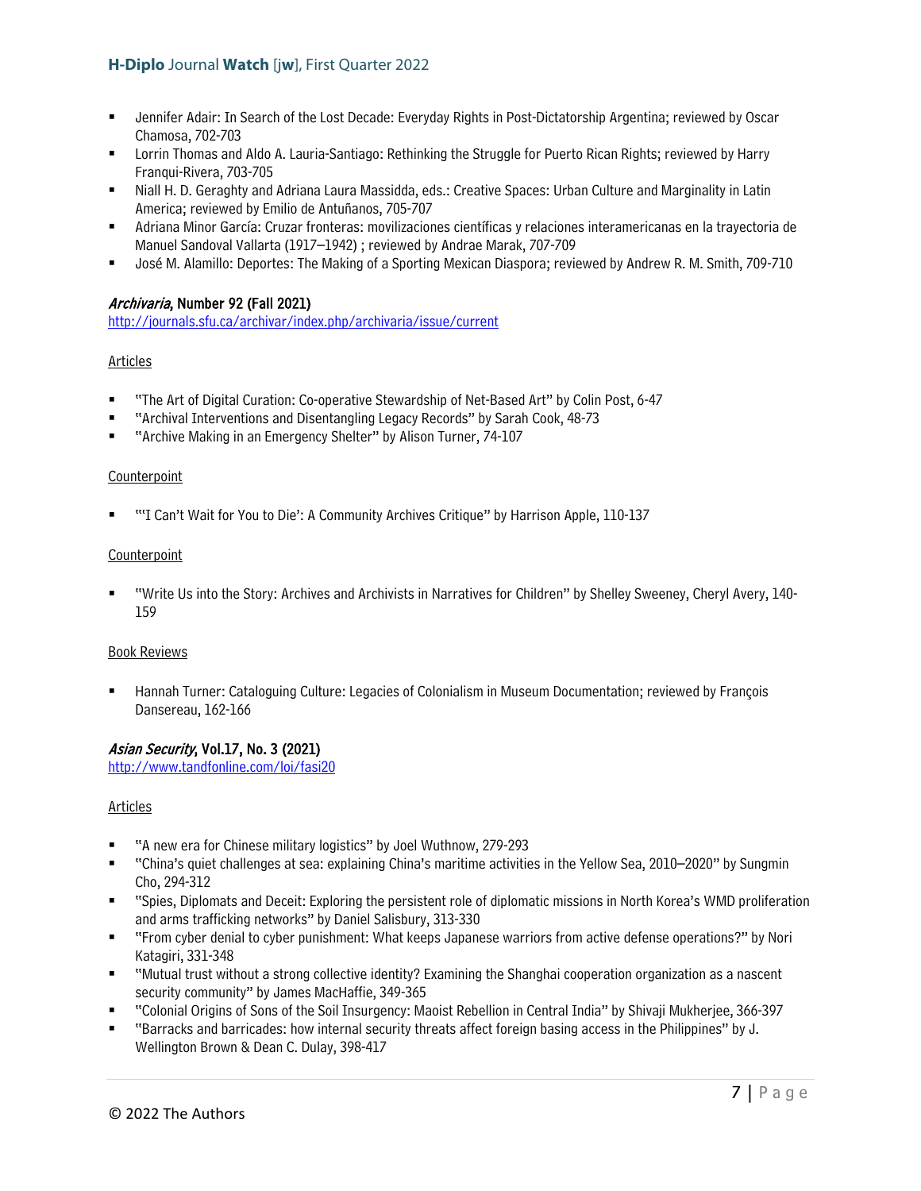- Jennifer Adair: In Search of the Lost Decade: Everyday Rights in Post-Dictatorship Argentina; reviewed by Oscar Chamosa, 702-703
- Lorrin Thomas and Aldo A. Lauria-Santiago: Rethinking the Struggle for Puerto Rican Rights; reviewed by Harry Franqui-Rivera, 703-705
- Niall H. D. Geraghty and Adriana Laura Massidda, eds.: Creative Spaces: Urban Culture and Marginality in Latin America; reviewed by Emilio de Antuñanos, 705-707
- Adriana Minor García: Cruzar fronteras: movilizaciones científicas y relaciones interamericanas en la trayectoria de Manuel Sandoval Vallarta (1917–1942) ; reviewed by Andrae Marak, 707-709
- José M. Alamillo: Deportes: The Making of a Sporting Mexican Diaspora; reviewed by Andrew R. M. Smith, 709-710

### *Archivaria*, Number 92 (Fall 2021)

http://journals.sfu.ca/archivar/index.php/archivaria/issue/current

Articles

- "The Art of Digital Curation: Co-operative Stewardship of Net-Based Art" by Colin Post, 6-47
- "Archival Interventions and Disentangling Legacy Records" by Sarah Cook, 48-73
- "Archive Making in an Emergency Shelter" by Alison Turner, 74-107

Counterpoint

- "'I Can't Wait for You to Die': A Community Archives Critique" by Harrison Apple, 110-137

Counterpoint

- "Write Us into the Story: Archives and Archivists in Narratives for Children" by Shelley Sweeney, Cheryl Avery, 140-159

Book Reviews

- Hannah Turner: Cataloguing Culture: Legacies of Colonialism in Museum Documentation; reviewed by François Dansereau, 162-166

### *Asian Security*, Vol.17, No. 3 (2021)

http://www.tandfonline.com/loi/fasi20

Articles

- "A new era for Chinese military logistics" by Joel Wuthnow, 279-293
- "China's quiet challenges at sea: explaining China's maritime activities in the Yellow Sea, 2010–2020" by Sungmin Cho, 294-312
- "Spies, Diplomats and Deceit: Exploring the persistent role of diplomatic missions in North Korea's WMD proliferation and arms trafficking networks" by Daniel Salisbury, 313-330
- "From cyber denial to cyber punishment: What keeps Japanese warriors from active defense operations?" by Nori Katagiri, 331-348
- "Mutual trust without a strong collective identity? Examining the Shanghai cooperation organization as a nascent security community" by James MacHaffie, 349-365
- "Colonial Origins of Sons of the Soil Insurgency: Maoist Rebellion in Central India" by Shivaji Mukherjee, 366-397
- "Barracks and barricades: how internal security threats affect foreign basing access in the Philippines" by J. Wellington Brown & Dean C. Dulay, 398-417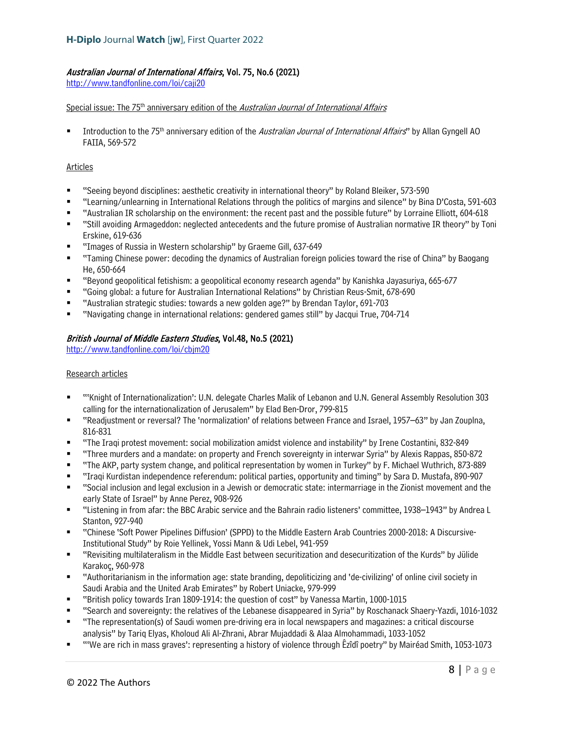### *Australian Journal of International Affairs*, Vol. 75, No.6 (2021)

http://www.tandfonline.com/loi/caji20

Special issue: The 75th anniversary edition of the *Australian Journal of International Affairs*

- Introduction to the 75th anniversary edition of the *Australian Journal of International Affairs*" by Allan Gyngell AO FAIIA, 569-572

Articles

- "Seeing beyond disciplines: aesthetic creativity in international theory" by Roland Bleiker, 573-590
- "Learning/unlearning in International Relations through the politics of margins and silence" by Bina D'Costa, 591-603
- "Australian IR scholarship on the environment: the recent past and the possible future" by Lorraine Elliott, 604-618
- "Still avoiding Armageddon: neglected antecedents and the future promise of Australian normative IR theory" by Toni Erskine, 619-636
- "Images of Russia in Western scholarship" by Graeme Gill, 637-649
- "Taming Chinese power: decoding the dynamics of Australian foreign policies toward the rise of China" by Baogang He, 650-664
- "Beyond geopolitical fetishism: a geopolitical economy research agenda" by Kanishka Jayasuriya, 665-677
- "Going global: a future for Australian International Relations" by Christian Reus-Smit, 678-690
- "Australian strategic studies: towards a new golden age?" by Brendan Taylor, 691-703
- "Navigating change in international relations: gendered games still" by Jacqui True, 704-714

### *British Journal of Middle Eastern Studies*, Vol.48, No.5 (2021)

http://www.tandfonline.com/loi/cbjm20

Research articles

- "'Knight of Internationalization': U.N. delegate Charles Malik of Lebanon and U.N. General Assembly Resolution 303 calling for the internationalization of Jerusalem" by Elad Ben-Dror, 799-815
- "Readjustment or reversal? The 'normalization' of relations between France and Israel, 1957–63" by Jan Zouplna, 816-831
- "The Iraqi protest movement: social mobilization amidst violence and instability" by Irene Costantini, 832-849
- "Three murders and a mandate: on property and French sovereignty in interwar Syria" by Alexis Rappas, 850-872
- "The AKP, party system change, and political representation by women in Turkey" by F. Michael Wuthrich, 873-889
- "Iraqi Kurdistan independence referendum: political parties, opportunity and timing" by Sara D. Mustafa, 890-907
- "Social inclusion and legal exclusion in a Jewish or democratic state: intermarriage in the Zionist movement and the early State of Israel" by Anne Perez, 908-926
- "Listening in from afar: the BBC Arabic service and the Bahrain radio listeners' committee, 1938–1943" by Andrea L Stanton, 927-940
- "Chinese 'Soft Power Pipelines Diffusion' (SPPD) to the Middle Eastern Arab Countries 2000-2018: A Discursive-Institutional Study" by Roie Yellinek, Yossi Mann & Udi Lebel, 941-959
- "Revisiting multilateralism in the Middle East between securitization and desecuritization of the Kurds" by Jülide Karakoç, 960-978
- "Authoritarianism in the information age: state branding, depoliticizing and 'de-civilizing' of online civil society in Saudi Arabia and the United Arab Emirates" by Robert Uniacke, 979-999
- "British policy towards Iran 1809-1914: the question of cost" by Vanessa Martin, 1000-1015
- "Search and sovereignty: the relatives of the Lebanese disappeared in Syria" by Roschanack Shaery-Yazdi, 1016-1032
- "The representation(s) of Saudi women pre-driving era in local newspapers and magazines: a critical discourse analysis" by Tariq Elyas, Kholoud Ali Al-Zhrani, Abrar Mujaddadi & Alaa Almohammadi, 1033-1052
- "'We are rich in mass graves': representing a history of violence through Êzîdî poetry" by Mairéad Smith, 1053-1073

© 2022 The Authors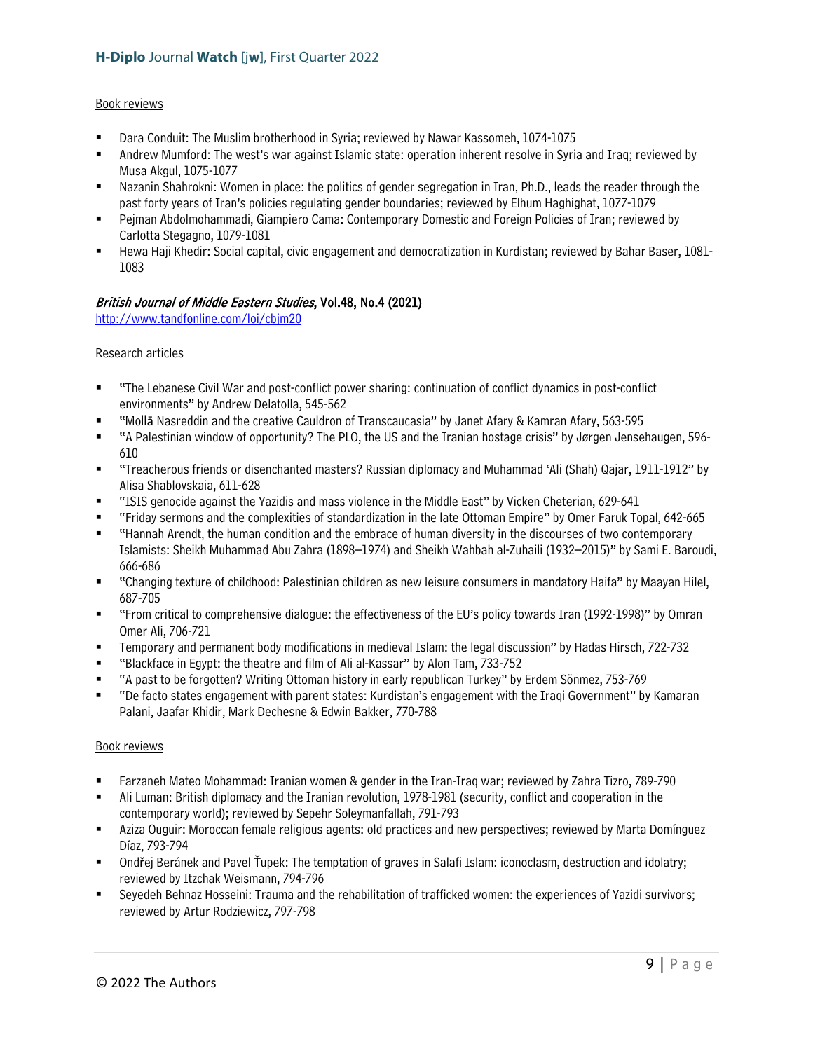Book reviews

- Dara Conduit: The Muslim brotherhood in Syria; reviewed by Nawar Kassomeh, 1074-1075
- Andrew Mumford: The west's war against Islamic state: operation inherent resolve in Syria and Iraq; reviewed by Musa Akgul, 1075-1077
- Nazanin Shahrokni: Women in place: the politics of gender segregation in Iran, Ph.D., leads the reader through the past forty years of Iran's policies regulating gender boundaries; reviewed by Elhum Haghighat, 1077-1079
- Pejman Abdolmohammadi, Giampiero Cama: Contemporary Domestic and Foreign Policies of Iran; reviewed by Carlotta Stegagno, 1079-1081
- Hewa Haji Khedir: Social capital, civic engagement and democratization in Kurdistan; reviewed by Bahar Baser, 1081-1083

### *British Journal of Middle Eastern Studies*, Vol.48, No.4 (2021)

http://www.tandfonline.com/loi/cbjm20

Research articles

- "The Lebanese Civil War and post-conflict power sharing: continuation of conflict dynamics in post-conflict environments" by Andrew Delatolla, 545-562
- "Mollā Nasreddin and the creative Cauldron of Transcaucasia" by Janet Afary & Kamran Afary, 563-595
- "A Palestinian window of opportunity? The PLO, the US and the Iranian hostage crisis" by Jørgen Jensehaugen, 596-610
- "Treacherous friends or disenchanted masters? Russian diplomacy and Muhammad ʿAli (Shah) Qajar, 1911-1912" by Alisa Shablovskaia, 611-628
- "ISIS genocide against the Yazidis and mass violence in the Middle East" by Vicken Cheterian, 629-641
- "Friday sermons and the complexities of standardization in the late Ottoman Empire" by Omer Faruk Topal, 642-665
- "Hannah Arendt, the human condition and the embrace of human diversity in the discourses of two contemporary Islamists: Sheikh Muhammad Abu Zahra (1898–1974) and Sheikh Wahbah al-Zuhaili (1932–2015)" by Sami E. Baroudi, 666-686
- "Changing texture of childhood: Palestinian children as new leisure consumers in mandatory Haifa" by Maayan Hilel, 687-705
- "From critical to comprehensive dialogue: the effectiveness of the EU's policy towards Iran (1992-1998)" by Omran Omer Ali, 706-721
- Temporary and permanent body modifications in medieval Islam: the legal discussion" by Hadas Hirsch, 722-732
- "Blackface in Egypt: the theatre and film of Ali al-Kassar" by Alon Tam, 733-752
- "A past to be forgotten? Writing Ottoman history in early republican Turkey" by Erdem Sönmez, 753-769
- "De facto states engagement with parent states: Kurdistan's engagement with the Iraqi Government" by Kamaran Palani, Jaafar Khidir, Mark Dechesne & Edwin Bakker, 770-788

Book reviews

- Farzaneh Mateo Mohammad: Iranian women & gender in the Iran-Iraq war; reviewed by Zahra Tizro, 789-790
- Ali Luman: British diplomacy and the Iranian revolution, 1978-1981 (security, conflict and cooperation in the contemporary world); reviewed by Sepehr Soleymanfallah, 791-793
- Aziza Ouguir: Moroccan female religious agents: old practices and new perspectives; reviewed by Marta Domínguez Díaz, 793-794
- Ondřej Beránek and Pavel Ťupek: The temptation of graves in Salafi Islam: iconoclasm, destruction and idolatry; reviewed by Itzchak Weismann, 794-796
- Seyedeh Behnaz Hosseini: Trauma and the rehabilitation of trafficked women: the experiences of Yazidi survivors; reviewed by Artur Rodziewicz, 797-798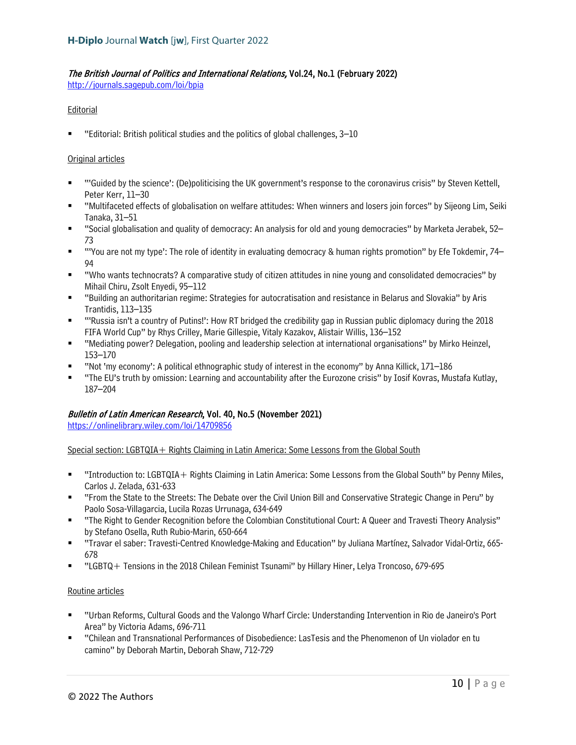***The British Journal of Politics and International Relations,* Vol.24, No.1 (February 2022)**
http://journals.sagepub.com/loi/bpia

Editorial

- "Editorial: British political studies and the politics of global challenges, 3–10

Original articles

- "'Guided by the science': (De)politicising the UK government's response to the coronavirus crisis" by Steven Kettell, Peter Kerr, 11–30
- "Multifaceted effects of globalisation on welfare attitudes: When winners and losers join forces" by Sijeong Lim, Seiki Tanaka, 31–51
- "Social globalisation and quality of democracy: An analysis for old and young democracies" by Marketa Jerabek, 52–73
- "'You are not my type': The role of identity in evaluating democracy & human rights promotion" by Efe Tokdemir, 74–94
- "Who wants technocrats? A comparative study of citizen attitudes in nine young and consolidated democracies" by Mihail Chiru, Zsolt Enyedi, 95–112
- "Building an authoritarian regime: Strategies for autocratisation and resistance in Belarus and Slovakia" by Aris Trantidis, 113–135
- "'Russia isn't a country of Putins!': How RT bridged the credibility gap in Russian public diplomacy during the 2018 FIFA World Cup" by Rhys Crilley, Marie Gillespie, Vitaly Kazakov, Alistair Willis, 136–152
- "Mediating power? Delegation, pooling and leadership selection at international organisations" by Mirko Heinzel, 153–170
- "Not 'my economy': A political ethnographic study of interest in the economy" by Anna Killick, 171–186
- "The EU's truth by omission: Learning and accountability after the Eurozone crisis" by Iosif Kovras, Mustafa Kutlay, 187–204

***Bulletin of Latin American Research*, Vol. 40, No.5 (November 2021)**
https://onlinelibrary.wiley.com/loi/14709856

Special section: LGBTQIA+ Rights Claiming in Latin America: Some Lessons from the Global South

- "Introduction to: LGBTQIA+ Rights Claiming in Latin America: Some Lessons from the Global South" by Penny Miles, Carlos J. Zelada, 631-633
- "From the State to the Streets: The Debate over the Civil Union Bill and Conservative Strategic Change in Peru" by Paolo Sosa-Villagarcia, Lucila Rozas Urrunaga, 634-649
- "The Right to Gender Recognition before the Colombian Constitutional Court: A Queer and Travesti Theory Analysis" by Stefano Osella, Ruth Rubio-Marin, 650-664
- "Travar el saber: Travesti-Centred Knowledge-Making and Education" by Juliana Martínez, Salvador Vidal-Ortiz, 665-678
- "LGBTQ+ Tensions in the 2018 Chilean Feminist Tsunami" by Hillary Hiner, Lelya Troncoso, 679-695

Routine articles

- "Urban Reforms, Cultural Goods and the Valongo Wharf Circle: Understanding Intervention in Rio de Janeiro's Port Area" by Victoria Adams, 696-711
- "Chilean and Transnational Performances of Disobedience: LasTesis and the Phenomenon of Un violador en tu camino" by Deborah Martin, Deborah Shaw, 712-729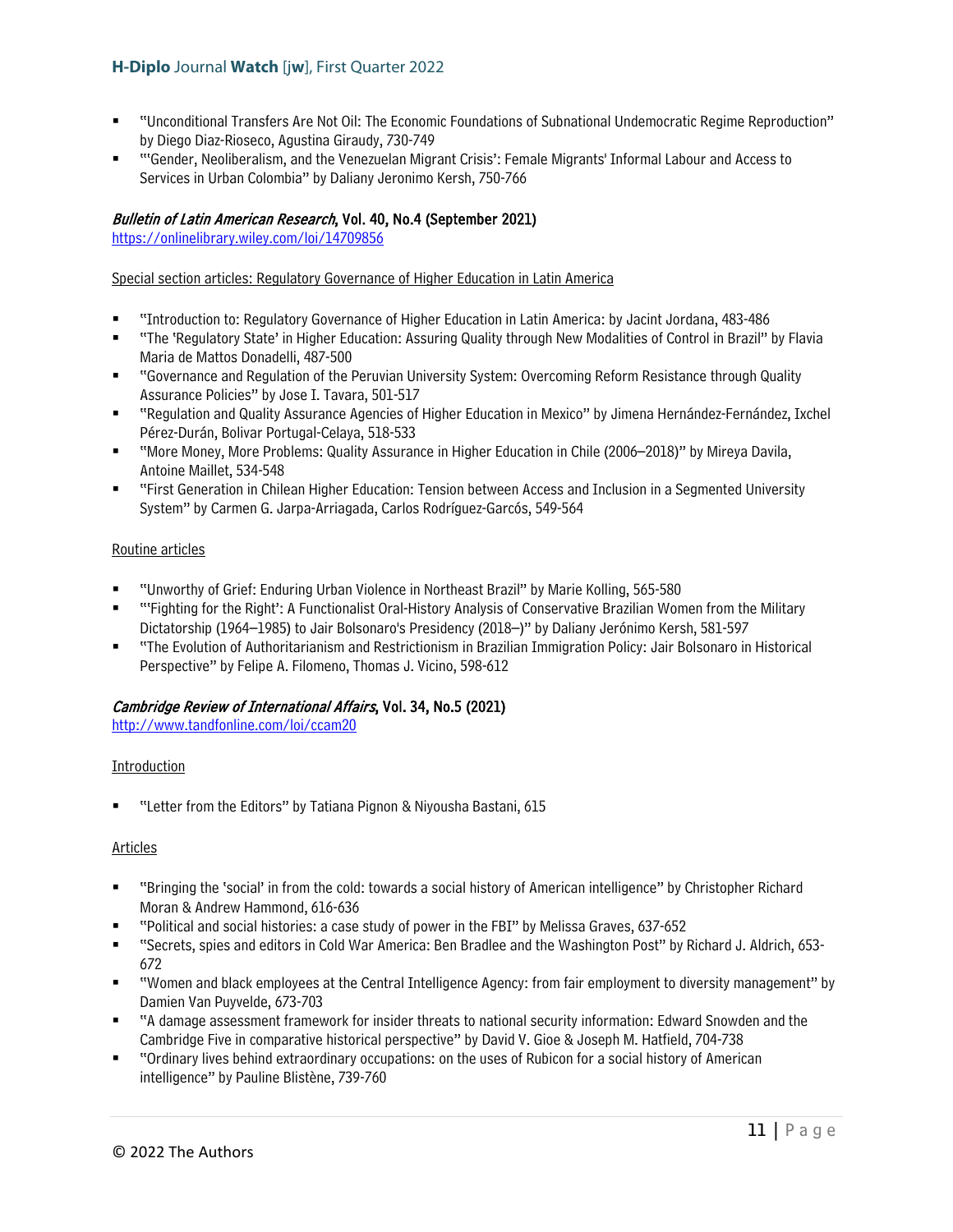- "Unconditional Transfers Are Not Oil: The Economic Foundations of Subnational Undemocratic Regime Reproduction" by Diego Diaz-Rioseco, Agustina Giraudy, 730-749
- "'Gender, Neoliberalism, and the Venezuelan Migrant Crisis': Female Migrants' Informal Labour and Access to Services in Urban Colombia" by Daliany Jeronimo Kersh, 750-766

### *Bulletin of Latin American Research*, Vol. 40, No.4 (September 2021)

https://onlinelibrary.wiley.com/loi/14709856

Special section articles: Regulatory Governance of Higher Education in Latin America

- "Introduction to: Regulatory Governance of Higher Education in Latin America: by Jacint Jordana, 483-486
- "The 'Regulatory State' in Higher Education: Assuring Quality through New Modalities of Control in Brazil" by Flavia Maria de Mattos Donadelli, 487-500
- "Governance and Regulation of the Peruvian University System: Overcoming Reform Resistance through Quality Assurance Policies" by Jose I. Tavara, 501-517
- "Regulation and Quality Assurance Agencies of Higher Education in Mexico" by Jimena Hernández-Fernández, Ixchel Pérez-Durán, Bolivar Portugal-Celaya, 518-533
- "More Money, More Problems: Quality Assurance in Higher Education in Chile (2006–2018)" by Mireya Davila, Antoine Maillet, 534-548
- "First Generation in Chilean Higher Education: Tension between Access and Inclusion in a Segmented University System" by Carmen G. Jarpa-Arriagada, Carlos Rodríguez-Garcós, 549-564

Routine articles

- "Unworthy of Grief: Enduring Urban Violence in Northeast Brazil" by Marie Kolling, 565-580
- "'Fighting for the Right': A Functionalist Oral-History Analysis of Conservative Brazilian Women from the Military Dictatorship (1964–1985) to Jair Bolsonaro's Presidency (2018–)" by Daliany Jerónimo Kersh, 581-597
- "The Evolution of Authoritarianism and Restrictionism in Brazilian Immigration Policy: Jair Bolsonaro in Historical Perspective" by Felipe A. Filomeno, Thomas J. Vicino, 598-612

### *Cambridge Review of International Affairs*, Vol. 34, No.5 (2021)

http://www.tandfonline.com/loi/ccam20

Introduction

- "Letter from the Editors" by Tatiana Pignon & Niyousha Bastani, 615

Articles

- "Bringing the 'social' in from the cold: towards a social history of American intelligence" by Christopher Richard Moran & Andrew Hammond, 616-636
- "Political and social histories: a case study of power in the FBI" by Melissa Graves, 637-652
- "Secrets, spies and editors in Cold War America: Ben Bradlee and the Washington Post" by Richard J. Aldrich, 653-672
- "Women and black employees at the Central Intelligence Agency: from fair employment to diversity management" by Damien Van Puyvelde, 673-703
- "A damage assessment framework for insider threats to national security information: Edward Snowden and the Cambridge Five in comparative historical perspective" by David V. Gioe & Joseph M. Hatfield, 704-738
- "Ordinary lives behind extraordinary occupations: on the uses of Rubicon for a social history of American intelligence" by Pauline Blistène, 739-760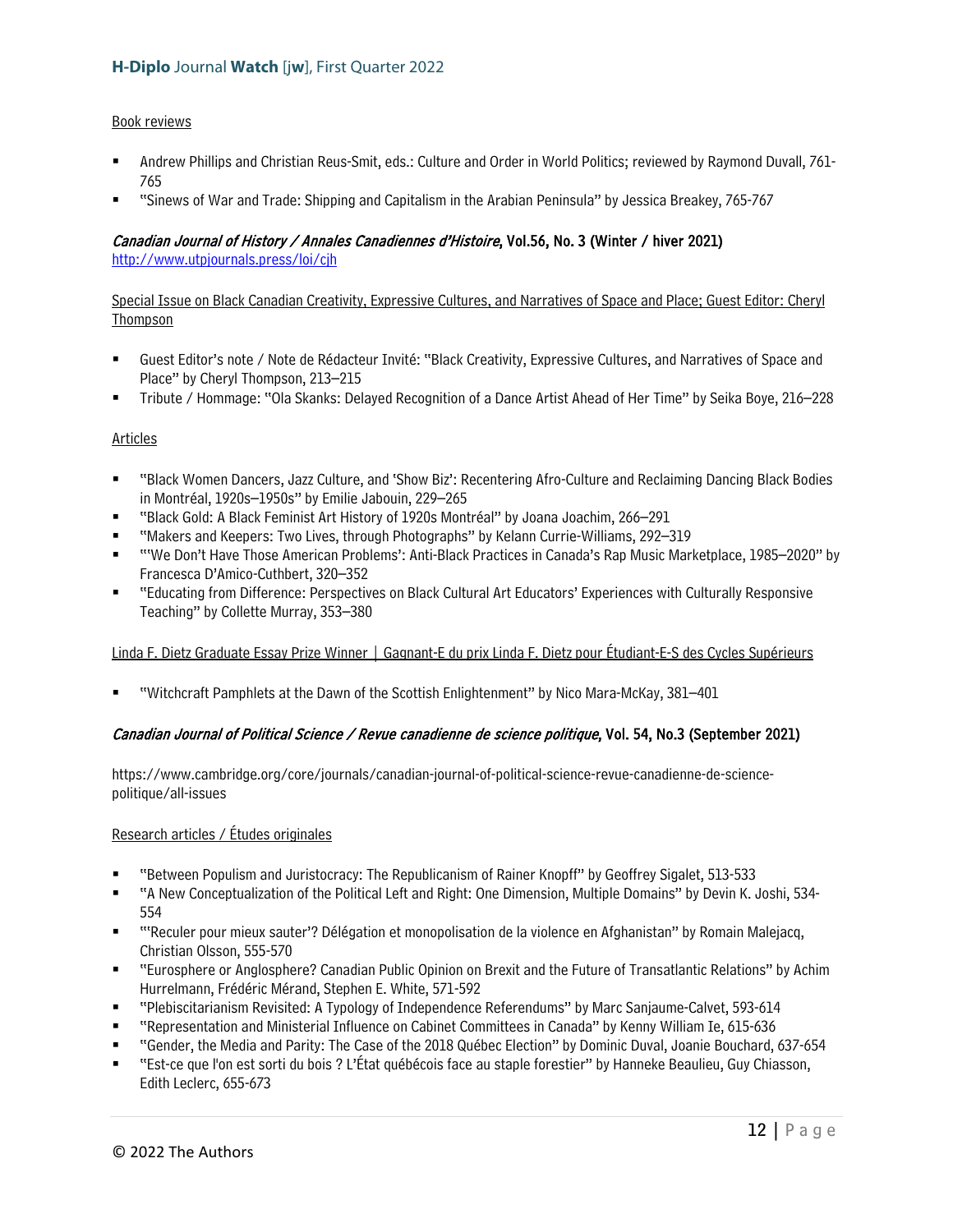Book reviews

- Andrew Phillips and Christian Reus-Smit, eds.: Culture and Order in World Politics; reviewed by Raymond Duvall, 761-765
- "Sinews of War and Trade: Shipping and Capitalism in the Arabian Peninsula" by Jessica Breakey, 765-767

### *Canadian Journal of History / Annales Canadiennes d'Histoire*, Vol.56, No. 3 (Winter / hiver 2021)

http://www.utpjournals.press/loi/cjh

Special Issue on Black Canadian Creativity, Expressive Cultures, and Narratives of Space and Place; Guest Editor: Cheryl Thompson

- Guest Editor's note / Note de Rédacteur Invité: "Black Creativity, Expressive Cultures, and Narratives of Space and Place" by Cheryl Thompson, 213–215
- Tribute / Hommage: "Ola Skanks: Delayed Recognition of a Dance Artist Ahead of Her Time" by Seika Boye, 216–228

Articles

- "Black Women Dancers, Jazz Culture, and 'Show Biz': Recentering Afro-Culture and Reclaiming Dancing Black Bodies in Montréal, 1920s–1950s" by Emilie Jabouin, 229–265
- "Black Gold: A Black Feminist Art History of 1920s Montréal" by Joana Joachim, 266–291
- "Makers and Keepers: Two Lives, through Photographs" by Kelann Currie-Williams, 292–319
- "'We Don't Have Those American Problems': Anti-Black Practices in Canada's Rap Music Marketplace, 1985–2020" by Francesca D'Amico-Cuthbert, 320–352
- "Educating from Difference: Perspectives on Black Cultural Art Educators' Experiences with Culturally Responsive Teaching" by Collette Murray, 353–380

Linda F. Dietz Graduate Essay Prize Winner | Gagnant-E du prix Linda F. Dietz pour Étudiant-E-S des Cycles Supérieurs

- "Witchcraft Pamphlets at the Dawn of the Scottish Enlightenment" by Nico Mara-McKay, 381–401

### *Canadian Journal of Political Science / Revue canadienne de science politique*, Vol. 54, No.3 (September 2021)

https://www.cambridge.org/core/journals/canadian-journal-of-political-science-revue-canadienne-de-science-politique/all-issues

Research articles / Études originales

- "Between Populism and Juristocracy: The Republicanism of Rainer Knopff" by Geoffrey Sigalet, 513-533
- "A New Conceptualization of the Political Left and Right: One Dimension, Multiple Domains" by Devin K. Joshi, 534-554
- "'Reculer pour mieux sauter'? Délégation et monopolisation de la violence en Afghanistan" by Romain Malejacq, Christian Olsson, 555-570
- "Eurosphere or Anglosphere? Canadian Public Opinion on Brexit and the Future of Transatlantic Relations" by Achim Hurrelmann, Frédéric Mérand, Stephen E. White, 571-592
- "Plebiscitarianism Revisited: A Typology of Independence Referendums" by Marc Sanjaume-Calvet, 593-614
- "Representation and Ministerial Influence on Cabinet Committees in Canada" by Kenny William Ie, 615-636
- "Gender, the Media and Parity: The Case of the 2018 Québec Election" by Dominic Duval, Joanie Bouchard, 637-654
- "Est-ce que l'on est sorti du bois ? L'État québécois face au staple forestier" by Hanneke Beaulieu, Guy Chiasson, Edith Leclerc, 655-673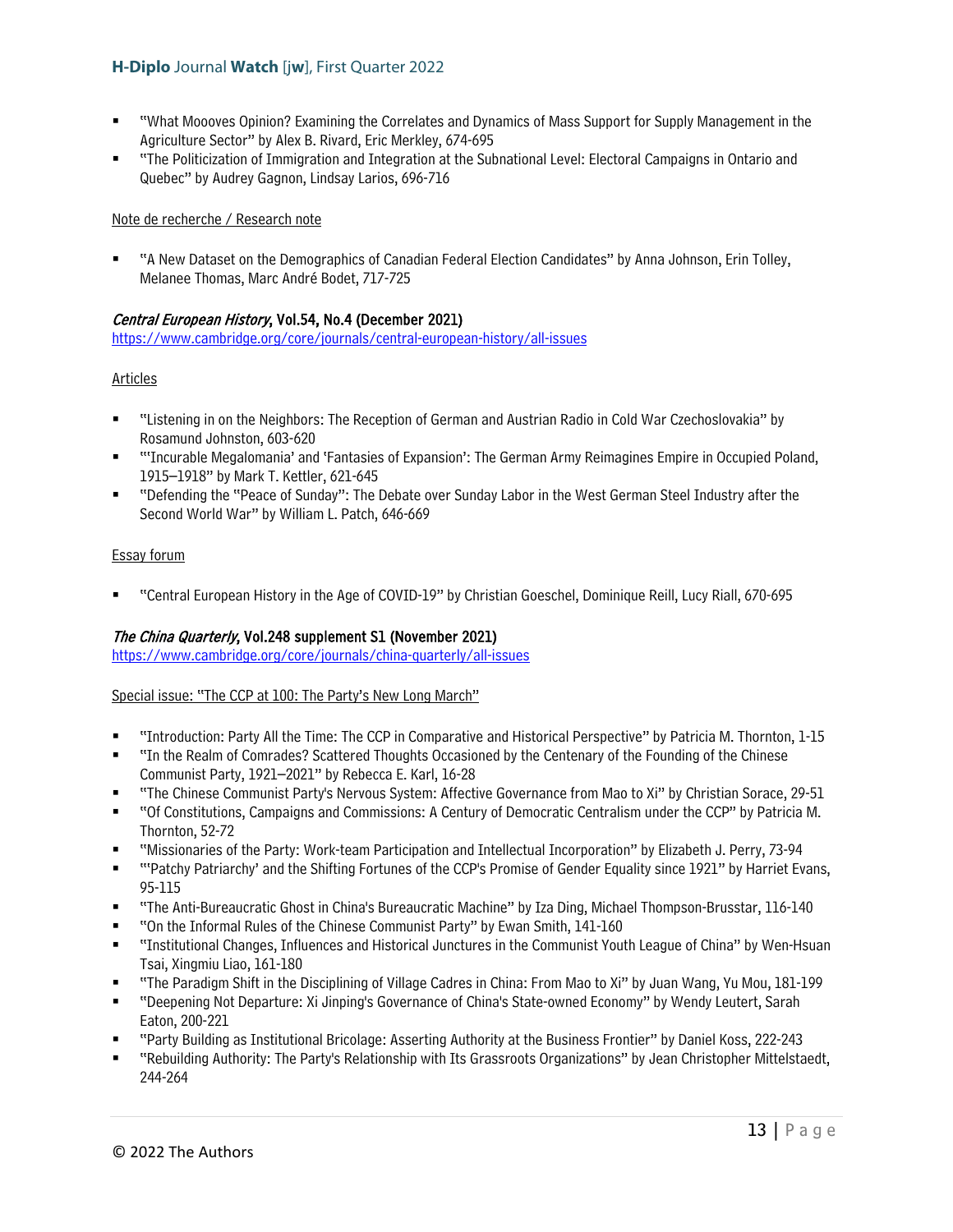- "What Moooves Opinion? Examining the Correlates and Dynamics of Mass Support for Supply Management in the Agriculture Sector" by Alex B. Rivard, Eric Merkley, 674-695
- "The Politicization of Immigration and Integration at the Subnational Level: Electoral Campaigns in Ontario and Quebec" by Audrey Gagnon, Lindsay Larios, 696-716

Note de recherche / Research note

- "A New Dataset on the Demographics of Canadian Federal Election Candidates" by Anna Johnson, Erin Tolley, Melanee Thomas, Marc André Bodet, 717-725

### *Central European History*, Vol.54, No.4 (December 2021)

https://www.cambridge.org/core/journals/central-european-history/all-issues

Articles

- "Listening in on the Neighbors: The Reception of German and Austrian Radio in Cold War Czechoslovakia" by Rosamund Johnston, 603-620
- "'Incurable Megalomania' and 'Fantasies of Expansion': The German Army Reimagines Empire in Occupied Poland, 1915–1918" by Mark T. Kettler, 621-645
- "Defending the "Peace of Sunday": The Debate over Sunday Labor in the West German Steel Industry after the Second World War" by William L. Patch, 646-669

Essay forum

- "Central European History in the Age of COVID-19" by Christian Goeschel, Dominique Reill, Lucy Riall, 670-695

### *The China Quarterly*, Vol.248 supplement S1 (November 2021)

https://www.cambridge.org/core/journals/china-quarterly/all-issues

Special issue: "The CCP at 100: The Party's New Long March"

- "Introduction: Party All the Time: The CCP in Comparative and Historical Perspective" by Patricia M. Thornton, 1-15
- "In the Realm of Comrades? Scattered Thoughts Occasioned by the Centenary of the Founding of the Chinese Communist Party, 1921–2021" by Rebecca E. Karl, 16-28
- "The Chinese Communist Party's Nervous System: Affective Governance from Mao to Xi" by Christian Sorace, 29-51
- "Of Constitutions, Campaigns and Commissions: A Century of Democratic Centralism under the CCP" by Patricia M. Thornton, 52-72
- "Missionaries of the Party: Work-team Participation and Intellectual Incorporation" by Elizabeth J. Perry, 73-94
- "'Patchy Patriarchy' and the Shifting Fortunes of the CCP's Promise of Gender Equality since 1921" by Harriet Evans, 95-115
- "The Anti-Bureaucratic Ghost in China's Bureaucratic Machine" by Iza Ding, Michael Thompson-Brusstar, 116-140
- "On the Informal Rules of the Chinese Communist Party" by Ewan Smith, 141-160
- "Institutional Changes, Influences and Historical Junctures in the Communist Youth League of China" by Wen-Hsuan Tsai, Xingmiu Liao, 161-180
- "The Paradigm Shift in the Disciplining of Village Cadres in China: From Mao to Xi" by Juan Wang, Yu Mou, 181-199
- "Deepening Not Departure: Xi Jinping's Governance of China's State-owned Economy" by Wendy Leutert, Sarah Eaton, 200-221
- "Party Building as Institutional Bricolage: Asserting Authority at the Business Frontier" by Daniel Koss, 222-243
- "Rebuilding Authority: The Party's Relationship with Its Grassroots Organizations" by Jean Christopher Mittelstaedt, 244-264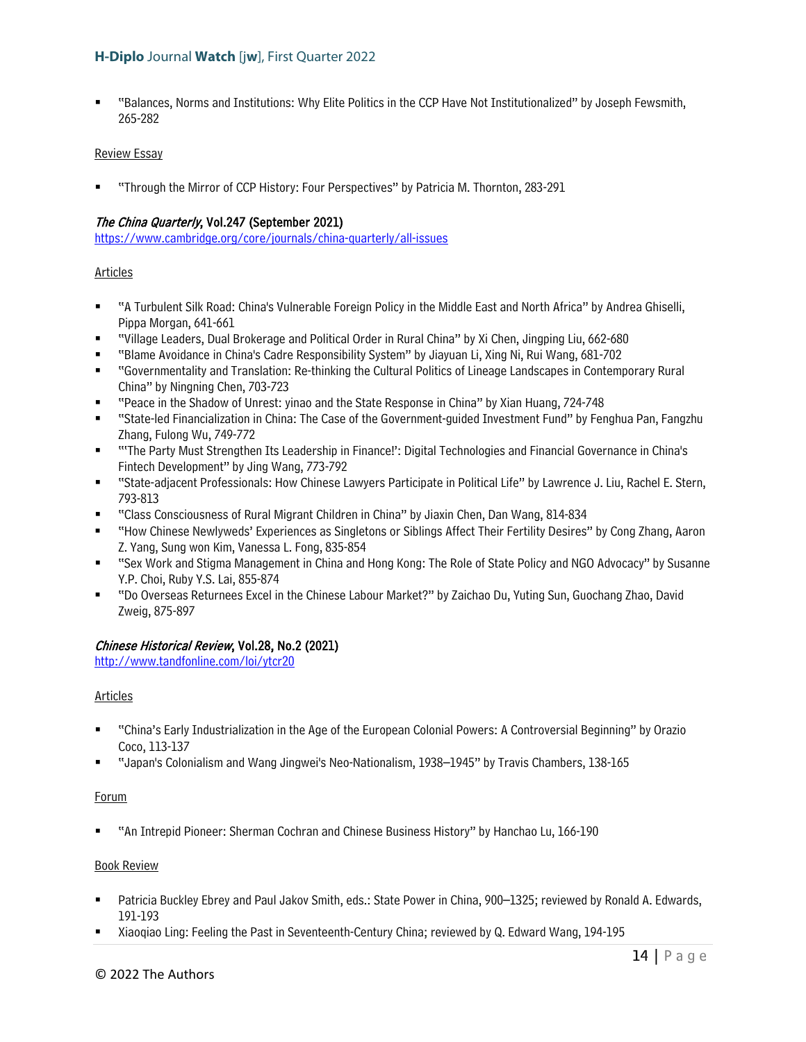- "Balances, Norms and Institutions: Why Elite Politics in the CCP Have Not Institutionalized" by Joseph Fewsmith, 265-282

Review Essay

- "Through the Mirror of CCP History: Four Perspectives" by Patricia M. Thornton, 283-291

### *The China Quarterly*, Vol.247 (September 2021)

https://www.cambridge.org/core/journals/china-quarterly/all-issues

Articles

- "A Turbulent Silk Road: China's Vulnerable Foreign Policy in the Middle East and North Africa" by Andrea Ghiselli, Pippa Morgan, 641-661
- "Village Leaders, Dual Brokerage and Political Order in Rural China" by Xi Chen, Jingping Liu, 662-680
- "Blame Avoidance in China's Cadre Responsibility System" by Jiayuan Li, Xing Ni, Rui Wang, 681-702
- "Governmentality and Translation: Re-thinking the Cultural Politics of Lineage Landscapes in Contemporary Rural China" by Ningning Chen, 703-723
- "Peace in the Shadow of Unrest: yinao and the State Response in China" by Xian Huang, 724-748
- "State-led Financialization in China: The Case of the Government-guided Investment Fund" by Fenghua Pan, Fangzhu Zhang, Fulong Wu, 749-772
- "'The Party Must Strengthen Its Leadership in Finance!': Digital Technologies and Financial Governance in China's Fintech Development" by Jing Wang, 773-792
- "State-adjacent Professionals: How Chinese Lawyers Participate in Political Life" by Lawrence J. Liu, Rachel E. Stern, 793-813
- "Class Consciousness of Rural Migrant Children in China" by Jiaxin Chen, Dan Wang, 814-834
- "How Chinese Newlyweds' Experiences as Singletons or Siblings Affect Their Fertility Desires" by Cong Zhang, Aaron Z. Yang, Sung won Kim, Vanessa L. Fong, 835-854
- "Sex Work and Stigma Management in China and Hong Kong: The Role of State Policy and NGO Advocacy" by Susanne Y.P. Choi, Ruby Y.S. Lai, 855-874
- "Do Overseas Returnees Excel in the Chinese Labour Market?" by Zaichao Du, Yuting Sun, Guochang Zhao, David Zweig, 875-897

### *Chinese Historical Review*, Vol.28, No.2 (2021)

http://www.tandfonline.com/loi/ytcr20

Articles

- "China's Early Industrialization in the Age of the European Colonial Powers: A Controversial Beginning" by Orazio Coco, 113-137
- "Japan's Colonialism and Wang Jingwei's Neo-Nationalism, 1938–1945" by Travis Chambers, 138-165

Forum

- "An Intrepid Pioneer: Sherman Cochran and Chinese Business History" by Hanchao Lu, 166-190

Book Review

- Patricia Buckley Ebrey and Paul Jakov Smith, eds.: State Power in China, 900–1325; reviewed by Ronald A. Edwards, 191-193
- Xiaoqiao Ling: Feeling the Past in Seventeenth-Century China; reviewed by Q. Edward Wang, 194-195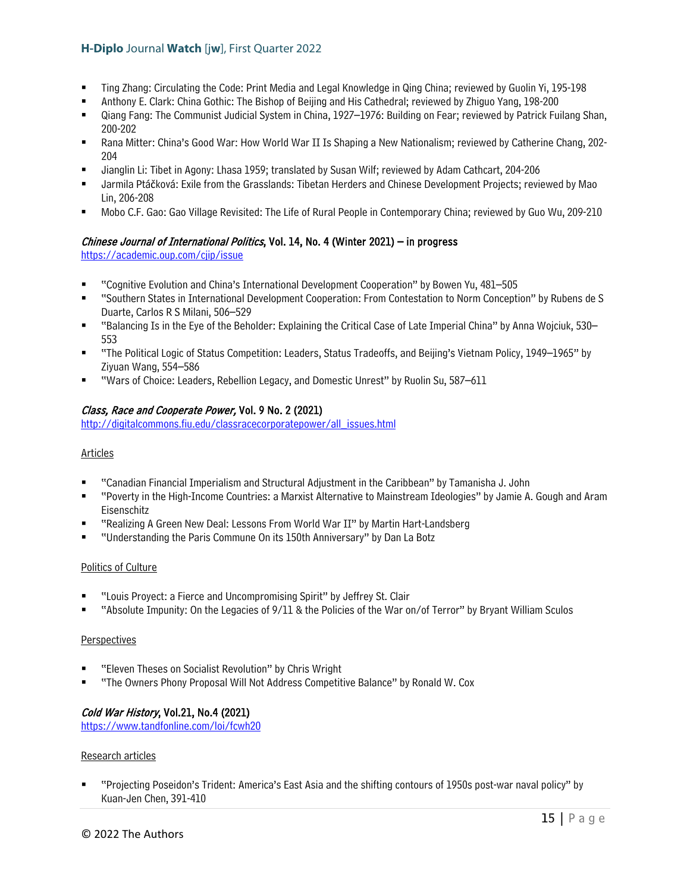- Ting Zhang: Circulating the Code: Print Media and Legal Knowledge in Qing China; reviewed by Guolin Yi, 195-198
- Anthony E. Clark: China Gothic: The Bishop of Beijing and His Cathedral; reviewed by Zhiguo Yang, 198-200
- Qiang Fang: The Communist Judicial System in China, 1927–1976: Building on Fear; reviewed by Patrick Fuliang Shan, 200-202
- Rana Mitter: China's Good War: How World War II Is Shaping a New Nationalism; reviewed by Catherine Chang, 202-204
- Jianglin Li: Tibet in Agony: Lhasa 1959; translated by Susan Wilf; reviewed by Adam Cathcart, 204-206
- Jarmila Ptáčková: Exile from the Grasslands: Tibetan Herders and Chinese Development Projects; reviewed by Mao Lin, 206-208
- Mobo C.F. Gao: Gao Village Revisited: The Life of Rural People in Contemporary China; reviewed by Guo Wu, 209-210

### *Chinese Journal of International Politics*, Vol. 14, No. 4 (Winter 2021) – in progress

https://academic.oup.com/cjip/issue

- "Cognitive Evolution and China's International Development Cooperation" by Bowen Yu, 481–505
- "Southern States in International Development Cooperation: From Contestation to Norm Conception" by Rubens de S Duarte, Carlos R S Milani, 506–529
- "Balancing Is in the Eye of the Beholder: Explaining the Critical Case of Late Imperial China" by Anna Wojciuk, 530–553
- "The Political Logic of Status Competition: Leaders, Status Tradeoffs, and Beijing's Vietnam Policy, 1949–1965" by Ziyuan Wang, 554–586
- "Wars of Choice: Leaders, Rebellion Legacy, and Domestic Unrest" by Ruolin Su, 587–611

### *Class, Race and Cooperate Power,* Vol. 9 No. 2 (2021)

http://digitalcommons.fiu.edu/classracecorporatepower/all_issues.html

Articles

- "Canadian Financial Imperialism and Structural Adjustment in the Caribbean" by Tamanisha J. John
- "Poverty in the High-Income Countries: a Marxist Alternative to Mainstream Ideologies" by Jamie A. Gough and Aram Eisenschitz
- "Realizing A Green New Deal: Lessons From World War II" by Martin Hart-Landsberg
- "Understanding the Paris Commune On its 150th Anniversary" by Dan La Botz

Politics of Culture

- "Louis Proyect: a Fierce and Uncompromising Spirit" by Jeffrey St. Clair
- "Absolute Impunity: On the Legacies of 9/11 & the Policies of the War on/of Terror" by Bryant William Sculos

Perspectives

- "Eleven Theses on Socialist Revolution" by Chris Wright
- "The Owners Phony Proposal Will Not Address Competitive Balance" by Ronald W. Cox

### *Cold War History*, Vol.21, No.4 (2021)

https://www.tandfonline.com/loi/fcwh20

Research articles

- "Projecting Poseidon's Trident: America's East Asia and the shifting contours of 1950s post-war naval policy" by Kuan-Jen Chen, 391-410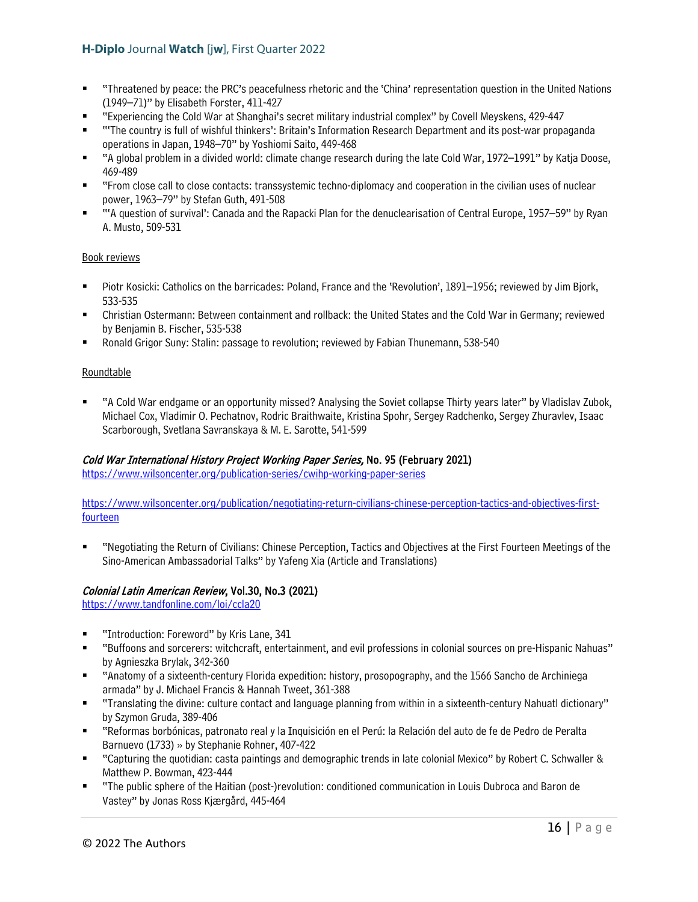- "Threatened by peace: the PRC's peacefulness rhetoric and the 'China' representation question in the United Nations (1949–71)" by Elisabeth Forster, 411-427
- "Experiencing the Cold War at Shanghai's secret military industrial complex" by Covell Meyskens, 429-447
- "'The country is full of wishful thinkers': Britain's Information Research Department and its post-war propaganda operations in Japan, 1948–70" by Yoshiomi Saito, 449-468
- "A global problem in a divided world: climate change research during the late Cold War, 1972–1991" by Katja Doose, 469-489
- "From close call to close contacts: transsystemic techno-diplomacy and cooperation in the civilian uses of nuclear power, 1963–79" by Stefan Guth, 491-508
- "'A question of survival': Canada and the Rapacki Plan for the denuclearisation of Central Europe, 1957–59" by Ryan A. Musto, 509-531

Book reviews

- Piotr Kosicki: Catholics on the barricades: Poland, France and the 'Revolution', 1891–1956; reviewed by Jim Bjork, 533-535
- Christian Ostermann: Between containment and rollback: the United States and the Cold War in Germany; reviewed by Benjamin B. Fischer, 535-538
- Ronald Grigor Suny: Stalin: passage to revolution; reviewed by Fabian Thunemann, 538-540

Roundtable

- "A Cold War endgame or an opportunity missed? Analysing the Soviet collapse Thirty years later" by Vladislav Zubok, Michael Cox, Vladimir O. Pechatnov, Rodric Braithwaite, Kristina Spohr, Sergey Radchenko, Sergey Zhuravlev, Isaac Scarborough, Svetlana Savranskaya & M. E. Sarotte, 541-599

**_Cold War International History Project Working Paper Series_, No. 95 (February 2021)**
https://www.wilsoncenter.org/publication-series/cwihp-working-paper-series

https://www.wilsoncenter.org/publication/negotiating-return-civilians-chinese-perception-tactics-and-objectives-first-fourteen

- "Negotiating the Return of Civilians: Chinese Perception, Tactics and Objectives at the First Fourteen Meetings of the Sino-American Ambassadorial Talks" by Yafeng Xia (Article and Translations)

**_Colonial Latin American Review_, Vol.30, No.3 (2021)**
https://www.tandfonline.com/loi/ccla20

- "Introduction: Foreword" by Kris Lane, 341
- "Buffoons and sorcerers: witchcraft, entertainment, and evil professions in colonial sources on pre-Hispanic Nahuas" by Agnieszka Brylak, 342-360
- "Anatomy of a sixteenth-century Florida expedition: history, prosopography, and the 1566 Sancho de Archiniega armada" by J. Michael Francis & Hannah Tweet, 361-388
- "Translating the divine: culture contact and language planning from within in a sixteenth-century Nahuatl dictionary" by Szymon Gruda, 389-406
- "Reformas borbónicas, patronato real y la Inquisición en el Perú: la Relación del auto de fe de Pedro de Peralta Barnuevo (1733) » by Stephanie Rohner, 407-422
- "Capturing the quotidian: casta paintings and demographic trends in late colonial Mexico" by Robert C. Schwaller & Matthew P. Bowman, 423-444
- "The public sphere of the Haitian (post-)revolution: conditioned communication in Louis Dubroca and Baron de Vastey" by Jonas Ross Kjærgård, 445-464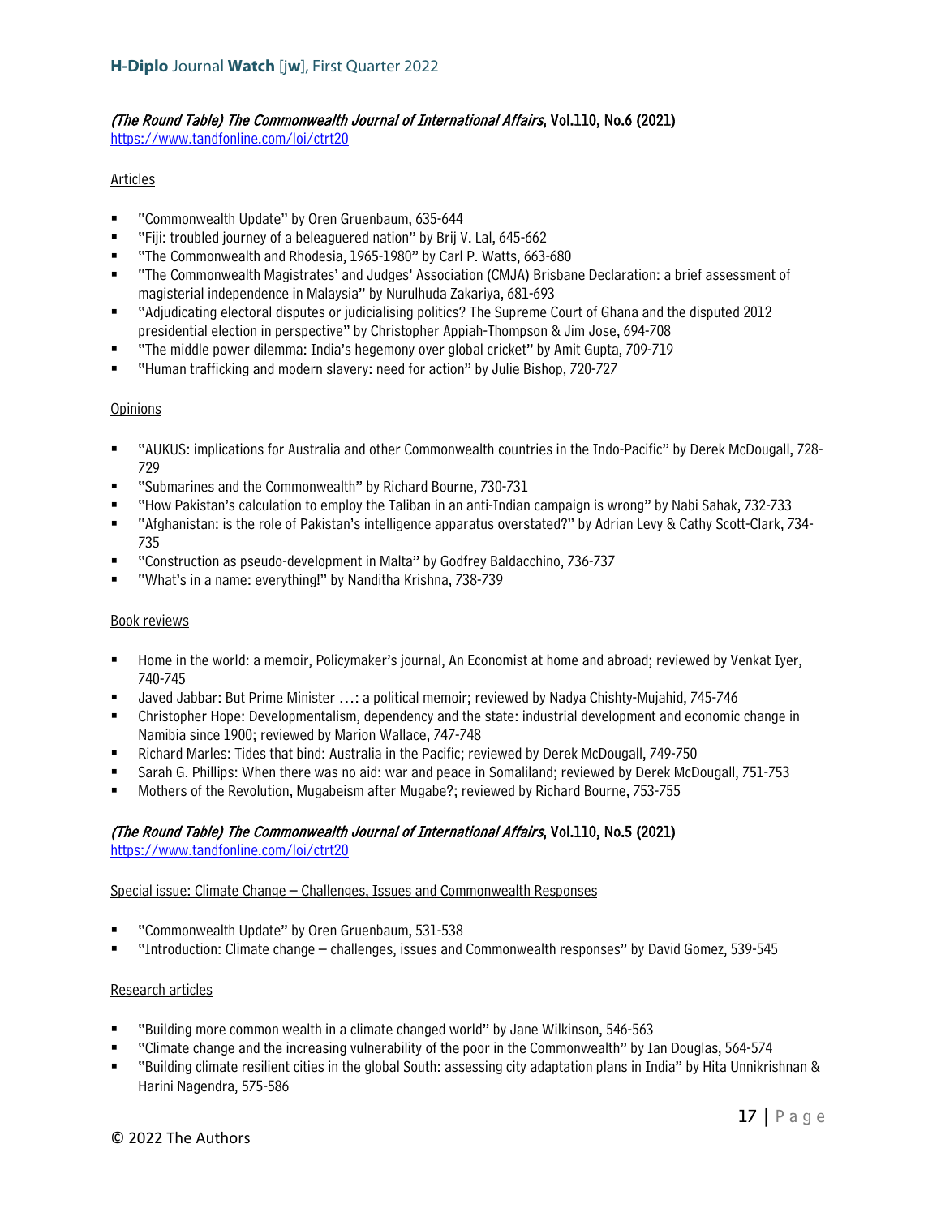### *(The Round Table) The Commonwealth Journal of International Affairs*, Vol.110, No.6 (2021)

https://www.tandfonline.com/loi/ctrt20

Articles

- "Commonwealth Update" by Oren Gruenbaum, 635-644
- "Fiji: troubled journey of a beleaguered nation" by Brij V. Lal, 645-662
- "The Commonwealth and Rhodesia, 1965-1980" by Carl P. Watts, 663-680
- "The Commonwealth Magistrates' and Judges' Association (CMJA) Brisbane Declaration: a brief assessment of magisterial independence in Malaysia" by Nurulhuda Zakariya, 681-693
- "Adjudicating electoral disputes or judicialising politics? The Supreme Court of Ghana and the disputed 2012 presidential election in perspective" by Christopher Appiah-Thompson & Jim Jose, 694-708
- "The middle power dilemma: India's hegemony over global cricket" by Amit Gupta, 709-719
- "Human trafficking and modern slavery: need for action" by Julie Bishop, 720-727

Opinions

- "AUKUS: implications for Australia and other Commonwealth countries in the Indo-Pacific" by Derek McDougall, 728-729
- "Submarines and the Commonwealth" by Richard Bourne, 730-731
- "How Pakistan's calculation to employ the Taliban in an anti-Indian campaign is wrong" by Nabi Sahak, 732-733
- "Afghanistan: is the role of Pakistan's intelligence apparatus overstated?" by Adrian Levy & Cathy Scott-Clark, 734-735
- "Construction as pseudo-development in Malta" by Godfrey Baldacchino, 736-737
- "What's in a name: everything!" by Nanditha Krishna, 738-739

Book reviews

- Home in the world: a memoir, Policymaker's journal, An Economist at home and abroad; reviewed by Venkat Iyer, 740-745
- Javed Jabbar: But Prime Minister …: a political memoir; reviewed by Nadya Chishty-Mujahid, 745-746
- Christopher Hope: Developmentalism, dependency and the state: industrial development and economic change in Namibia since 1900; reviewed by Marion Wallace, 747-748
- Richard Marles: Tides that bind: Australia in the Pacific; reviewed by Derek McDougall, 749-750
- Sarah G. Phillips: When there was no aid: war and peace in Somaliland; reviewed by Derek McDougall, 751-753
- Mothers of the Revolution, Mugabeism after Mugabe?; reviewed by Richard Bourne, 753-755

### *(The Round Table) The Commonwealth Journal of International Affairs*, Vol.110, No.5 (2021)

https://www.tandfonline.com/loi/ctrt20

Special issue: Climate Change – Challenges, Issues and Commonwealth Responses

- "Commonwealth Update" by Oren Gruenbaum, 531-538
- "Introduction: Climate change – challenges, issues and Commonwealth responses" by David Gomez, 539-545

Research articles

- "Building more common wealth in a climate changed world" by Jane Wilkinson, 546-563
- "Climate change and the increasing vulnerability of the poor in the Commonwealth" by Ian Douglas, 564-574
- "Building climate resilient cities in the global South: assessing city adaptation plans in India" by Hita Unnikrishnan & Harini Nagendra, 575-586

© 2022 The Authors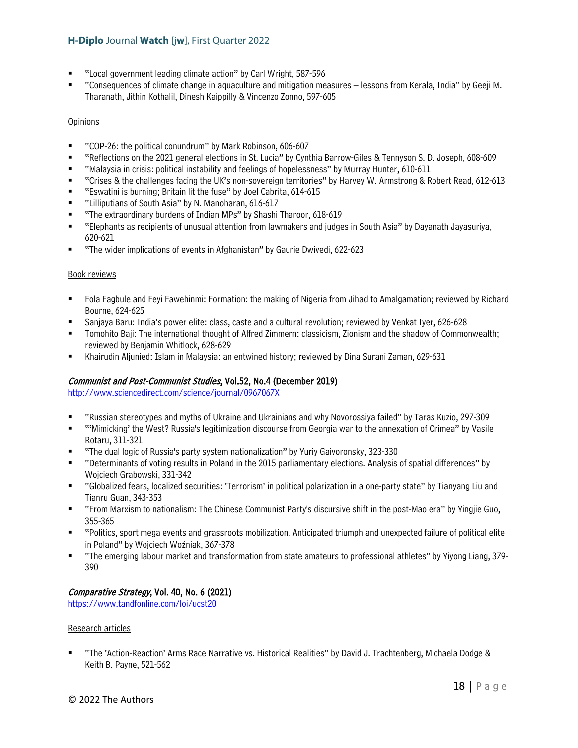- "Local government leading climate action" by Carl Wright, 587-596
- "Consequences of climate change in aquaculture and mitigation measures – lessons from Kerala, India" by Geeji M. Tharanath, Jithin Kothalil, Dinesh Kaippilly & Vincenzo Zonno, 597-605

Opinions

- "COP-26: the political conundrum" by Mark Robinson, 606-607
- "Reflections on the 2021 general elections in St. Lucia" by Cynthia Barrow-Giles & Tennyson S. D. Joseph, 608-609
- "Malaysia in crisis: political instability and feelings of hopelessness" by Murray Hunter, 610-611
- "Crises & the challenges facing the UK's non-sovereign territories" by Harvey W. Armstrong & Robert Read, 612-613
- "Eswatini is burning; Britain lit the fuse" by Joel Cabrita, 614-615
- "Lilliputians of South Asia" by N. Manoharan, 616-617
- "The extraordinary burdens of Indian MPs" by Shashi Tharoor, 618-619
- "Elephants as recipients of unusual attention from lawmakers and judges in South Asia" by Dayanath Jayasuriya, 620-621
- "The wider implications of events in Afghanistan" by Gaurie Dwivedi, 622-623

Book reviews

- Fola Fagbule and Feyi Fawehinmi: Formation: the making of Nigeria from Jihad to Amalgamation; reviewed by Richard Bourne, 624-625
- Sanjaya Baru: India's power elite: class, caste and a cultural revolution; reviewed by Venkat Iyer, 626-628
- Tomohito Baji: The international thought of Alfred Zimmern: classicism, Zionism and the shadow of Commonwealth; reviewed by Benjamin Whitlock, 628-629
- Khairudin Aljunied: Islam in Malaysia: an entwined history; reviewed by Dina Surani Zaman, 629-631

### *Communist and Post-Communist Studies*, Vol.52, No.4 (December 2019)

http://www.sciencedirect.com/science/journal/0967067X

- "Russian stereotypes and myths of Ukraine and Ukrainians and why Novorossiya failed" by Taras Kuzio, 297-309
- "'Mimicking' the West? Russia's legitimization discourse from Georgia war to the annexation of Crimea" by Vasile Rotaru, 311-321
- "The dual logic of Russia's party system nationalization" by Yuriy Gaivoronsky, 323-330
- "Determinants of voting results in Poland in the 2015 parliamentary elections. Analysis of spatial differences" by Wojciech Grabowski, 331-342
- "Globalized fears, localized securities: 'Terrorism' in political polarization in a one-party state" by Tianyang Liu and Tianru Guan, 343-353
- "From Marxism to nationalism: The Chinese Communist Party's discursive shift in the post-Mao era" by Yingjie Guo, 355-365
- "Politics, sport mega events and grassroots mobilization. Anticipated triumph and unexpected failure of political elite in Poland" by Wojciech Woźniak, 367-378
- "The emerging labour market and transformation from state amateurs to professional athletes" by Yiyong Liang, 379-390

### *Comparative Strategy*, Vol. 40, No. 6 (2021)

https://www.tandfonline.com/loi/ucst20

Research articles

- "The 'Action-Reaction' Arms Race Narrative vs. Historical Realities" by David J. Trachtenberg, Michaela Dodge & Keith B. Payne, 521-562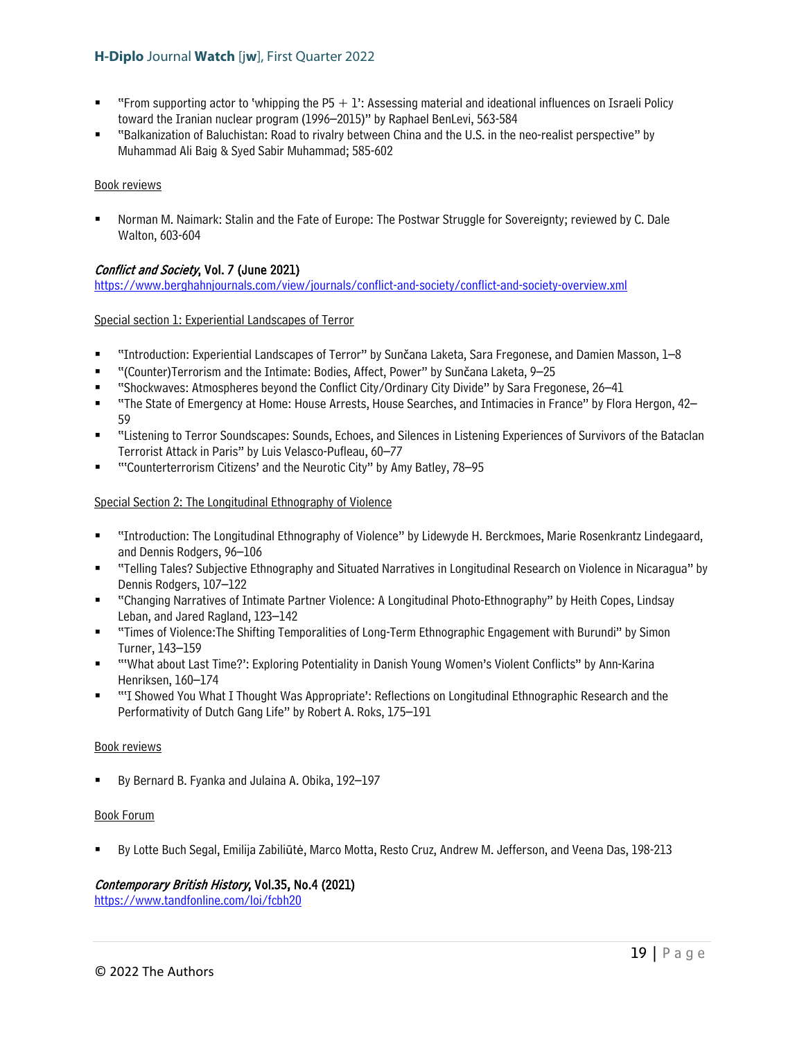- "From supporting actor to 'whipping the P5 + 1': Assessing material and ideational influences on Israeli Policy toward the Iranian nuclear program (1996–2015)" by Raphael BenLevi, 563-584
- "Balkanization of Baluchistan: Road to rivalry between China and the U.S. in the neo-realist perspective" by Muhammad Ali Baig & Syed Sabir Muhammad; 585-602

Book reviews

- Norman M. Naimark: Stalin and the Fate of Europe: The Postwar Struggle for Sovereignty; reviewed by C. Dale Walton, 603-604

***Conflict and Society*, Vol. 7 (June 2021)**
https://www.berghahnjournals.com/view/journals/conflict-and-society/conflict-and-society-overview.xml

Special section 1: Experiential Landscapes of Terror

- "Introduction: Experiential Landscapes of Terror" by Sunčana Laketa, Sara Fregonese, and Damien Masson, 1–8
- "(Counter)Terrorism and the Intimate: Bodies, Affect, Power" by Sunčana Laketa, 9–25
- "Shockwaves: Atmospheres beyond the Conflict City/Ordinary City Divide" by Sara Fregonese, 26–41
- "The State of Emergency at Home: House Arrests, House Searches, and Intimacies in France" by Flora Hergon, 42–59
- "Listening to Terror Soundscapes: Sounds, Echoes, and Silences in Listening Experiences of Survivors of the Bataclan Terrorist Attack in Paris" by Luis Velasco-Pufleau, 60–77
- "'Counterterrorism Citizens' and the Neurotic City" by Amy Batley, 78–95

Special Section 2: The Longitudinal Ethnography of Violence

- "Introduction: The Longitudinal Ethnography of Violence" by Lidewyde H. Berckmoes, Marie Rosenkrantz Lindegaard, and Dennis Rodgers, 96–106
- "Telling Tales? Subjective Ethnography and Situated Narratives in Longitudinal Research on Violence in Nicaragua" by Dennis Rodgers, 107–122
- "Changing Narratives of Intimate Partner Violence: A Longitudinal Photo-Ethnography" by Heith Copes, Lindsay Leban, and Jared Ragland, 123–142
- "Times of Violence:The Shifting Temporalities of Long-Term Ethnographic Engagement with Burundi" by Simon Turner, 143–159
- "'What about Last Time?': Exploring Potentiality in Danish Young Women's Violent Conflicts" by Ann-Karina Henriksen, 160–174
- "'I Showed You What I Thought Was Appropriate': Reflections on Longitudinal Ethnographic Research and the Performativity of Dutch Gang Life" by Robert A. Roks, 175–191

Book reviews

- By Bernard B. Fyanka and Julaina A. Obika, 192–197

Book Forum

- By Lotte Buch Segal, Emilija Zabiliūtė, Marco Motta, Resto Cruz, Andrew M. Jefferson, and Veena Das, 198-213

***Contemporary British History*, Vol.35, No.4 (2021)**
https://www.tandfonline.com/loi/fcbh20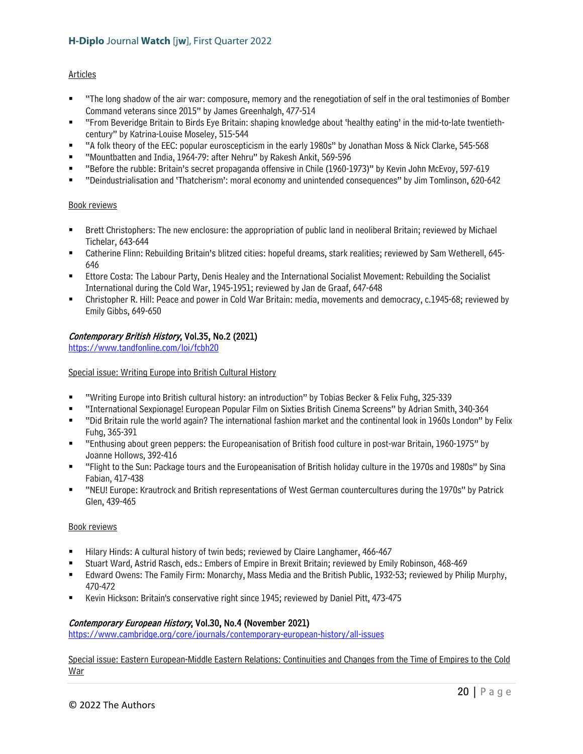Articles

- "The long shadow of the air war: composure, memory and the renegotiation of self in the oral testimonies of Bomber Command veterans since 2015" by James Greenhalgh, 477-514
- "From Beveridge Britain to Birds Eye Britain: shaping knowledge about 'healthy eating' in the mid-to-late twentieth-century" by Katrina-Louise Moseley, 515-544
- "A folk theory of the EEC: popular euroscepticism in the early 1980s" by Jonathan Moss & Nick Clarke, 545-568
- "Mountbatten and India, 1964-79: after Nehru" by Rakesh Ankit, 569-596
- "Before the rubble: Britain's secret propaganda offensive in Chile (1960-1973)" by Kevin John McEvoy, 597-619
- "Deindustrialisation and 'Thatcherism': moral economy and unintended consequences" by Jim Tomlinson, 620-642

Book reviews

- Brett Christophers: The new enclosure: the appropriation of public land in neoliberal Britain; reviewed by Michael Tichelar, 643-644
- Catherine Flinn: Rebuilding Britain's blitzed cities: hopeful dreams, stark realities; reviewed by Sam Wetherell, 645-646
- Ettore Costa: The Labour Party, Denis Healey and the International Socialist Movement: Rebuilding the Socialist International during the Cold War, 1945-1951; reviewed by Jan de Graaf, 647-648
- Christopher R. Hill: Peace and power in Cold War Britain: media, movements and democracy, c.1945-68; reviewed by Emily Gibbs, 649-650

### *Contemporary British History*, Vol.35, No.2 (2021)

https://www.tandfonline.com/loi/fcbh20

Special issue: Writing Europe into British Cultural History

- "Writing Europe into British cultural history: an introduction" by Tobias Becker & Felix Fuhg, 325-339
- "International Sexpionage! European Popular Film on Sixties British Cinema Screens" by Adrian Smith, 340-364
- "Did Britain rule the world again? The international fashion market and the continental look in 1960s London" by Felix Fuhg, 365-391
- "Enthusing about green peppers: the Europeanisation of British food culture in post-war Britain, 1960-1975" by Joanne Hollows, 392-416
- "Flight to the Sun: Package tours and the Europeanisation of British holiday culture in the 1970s and 1980s" by Sina Fabian, 417-438
- "NEU! Europe: Krautrock and British representations of West German countercultures during the 1970s" by Patrick Glen, 439-465

Book reviews

- Hilary Hinds: A cultural history of twin beds; reviewed by Claire Langhamer, 466-467
- Stuart Ward, Astrid Rasch, eds.: Embers of Empire in Brexit Britain; reviewed by Emily Robinson, 468-469
- Edward Owens: The Family Firm: Monarchy, Mass Media and the British Public, 1932-53; reviewed by Philip Murphy, 470-472
- Kevin Hickson: Britain's conservative right since 1945; reviewed by Daniel Pitt, 473-475

### *Contemporary European History*, Vol.30, No.4 (November 2021)

https://www.cambridge.org/core/journals/contemporary-european-history/all-issues

Special issue: Eastern European-Middle Eastern Relations: Continuities and Changes from the Time of Empires to the Cold War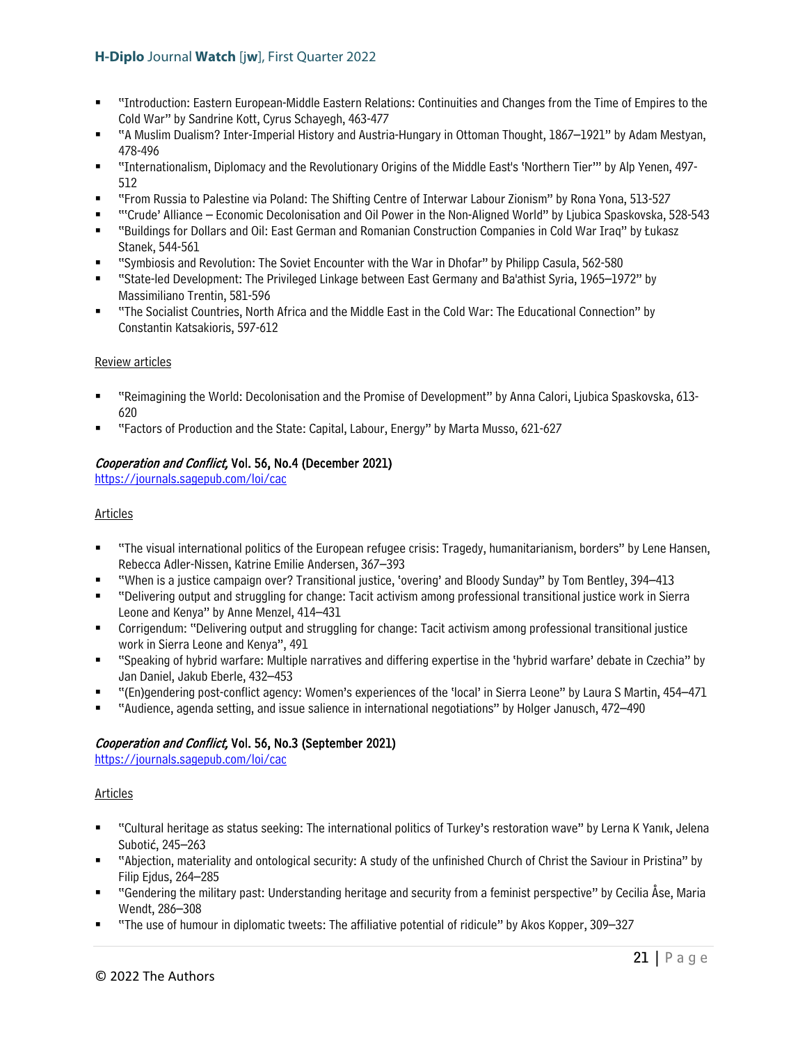- "Introduction: Eastern European-Middle Eastern Relations: Continuities and Changes from the Time of Empires to the Cold War" by Sandrine Kott, Cyrus Schayegh, 463-477
- "A Muslim Dualism? Inter-Imperial History and Austria-Hungary in Ottoman Thought, 1867–1921" by Adam Mestyan, 478-496
- "Internationalism, Diplomacy and the Revolutionary Origins of the Middle East's 'Northern Tier'" by Alp Yenen, 497-512
- "From Russia to Palestine via Poland: The Shifting Centre of Interwar Labour Zionism" by Rona Yona, 513-527
- "'Crude' Alliance – Economic Decolonisation and Oil Power in the Non-Aligned World" by Ljubica Spaskovska, 528-543
- "Buildings for Dollars and Oil: East German and Romanian Construction Companies in Cold War Iraq" by Łukasz Stanek, 544-561
- "Symbiosis and Revolution: The Soviet Encounter with the War in Dhofar" by Philipp Casula, 562-580
- "State-led Development: The Privileged Linkage between East Germany and Ba'athist Syria, 1965–1972" by Massimiliano Trentin, 581-596
- "The Socialist Countries, North Africa and the Middle East in the Cold War: The Educational Connection" by Constantin Katsakioris, 597-612

Review articles

- "Reimagining the World: Decolonisation and the Promise of Development" by Anna Calori, Ljubica Spaskovska, 613-620
- "Factors of Production and the State: Capital, Labour, Energy" by Marta Musso, 621-627

**_Cooperation and Conflict,_ Vol. 56, No.4 (December 2021)**
https://journals.sagepub.com/loi/cac

Articles

- "The visual international politics of the European refugee crisis: Tragedy, humanitarianism, borders" by Lene Hansen, Rebecca Adler-Nissen, Katrine Emilie Andersen, 367–393
- "When is a justice campaign over? Transitional justice, 'overing' and Bloody Sunday" by Tom Bentley, 394–413
- "Delivering output and struggling for change: Tacit activism among professional transitional justice work in Sierra Leone and Kenya" by Anne Menzel, 414–431
- Corrigendum: "Delivering output and struggling for change: Tacit activism among professional transitional justice work in Sierra Leone and Kenya", 491
- "Speaking of hybrid warfare: Multiple narratives and differing expertise in the 'hybrid warfare' debate in Czechia" by Jan Daniel, Jakub Eberle, 432–453
- "(En)gendering post-conflict agency: Women's experiences of the 'local' in Sierra Leone" by Laura S Martin, 454–471
- "Audience, agenda setting, and issue salience in international negotiations" by Holger Janusch, 472–490

**_Cooperation and Conflict,_ Vol. 56, No.3 (September 2021)**
https://journals.sagepub.com/loi/cac

Articles

- "Cultural heritage as status seeking: The international politics of Turkey's restoration wave" by Lerna K Yanık, Jelena Subotić, 245–263
- "Abjection, materiality and ontological security: A study of the unfinished Church of Christ the Saviour in Pristina" by Filip Ejdus, 264–285
- "Gendering the military past: Understanding heritage and security from a feminist perspective" by Cecilia Åse, Maria Wendt, 286–308
- "The use of humour in diplomatic tweets: The affiliative potential of ridicule" by Akos Kopper, 309–327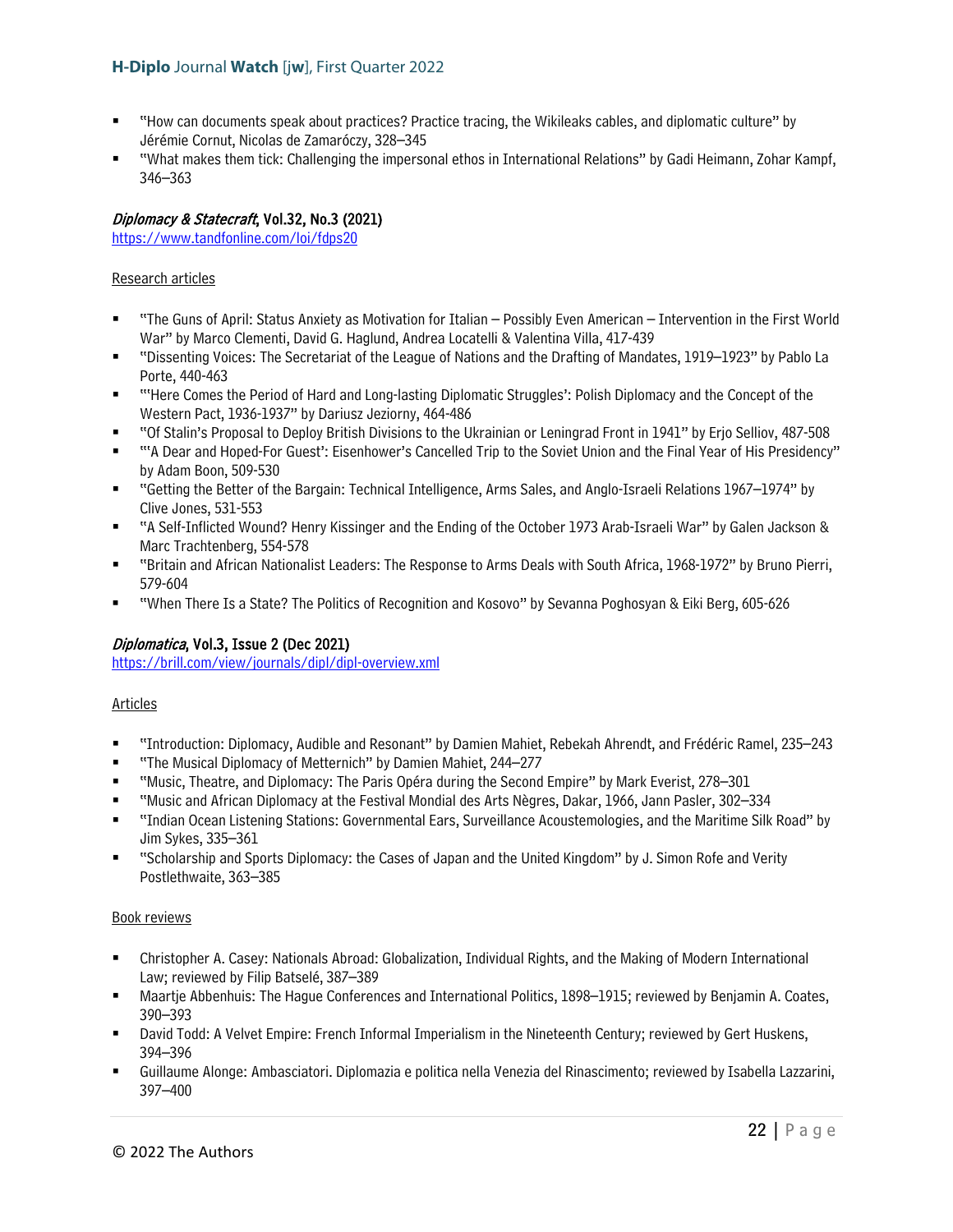- "How can documents speak about practices? Practice tracing, the Wikileaks cables, and diplomatic culture" by Jérémie Cornut, Nicolas de Zamaróczy, 328–345
- "What makes them tick: Challenging the impersonal ethos in International Relations" by Gadi Heimann, Zohar Kampf, 346–363

### *Diplomacy & Statecraft*, Vol.32, No.3 (2021)

https://www.tandfonline.com/loi/fdps20

Research articles

- "The Guns of April: Status Anxiety as Motivation for Italian – Possibly Even American – Intervention in the First World War" by Marco Clementi, David G. Haglund, Andrea Locatelli & Valentina Villa, 417-439
- "Dissenting Voices: The Secretariat of the League of Nations and the Drafting of Mandates, 1919–1923" by Pablo La Porte, 440-463
- "'Here Comes the Period of Hard and Long-lasting Diplomatic Struggles': Polish Diplomacy and the Concept of the Western Pact, 1936-1937" by Dariusz Jeziorny, 464-486
- "Of Stalin's Proposal to Deploy British Divisions to the Ukrainian or Leningrad Front in 1941" by Erjo Selliov, 487-508
- "'A Dear and Hoped-For Guest': Eisenhower's Cancelled Trip to the Soviet Union and the Final Year of His Presidency" by Adam Boon, 509-530
- "Getting the Better of the Bargain: Technical Intelligence, Arms Sales, and Anglo-Israeli Relations 1967–1974" by Clive Jones, 531-553
- "A Self-Inflicted Wound? Henry Kissinger and the Ending of the October 1973 Arab-Israeli War" by Galen Jackson & Marc Trachtenberg, 554-578
- "Britain and African Nationalist Leaders: The Response to Arms Deals with South Africa, 1968-1972" by Bruno Pierri, 579-604
- "When There Is a State? The Politics of Recognition and Kosovo" by Sevanna Poghosyan & Eiki Berg, 605-626

### *Diplomatica*, Vol.3, Issue 2 (Dec 2021)

https://brill.com/view/journals/dipl/dipl-overview.xml

Articles

- "Introduction: Diplomacy, Audible and Resonant" by Damien Mahiet, Rebekah Ahrendt, and Frédéric Ramel, 235–243
- "The Musical Diplomacy of Metternich" by Damien Mahiet, 244–277
- "Music, Theatre, and Diplomacy: The Paris Opéra during the Second Empire" by Mark Everist, 278–301
- "Music and African Diplomacy at the Festival Mondial des Arts Nègres, Dakar, 1966, Jann Pasler, 302–334
- "Indian Ocean Listening Stations: Governmental Ears, Surveillance Acoustemologies, and the Maritime Silk Road" by Jim Sykes, 335–361
- "Scholarship and Sports Diplomacy: the Cases of Japan and the United Kingdom" by J. Simon Rofe and Verity Postlethwaite, 363–385

Book reviews

- Christopher A. Casey: Nationals Abroad: Globalization, Individual Rights, and the Making of Modern International Law; reviewed by Filip Batselé, 387–389
- Maartje Abbenhuis: The Hague Conferences and International Politics, 1898–1915; reviewed by Benjamin A. Coates, 390–393
- David Todd: A Velvet Empire: French Informal Imperialism in the Nineteenth Century; reviewed by Gert Huskens, 394–396
- Guillaume Alonge: Ambasciatori. Diplomazia e politica nella Venezia del Rinascimento; reviewed by Isabella Lazzarini, 397–400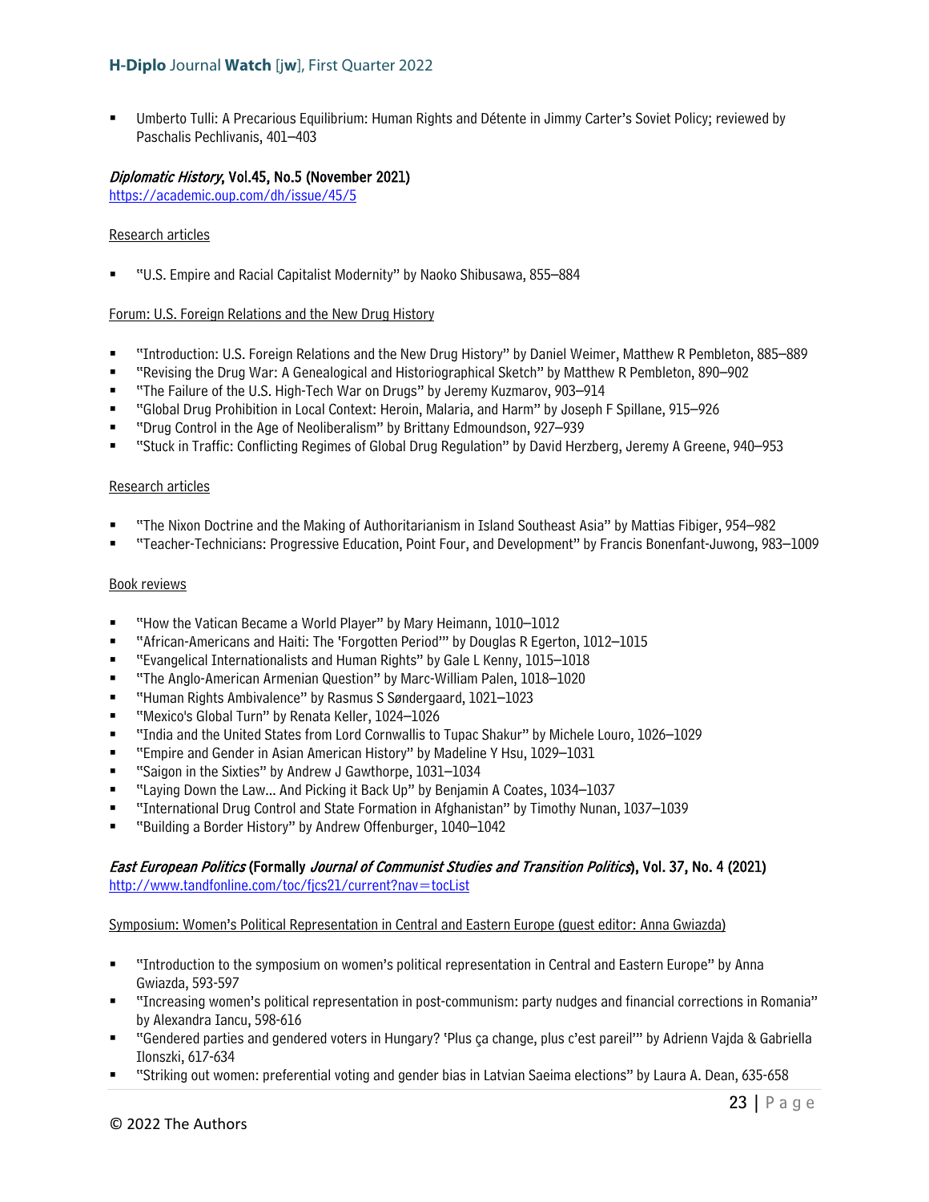- Umberto Tulli: A Precarious Equilibrium: Human Rights and Détente in Jimmy Carter's Soviet Policy; reviewed by Paschalis Pechlivanis, 401–403

### *Diplomatic History*, Vol.45, No.5 (November 2021)

https://academic.oup.com/dh/issue/45/5

Research articles

- "U.S. Empire and Racial Capitalist Modernity" by Naoko Shibusawa, 855–884

Forum: U.S. Foreign Relations and the New Drug History

- "Introduction: U.S. Foreign Relations and the New Drug History" by Daniel Weimer, Matthew R Pembleton, 885–889
- "Revising the Drug War: A Genealogical and Historiographical Sketch" by Matthew R Pembleton, 890–902
- "The Failure of the U.S. High-Tech War on Drugs" by Jeremy Kuzmarov, 903–914
- "Global Drug Prohibition in Local Context: Heroin, Malaria, and Harm" by Joseph F Spillane, 915–926
- "Drug Control in the Age of Neoliberalism" by Brittany Edmoundson, 927–939
- "Stuck in Traffic: Conflicting Regimes of Global Drug Regulation" by David Herzberg, Jeremy A Greene, 940–953

Research articles

- "The Nixon Doctrine and the Making of Authoritarianism in Island Southeast Asia" by Mattias Fibiger, 954–982
- "Teacher-Technicians: Progressive Education, Point Four, and Development" by Francis Bonenfant-Juwong, 983–1009

Book reviews

- "How the Vatican Became a World Player" by Mary Heimann, 1010–1012
- "African-Americans and Haiti: The 'Forgotten Period'" by Douglas R Egerton, 1012–1015
- "Evangelical Internationalists and Human Rights" by Gale L Kenny, 1015–1018
- "The Anglo-American Armenian Question" by Marc-William Palen, 1018–1020
- "Human Rights Ambivalence" by Rasmus S Søndergaard, 1021–1023
- "Mexico's Global Turn" by Renata Keller, 1024–1026
- "India and the United States from Lord Cornwallis to Tupac Shakur" by Michele Louro, 1026–1029
- "Empire and Gender in Asian American History" by Madeline Y Hsu, 1029–1031
- "Saigon in the Sixties" by Andrew J Gawthorpe, 1031–1034
- "Laying Down the Law… And Picking it Back Up" by Benjamin A Coates, 1034–1037
- "International Drug Control and State Formation in Afghanistan" by Timothy Nunan, 1037–1039
- "Building a Border History" by Andrew Offenburger, 1040–1042

### *East European Politics* (Formally *Journal of Communist Studies and Transition Politics*), Vol. 37, No. 4 (2021)

http://www.tandfonline.com/toc/fjcs21/current?nav=tocList

Symposium: Women's Political Representation in Central and Eastern Europe (guest editor: Anna Gwiazda)

- "Introduction to the symposium on women's political representation in Central and Eastern Europe" by Anna Gwiazda, 593-597
- "Increasing women's political representation in post-communism: party nudges and financial corrections in Romania" by Alexandra Iancu, 598-616
- "Gendered parties and gendered voters in Hungary? 'Plus ça change, plus c'est pareil'" by Adrienn Vajda & Gabriella Ilonszki, 617-634
- "Striking out women: preferential voting and gender bias in Latvian Saeima elections" by Laura A. Dean, 635-658

© 2022 The Authors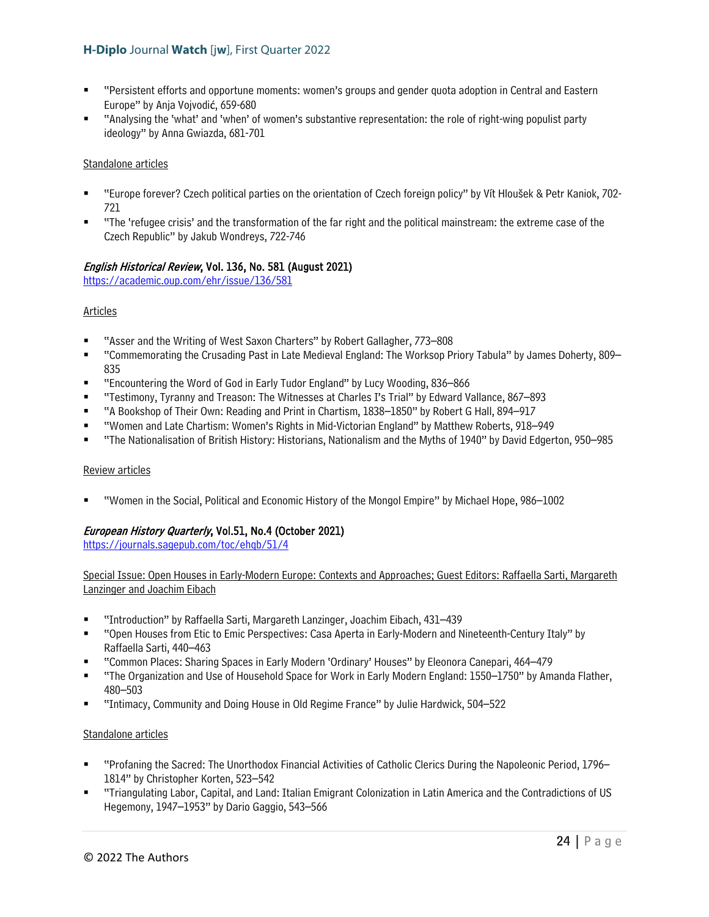- "Persistent efforts and opportune moments: women's groups and gender quota adoption in Central and Eastern Europe" by Anja Vojvodić, 659-680
- "Analysing the 'what' and 'when' of women's substantive representation: the role of right-wing populist party ideology" by Anna Gwiazda, 681-701

Standalone articles

- "Europe forever? Czech political parties on the orientation of Czech foreign policy" by Vít Hloušek & Petr Kaniok, 702-721
- "The 'refugee crisis' and the transformation of the far right and the political mainstream: the extreme case of the Czech Republic" by Jakub Wondreys, 722-746

**_English Historical Review_, Vol. 136, No. 581 (August 2021)**
https://academic.oup.com/ehr/issue/136/581

Articles

- "Asser and the Writing of West Saxon Charters" by Robert Gallagher, 773–808
- "Commemorating the Crusading Past in Late Medieval England: The Worksop Priory Tabula" by James Doherty, 809–835
- "Encountering the Word of God in Early Tudor England" by Lucy Wooding, 836–866
- "Testimony, Tyranny and Treason: The Witnesses at Charles I's Trial" by Edward Vallance, 867–893
- "A Bookshop of Their Own: Reading and Print in Chartism, 1838–1850" by Robert G Hall, 894–917
- "Women and Late Chartism: Women's Rights in Mid-Victorian England" by Matthew Roberts, 918–949
- "The Nationalisation of British History: Historians, Nationalism and the Myths of 1940" by David Edgerton, 950–985

Review articles

- "Women in the Social, Political and Economic History of the Mongol Empire" by Michael Hope, 986–1002

**_European History Quarterly_, Vol.51, No.4 (October 2021)**
https://journals.sagepub.com/toc/ehqb/51/4

Special Issue: Open Houses in Early-Modern Europe: Contexts and Approaches; Guest Editors: Raffaella Sarti, Margareth Lanzinger and Joachim Eibach

- "Introduction" by Raffaella Sarti, Margareth Lanzinger, Joachim Eibach, 431–439
- "Open Houses from Etic to Emic Perspectives: Casa Aperta in Early-Modern and Nineteenth-Century Italy" by Raffaella Sarti, 440–463
- "Common Places: Sharing Spaces in Early Modern 'Ordinary' Houses" by Eleonora Canepari, 464–479
- "The Organization and Use of Household Space for Work in Early Modern England: 1550–1750" by Amanda Flather, 480–503
- "Intimacy, Community and Doing House in Old Regime France" by Julie Hardwick, 504–522

Standalone articles

- "Profaning the Sacred: The Unorthodox Financial Activities of Catholic Clerics During the Napoleonic Period, 1796–1814" by Christopher Korten, 523–542
- "Triangulating Labor, Capital, and Land: Italian Emigrant Colonization in Latin America and the Contradictions of US Hegemony, 1947–1953" by Dario Gaggio, 543–566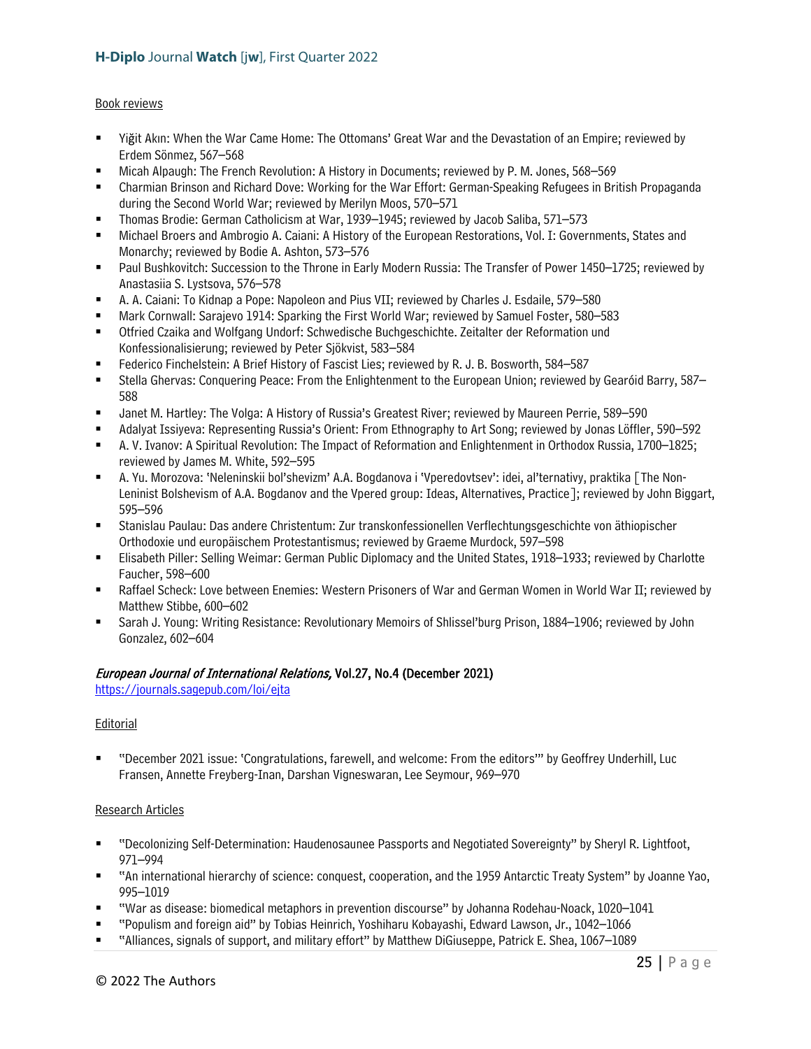Book reviews

- Yiğit Akın: When the War Came Home: The Ottomans' Great War and the Devastation of an Empire; reviewed by Erdem Sönmez, 567–568
- Micah Alpaugh: The French Revolution: A History in Documents; reviewed by P. M. Jones, 568–569
- Charmian Brinson and Richard Dove: Working for the War Effort: German-Speaking Refugees in British Propaganda during the Second World War; reviewed by Merilyn Moos, 570–571
- Thomas Brodie: German Catholicism at War, 1939–1945; reviewed by Jacob Saliba, 571–573
- Michael Broers and Ambrogio A. Caiani: A History of the European Restorations, Vol. I: Governments, States and Monarchy; reviewed by Bodie A. Ashton, 573–576
- Paul Bushkovitch: Succession to the Throne in Early Modern Russia: The Transfer of Power 1450–1725; reviewed by Anastasiia S. Lystsova, 576–578
- A. A. Caiani: To Kidnap a Pope: Napoleon and Pius VII; reviewed by Charles J. Esdaile, 579–580
- Mark Cornwall: Sarajevo 1914: Sparking the First World War; reviewed by Samuel Foster, 580–583
- Otfried Czaika and Wolfgang Undorf: Schwedische Buchgeschichte. Zeitalter der Reformation und Konfessionalisierung; reviewed by Peter Sjökvist, 583–584
- Federico Finchelstein: A Brief History of Fascist Lies; reviewed by R. J. B. Bosworth, 584–587
- Stella Ghervas: Conquering Peace: From the Enlightenment to the European Union; reviewed by Gearóid Barry, 587–588
- Janet M. Hartley: The Volga: A History of Russia's Greatest River; reviewed by Maureen Perrie, 589–590
- Adalyat Issiyeva: Representing Russia's Orient: From Ethnography to Art Song; reviewed by Jonas Löffler, 590–592
- A. V. Ivanov: A Spiritual Revolution: The Impact of Reformation and Enlightenment in Orthodox Russia, 1700–1825; reviewed by James M. White, 592–595
- A. Yu. Morozova: 'Neleninskii bol'shevizm' A.A. Bogdanova i 'Vperedovtsev': idei, al'ternativy, praktika [The Non-Leninist Bolshevism of A.A. Bogdanov and the Vpered group: Ideas, Alternatives, Practice]; reviewed by John Biggart, 595–596
- Stanislau Paulau: Das andere Christentum: Zur transkonfessionellen Verflechtungsgeschichte von äthiopischer Orthodoxie und europäischem Protestantismus; reviewed by Graeme Murdock, 597–598
- Elisabeth Piller: Selling Weimar: German Public Diplomacy and the United States, 1918–1933; reviewed by Charlotte Faucher, 598–600
- Raffael Scheck: Love between Enemies: Western Prisoners of War and German Women in World War II; reviewed by Matthew Stibbe, 600–602
- Sarah J. Young: Writing Resistance: Revolutionary Memoirs of Shlissel'burg Prison, 1884–1906; reviewed by John Gonzalez, 602–604

## *European Journal of International Relations,* Vol.27, No.4 (December 2021)

https://journals.sagepub.com/loi/ejta

Editorial

- "December 2021 issue: 'Congratulations, farewell, and welcome: From the editors'" by Geoffrey Underhill, Luc Fransen, Annette Freyberg-Inan, Darshan Vigneswaran, Lee Seymour, 969–970

Research Articles

- "Decolonizing Self-Determination: Haudenosaunee Passports and Negotiated Sovereignty" by Sheryl R. Lightfoot, 971–994
- "An international hierarchy of science: conquest, cooperation, and the 1959 Antarctic Treaty System" by Joanne Yao, 995–1019
- "War as disease: biomedical metaphors in prevention discourse" by Johanna Rodehau-Noack, 1020–1041
- "Populism and foreign aid" by Tobias Heinrich, Yoshiharu Kobayashi, Edward Lawson, Jr., 1042–1066
- "Alliances, signals of support, and military effort" by Matthew DiGiuseppe, Patrick E. Shea, 1067–1089

© 2022 The Authors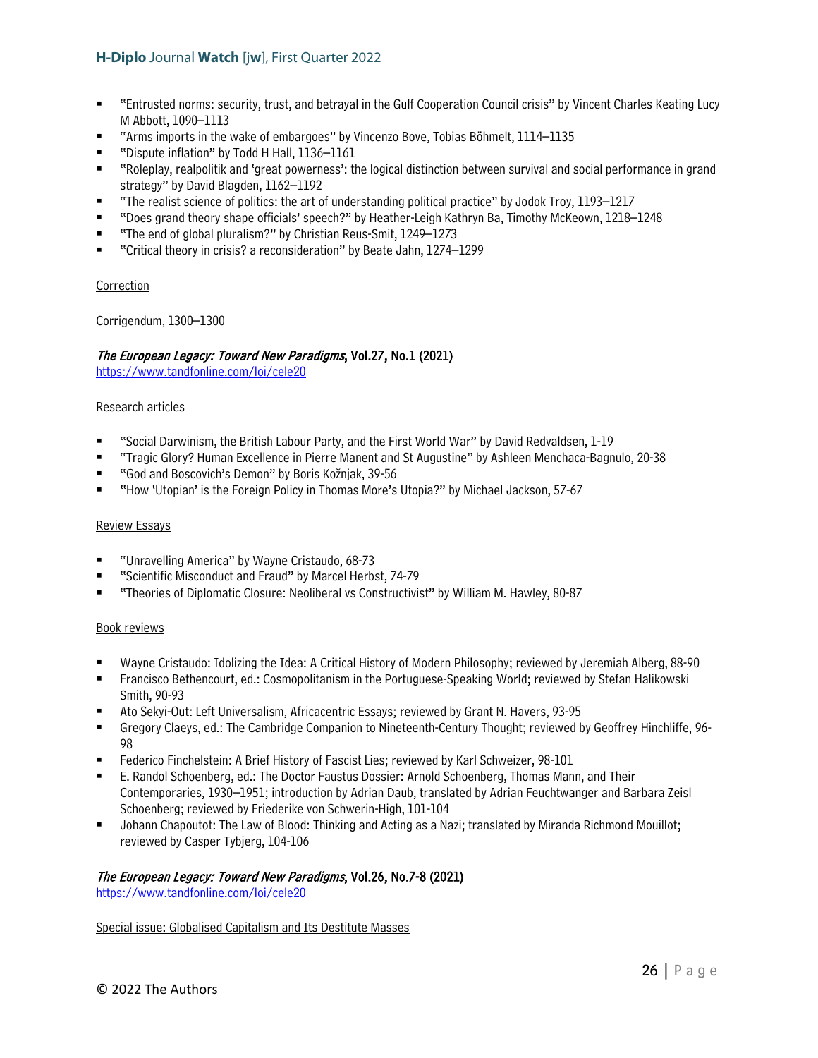- “Entrusted norms: security, trust, and betrayal in the Gulf Cooperation Council crisis” by Vincent Charles Keating Lucy M Abbott, 1090–1113
- “Arms imports in the wake of embargoes” by Vincenzo Bove, Tobias Böhmelt, 1114–1135
- “Dispute inflation” by Todd H Hall, 1136–1161
- “Roleplay, realpolitik and ‘great powerness’: the logical distinction between survival and social performance in grand strategy” by David Blagden, 1162–1192
- “The realist science of politics: the art of understanding political practice” by Jodok Troy, 1193–1217
- “Does grand theory shape officials’ speech?” by Heather-Leigh Kathryn Ba, Timothy McKeown, 1218–1248
- “The end of global pluralism?” by Christian Reus-Smit, 1249–1273
- “Critical theory in crisis? a reconsideration” by Beate Jahn, 1274–1299

Correction

Corrigendum, 1300–1300

***The European Legacy: Toward New Paradigms*, Vol.27, No.1 (2021)**
https://www.tandfonline.com/loi/cele20

Research articles

- “Social Darwinism, the British Labour Party, and the First World War” by David Redvaldsen, 1-19
- “Tragic Glory? Human Excellence in Pierre Manent and St Augustine” by Ashleen Menchaca-Bagnulo, 20-38
- “God and Boscovich’s Demon” by Boris Kožnjak, 39-56
- “How ‘Utopian’ is the Foreign Policy in Thomas More’s Utopia?” by Michael Jackson, 57-67

Review Essays

- “Unravelling America” by Wayne Cristaudo, 68-73
- “Scientific Misconduct and Fraud” by Marcel Herbst, 74-79
- “Theories of Diplomatic Closure: Neoliberal vs Constructivist” by William M. Hawley, 80-87

Book reviews

- Wayne Cristaudo: Idolizing the Idea: A Critical History of Modern Philosophy; reviewed by Jeremiah Alberg, 88-90
- Francisco Bethencourt, ed.: Cosmopolitanism in the Portuguese-Speaking World; reviewed by Stefan Halikowski Smith, 90-93
- Ato Sekyi-Out: Left Universalism, Africacentric Essays; reviewed by Grant N. Havers, 93-95
- Gregory Claeys, ed.: The Cambridge Companion to Nineteenth-Century Thought; reviewed by Geoffrey Hinchliffe, 96-98
- Federico Finchelstein: A Brief History of Fascist Lies; reviewed by Karl Schweizer, 98-101
- E. Randol Schoenberg, ed.: The Doctor Faustus Dossier: Arnold Schoenberg, Thomas Mann, and Their Contemporaries, 1930–1951; introduction by Adrian Daub, translated by Adrian Feuchtwanger and Barbara Zeisl Schoenberg; reviewed by Friederike von Schwerin-High, 101-104
- Johann Chapoutot: The Law of Blood: Thinking and Acting as a Nazi; translated by Miranda Richmond Mouillot; reviewed by Casper Tybjerg, 104-106

***The European Legacy: Toward New Paradigms*, Vol.26, No.7-8 (2021)**
https://www.tandfonline.com/loi/cele20

Special issue: Globalised Capitalism and Its Destitute Masses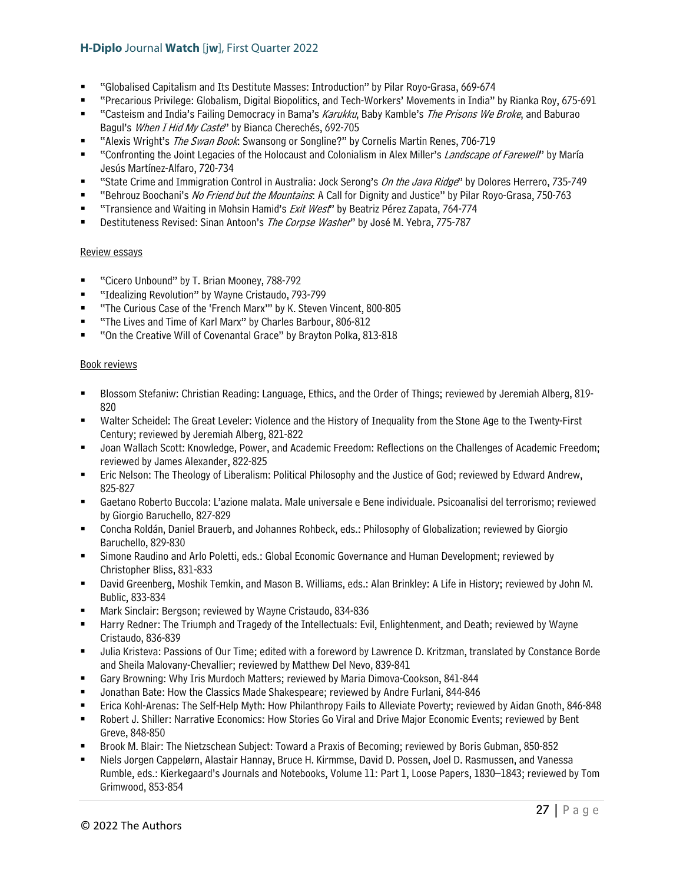- "Globalised Capitalism and Its Destitute Masses: Introduction" by Pilar Royo-Grasa, 669-674
- "Precarious Privilege: Globalism, Digital Biopolitics, and Tech-Workers' Movements in India" by Rianka Roy, 675-691
- "Casteism and India's Failing Democracy in Bama's *Karukku*, Baby Kamble's *The Prisons We Broke*, and Baburao Bagul's *When I Hid My Caste*" by Bianca Cherechés, 692-705
- "Alexis Wright's *The Swan Book*: Swansong or Songline?" by Cornelis Martin Renes, 706-719
- "Confronting the Joint Legacies of the Holocaust and Colonialism in Alex Miller's *Landscape of Farewell*" by María Jesús Martínez-Alfaro, 720-734
- "State Crime and Immigration Control in Australia: Jock Serong's *On the Java Ridge*" by Dolores Herrero, 735-749
- "Behrouz Boochani's *No Friend but the Mountains*: A Call for Dignity and Justice" by Pilar Royo-Grasa, 750-763
- "Transience and Waiting in Mohsin Hamid's *Exit West*" by Beatriz Pérez Zapata, 764-774
- Destituteness Revised: Sinan Antoon's *The Corpse Washer*" by José M. Yebra, 775-787

Review essays

- "Cicero Unbound" by T. Brian Mooney, 788-792
- "Idealizing Revolution" by Wayne Cristaudo, 793-799
- "The Curious Case of the 'French Marx'" by K. Steven Vincent, 800-805
- "The Lives and Time of Karl Marx" by Charles Barbour, 806-812
- "On the Creative Will of Covenantal Grace" by Brayton Polka, 813-818

Book reviews

- Blossom Stefaniw: Christian Reading: Language, Ethics, and the Order of Things; reviewed by Jeremiah Alberg, 819-820
- Walter Scheidel: The Great Leveler: Violence and the History of Inequality from the Stone Age to the Twenty-First Century; reviewed by Jeremiah Alberg, 821-822
- Joan Wallach Scott: Knowledge, Power, and Academic Freedom: Reflections on the Challenges of Academic Freedom; reviewed by James Alexander, 822-825
- Eric Nelson: The Theology of Liberalism: Political Philosophy and the Justice of God; reviewed by Edward Andrew, 825-827
- Gaetano Roberto Buccola: L'azione malata. Male universale e Bene individuale. Psicoanalisi del terrorismo; reviewed by Giorgio Baruchello, 827-829
- Concha Roldán, Daniel Brauerb, and Johannes Rohbeck, eds.: Philosophy of Globalization; reviewed by Giorgio Baruchello, 829-830
- Simone Raudino and Arlo Poletti, eds.: Global Economic Governance and Human Development; reviewed by Christopher Bliss, 831-833
- David Greenberg, Moshik Temkin, and Mason B. Williams, eds.: Alan Brinkley: A Life in History; reviewed by John M. Bublic, 833-834
- Mark Sinclair: Bergson; reviewed by Wayne Cristaudo, 834-836
- Harry Redner: The Triumph and Tragedy of the Intellectuals: Evil, Enlightenment, and Death; reviewed by Wayne Cristaudo, 836-839
- Julia Kristeva: Passions of Our Time; edited with a foreword by Lawrence D. Kritzman, translated by Constance Borde and Sheila Malovany-Chevallier; reviewed by Matthew Del Nevo, 839-841
- Gary Browning: Why Iris Murdoch Matters; reviewed by Maria Dimova-Cookson, 841-844
- Jonathan Bate: How the Classics Made Shakespeare; reviewed by Andre Furlani, 844-846
- Erica Kohl-Arenas: The Self-Help Myth: How Philanthropy Fails to Alleviate Poverty; reviewed by Aidan Gnoth, 846-848
- Robert J. Shiller: Narrative Economics: How Stories Go Viral and Drive Major Economic Events; reviewed by Bent Greve, 848-850
- Brook M. Blair: The Nietzschean Subject: Toward a Praxis of Becoming; reviewed by Boris Gubman, 850-852
- Niels Jorgen Cappelørn, Alastair Hannay, Bruce H. Kirmmse, David D. Possen, Joel D. Rasmussen, and Vanessa Rumble, eds.: Kierkegaard's Journals and Notebooks, Volume 11: Part 1, Loose Papers, 1830–1843; reviewed by Tom Grimwood, 853-854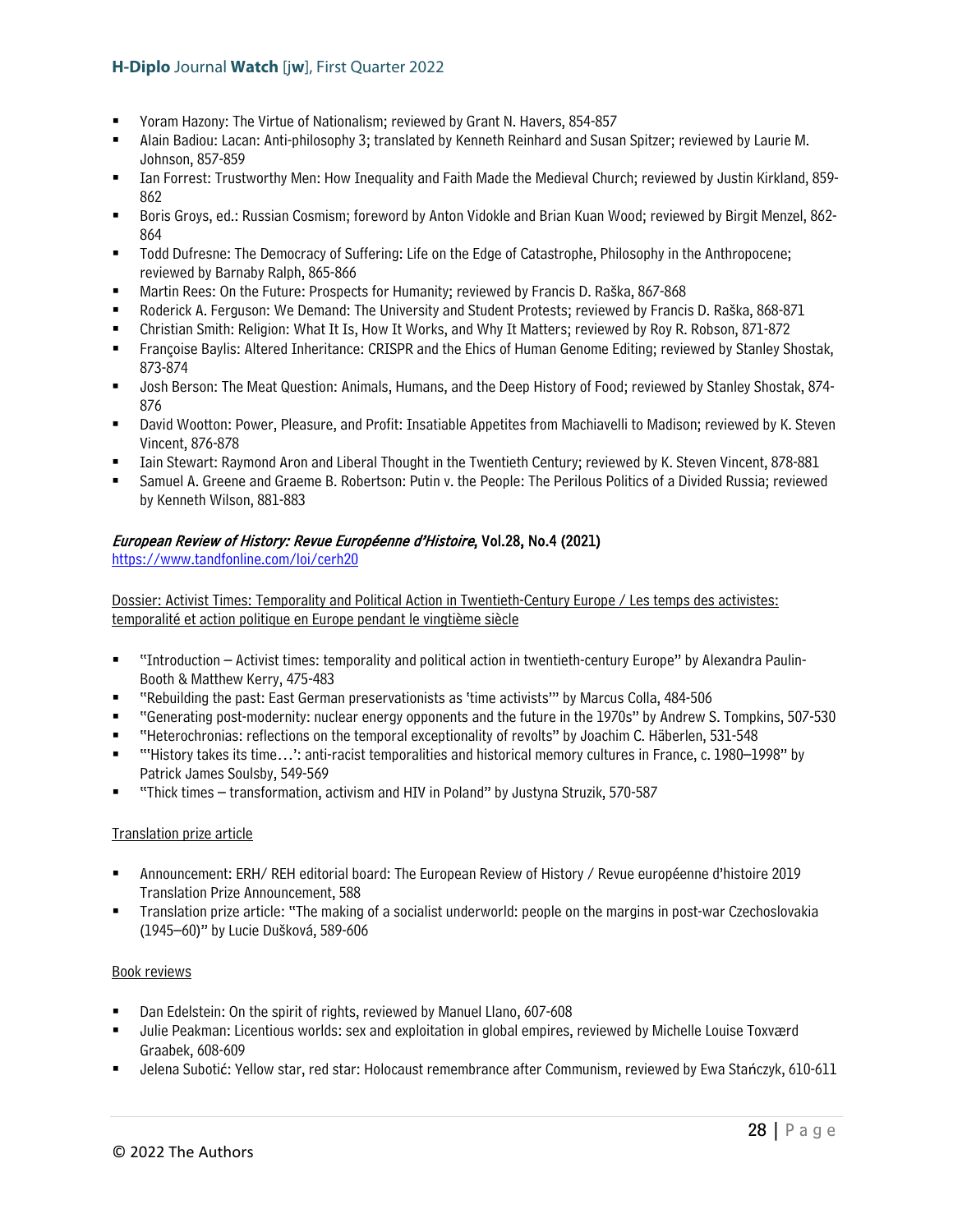- Yoram Hazony: The Virtue of Nationalism; reviewed by Grant N. Havers, 854-857
- Alain Badiou: Lacan: Anti-philosophy 3; translated by Kenneth Reinhard and Susan Spitzer; reviewed by Laurie M. Johnson, 857-859
- Ian Forrest: Trustworthy Men: How Inequality and Faith Made the Medieval Church; reviewed by Justin Kirkland, 859-862
- Boris Groys, ed.: Russian Cosmism; foreword by Anton Vidokle and Brian Kuan Wood; reviewed by Birgit Menzel, 862-864
- Todd Dufresne: The Democracy of Suffering: Life on the Edge of Catastrophe, Philosophy in the Anthropocene; reviewed by Barnaby Ralph, 865-866
- Martin Rees: On the Future: Prospects for Humanity; reviewed by Francis D. Raška, 867-868
- Roderick A. Ferguson: We Demand: The University and Student Protests; reviewed by Francis D. Raška, 868-871
- Christian Smith: Religion: What It Is, How It Works, and Why It Matters; reviewed by Roy R. Robson, 871-872
- Françoise Baylis: Altered Inheritance: CRISPR and the Ehics of Human Genome Editing; reviewed by Stanley Shostak, 873-874
- Josh Berson: The Meat Question: Animals, Humans, and the Deep History of Food; reviewed by Stanley Shostak, 874-876
- David Wootton: Power, Pleasure, and Profit: Insatiable Appetites from Machiavelli to Madison; reviewed by K. Steven Vincent, 876-878
- Iain Stewart: Raymond Aron and Liberal Thought in the Twentieth Century; reviewed by K. Steven Vincent, 878-881
- Samuel A. Greene and Graeme B. Robertson: Putin v. the People: The Perilous Politics of a Divided Russia; reviewed by Kenneth Wilson, 881-883

## *European Review of History: Revue Européenne d'Histoire*, Vol.28, No.4 (2021)

https://www.tandfonline.com/loi/cerh20

Dossier: Activist Times: Temporality and Political Action in Twentieth-Century Europe / Les temps des activistes: temporalité et action politique en Europe pendant le vingtième siècle

- "Introduction – Activist times: temporality and political action in twentieth-century Europe" by Alexandra Paulin-Booth & Matthew Kerry, 475-483
- "Rebuilding the past: East German preservationists as 'time activists'" by Marcus Colla, 484-506
- "Generating post-modernity: nuclear energy opponents and the future in the 1970s" by Andrew S. Tompkins, 507-530
- "Heterochronias: reflections on the temporal exceptionality of revolts" by Joachim C. Häberlen, 531-548
- "'History takes its time…': anti-racist temporalities and historical memory cultures in France, c. 1980–1998" by Patrick James Soulsby, 549-569
- "Thick times – transformation, activism and HIV in Poland" by Justyna Struzik, 570-587

Translation prize article

- Announcement: ERH/ REH editorial board: The European Review of History / Revue européenne d'histoire 2019 Translation Prize Announcement, 588
- Translation prize article: "The making of a socialist underworld: people on the margins in post-war Czechoslovakia (1945–60)" by Lucie Dušková, 589-606

Book reviews

- Dan Edelstein: On the spirit of rights, reviewed by Manuel Llano, 607-608
- Julie Peakman: Licentious worlds: sex and exploitation in global empires, reviewed by Michelle Louise Toxværd Graabek, 608-609
- Jelena Subotić: Yellow star, red star: Holocaust remembrance after Communism, reviewed by Ewa Stańczyk, 610-611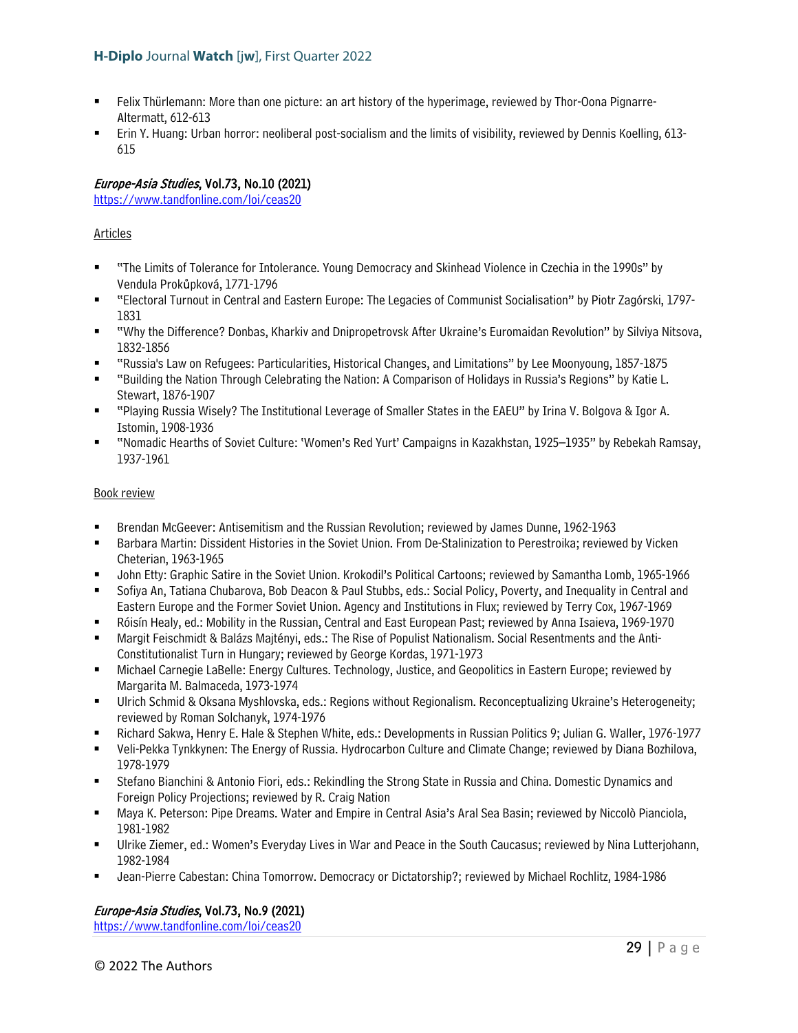- Felix Thürlemann: More than one picture: an art history of the hyperimage, reviewed by Thor-Oona Pignarre-Altermatt, 612-613
- Erin Y. Huang: Urban horror: neoliberal post-socialism and the limits of visibility, reviewed by Dennis Koelling, 613-615

### *Europe-Asia Studies*, Vol.73, No.10 (2021)

https://www.tandfonline.com/loi/ceas20

Articles

- "The Limits of Tolerance for Intolerance. Young Democracy and Skinhead Violence in Czechia in the 1990s" by Vendula Prokůpková, 1771-1796
- "Electoral Turnout in Central and Eastern Europe: The Legacies of Communist Socialisation" by Piotr Zagórski, 1797-1831
- "Why the Difference? Donbas, Kharkiv and Dnipropetrovsk After Ukraine's Euromaidan Revolution" by Silviya Nitsova, 1832-1856
- "Russia's Law on Refugees: Particularities, Historical Changes, and Limitations" by Lee Moonyoung, 1857-1875
- "Building the Nation Through Celebrating the Nation: A Comparison of Holidays in Russia's Regions" by Katie L. Stewart, 1876-1907
- "Playing Russia Wisely? The Institutional Leverage of Smaller States in the EAEU" by Irina V. Bolgova & Igor A. Istomin, 1908-1936
- "Nomadic Hearths of Soviet Culture: 'Women's Red Yurt' Campaigns in Kazakhstan, 1925–1935" by Rebekah Ramsay, 1937-1961

Book review

- Brendan McGeever: Antisemitism and the Russian Revolution; reviewed by James Dunne, 1962-1963
- Barbara Martin: Dissident Histories in the Soviet Union. From De-Stalinization to Perestroika; reviewed by Vicken Cheterian, 1963-1965
- John Etty: Graphic Satire in the Soviet Union. Krokodil's Political Cartoons; reviewed by Samantha Lomb, 1965-1966
- Sofiya An, Tatiana Chubarova, Bob Deacon & Paul Stubbs, eds.: Social Policy, Poverty, and Inequality in Central and Eastern Europe and the Former Soviet Union. Agency and Institutions in Flux; reviewed by Terry Cox, 1967-1969
- Róisín Healy, ed.: Mobility in the Russian, Central and East European Past; reviewed by Anna Isaieva, 1969-1970
- Margit Feischmidt & Balázs Majtényi, eds.: The Rise of Populist Nationalism. Social Resentments and the Anti-Constitutionalist Turn in Hungary; reviewed by George Kordas, 1971-1973
- Michael Carnegie LaBelle: Energy Cultures. Technology, Justice, and Geopolitics in Eastern Europe; reviewed by Margarita M. Balmaceda, 1973-1974
- Ulrich Schmid & Oksana Myshlovska, eds.: Regions without Regionalism. Reconceptualizing Ukraine's Heterogeneity; reviewed by Roman Solchanyk, 1974-1976
- Richard Sakwa, Henry E. Hale & Stephen White, eds.: Developments in Russian Politics 9; Julian G. Waller, 1976-1977
- Veli-Pekka Tynkkynen: The Energy of Russia. Hydrocarbon Culture and Climate Change; reviewed by Diana Bozhilova, 1978-1979
- Stefano Bianchini & Antonio Fiori, eds.: Rekindling the Strong State in Russia and China. Domestic Dynamics and Foreign Policy Projections; reviewed by R. Craig Nation
- Maya K. Peterson: Pipe Dreams. Water and Empire in Central Asia's Aral Sea Basin; reviewed by Niccolò Pianciola, 1981-1982
- Ulrike Ziemer, ed.: Women's Everyday Lives in War and Peace in the South Caucasus; reviewed by Nina Lutterjohann, 1982-1984
- Jean-Pierre Cabestan: China Tomorrow. Democracy or Dictatorship?; reviewed by Michael Rochlitz, 1984-1986

### *Europe-Asia Studies*, Vol.73, No.9 (2021)

https://www.tandfonline.com/loi/ceas20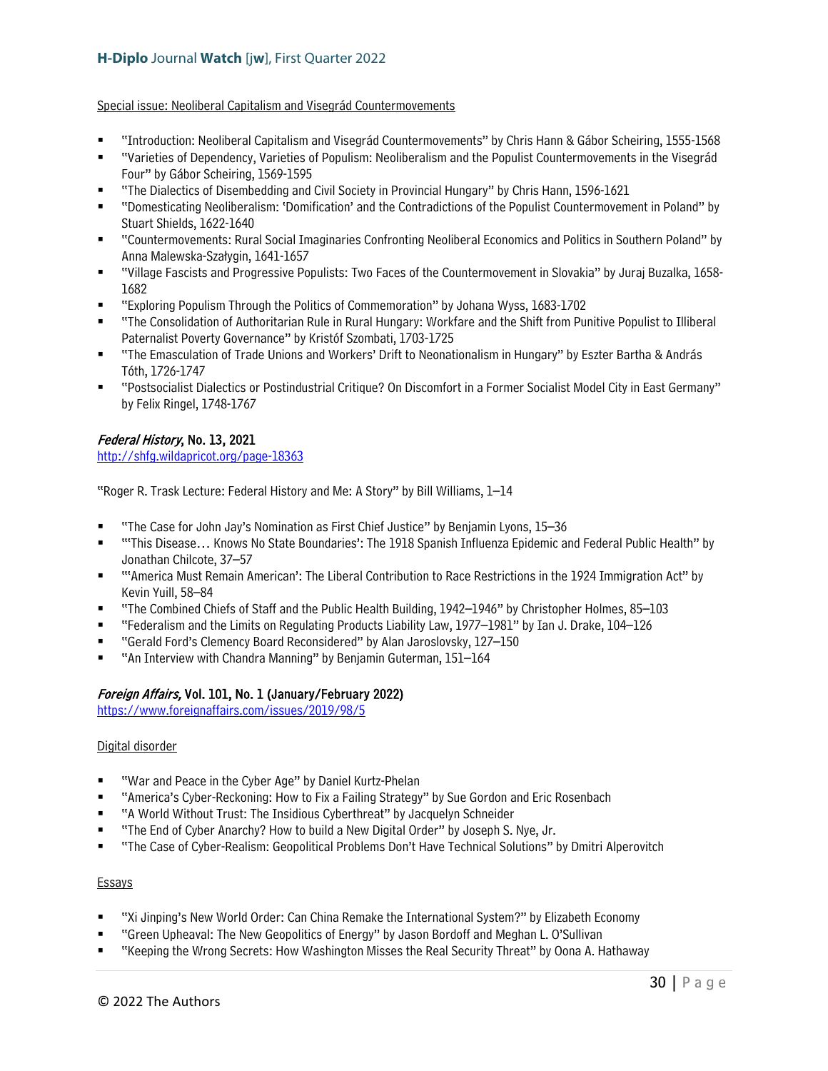Special issue: Neoliberal Capitalism and Visegrád Countermovements

- "Introduction: Neoliberal Capitalism and Visegrád Countermovements" by Chris Hann & Gábor Scheiring, 1555-1568
- "Varieties of Dependency, Varieties of Populism: Neoliberalism and the Populist Countermovements in the Visegrád Four" by Gábor Scheiring, 1569-1595
- "The Dialectics of Disembedding and Civil Society in Provincial Hungary" by Chris Hann, 1596-1621
- "Domesticating Neoliberalism: 'Domification' and the Contradictions of the Populist Countermovement in Poland" by Stuart Shields, 1622-1640
- "Countermovements: Rural Social Imaginaries Confronting Neoliberal Economics and Politics in Southern Poland" by Anna Malewska-Szałygin, 1641-1657
- "Village Fascists and Progressive Populists: Two Faces of the Countermovement in Slovakia" by Juraj Buzalka, 1658-1682
- "Exploring Populism Through the Politics of Commemoration" by Johana Wyss, 1683-1702
- "The Consolidation of Authoritarian Rule in Rural Hungary: Workfare and the Shift from Punitive Populist to Illiberal Paternalist Poverty Governance" by Kristóf Szombati, 1703-1725
- "The Emasculation of Trade Unions and Workers' Drift to Neonationalism in Hungary" by Eszter Bartha & András Tóth, 1726-1747
- "Postsocialist Dialectics or Postindustrial Critique? On Discomfort in a Former Socialist Model City in East Germany" by Felix Ringel, 1748-1767

### *Federal History*, No. 13, 2021

http://shfg.wildapricot.org/page-18363

"Roger R. Trask Lecture: Federal History and Me: A Story" by Bill Williams, 1–14

- "The Case for John Jay's Nomination as First Chief Justice" by Benjamin Lyons, 15–36
- "'This Disease… Knows No State Boundaries': The 1918 Spanish Influenza Epidemic and Federal Public Health" by Jonathan Chilcote, 37–57
- "'America Must Remain American': The Liberal Contribution to Race Restrictions in the 1924 Immigration Act" by Kevin Yuill, 58–84
- "The Combined Chiefs of Staff and the Public Health Building, 1942–1946" by Christopher Holmes, 85–103
- "Federalism and the Limits on Regulating Products Liability Law, 1977–1981" by Ian J. Drake, 104–126
- "Gerald Ford's Clemency Board Reconsidered" by Alan Jaroslovsky, 127–150
- "An Interview with Chandra Manning" by Benjamin Guterman, 151–164

### *Foreign Affairs,* Vol. 101, No. 1 (January/February 2022)

https://www.foreignaffairs.com/issues/2019/98/5

Digital disorder

- "War and Peace in the Cyber Age" by Daniel Kurtz-Phelan
- "America's Cyber-Reckoning: How to Fix a Failing Strategy" by Sue Gordon and Eric Rosenbach
- "A World Without Trust: The Insidious Cyberthreat" by Jacquelyn Schneider
- "The End of Cyber Anarchy? How to build a New Digital Order" by Joseph S. Nye, Jr.
- "The Case of Cyber-Realism: Geopolitical Problems Don't Have Technical Solutions" by Dmitri Alperovitch

Essays

- "Xi Jinping's New World Order: Can China Remake the International System?" by Elizabeth Economy
- "Green Upheaval: The New Geopolitics of Energy" by Jason Bordoff and Meghan L. O'Sullivan
- "Keeping the Wrong Secrets: How Washington Misses the Real Security Threat" by Oona A. Hathaway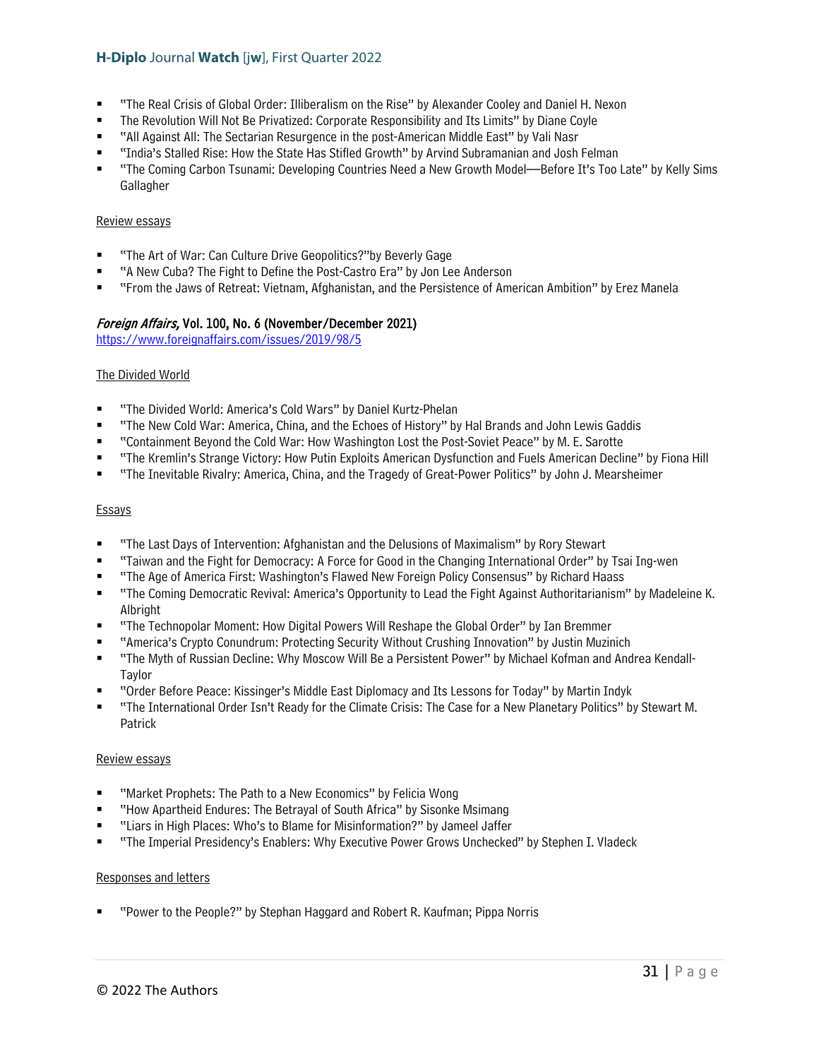- "The Real Crisis of Global Order: Illiberalism on the Rise" by Alexander Cooley and Daniel H. Nexon
- The Revolution Will Not Be Privatized: Corporate Responsibility and Its Limits" by Diane Coyle
- "All Against All: The Sectarian Resurgence in the post-American Middle East" by Vali Nasr
- "India's Stalled Rise: How the State Has Stifled Growth" by Arvind Subramanian and Josh Felman
- "The Coming Carbon Tsunami: Developing Countries Need a New Growth Model—Before It's Too Late" by Kelly Sims Gallagher

Review essays

- "The Art of War: Can Culture Drive Geopolitics?"by Beverly Gage
- "A New Cuba? The Fight to Define the Post-Castro Era" by Jon Lee Anderson
- "From the Jaws of Retreat: Vietnam, Afghanistan, and the Persistence of American Ambition" by Erez Manela

**_Foreign Affairs,_ Vol. 100, No. 6 (November/December 2021)**
https://www.foreignaffairs.com/issues/2019/98/5

The Divided World

- "The Divided World: America's Cold Wars" by Daniel Kurtz-Phelan
- "The New Cold War: America, China, and the Echoes of History" by Hal Brands and John Lewis Gaddis
- "Containment Beyond the Cold War: How Washington Lost the Post-Soviet Peace" by M. E. Sarotte
- "The Kremlin's Strange Victory: How Putin Exploits American Dysfunction and Fuels American Decline" by Fiona Hill
- "The Inevitable Rivalry: America, China, and the Tragedy of Great-Power Politics" by John J. Mearsheimer

Essays

- "The Last Days of Intervention: Afghanistan and the Delusions of Maximalism" by Rory Stewart
- "Taiwan and the Fight for Democracy: A Force for Good in the Changing International Order" by Tsai Ing-wen
- "The Age of America First: Washington's Flawed New Foreign Policy Consensus" by Richard Haass
- "The Coming Democratic Revival: America's Opportunity to Lead the Fight Against Authoritarianism" by Madeleine K. Albright
- "The Technopolar Moment: How Digital Powers Will Reshape the Global Order" by Ian Bremmer
- "America's Crypto Conundrum: Protecting Security Without Crushing Innovation" by Justin Muzinich
- "The Myth of Russian Decline: Why Moscow Will Be a Persistent Power" by Michael Kofman and Andrea Kendall-Taylor
- "Order Before Peace: Kissinger's Middle East Diplomacy and Its Lessons for Today" by Martin Indyk
- "The International Order Isn't Ready for the Climate Crisis: The Case for a New Planetary Politics" by Stewart M. Patrick

Review essays

- "Market Prophets: The Path to a New Economics" by Felicia Wong
- "How Apartheid Endures: The Betrayal of South Africa" by Sisonke Msimang
- "Liars in High Places: Who's to Blame for Misinformation?" by Jameel Jaffer
- "The Imperial Presidency's Enablers: Why Executive Power Grows Unchecked" by Stephen I. Vladeck

Responses and letters

- "Power to the People?" by Stephan Haggard and Robert R. Kaufman; Pippa Norris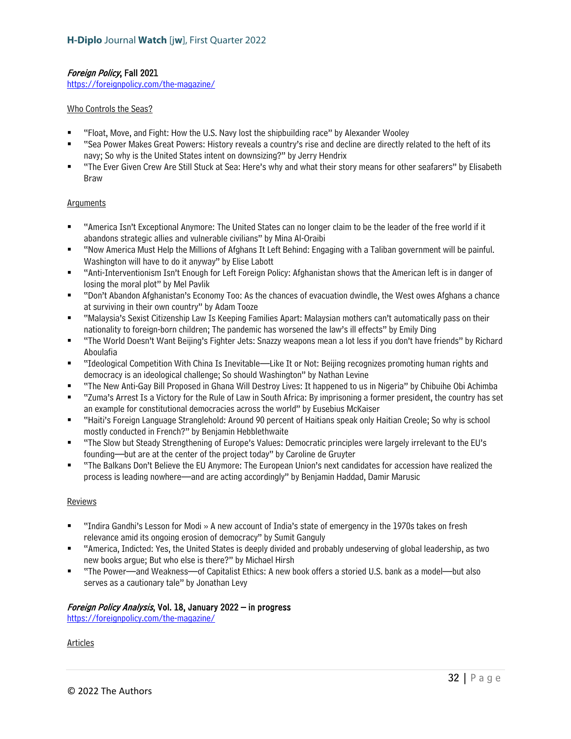*Foreign Policy*, **Fall 2021**
https://foreignpolicy.com/the-magazine/

Who Controls the Seas?

- "Float, Move, and Fight: How the U.S. Navy lost the shipbuilding race" by Alexander Wooley
- "Sea Power Makes Great Powers: History reveals a country's rise and decline are directly related to the heft of its navy; So why is the United States intent on downsizing?" by Jerry Hendrix
- "The Ever Given Crew Are Still Stuck at Sea: Here's why and what their story means for other seafarers" by Elisabeth Braw

Arguments

- "America Isn't Exceptional Anymore: The United States can no longer claim to be the leader of the free world if it abandons strategic allies and vulnerable civilians" by Mina Al-Oraibi
- "Now America Must Help the Millions of Afghans It Left Behind: Engaging with a Taliban government will be painful. Washington will have to do it anyway" by Elise Labott
- "Anti-Interventionism Isn't Enough for Left Foreign Policy: Afghanistan shows that the American left is in danger of losing the moral plot" by Mel Pavlik
- "Don't Abandon Afghanistan's Economy Too: As the chances of evacuation dwindle, the West owes Afghans a chance at surviving in their own country" by Adam Tooze
- "Malaysia's Sexist Citizenship Law Is Keeping Families Apart: Malaysian mothers can't automatically pass on their nationality to foreign-born children; The pandemic has worsened the law's ill effects" by Emily Ding
- "The World Doesn't Want Beijing's Fighter Jets: Snazzy weapons mean a lot less if you don't have friends" by Richard Aboulafia
- "Ideological Competition With China Is Inevitable—Like It or Not: Beijing recognizes promoting human rights and democracy is an ideological challenge; So should Washington" by Nathan Levine
- "The New Anti-Gay Bill Proposed in Ghana Will Destroy Lives: It happened to us in Nigeria" by Chibuihe Obi Achimba
- "Zuma's Arrest Is a Victory for the Rule of Law in South Africa: By imprisoning a former president, the country has set an example for constitutional democracies across the world" by Eusebius McKaiser
- "Haiti's Foreign Language Stranglehold: Around 90 percent of Haitians speak only Haitian Creole; So why is school mostly conducted in French?" by Benjamin Hebblethwaite
- "The Slow but Steady Strengthening of Europe's Values: Democratic principles were largely irrelevant to the EU's founding—but are at the center of the project today" by Caroline de Gruyter
- "The Balkans Don't Believe the EU Anymore: The European Union's next candidates for accession have realized the process is leading nowhere—and are acting accordingly" by Benjamin Haddad, Damir Marusic

Reviews

- "Indira Gandhi's Lesson for Modi » A new account of India's state of emergency in the 1970s takes on fresh relevance amid its ongoing erosion of democracy" by Sumit Ganguly
- "America, Indicted: Yes, the United States is deeply divided and probably undeserving of global leadership, as two new books argue; But who else is there?" by Michael Hirsh
- "The Power—and Weakness—of Capitalist Ethics: A new book offers a storied U.S. bank as a model—but also serves as a cautionary tale" by Jonathan Levy

*Foreign Policy Analysis*, **Vol. 18, January 2022 – in progress**
https://foreignpolicy.com/the-magazine/

Articles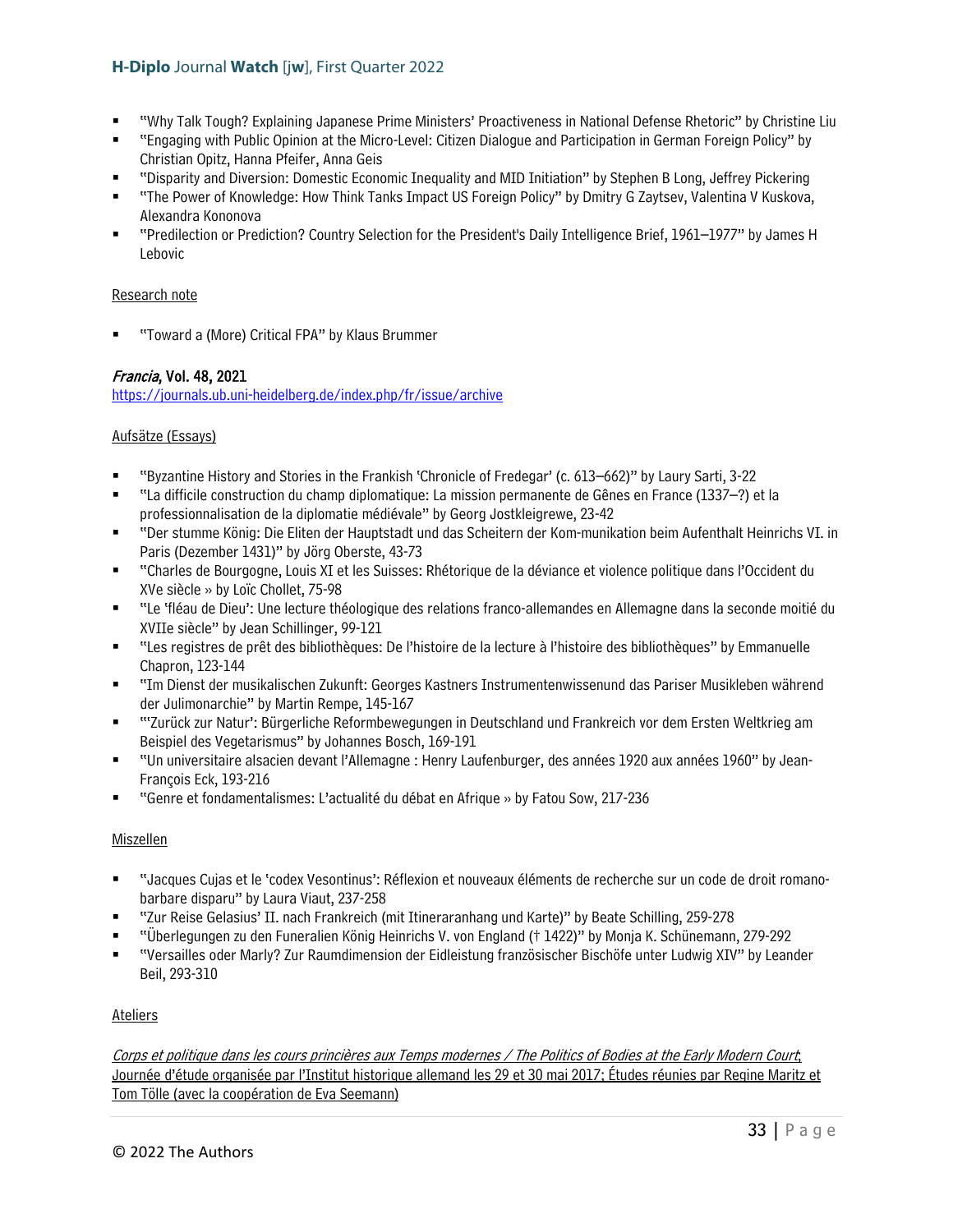- "Why Talk Tough? Explaining Japanese Prime Ministers' Proactiveness in National Defense Rhetoric" by Christine Liu
- "Engaging with Public Opinion at the Micro-Level: Citizen Dialogue and Participation in German Foreign Policy" by Christian Opitz, Hanna Pfeifer, Anna Geis
- "Disparity and Diversion: Domestic Economic Inequality and MID Initiation" by Stephen B Long, Jeffrey Pickering
- "The Power of Knowledge: How Think Tanks Impact US Foreign Policy" by Dmitry G Zaytsev, Valentina V Kuskova, Alexandra Kononova
- "Predilection or Prediction? Country Selection for the President's Daily Intelligence Brief, 1961–1977" by James H Lebovic

Research note

- "Toward a (More) Critical FPA" by Klaus Brummer

**_Francia_, Vol. 48, 2021**
https://journals.ub.uni-heidelberg.de/index.php/fr/issue/archive

Aufsätze (Essays)

- "Byzantine History and Stories in the Frankish 'Chronicle of Fredegar' (c. 613–662)" by Laury Sarti, 3-22
- "La difficile construction du champ diplomatique: La mission permanente de Gênes en France (1337–?) et la professionnalisation de la diplomatie médiévale" by Georg Jostkleigrewe, 23-42
- "Der stumme König: Die Eliten der Hauptstadt und das Scheitern der Kom-munikation beim Aufenthalt Heinrichs VI. in Paris (Dezember 1431)" by Jörg Oberste, 43-73
- "Charles de Bourgogne, Louis XI et les Suisses: Rhétorique de la déviance et violence politique dans l'Occident du XVe siècle » by Loïc Chollet, 75-98
- "Le 'fléau de Dieu': Une lecture théologique des relations franco-allemandes en Allemagne dans la seconde moitié du XVIIe siècle" by Jean Schillinger, 99-121
- "Les registres de prêt des bibliothèques: De l'histoire de la lecture à l'histoire des bibliothèques" by Emmanuelle Chapron, 123-144
- "Im Dienst der musikalischen Zukunft: Georges Kastners Instrumentenwissenund das Pariser Musikleben während der Julimonarchie" by Martin Rempe, 145-167
- "'Zurück zur Natur': Bürgerliche Reformbewegungen in Deutschland und Frankreich vor dem Ersten Weltkrieg am Beispiel des Vegetarismus" by Johannes Bosch, 169-191
- "Un universitaire alsacien devant l'Allemagne : Henry Laufenburger, des années 1920 aux années 1960" by Jean-François Eck, 193-216
- "Genre et fondamentalismes: L'actualité du débat en Afrique » by Fatou Sow, 217-236

Miszellen

- "Jacques Cujas et le 'codex Vesontinus': Réflexion et nouveaux éléments de recherche sur un code de droit romano-barbare disparu" by Laura Viaut, 237-258
- "Zur Reise Gelasius' II. nach Frankreich (mit Itineraranhang und Karte)" by Beate Schilling, 259-278
- "Überlegungen zu den Funeralien König Heinrichs V. von England († 1422)" by Monja K. Schünemann, 279-292
- "Versailles oder Marly? Zur Raumdimension der Eidleistung französischer Bischöfe unter Ludwig XIV" by Leander Beil, 293-310

Ateliers

_Corps et politique dans les cours princières aux Temps modernes / The Politics of Bodies at the Early Modern Court_; Journée d'étude organisée par l'Institut historique allemand les 29 et 30 mai 2017; Études réunies par Regine Maritz et Tom Tölle (avec la coopération de Eva Seemann)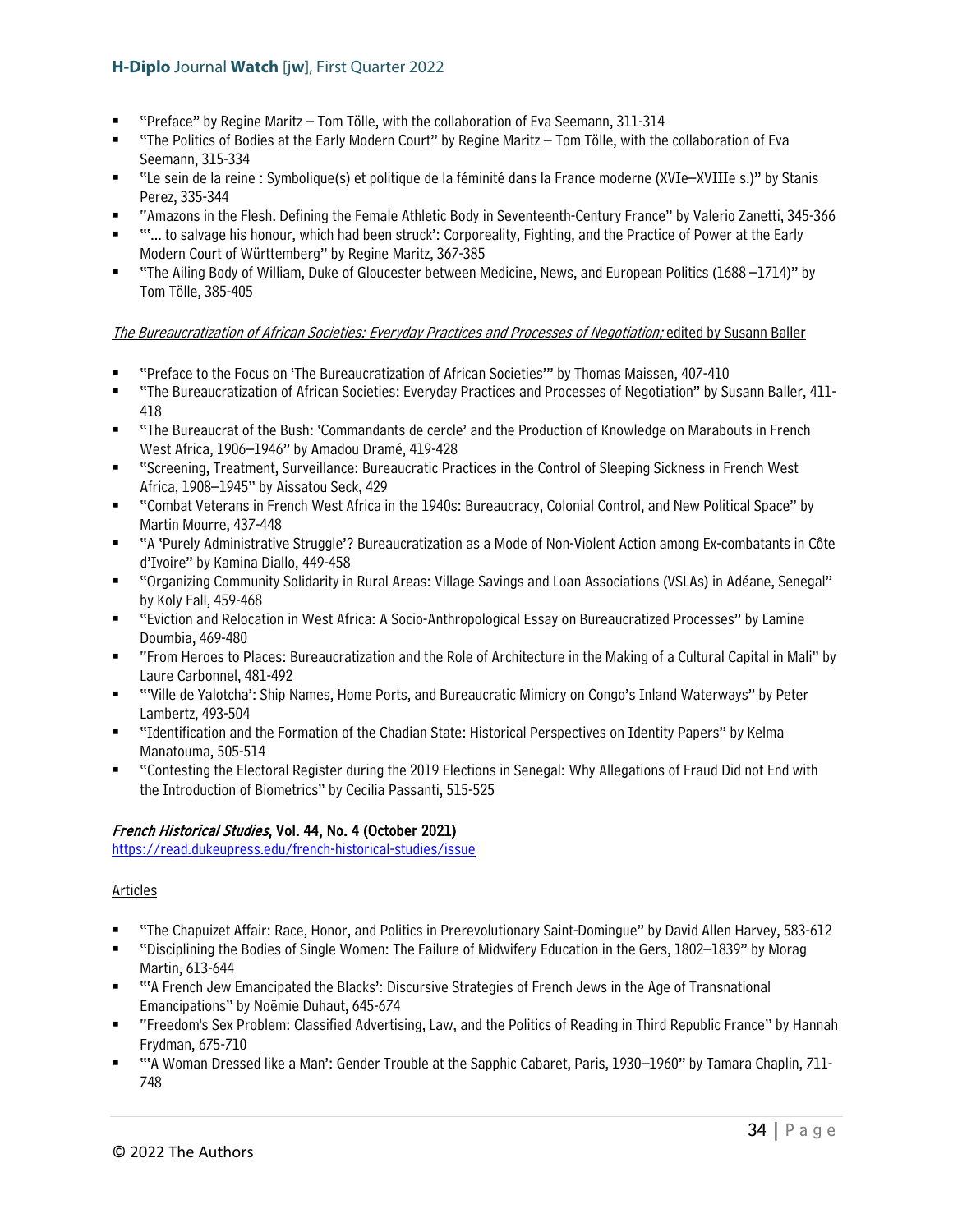- "Preface" by Regine Maritz – Tom Tölle, with the collaboration of Eva Seemann, 311-314
- "The Politics of Bodies at the Early Modern Court" by Regine Maritz – Tom Tölle, with the collaboration of Eva Seemann, 315-334
- "Le sein de la reine : Symbolique(s) et politique de la féminité dans la France moderne (XVIe–XVIIIe s.)" by Stanis Perez, 335-344
- "Amazons in the Flesh. Defining the Female Athletic Body in Seventeenth-Century France" by Valerio Zanetti, 345-366
- "'… to salvage his honour, which had been struck': Corporeality, Fighting, and the Practice of Power at the Early Modern Court of Württemberg" by Regine Maritz, 367-385
- "The Ailing Body of William, Duke of Gloucester between Medicine, News, and European Politics (1688 –1714)" by Tom Tölle, 385-405

*The Bureaucratization of African Societies: Everyday Practices and Processes of Negotiation;* edited by Susann Baller

- "Preface to the Focus on 'The Bureaucratization of African Societies'" by Thomas Maissen, 407-410
- "The Bureaucratization of African Societies: Everyday Practices and Processes of Negotiation" by Susann Baller, 411-418
- "The Bureaucrat of the Bush: 'Commandants de cercle' and the Production of Knowledge on Marabouts in French West Africa, 1906–1946" by Amadou Dramé, 419-428
- "Screening, Treatment, Surveillance: Bureaucratic Practices in the Control of Sleeping Sickness in French West Africa, 1908–1945" by Aissatou Seck, 429
- "Combat Veterans in French West Africa in the 1940s: Bureaucracy, Colonial Control, and New Political Space" by Martin Mourre, 437-448
- "A 'Purely Administrative Struggle'? Bureaucratization as a Mode of Non-Violent Action among Ex-combatants in Côte d'Ivoire" by Kamina Diallo, 449-458
- "Organizing Community Solidarity in Rural Areas: Village Savings and Loan Associations (VSLAs) in Adéane, Senegal" by Koly Fall, 459-468
- "Eviction and Relocation in West Africa: A Socio-Anthropological Essay on Bureaucratized Processes" by Lamine Doumbia, 469-480
- "From Heroes to Places: Bureaucratization and the Role of Architecture in the Making of a Cultural Capital in Mali" by Laure Carbonnel, 481-492
- "'Ville de Yalotcha': Ship Names, Home Ports, and Bureaucratic Mimicry on Congo's Inland Waterways" by Peter Lambertz, 493-504
- "Identification and the Formation of the Chadian State: Historical Perspectives on Identity Papers" by Kelma Manatouma, 505-514
- "Contesting the Electoral Register during the 2019 Elections in Senegal: Why Allegations of Fraud Did not End with the Introduction of Biometrics" by Cecilia Passanti, 515-525

### *French Historical Studies*, Vol. 44, No. 4 (October 2021)

https://read.dukeupress.edu/french-historical-studies/issue

Articles

- "The Chapuizet Affair: Race, Honor, and Politics in Prerevolutionary Saint-Domingue" by David Allen Harvey, 583-612
- "Disciplining the Bodies of Single Women: The Failure of Midwifery Education in the Gers, 1802–1839" by Morag Martin, 613-644
- "'A French Jew Emancipated the Blacks': Discursive Strategies of French Jews in the Age of Transnational Emancipations" by Noëmie Duhaut, 645-674
- "Freedom's Sex Problem: Classified Advertising, Law, and the Politics of Reading in Third Republic France" by Hannah Frydman, 675-710
- "'A Woman Dressed like a Man': Gender Trouble at the Sapphic Cabaret, Paris, 1930–1960" by Tamara Chaplin, 711-748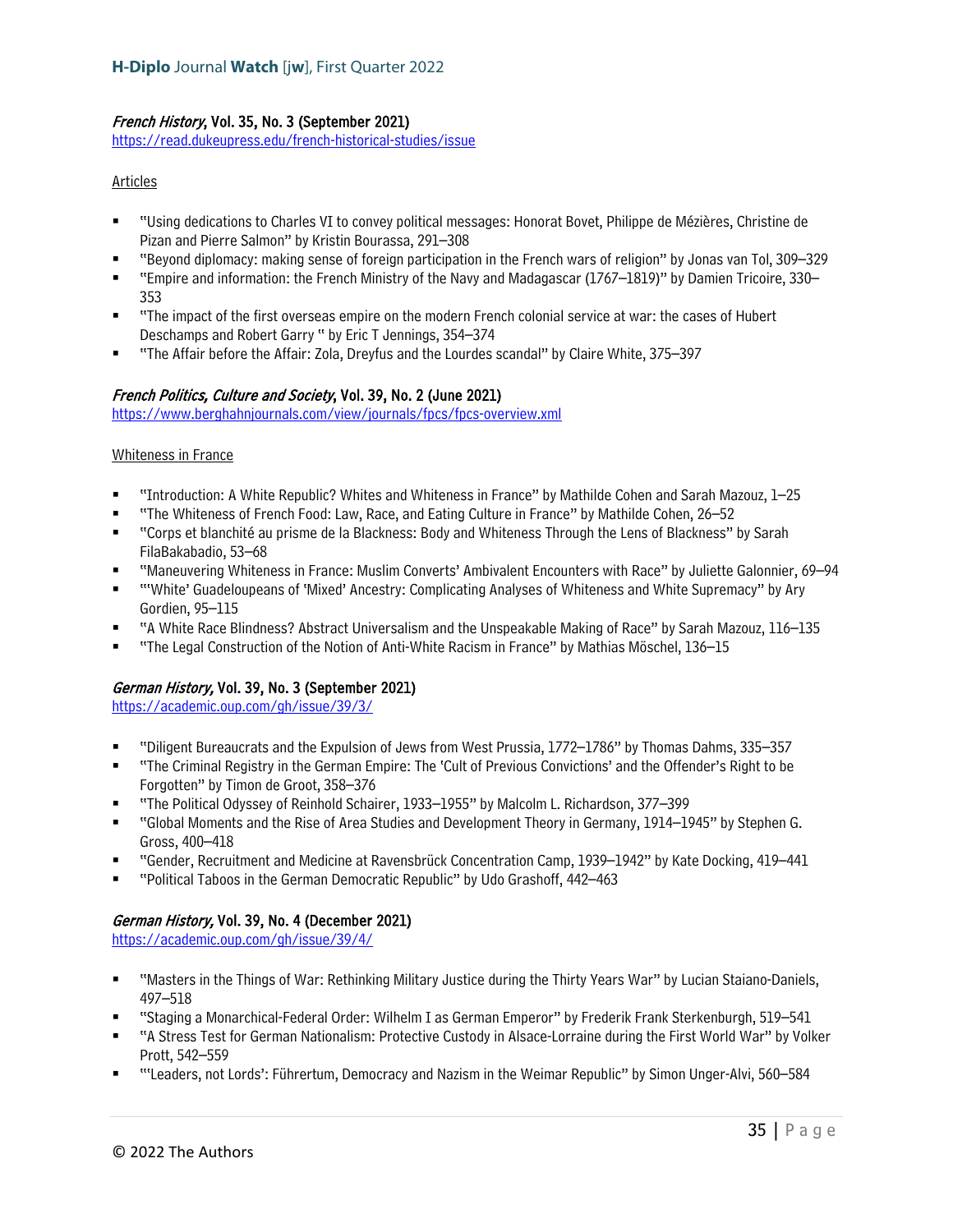### *French History*, Vol. 35, No. 3 (September 2021)

https://read.dukeupress.edu/french-historical-studies/issue

Articles

- "Using dedications to Charles VI to convey political messages: Honorat Bovet, Philippe de Mézières, Christine de Pizan and Pierre Salmon" by Kristin Bourassa, 291–308
- "Beyond diplomacy: making sense of foreign participation in the French wars of religion" by Jonas van Tol, 309–329
- "Empire and information: the French Ministry of the Navy and Madagascar (1767–1819)" by Damien Tricoire, 330–353
- "The impact of the first overseas empire on the modern French colonial service at war: the cases of Hubert Deschamps and Robert Garry " by Eric T Jennings, 354–374
- "The Affair before the Affair: Zola, Dreyfus and the Lourdes scandal" by Claire White, 375–397

### *French Politics, Culture and Society*, Vol. 39, No. 2 (June 2021)

https://www.berghahnjournals.com/view/journals/fpcs/fpcs-overview.xml

Whiteness in France

- "Introduction: A White Republic? Whites and Whiteness in France" by Mathilde Cohen and Sarah Mazouz, 1–25
- "The Whiteness of French Food: Law, Race, and Eating Culture in France" by Mathilde Cohen, 26–52
- "Corps et blanchité au prisme de la Blackness: Body and Whiteness Through the Lens of Blackness" by Sarah FilaBakabadio, 53–68
- "Maneuvering Whiteness in France: Muslim Converts' Ambivalent Encounters with Race" by Juliette Galonnier, 69–94
- "'White' Guadeloupeans of 'Mixed' Ancestry: Complicating Analyses of Whiteness and White Supremacy" by Ary Gordien, 95–115
- "A White Race Blindness? Abstract Universalism and the Unspeakable Making of Race" by Sarah Mazouz, 116–135
- "The Legal Construction of the Notion of Anti-White Racism in France" by Mathias Möschel, 136–15

### *German History,* Vol. 39, No. 3 (September 2021)

https://academic.oup.com/gh/issue/39/3/

- "Diligent Bureaucrats and the Expulsion of Jews from West Prussia, 1772–1786" by Thomas Dahms, 335–357
- "The Criminal Registry in the German Empire: The 'Cult of Previous Convictions' and the Offender's Right to be Forgotten" by Timon de Groot, 358–376
- "The Political Odyssey of Reinhold Schairer, 1933–1955" by Malcolm L. Richardson, 377–399
- "Global Moments and the Rise of Area Studies and Development Theory in Germany, 1914–1945" by Stephen G. Gross, 400–418
- "Gender, Recruitment and Medicine at Ravensbrück Concentration Camp, 1939–1942" by Kate Docking, 419–441
- "Political Taboos in the German Democratic Republic" by Udo Grashoff, 442–463

### *German History,* Vol. 39, No. 4 (December 2021)

https://academic.oup.com/gh/issue/39/4/

- "Masters in the Things of War: Rethinking Military Justice during the Thirty Years War" by Lucian Staiano-Daniels, 497–518
- "Staging a Monarchical-Federal Order: Wilhelm I as German Emperor" by Frederik Frank Sterkenburgh, 519–541
- "A Stress Test for German Nationalism: Protective Custody in Alsace-Lorraine during the First World War" by Volker Prott, 542–559
- "'Leaders, not Lords': Führertum, Democracy and Nazism in the Weimar Republic" by Simon Unger-Alvi, 560–584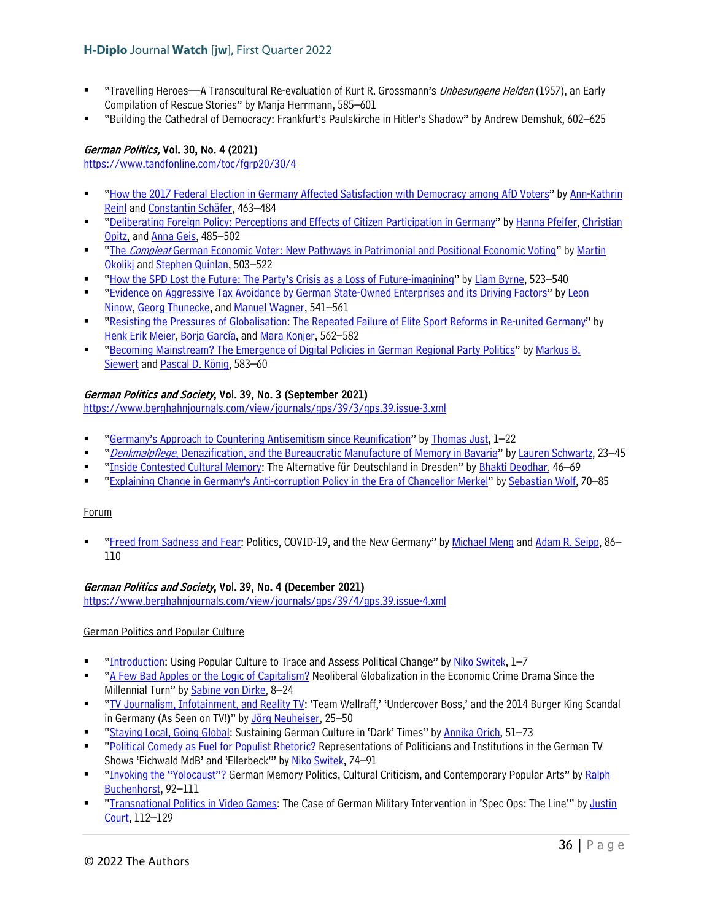- "Travelling Heroes—A Transcultural Re-evaluation of Kurt R. Grossmann's *Unbesungene Helden* (1957), an Early Compilation of Rescue Stories" by Manja Herrmann, 585–601
- "Building the Cathedral of Democracy: Frankfurt's Paulskirche in Hitler's Shadow" by Andrew Demshuk, 602–625

*German Politics,* Vol. 30, No. 4 (2021)
https://www.tandfonline.com/toc/fgrp20/30/4

- "How the 2017 Federal Election in Germany Affected Satisfaction with Democracy among AfD Voters" by Ann-Kathrin Reinl and Constantin Schäfer, 463–484
- "Deliberating Foreign Policy: Perceptions and Effects of Citizen Participation in Germany" by Hanna Pfeifer, Christian Opitz, and Anna Geis, 485–502
- "The *Compleat* German Economic Voter: New Pathways in Patrimonial and Positional Economic Voting" by Martin Okolikj and Stephen Quinlan, 503–522
- "How the SPD Lost the Future: The Party's Crisis as a Loss of Future-imagining" by Liam Byrne, 523–540
- "Evidence on Aggressive Tax Avoidance by German State-Owned Enterprises and its Driving Factors" by Leon Ninow, Georg Thunecke, and Manuel Wagner, 541–561
- "Resisting the Pressures of Globalisation: The Repeated Failure of Elite Sport Reforms in Re-united Germany" by Henk Erik Meier, Borja García, and Mara Konjer, 562–582
- "Becoming Mainstream? The Emergence of Digital Policies in German Regional Party Politics" by Markus B. Siewert and Pascal D. König, 583–60

*German Politics and Society*, Vol. 39, No. 3 (September 2021)
https://www.berghahnjournals.com/view/journals/gps/39/3/gps.39.issue-3.xml

- "Germany's Approach to Countering Antisemitism since Reunification" by Thomas Just, 1–22
- "*Denkmalpflege*, Denazification, and the Bureaucratic Manufacture of Memory in Bavaria" by Lauren Schwartz, 23–45
- "Inside Contested Cultural Memory: The Alternative für Deutschland in Dresden" by Bhakti Deodhar, 46–69
- "Explaining Change in Germany's Anti-corruption Policy in the Era of Chancellor Merkel" by Sebastian Wolf, 70–85

Forum

- "Freed from Sadness and Fear: Politics, COVID-19, and the New Germany" by Michael Meng and Adam R. Seipp, 86–110

*German Politics and Society*, Vol. 39, No. 4 (December 2021)
https://www.berghahnjournals.com/view/journals/gps/39/4/gps.39.issue-4.xml

German Politics and Popular Culture

- "Introduction: Using Popular Culture to Trace and Assess Political Change" by Niko Switek, 1–7
- "A Few Bad Apples or the Logic of Capitalism? Neoliberal Globalization in the Economic Crime Drama Since the Millennial Turn" by Sabine von Dirke, 8–24
- "TV Journalism, Infotainment, and Reality TV: 'Team Wallraff,' 'Undercover Boss,' and the 2014 Burger King Scandal in Germany (As Seen on TV!)" by Jörg Neuheiser, 25–50
- "Staying Local, Going Global: Sustaining German Culture in 'Dark' Times" by Annika Orich, 51–73
- "Political Comedy as Fuel for Populist Rhetoric? Representations of Politicians and Institutions in the German TV Shows 'Eichwald MdB' and 'Ellerbeck'" by Niko Switek, 74–91
- "Invoking the "Yolocaust"? German Memory Politics, Cultural Criticism, and Contemporary Popular Arts" by Ralph Buchenhorst, 92–111
- "Transnational Politics in Video Games: The Case of German Military Intervention in 'Spec Ops: The Line'" by Justin Court, 112–129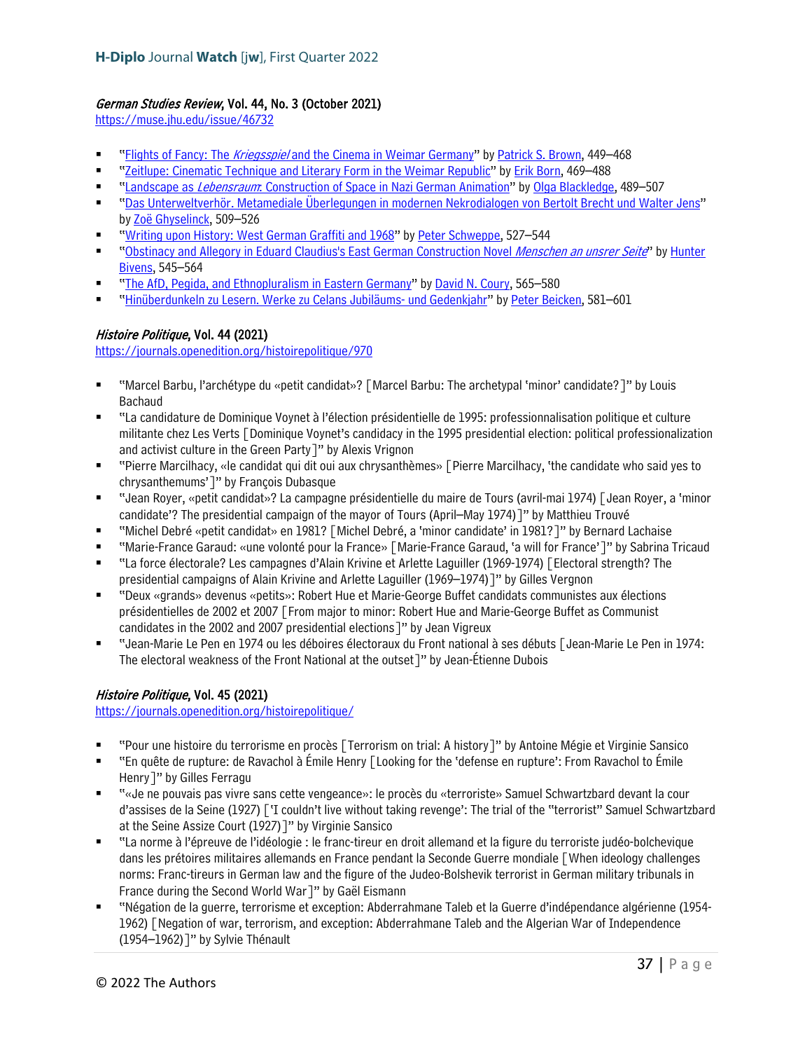### *German Studies Review*, Vol. 44, No. 3 (October 2021)

https://muse.jhu.edu/issue/46732

- "Flights of Fancy: The *Kriegsspiel* and the Cinema in Weimar Germany" by Patrick S. Brown, 449–468
- "Zeitlupe: Cinematic Technique and Literary Form in the Weimar Republic" by Erik Born, 469–488
- "Landscape as *Lebensraum*: Construction of Space in Nazi German Animation" by Olga Blackledge, 489–507
- "Das Unterweltverhör. Metamediale Überlegungen in modernen Nekrodialogen von Bertolt Brecht und Walter Jens" by Zoë Ghyselinck, 509–526
- "Writing upon History: West German Graffiti and 1968" by Peter Schweppe, 527–544
- "Obstinacy and Allegory in Eduard Claudius's East German Construction Novel *Menschen an unsrer Seite*" by Hunter Bivens, 545–564
- "The AfD, Pegida, and Ethnopluralism in Eastern Germany" by David N. Coury, 565–580
- "Hinüberdunkeln zu Lesern. Werke zu Celans Jubiläums- und Gedenkjahr" by Peter Beicken, 581–601

### *Histoire Politique*, Vol. 44 (2021)

https://journals.openedition.org/histoirepolitique/970

- "Marcel Barbu, l'archétype du «petit candidat»? [Marcel Barbu: The archetypal 'minor' candidate?]" by Louis Bachaud
- "La candidature de Dominique Voynet à l'élection présidentielle de 1995: professionnalisation politique et culture militante chez Les Verts [Dominique Voynet's candidacy in the 1995 presidential election: political professionalization and activist culture in the Green Party]" by Alexis Vrignon
- "Pierre Marcilhacy, «le candidat qui dit oui aux chrysanthèmes» [Pierre Marcilhacy, 'the candidate who said yes to chrysanthemums']" by François Dubasque
- "Jean Royer, «petit candidat»? La campagne présidentielle du maire de Tours (avril-mai 1974) [Jean Royer, a 'minor candidate'? The presidential campaign of the mayor of Tours (April–May 1974)]" by Matthieu Trouvé
- "Michel Debré «petit candidat» en 1981? [Michel Debré, a 'minor candidate' in 1981?]" by Bernard Lachaise
- "Marie-France Garaud: «une volonté pour la France» [Marie-France Garaud, 'a will for France']" by Sabrina Tricaud
- "La force électorale? Les campagnes d'Alain Krivine et Arlette Laguiller (1969-1974) [Electoral strength? The presidential campaigns of Alain Krivine and Arlette Laguiller (1969–1974)]" by Gilles Vergnon
- "Deux «grands» devenus «petits»: Robert Hue et Marie-George Buffet candidats communistes aux élections présidentielles de 2002 et 2007 [From major to minor: Robert Hue and Marie-George Buffet as Communist candidates in the 2002 and 2007 presidential elections]" by Jean Vigreux
- "Jean-Marie Le Pen en 1974 ou les déboires électoraux du Front national à ses débuts [Jean-Marie Le Pen in 1974: The electoral weakness of the Front National at the outset]" by Jean-Étienne Dubois

### *Histoire Politique*, Vol. 45 (2021)

https://journals.openedition.org/histoirepolitique/

- "Pour une histoire du terrorisme en procès [Terrorism on trial: A history]" by Antoine Mégie et Virginie Sansico
- "En quête de rupture: de Ravachol à Émile Henry [Looking for the 'defense en rupture': From Ravachol to Émile Henry]" by Gilles Ferragu
- "«Je ne pouvais pas vivre sans cette vengeance»: le procès du «terroriste» Samuel Schwartzbard devant la cour d'assises de la Seine (1927) ['I couldn't live without taking revenge': The trial of the "terrorist" Samuel Schwartzbard at the Seine Assize Court (1927)]" by Virginie Sansico
- "La norme à l'épreuve de l'idéologie : le franc-tireur en droit allemand et la figure du terroriste judéo-bolchevique dans les prétoires militaires allemands en France pendant la Seconde Guerre mondiale [When ideology challenges norms: Franc-tireurs in German law and the figure of the Judeo-Bolshevik terrorist in German military tribunals in France during the Second World War]" by Gaël Eismann
- "Négation de la guerre, terrorisme et exception: Abderrahmane Taleb et la Guerre d'indépendance algérienne (1954-1962) [Negation of war, terrorism, and exception: Abderrahmane Taleb and the Algerian War of Independence (1954–1962)]" by Sylvie Thénault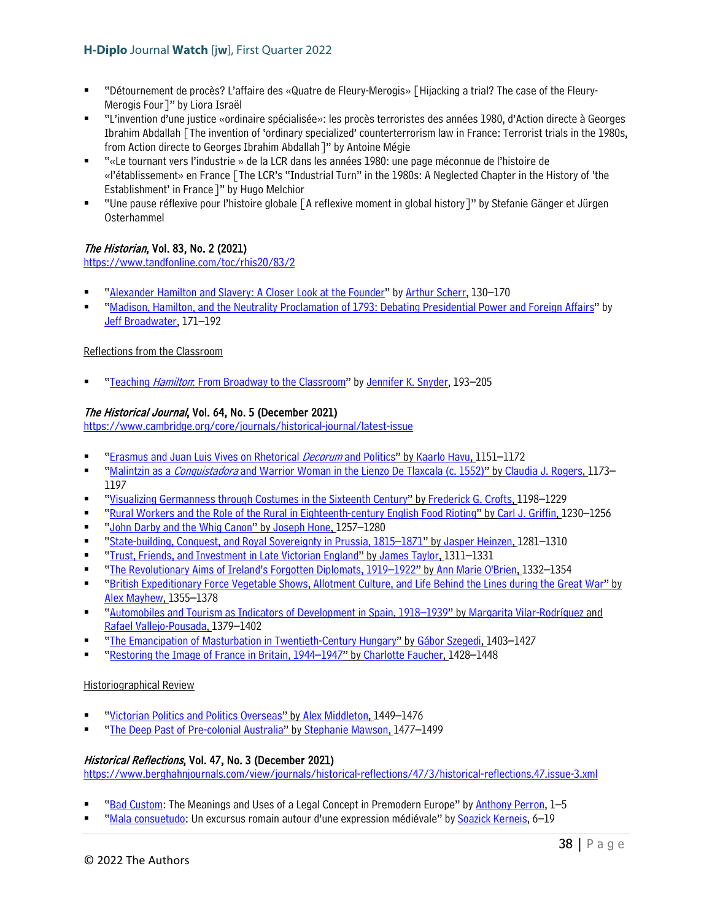- "Détournement de procès? L'affaire des «Quatre de Fleury-Merogis» [Hijacking a trial? The case of the Fleury-Merogis Four]" by Liora Israël
- "L'invention d'une justice «ordinaire spécialisée»: les procès terroristes des années 1980, d'Action directe à Georges Ibrahim Abdallah [The invention of 'ordinary specialized' counterterrorism law in France: Terrorist trials in the 1980s, from Action directe to Georges Ibrahim Abdallah]" by Antoine Mégie
- "«Le tournant vers l'industrie » de la LCR dans les années 1980: une page méconnue de l'histoire de «l'établissement» en France [The LCR's "Industrial Turn" in the 1980s: A Neglected Chapter in the History of 'the Establishment' in France]" by Hugo Melchior
- "Une pause réflexive pour l'histoire globale [A reflexive moment in global history]" by Stefanie Gänger et Jürgen Osterhammel

### *The Historian*, Vol. 83, No. 2 (2021)

https://www.tandfonline.com/toc/rhis20/83/2

- "Alexander Hamilton and Slavery: A Closer Look at the Founder" by Arthur Scherr, 130–170
- "Madison, Hamilton, and the Neutrality Proclamation of 1793: Debating Presidential Power and Foreign Affairs" by Jeff Broadwater, 171–192

Reflections from the Classroom

- "Teaching *Hamilton*: From Broadway to the Classroom" by Jennifer K. Snyder, 193–205

### *The Historical Journal*, Vol. 64, No. 5 (December 2021)

https://www.cambridge.org/core/journals/historical-journal/latest-issue

- "Erasmus and Juan Luis Vives on Rhetorical *Decorum* and Politics" by Kaarlo Havu, 1151–1172
- "Malintzin as a *Conquistadora* and Warrior Woman in the Lienzo De Tlaxcala (c. 1552)" by Claudia J. Rogers, 1173–1197
- "Visualizing Germanness through Costumes in the Sixteenth Century" by Frederick G. Crofts, 1198–1229
- "Rural Workers and the Role of the Rural in Eighteenth-century English Food Rioting" by Carl J. Griffin, 1230–1256
- "John Darby and the Whig Canon" by Joseph Hone, 1257–1280
- "State-building, Conquest, and Royal Sovereignty in Prussia, 1815–1871" by Jasper Heinzen, 1281–1310
- "Trust, Friends, and Investment in Late Victorian England" by James Taylor, 1311–1331
- "The Revolutionary Aims of Ireland's Forgotten Diplomats, 1919–1922" by Ann Marie O'Brien, 1332–1354
- "British Expeditionary Force Vegetable Shows, Allotment Culture, and Life Behind the Lines during the Great War" by Alex Mayhew, 1355–1378
- "Automobiles and Tourism as Indicators of Development in Spain, 1918–1939" by Margarita Vilar-Rodríguez and Rafael Vallejo-Pousada, 1379–1402
- "The Emancipation of Masturbation in Twentieth-Century Hungary" by Gábor Szegedi, 1403–1427
- "Restoring the Image of France in Britain, 1944–1947" by Charlotte Faucher, 1428–1448

Historiographical Review

- "Victorian Politics and Politics Overseas" by Alex Middleton, 1449–1476
- "The Deep Past of Pre-colonial Australia" by Stephanie Mawson, 1477–1499

### *Historical Reflections*, Vol. 47, No. 3 (December 2021)

https://www.berghahnjournals.com/view/journals/historical-reflections/47/3/historical-reflections.47.issue-3.xml

- "Bad Custom: The Meanings and Uses of a Legal Concept in Premodern Europe" by Anthony Perron, 1–5
- "Mala consuetudo: Un excursus romain autour d'une expression médiévale" by Soazick Kerneis, 6–19

© 2022 The Authors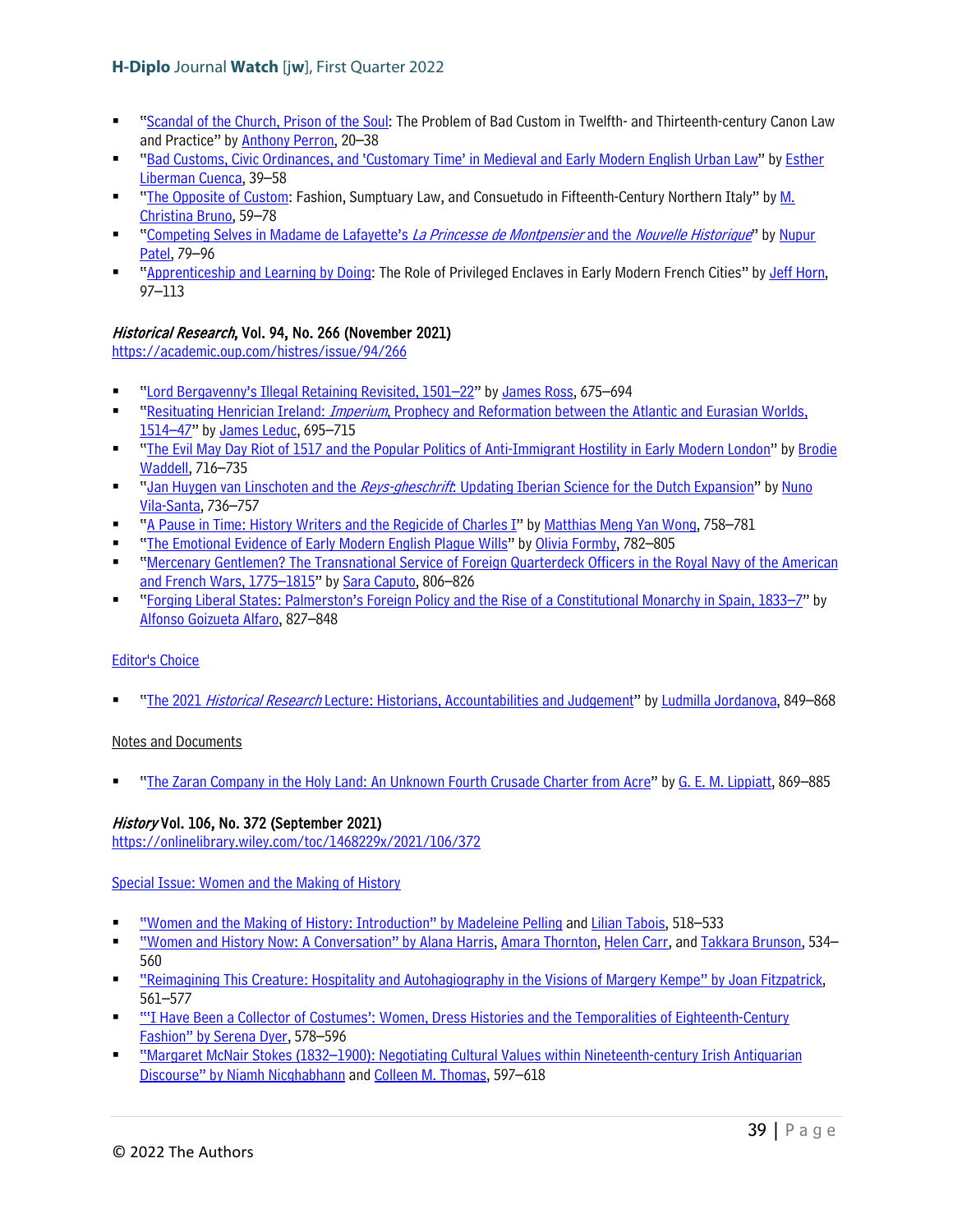- "Scandal of the Church, Prison of the Soul: The Problem of Bad Custom in Twelfth- and Thirteenth-century Canon Law and Practice" by Anthony Perron, 20–38
- "Bad Customs, Civic Ordinances, and 'Customary Time' in Medieval and Early Modern English Urban Law" by Esther Liberman Cuenca, 39–58
- "The Opposite of Custom: Fashion, Sumptuary Law, and Consuetudo in Fifteenth-Century Northern Italy" by M. Christina Bruno, 59–78
- "Competing Selves in Madame de Lafayette's *La Princesse de Montpensier* and the *Nouvelle Historique*" by Nupur Patel, 79–96
- "Apprenticeship and Learning by Doing: The Role of Privileged Enclaves in Early Modern French Cities" by Jeff Horn, 97–113

### *Historical Research*, Vol. 94, No. 266 (November 2021)

https://academic.oup.com/histres/issue/94/266

- "Lord Bergavenny's Illegal Retaining Revisited, 1501–22" by James Ross, 675–694
- "Resituating Henrician Ireland: *Imperium*, Prophecy and Reformation between the Atlantic and Eurasian Worlds, 1514–47" by James Leduc, 695–715
- "The Evil May Day Riot of 1517 and the Popular Politics of Anti-Immigrant Hostility in Early Modern London" by Brodie Waddell, 716–735
- "Jan Huygen van Linschoten and the *Reys-gheschrift*: Updating Iberian Science for the Dutch Expansion" by Nuno Vila-Santa, 736–757
- "A Pause in Time: History Writers and the Regicide of Charles I" by Matthias Meng Yan Wong, 758–781
- "The Emotional Evidence of Early Modern English Plague Wills" by Olivia Formby, 782–805
- "Mercenary Gentlemen? The Transnational Service of Foreign Quarterdeck Officers in the Royal Navy of the American and French Wars, 1775–1815" by Sara Caputo, 806–826
- "Forging Liberal States: Palmerston's Foreign Policy and the Rise of a Constitutional Monarchy in Spain, 1833–7" by Alfonso Goizueta Alfaro, 827–848

Editor's Choice

- "The 2021 *Historical Research* Lecture: Historians, Accountabilities and Judgement" by Ludmilla Jordanova, 849–868

Notes and Documents

- "The Zaran Company in the Holy Land: An Unknown Fourth Crusade Charter from Acre" by G. E. M. Lippiatt, 869–885

### *History* Vol. 106, No. 372 (September 2021)

https://onlinelibrary.wiley.com/toc/1468229x/2021/106/372

Special Issue: Women and the Making of History

- "Women and the Making of History: Introduction" by Madeleine Pelling and Lilian Tabois, 518–533
- "Women and History Now: A Conversation" by Alana Harris, Amara Thornton, Helen Carr, and Takkara Brunson, 534–560
- "Reimagining This Creature: Hospitality and Autohagiography in the Visions of Margery Kempe" by Joan Fitzpatrick, 561–577
- "'I Have Been a Collector of Costumes': Women, Dress Histories and the Temporalities of Eighteenth-Century Fashion" by Serena Dyer, 578–596
- "Margaret McNair Stokes (1832–1900): Negotiating Cultural Values within Nineteenth-century Irish Antiquarian Discourse" by Niamh Nicghabhann and Colleen M. Thomas, 597–618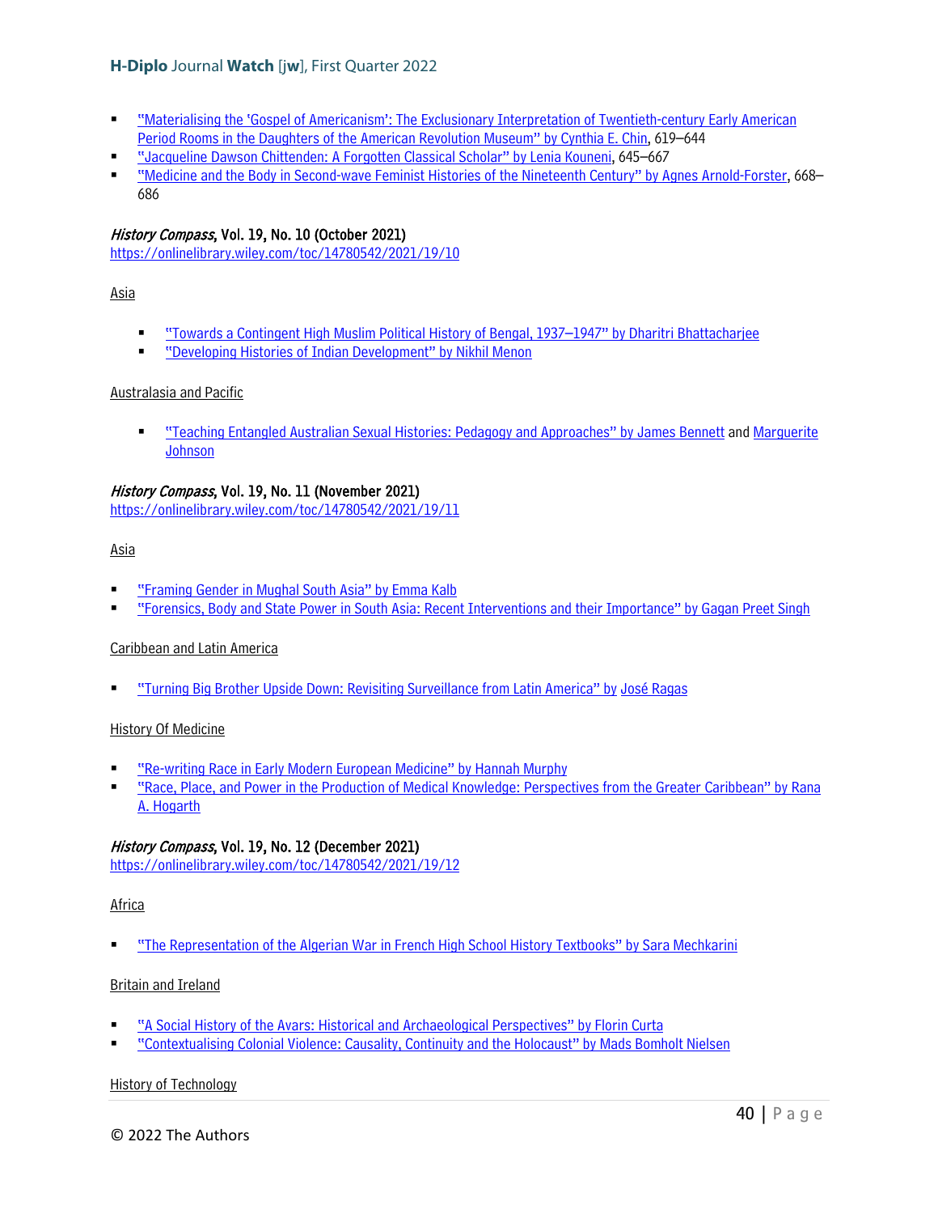- "Materialising the 'Gospel of Americanism': The Exclusionary Interpretation of Twentieth-century Early American Period Rooms in the Daughters of the American Revolution Museum" by Cynthia E. Chin, 619–644
- "Jacqueline Dawson Chittenden: A Forgotten Classical Scholar" by Lenia Kouneni, 645–667
- "Medicine and the Body in Second-wave Feminist Histories of the Nineteenth Century" by Agnes Arnold-Forster, 668–686

*History Compass*, Vol. 19, No. 10 (October 2021)
https://onlinelibrary.wiley.com/toc/14780542/2021/19/10

Asia

- "Towards a Contingent High Muslim Political History of Bengal, 1937–1947" by Dharitri Bhattacharjee
- "Developing Histories of Indian Development" by Nikhil Menon

Australasia and Pacific

- "Teaching Entangled Australian Sexual Histories: Pedagogy and Approaches" by James Bennett and Marguerite Johnson

*History Compass*, Vol. 19, No. 11 (November 2021)
https://onlinelibrary.wiley.com/toc/14780542/2021/19/11

Asia

- "Framing Gender in Mughal South Asia" by Emma Kalb
- "Forensics, Body and State Power in South Asia: Recent Interventions and their Importance" by Gagan Preet Singh

Caribbean and Latin America

- "Turning Big Brother Upside Down: Revisiting Surveillance from Latin America" by José Ragas

History Of Medicine

- "Re-writing Race in Early Modern European Medicine" by Hannah Murphy
- "Race, Place, and Power in the Production of Medical Knowledge: Perspectives from the Greater Caribbean" by Rana A. Hogarth

*History Compass*, Vol. 19, No. 12 (December 2021)
https://onlinelibrary.wiley.com/toc/14780542/2021/19/12

Africa

- "The Representation of the Algerian War in French High School History Textbooks" by Sara Mechkarini

Britain and Ireland

- "A Social History of the Avars: Historical and Archaeological Perspectives" by Florin Curta
- "Contextualising Colonial Violence: Causality, Continuity and the Holocaust" by Mads Bomholt Nielsen

History of Technology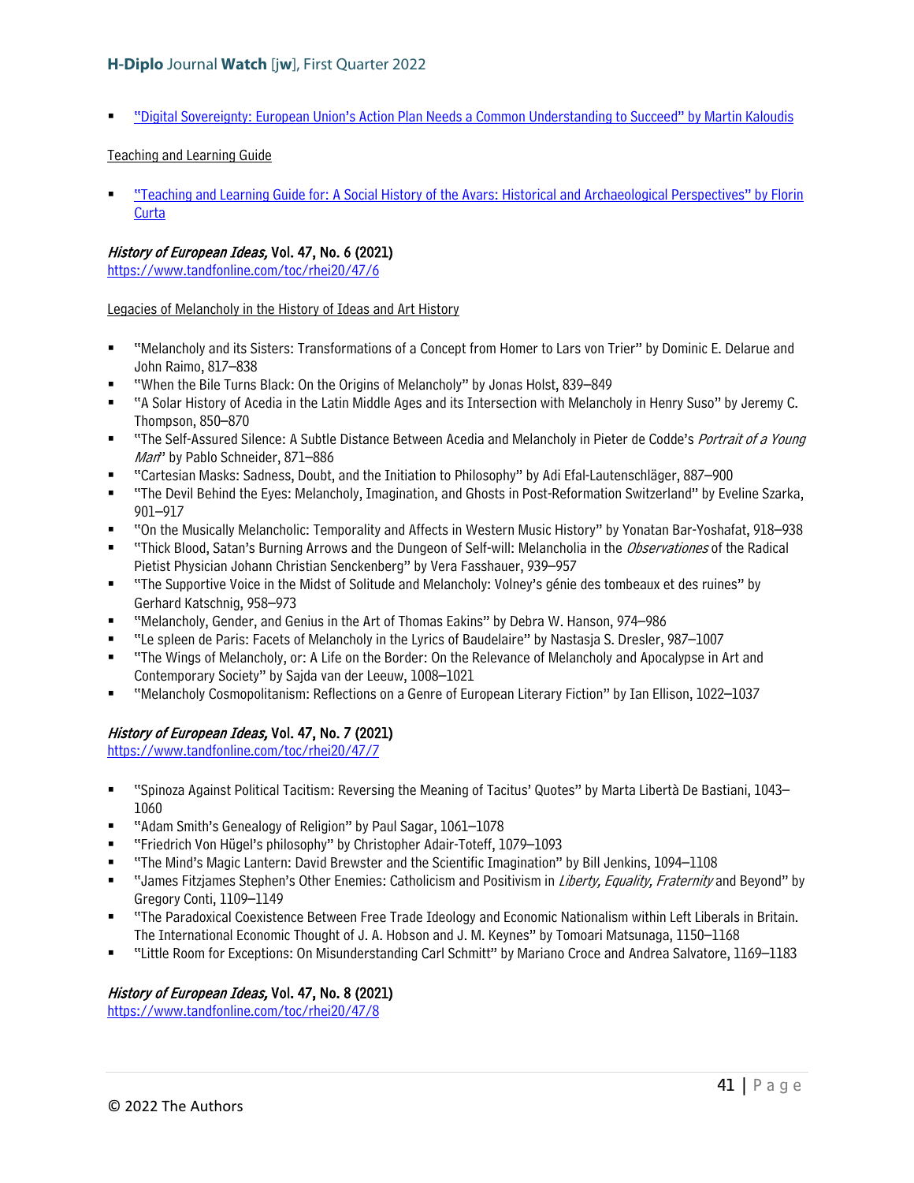- "Digital Sovereignty: European Union's Action Plan Needs a Common Understanding to Succeed" by Martin Kaloudis

Teaching and Learning Guide

- "Teaching and Learning Guide for: A Social History of the Avars: Historical and Archaeological Perspectives" by Florin Curta

**_History of European Ideas,_ Vol. 47, No. 6 (2021)**
https://www.tandfonline.com/toc/rhei20/47/6

Legacies of Melancholy in the History of Ideas and Art History

- "Melancholy and its Sisters: Transformations of a Concept from Homer to Lars von Trier" by Dominic E. Delarue and John Raimo, 817–838
- "When the Bile Turns Black: On the Origins of Melancholy" by Jonas Holst, 839–849
- "A Solar History of Acedia in the Latin Middle Ages and its Intersection with Melancholy in Henry Suso" by Jeremy C. Thompson, 850–870
- "The Self-Assured Silence: A Subtle Distance Between Acedia and Melancholy in Pieter de Codde's *Portrait of a Young Man*" by Pablo Schneider, 871–886
- "Cartesian Masks: Sadness, Doubt, and the Initiation to Philosophy" by Adi Efal-Lautenschläger, 887–900
- "The Devil Behind the Eyes: Melancholy, Imagination, and Ghosts in Post-Reformation Switzerland" by Eveline Szarka, 901–917
- "On the Musically Melancholic: Temporality and Affects in Western Music History" by Yonatan Bar-Yoshafat, 918–938
- "Thick Blood, Satan's Burning Arrows and the Dungeon of Self-will: Melancholia in the *Observationes* of the Radical Pietist Physician Johann Christian Senckenberg" by Vera Fasshauer, 939–957
- "The Supportive Voice in the Midst of Solitude and Melancholy: Volney's génie des tombeaux et des ruines" by Gerhard Katschnig, 958–973
- "Melancholy, Gender, and Genius in the Art of Thomas Eakins" by Debra W. Hanson, 974–986
- "Le spleen de Paris: Facets of Melancholy in the Lyrics of Baudelaire" by Nastasja S. Dresler, 987–1007
- "The Wings of Melancholy, or: A Life on the Border: On the Relevance of Melancholy and Apocalypse in Art and Contemporary Society" by Sajda van der Leeuw, 1008–1021
- "Melancholy Cosmopolitanism: Reflections on a Genre of European Literary Fiction" by Ian Ellison, 1022–1037

**_History of European Ideas,_ Vol. 47, No. 7 (2021)**
https://www.tandfonline.com/toc/rhei20/47/7

- "Spinoza Against Political Tacitism: Reversing the Meaning of Tacitus' Quotes" by Marta Libertà De Bastiani, 1043–1060
- "Adam Smith's Genealogy of Religion" by Paul Sagar, 1061–1078
- "Friedrich Von Hügel's philosophy" by Christopher Adair-Toteff, 1079–1093
- "The Mind's Magic Lantern: David Brewster and the Scientific Imagination" by Bill Jenkins, 1094–1108
- "James Fitzjames Stephen's Other Enemies: Catholicism and Positivism in *Liberty, Equality, Fraternity* and Beyond" by Gregory Conti, 1109–1149
- "The Paradoxical Coexistence Between Free Trade Ideology and Economic Nationalism within Left Liberals in Britain. The International Economic Thought of J. A. Hobson and J. M. Keynes" by Tomoari Matsunaga, 1150–1168
- "Little Room for Exceptions: On Misunderstanding Carl Schmitt" by Mariano Croce and Andrea Salvatore, 1169–1183

**_History of European Ideas,_ Vol. 47, No. 8 (2021)**
https://www.tandfonline.com/toc/rhei20/47/8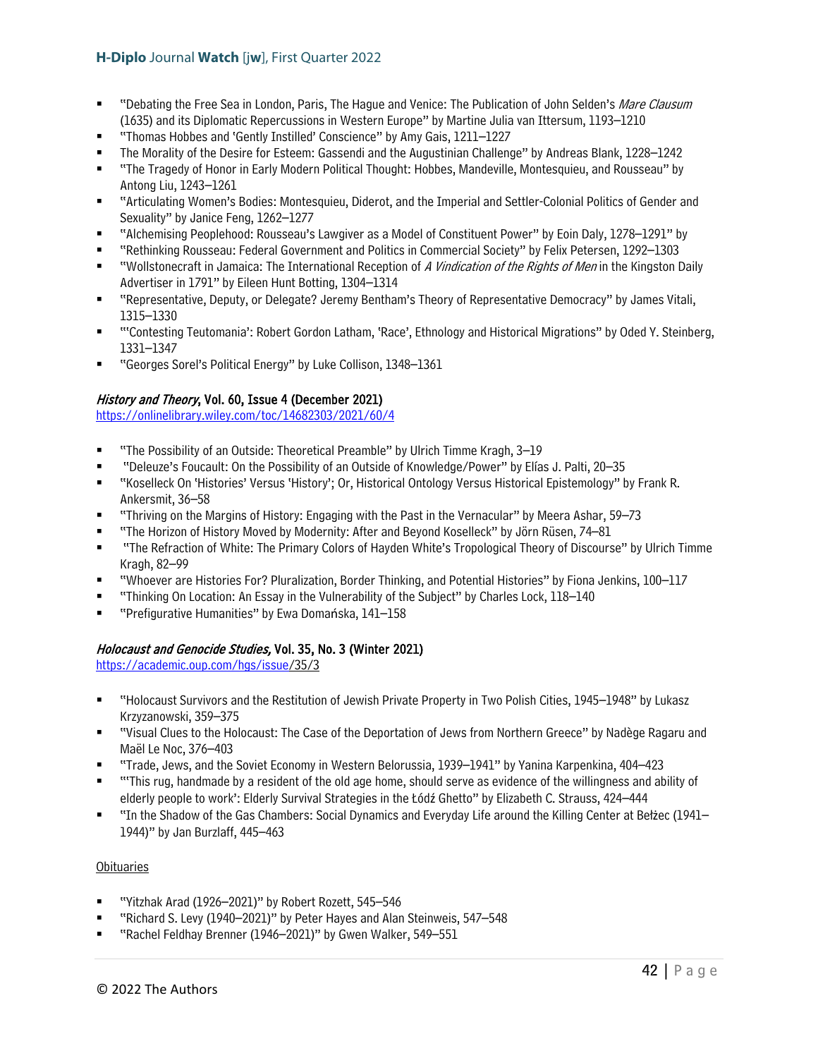- "Debating the Free Sea in London, Paris, The Hague and Venice: The Publication of John Selden's *Mare Clausum* (1635) and its Diplomatic Repercussions in Western Europe" by Martine Julia van Ittersum, 1193–1210
- "Thomas Hobbes and 'Gently Instilled' Conscience" by Amy Gais, 1211–1227
- The Morality of the Desire for Esteem: Gassendi and the Augustinian Challenge" by Andreas Blank, 1228–1242
- "The Tragedy of Honor in Early Modern Political Thought: Hobbes, Mandeville, Montesquieu, and Rousseau" by Antong Liu, 1243–1261
- "Articulating Women's Bodies: Montesquieu, Diderot, and the Imperial and Settler-Colonial Politics of Gender and Sexuality" by Janice Feng, 1262–1277
- "Alchemising Peoplehood: Rousseau's Lawgiver as a Model of Constituent Power" by Eoin Daly, 1278–1291" by
- "Rethinking Rousseau: Federal Government and Politics in Commercial Society" by Felix Petersen, 1292–1303
- "Wollstonecraft in Jamaica: The International Reception of *A Vindication of the Rights of Men* in the Kingston Daily Advertiser in 1791" by Eileen Hunt Botting, 1304–1314
- "Representative, Deputy, or Delegate? Jeremy Bentham's Theory of Representative Democracy" by James Vitali, 1315–1330
- "'Contesting Teutomania': Robert Gordon Latham, 'Race', Ethnology and Historical Migrations" by Oded Y. Steinberg, 1331–1347
- "Georges Sorel's Political Energy" by Luke Collison, 1348–1361

### *History and Theory*, Vol. 60, Issue 4 (December 2021)

https://onlinelibrary.wiley.com/toc/14682303/2021/60/4

- "The Possibility of an Outside: Theoretical Preamble" by Ulrich Timme Kragh, 3–19
- "Deleuze's Foucault: On the Possibility of an Outside of Knowledge/Power" by Elías J. Palti, 20–35
- "Koselleck On 'Histories' Versus 'History'; Or, Historical Ontology Versus Historical Epistemology" by Frank R. Ankersmit, 36–58
- "Thriving on the Margins of History: Engaging with the Past in the Vernacular" by Meera Ashar, 59–73
- "The Horizon of History Moved by Modernity: After and Beyond Koselleck" by Jörn Rüsen, 74–81
- "The Refraction of White: The Primary Colors of Hayden White's Tropological Theory of Discourse" by Ulrich Timme Kragh, 82–99
- "Whoever are Histories For? Pluralization, Border Thinking, and Potential Histories" by Fiona Jenkins, 100–117
- "Thinking On Location: An Essay in the Vulnerability of the Subject" by Charles Lock, 118–140
- "Prefigurative Humanities" by Ewa Domańska, 141–158

### *Holocaust and Genocide Studies,* Vol. 35, No. 3 (Winter 2021)

https://academic.oup.com/hgs/issue/35/3

- "Holocaust Survivors and the Restitution of Jewish Private Property in Two Polish Cities, 1945–1948" by Lukasz Krzyzanowski, 359–375
- "Visual Clues to the Holocaust: The Case of the Deportation of Jews from Northern Greece" by Nadège Ragaru and Maël Le Noc, 376–403
- "Trade, Jews, and the Soviet Economy in Western Belorussia, 1939–1941" by Yanina Karpenkina, 404–423
- "'This rug, handmade by a resident of the old age home, should serve as evidence of the willingness and ability of elderly people to work': Elderly Survival Strategies in the Łódź Ghetto" by Elizabeth C. Strauss, 424–444
- "In the Shadow of the Gas Chambers: Social Dynamics and Everyday Life around the Killing Center at Bełżec (1941–1944)" by Jan Burzlaff, 445–463

Obituaries

- "Yitzhak Arad (1926–2021)" by Robert Rozett, 545–546
- "Richard S. Levy (1940–2021)" by Peter Hayes and Alan Steinweis, 547–548
- "Rachel Feldhay Brenner (1946–2021)" by Gwen Walker, 549–551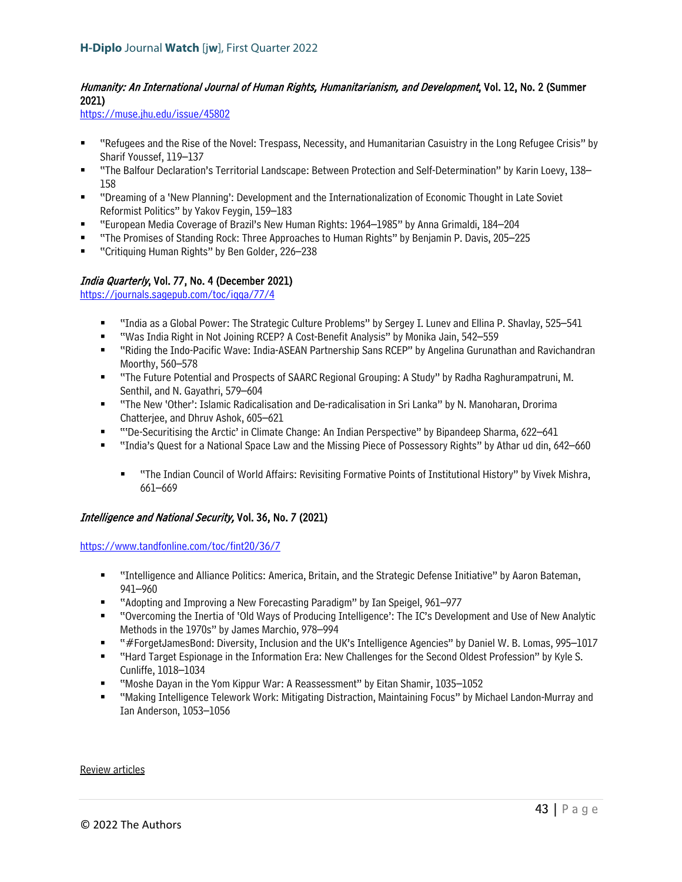*Humanity: An International Journal of Human Rights, Humanitarianism, and Development*, **Vol. 12, No. 2 (Summer 2021)**
https://muse.jhu.edu/issue/45802

- "Refugees and the Rise of the Novel: Trespass, Necessity, and Humanitarian Casuistry in the Long Refugee Crisis" by Sharif Youssef, 119–137
- "The Balfour Declaration's Territorial Landscape: Between Protection and Self-Determination" by Karin Loevy, 138–158
- "Dreaming of a 'New Planning': Development and the Internationalization of Economic Thought in Late Soviet Reformist Politics" by Yakov Feygin, 159–183
- "European Media Coverage of Brazil's New Human Rights: 1964–1985" by Anna Grimaldi, 184–204
- "The Promises of Standing Rock: Three Approaches to Human Rights" by Benjamin P. Davis, 205–225
- "Critiquing Human Rights" by Ben Golder, 226–238

*India Quarterly*, **Vol. 77, No. 4 (December 2021)**
https://journals.sagepub.com/toc/iqqa/77/4

- "India as a Global Power: The Strategic Culture Problems" by Sergey I. Lunev and Ellina P. Shavlay, 525–541
- "Was India Right in Not Joining RCEP? A Cost-Benefit Analysis" by Monika Jain, 542–559
- "Riding the Indo-Pacific Wave: India-ASEAN Partnership Sans RCEP" by Angelina Gurunathan and Ravichandran Moorthy, 560–578
- "The Future Potential and Prospects of SAARC Regional Grouping: A Study" by Radha Raghurampatruni, M. Senthil, and N. Gayathri, 579–604
- "The New 'Other': Islamic Radicalisation and De-radicalisation in Sri Lanka" by N. Manoharan, Drorima Chatterjee, and Dhruv Ashok, 605–621
- "'De-Securitising the Arctic' in Climate Change: An Indian Perspective" by Bipandeep Sharma, 622–641
- "India's Quest for a National Space Law and the Missing Piece of Possessory Rights" by Athar ud din, 642–660
  - "The Indian Council of World Affairs: Revisiting Formative Points of Institutional History" by Vivek Mishra, 661–669

*Intelligence and National Security,* **Vol. 36, No. 7 (2021)**

https://www.tandfonline.com/toc/fint20/36/7

- "Intelligence and Alliance Politics: America, Britain, and the Strategic Defense Initiative" by Aaron Bateman, 941–960
- "Adopting and Improving a New Forecasting Paradigm" by Ian Speigel, 961–977
- "Overcoming the Inertia of 'Old Ways of Producing Intelligence': The IC's Development and Use of New Analytic Methods in the 1970s" by James Marchio, 978–994
- "#ForgetJamesBond: Diversity, Inclusion and the UK's Intelligence Agencies" by Daniel W. B. Lomas, 995–1017
- "Hard Target Espionage in the Information Era: New Challenges for the Second Oldest Profession" by Kyle S. Cunliffe, 1018–1034
- "Moshe Dayan in the Yom Kippur War: A Reassessment" by Eitan Shamir, 1035–1052
- "Making Intelligence Telework Work: Mitigating Distraction, Maintaining Focus" by Michael Landon-Murray and Ian Anderson, 1053–1056

Review articles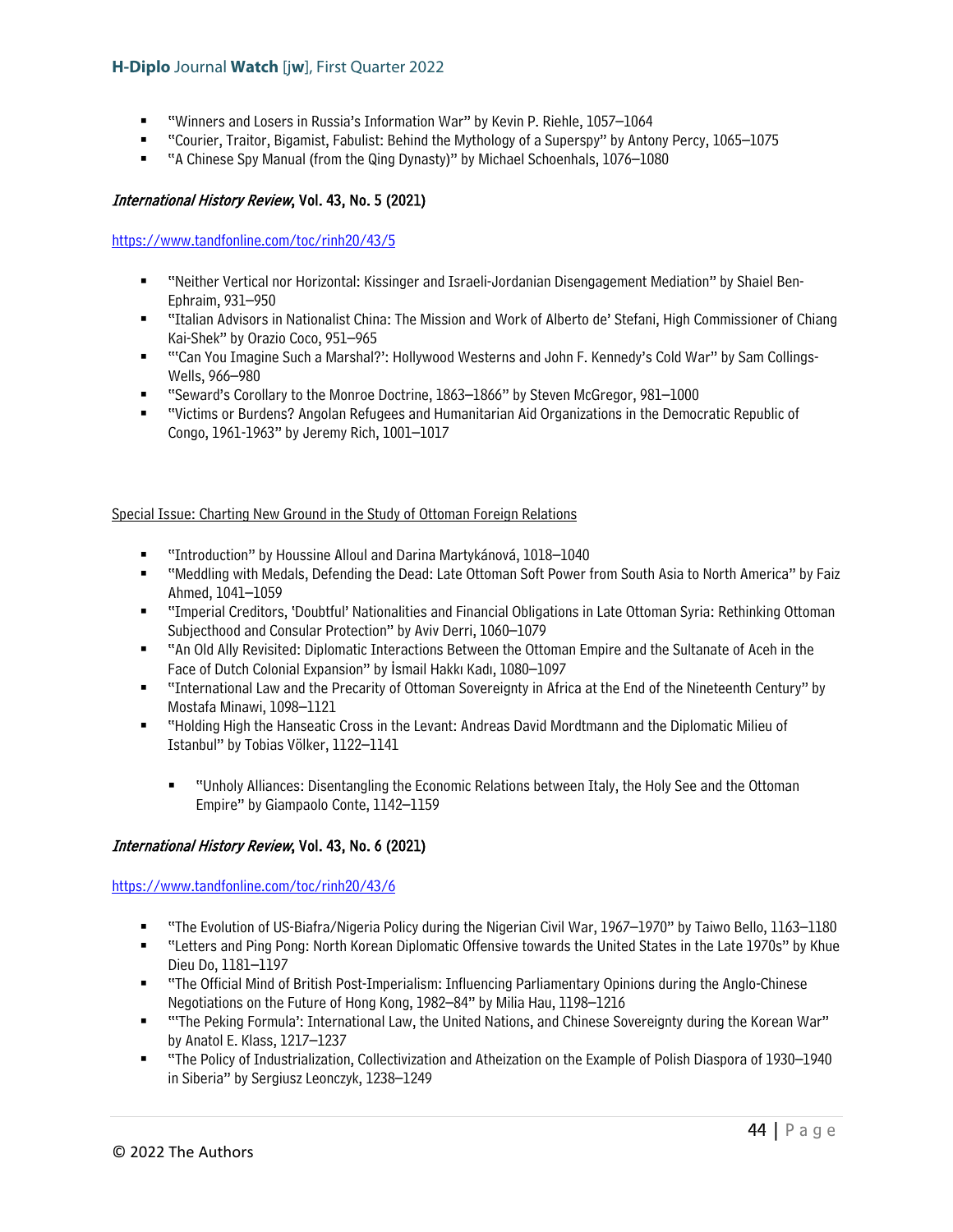- "Winners and Losers in Russia's Information War" by Kevin P. Riehle, 1057–1064
- "Courier, Traitor, Bigamist, Fabulist: Behind the Mythology of a Superspy" by Antony Percy, 1065–1075
- "A Chinese Spy Manual (from the Qing Dynasty)" by Michael Schoenhals, 1076–1080

### *International History Review*, Vol. 43, No. 5 (2021)

https://www.tandfonline.com/toc/rinh20/43/5

- "Neither Vertical nor Horizontal: Kissinger and Israeli-Jordanian Disengagement Mediation" by Shaiel Ben-Ephraim, 931–950
- "Italian Advisors in Nationalist China: The Mission and Work of Alberto de' Stefani, High Commissioner of Chiang Kai-Shek" by Orazio Coco, 951–965
- "'Can You Imagine Such a Marshal?': Hollywood Westerns and John F. Kennedy's Cold War" by Sam Collings-Wells, 966–980
- "Seward's Corollary to the Monroe Doctrine, 1863–1866" by Steven McGregor, 981–1000
- "Victims or Burdens? Angolan Refugees and Humanitarian Aid Organizations in the Democratic Republic of Congo, 1961-1963" by Jeremy Rich, 1001–1017

Special Issue: Charting New Ground in the Study of Ottoman Foreign Relations

- "Introduction" by Houssine Alloul and Darina Martykánová, 1018–1040
- "Meddling with Medals, Defending the Dead: Late Ottoman Soft Power from South Asia to North America" by Faiz Ahmed, 1041–1059
- "Imperial Creditors, 'Doubtful' Nationalities and Financial Obligations in Late Ottoman Syria: Rethinking Ottoman Subjecthood and Consular Protection" by Aviv Derri, 1060–1079
- "An Old Ally Revisited: Diplomatic Interactions Between the Ottoman Empire and the Sultanate of Aceh in the Face of Dutch Colonial Expansion" by İsmail Hakkı Kadı, 1080–1097
- "International Law and the Precarity of Ottoman Sovereignty in Africa at the End of the Nineteenth Century" by Mostafa Minawi, 1098–1121
- "Holding High the Hanseatic Cross in the Levant: Andreas David Mordtmann and the Diplomatic Milieu of Istanbul" by Tobias Völker, 1122–1141
  - "Unholy Alliances: Disentangling the Economic Relations between Italy, the Holy See and the Ottoman Empire" by Giampaolo Conte, 1142–1159

### *International History Review*, Vol. 43, No. 6 (2021)

https://www.tandfonline.com/toc/rinh20/43/6

- "The Evolution of US-Biafra/Nigeria Policy during the Nigerian Civil War, 1967–1970" by Taiwo Bello, 1163–1180
- "Letters and Ping Pong: North Korean Diplomatic Offensive towards the United States in the Late 1970s" by Khue Dieu Do, 1181–1197
- "The Official Mind of British Post-Imperialism: Influencing Parliamentary Opinions during the Anglo-Chinese Negotiations on the Future of Hong Kong, 1982–84" by Milia Hau, 1198–1216
- "'The Peking Formula': International Law, the United Nations, and Chinese Sovereignty during the Korean War" by Anatol E. Klass, 1217–1237
- "The Policy of Industrialization, Collectivization and Atheization on the Example of Polish Diaspora of 1930–1940 in Siberia" by Sergiusz Leonczyk, 1238–1249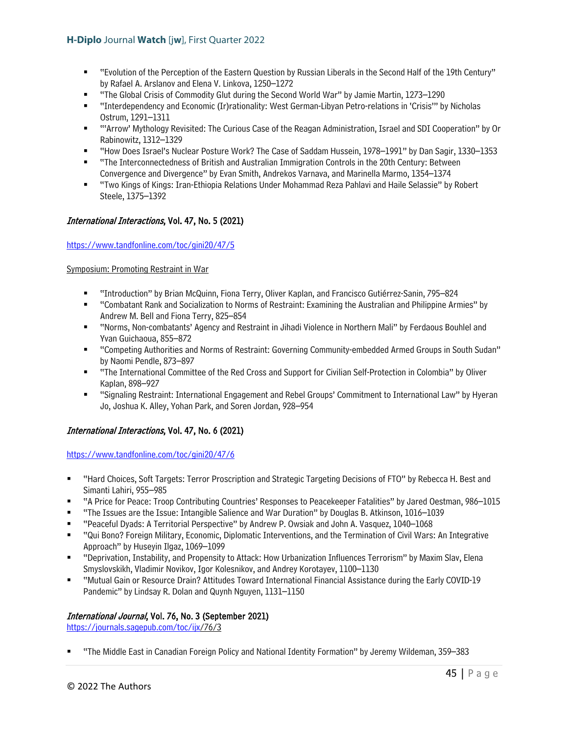- "Evolution of the Perception of the Eastern Question by Russian Liberals in the Second Half of the 19th Century" by Rafael A. Arslanov and Elena V. Linkova, 1250–1272
- "The Global Crisis of Commodity Glut during the Second World War" by Jamie Martin, 1273–1290
- "Interdependency and Economic (Ir)rationality: West German-Libyan Petro-relations in 'Crisis'" by Nicholas Ostrum, 1291–1311
- "'Arrow' Mythology Revisited: The Curious Case of the Reagan Administration, Israel and SDI Cooperation" by Or Rabinowitz, 1312–1329
- "How Does Israel's Nuclear Posture Work? The Case of Saddam Hussein, 1978–1991" by Dan Sagir, 1330–1353
- "The Interconnectedness of British and Australian Immigration Controls in the 20th Century: Between Convergence and Divergence" by Evan Smith, Andrekos Varnava, and Marinella Marmo, 1354–1374
- "Two Kings of Kings: Iran-Ethiopia Relations Under Mohammad Reza Pahlavi and Haile Selassie" by Robert Steele, 1375–1392

### *International Interactions*, Vol. 47, No. 5 (2021)

https://www.tandfonline.com/toc/gini20/47/5

Symposium: Promoting Restraint in War

- "Introduction" by Brian McQuinn, Fiona Terry, Oliver Kaplan, and Francisco Gutiérrez-Sanin, 795–824
- "Combatant Rank and Socialization to Norms of Restraint: Examining the Australian and Philippine Armies" by Andrew M. Bell and Fiona Terry, 825–854
- "Norms, Non-combatants' Agency and Restraint in Jihadi Violence in Northern Mali" by Ferdaous Bouhlel and Yvan Guichaoua, 855–872
- "Competing Authorities and Norms of Restraint: Governing Community-embedded Armed Groups in South Sudan" by Naomi Pendle, 873–897
- "The International Committee of the Red Cross and Support for Civilian Self-Protection in Colombia" by Oliver Kaplan, 898–927
- "Signaling Restraint: International Engagement and Rebel Groups' Commitment to International Law" by Hyeran Jo, Joshua K. Alley, Yohan Park, and Soren Jordan, 928–954

### *International Interactions*, Vol. 47, No. 6 (2021)

https://www.tandfonline.com/toc/gini20/47/6

- "Hard Choices, Soft Targets: Terror Proscription and Strategic Targeting Decisions of FTO" by Rebecca H. Best and Simanti Lahiri, 955–985
- "A Price for Peace: Troop Contributing Countries' Responses to Peacekeeper Fatalities" by Jared Oestman, 986–1015
- "The Issues are the Issue: Intangible Salience and War Duration" by Douglas B. Atkinson, 1016–1039
- "Peaceful Dyads: A Territorial Perspective" by Andrew P. Owsiak and John A. Vasquez, 1040–1068
- "Qui Bono? Foreign Military, Economic, Diplomatic Interventions, and the Termination of Civil Wars: An Integrative Approach" by Huseyin Ilgaz, 1069–1099
- "Deprivation, Instability, and Propensity to Attack: How Urbanization Influences Terrorism" by Maxim Slav, Elena Smyslovskikh, Vladimir Novikov, Igor Kolesnikov, and Andrey Korotayev, 1100–1130
- "Mutual Gain or Resource Drain? Attitudes Toward International Financial Assistance during the Early COVID-19 Pandemic" by Lindsay R. Dolan and Quynh Nguyen, 1131–1150

### *International Journal*, Vol. 76, No. 3 (September 2021)

https://journals.sagepub.com/toc/ijx/76/3

- "The Middle East in Canadian Foreign Policy and National Identity Formation" by Jeremy Wildeman, 359–383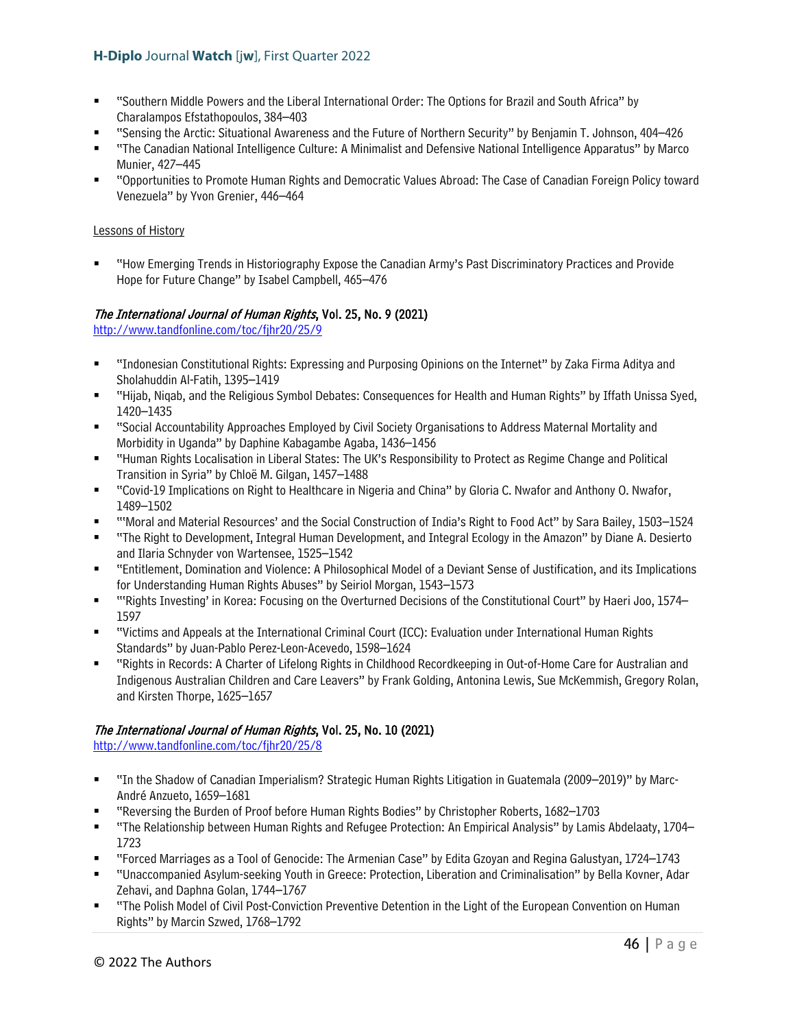- "Southern Middle Powers and the Liberal International Order: The Options for Brazil and South Africa" by Charalampos Efstathopoulos, 384–403
- "Sensing the Arctic: Situational Awareness and the Future of Northern Security" by Benjamin T. Johnson, 404–426
- "The Canadian National Intelligence Culture: A Minimalist and Defensive National Intelligence Apparatus" by Marco Munier, 427–445
- "Opportunities to Promote Human Rights and Democratic Values Abroad: The Case of Canadian Foreign Policy toward Venezuela" by Yvon Grenier, 446–464

Lessons of History

- "How Emerging Trends in Historiography Expose the Canadian Army's Past Discriminatory Practices and Provide Hope for Future Change" by Isabel Campbell, 465–476

### *The International Journal of Human Rights*, Vol. 25, No. 9 (2021)

http://www.tandfonline.com/toc/fjhr20/25/9

- "Indonesian Constitutional Rights: Expressing and Purposing Opinions on the Internet" by Zaka Firma Aditya and Sholahuddin Al-Fatih, 1395–1419
- "Hijab, Niqab, and the Religious Symbol Debates: Consequences for Health and Human Rights" by Iffath Unissa Syed, 1420–1435
- "Social Accountability Approaches Employed by Civil Society Organisations to Address Maternal Mortality and Morbidity in Uganda" by Daphine Kabagambe Agaba, 1436–1456
- "Human Rights Localisation in Liberal States: The UK's Responsibility to Protect as Regime Change and Political Transition in Syria" by Chloë M. Gilgan, 1457–1488
- "Covid-19 Implications on Right to Healthcare in Nigeria and China" by Gloria C. Nwafor and Anthony O. Nwafor, 1489–1502
- "'Moral and Material Resources' and the Social Construction of India's Right to Food Act" by Sara Bailey, 1503–1524
- "The Right to Development, Integral Human Development, and Integral Ecology in the Amazon" by Diane A. Desierto and Ilaria Schnyder von Wartensee, 1525–1542
- "Entitlement, Domination and Violence: A Philosophical Model of a Deviant Sense of Justification, and its Implications for Understanding Human Rights Abuses" by Seiriol Morgan, 1543–1573
- "'Rights Investing' in Korea: Focusing on the Overturned Decisions of the Constitutional Court" by Haeri Joo, 1574–1597
- "Victims and Appeals at the International Criminal Court (ICC): Evaluation under International Human Rights Standards" by Juan-Pablo Perez-Leon-Acevedo, 1598–1624
- "Rights in Records: A Charter of Lifelong Rights in Childhood Recordkeeping in Out-of-Home Care for Australian and Indigenous Australian Children and Care Leavers" by Frank Golding, Antonina Lewis, Sue McKemmish, Gregory Rolan, and Kirsten Thorpe, 1625–1657

### *The International Journal of Human Rights*, Vol. 25, No. 10 (2021)

http://www.tandfonline.com/toc/fjhr20/25/8

- "In the Shadow of Canadian Imperialism? Strategic Human Rights Litigation in Guatemala (2009–2019)" by Marc-André Anzueto, 1659–1681
- "Reversing the Burden of Proof before Human Rights Bodies" by Christopher Roberts, 1682–1703
- "The Relationship between Human Rights and Refugee Protection: An Empirical Analysis" by Lamis Abdelaaty, 1704–1723
- "Forced Marriages as a Tool of Genocide: The Armenian Case" by Edita Gzoyan and Regina Galustyan, 1724–1743
- "Unaccompanied Asylum-seeking Youth in Greece: Protection, Liberation and Criminalisation" by Bella Kovner, Adar Zehavi, and Daphna Golan, 1744–1767
- "The Polish Model of Civil Post-Conviction Preventive Detention in the Light of the European Convention on Human Rights" by Marcin Szwed, 1768–1792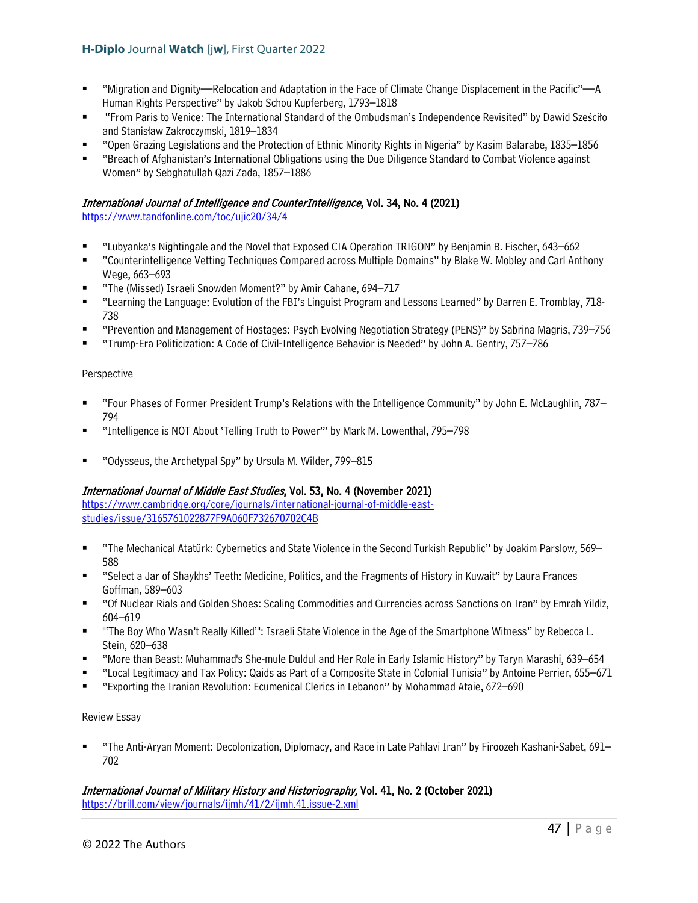- "Migration and Dignity—Relocation and Adaptation in the Face of Climate Change Displacement in the Pacific"—A Human Rights Perspective" by Jakob Schou Kupferberg, 1793–1818
- "From Paris to Venice: The International Standard of the Ombudsman's Independence Revisited" by Dawid Sześciło and Stanisław Zakroczymski, 1819–1834
- "Open Grazing Legislations and the Protection of Ethnic Minority Rights in Nigeria" by Kasim Balarabe, 1835–1856
- "Breach of Afghanistan's International Obligations using the Due Diligence Standard to Combat Violence against Women" by Sebghatullah Qazi Zada, 1857–1886

***International Journal of Intelligence and CounterIntelligence*, Vol. 34, No. 4 (2021)**
https://www.tandfonline.com/toc/ujic20/34/4

- "Lubyanka's Nightingale and the Novel that Exposed CIA Operation TRIGON" by Benjamin B. Fischer, 643–662
- "Counterintelligence Vetting Techniques Compared across Multiple Domains" by Blake W. Mobley and Carl Anthony Wege, 663–693
- "The (Missed) Israeli Snowden Moment?" by Amir Cahane, 694–717
- "Learning the Language: Evolution of the FBI's Linguist Program and Lessons Learned" by Darren E. Tromblay, 718-738
- "Prevention and Management of Hostages: Psych Evolving Negotiation Strategy (PENS)" by Sabrina Magris, 739–756
- "Trump-Era Politicization: A Code of Civil-Intelligence Behavior is Needed" by John A. Gentry, 757–786

Perspective

- "Four Phases of Former President Trump's Relations with the Intelligence Community" by John E. McLaughlin, 787–794
- "Intelligence is NOT About 'Telling Truth to Power'" by Mark M. Lowenthal, 795–798
- "Odysseus, the Archetypal Spy" by Ursula M. Wilder, 799–815

***International Journal of Middle East Studies*, Vol. 53, No. 4 (November 2021)**
https://www.cambridge.org/core/journals/international-journal-of-middle-east-studies/issue/3165761022877F9A060F732670702C4B

- "The Mechanical Atatürk: Cybernetics and State Violence in the Second Turkish Republic" by Joakim Parslow, 569–588
- "Select a Jar of Shaykhs' Teeth: Medicine, Politics, and the Fragments of History in Kuwait" by Laura Frances Goffman, 589–603
- "Of Nuclear Rials and Golden Shoes: Scaling Commodities and Currencies across Sanctions on Iran" by Emrah Yildiz, 604–619
- "'The Boy Who Wasn't Really Killed'": Israeli State Violence in the Age of the Smartphone Witness" by Rebecca L. Stein, 620–638
- "More than Beast: Muhammad's She-mule Duldul and Her Role in Early Islamic History" by Taryn Marashi, 639–654
- "Local Legitimacy and Tax Policy: Qaids as Part of a Composite State in Colonial Tunisia" by Antoine Perrier, 655–671
- "Exporting the Iranian Revolution: Ecumenical Clerics in Lebanon" by Mohammad Ataie, 672–690

Review Essay

- "The Anti-Aryan Moment: Decolonization, Diplomacy, and Race in Late Pahlavi Iran" by Firoozeh Kashani-Sabet, 691–702

***International Journal of Military History and Historiography,* Vol. 41, No. 2 (October 2021)**
https://brill.com/view/journals/ijmh/41/2/ijmh.41.issue-2.xml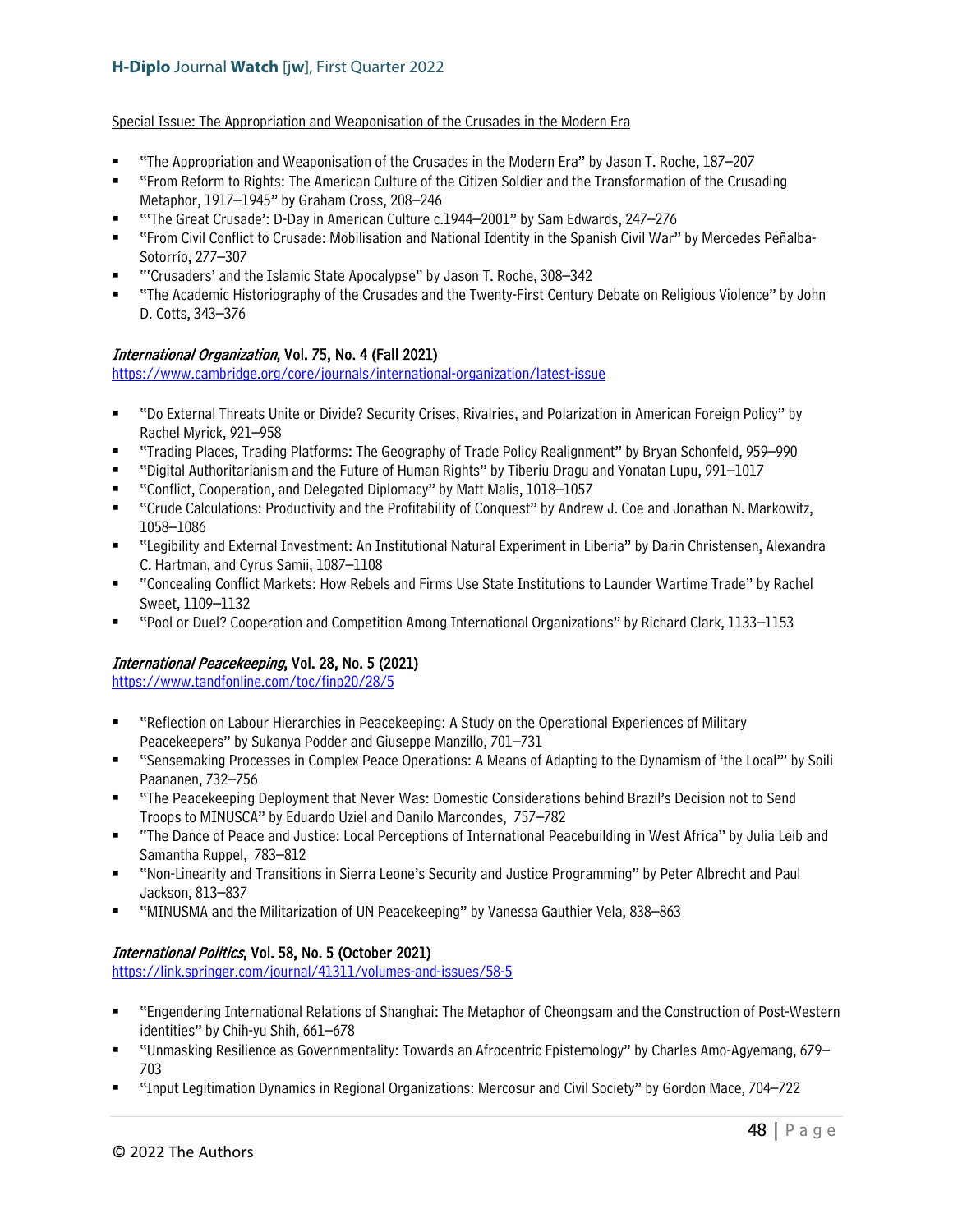Special Issue: The Appropriation and Weaponisation of the Crusades in the Modern Era

- "The Appropriation and Weaponisation of the Crusades in the Modern Era" by Jason T. Roche, 187–207
- "From Reform to Rights: The American Culture of the Citizen Soldier and the Transformation of the Crusading Metaphor, 1917–1945" by Graham Cross, 208–246
- "'The Great Crusade': D-Day in American Culture c.1944–2001" by Sam Edwards, 247–276
- "From Civil Conflict to Crusade: Mobilisation and National Identity in the Spanish Civil War" by Mercedes Peñalba-Sotorrío, 277–307
- "'Crusaders' and the Islamic State Apocalypse" by Jason T. Roche, 308–342
- "The Academic Historiography of the Crusades and the Twenty-First Century Debate on Religious Violence" by John D. Cotts, 343–376

### *International Organization*, Vol. 75, No. 4 (Fall 2021)

https://www.cambridge.org/core/journals/international-organization/latest-issue

- "Do External Threats Unite or Divide? Security Crises, Rivalries, and Polarization in American Foreign Policy" by Rachel Myrick, 921–958
- "Trading Places, Trading Platforms: The Geography of Trade Policy Realignment" by Bryan Schonfeld, 959–990
- "Digital Authoritarianism and the Future of Human Rights" by Tiberiu Dragu and Yonatan Lupu, 991–1017
- "Conflict, Cooperation, and Delegated Diplomacy" by Matt Malis, 1018–1057
- "Crude Calculations: Productivity and the Profitability of Conquest" by Andrew J. Coe and Jonathan N. Markowitz, 1058–1086
- "Legibility and External Investment: An Institutional Natural Experiment in Liberia" by Darin Christensen, Alexandra C. Hartman, and Cyrus Samii, 1087–1108
- "Concealing Conflict Markets: How Rebels and Firms Use State Institutions to Launder Wartime Trade" by Rachel Sweet, 1109–1132
- "Pool or Duel? Cooperation and Competition Among International Organizations" by Richard Clark, 1133–1153

### *International Peacekeeping*, Vol. 28, No. 5 (2021)

https://www.tandfonline.com/toc/finp20/28/5

- "Reflection on Labour Hierarchies in Peacekeeping: A Study on the Operational Experiences of Military Peacekeepers" by Sukanya Podder and Giuseppe Manzillo, 701–731
- "Sensemaking Processes in Complex Peace Operations: A Means of Adapting to the Dynamism of 'the Local'" by Soili Paananen, 732–756
- "The Peacekeeping Deployment that Never Was: Domestic Considerations behind Brazil's Decision not to Send Troops to MINUSCA" by Eduardo Uziel and Danilo Marcondes, 757–782
- "The Dance of Peace and Justice: Local Perceptions of International Peacebuilding in West Africa" by Julia Leib and Samantha Ruppel, 783–812
- "Non-Linearity and Transitions in Sierra Leone's Security and Justice Programming" by Peter Albrecht and Paul Jackson, 813–837
- "MINUSMA and the Militarization of UN Peacekeeping" by Vanessa Gauthier Vela, 838–863

### *International Politics*, Vol. 58, No. 5 (October 2021)

https://link.springer.com/journal/41311/volumes-and-issues/58-5

- "Engendering International Relations of Shanghai: The Metaphor of Cheongsam and the Construction of Post-Western identities" by Chih-yu Shih, 661–678
- "Unmasking Resilience as Governmentality: Towards an Afrocentric Epistemology" by Charles Amo-Agyemang, 679–703
- "Input Legitimation Dynamics in Regional Organizations: Mercosur and Civil Society" by Gordon Mace, 704–722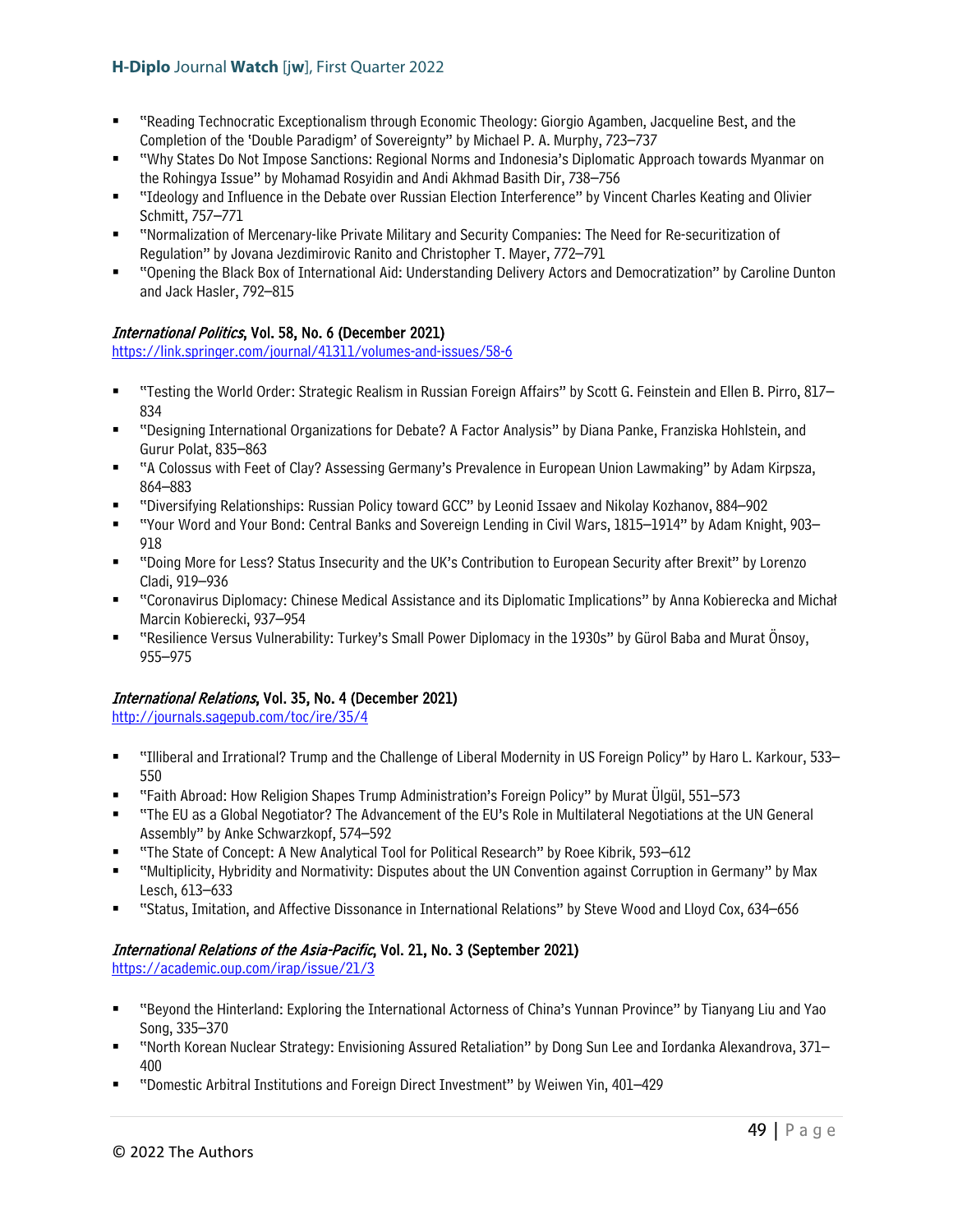- "Reading Technocratic Exceptionalism through Economic Theology: Giorgio Agamben, Jacqueline Best, and the Completion of the 'Double Paradigm' of Sovereignty" by Michael P. A. Murphy, 723–737
- "Why States Do Not Impose Sanctions: Regional Norms and Indonesia's Diplomatic Approach towards Myanmar on the Rohingya Issue" by Mohamad Rosyidin and Andi Akhmad Basith Dir, 738–756
- "Ideology and Influence in the Debate over Russian Election Interference" by Vincent Charles Keating and Olivier Schmitt, 757–771
- "Normalization of Mercenary-like Private Military and Security Companies: The Need for Re-securitization of Regulation" by Jovana Jezdimirovic Ranito and Christopher T. Mayer, 772–791
- "Opening the Black Box of International Aid: Understanding Delivery Actors and Democratization" by Caroline Dunton and Jack Hasler, 792–815

**_International Politics_, Vol. 58, No. 6 (December 2021)**
https://link.springer.com/journal/41311/volumes-and-issues/58-6

- "Testing the World Order: Strategic Realism in Russian Foreign Affairs" by Scott G. Feinstein and Ellen B. Pirro, 817–834
- "Designing International Organizations for Debate? A Factor Analysis" by Diana Panke, Franziska Hohlstein, and Gurur Polat, 835–863
- "A Colossus with Feet of Clay? Assessing Germany's Prevalence in European Union Lawmaking" by Adam Kirpsza, 864–883
- "Diversifying Relationships: Russian Policy toward GCC" by Leonid Issaev and Nikolay Kozhanov, 884–902
- "Your Word and Your Bond: Central Banks and Sovereign Lending in Civil Wars, 1815–1914" by Adam Knight, 903–918
- "Doing More for Less? Status Insecurity and the UK's Contribution to European Security after Brexit" by Lorenzo Cladi, 919–936
- "Coronavirus Diplomacy: Chinese Medical Assistance and its Diplomatic Implications" by Anna Kobierecka and Michał Marcin Kobierecki, 937–954
- "Resilience Versus Vulnerability: Turkey's Small Power Diplomacy in the 1930s" by Gürol Baba and Murat Önsoy, 955–975

**_International Relations_, Vol. 35, No. 4 (December 2021)**
http://journals.sagepub.com/toc/ire/35/4

- "Illiberal and Irrational? Trump and the Challenge of Liberal Modernity in US Foreign Policy" by Haro L. Karkour, 533–550
- "Faith Abroad: How Religion Shapes Trump Administration's Foreign Policy" by Murat Ülgül, 551–573
- "The EU as a Global Negotiator? The Advancement of the EU's Role in Multilateral Negotiations at the UN General Assembly" by Anke Schwarzkopf, 574–592
- "The State of Concept: A New Analytical Tool for Political Research" by Roee Kibrik, 593–612
- "Multiplicity, Hybridity and Normativity: Disputes about the UN Convention against Corruption in Germany" by Max Lesch, 613–633
- "Status, Imitation, and Affective Dissonance in International Relations" by Steve Wood and Lloyd Cox, 634–656

**_International Relations of the Asia-Pacific_, Vol. 21, No. 3 (September 2021)**
https://academic.oup.com/irap/issue/21/3

- "Beyond the Hinterland: Exploring the International Actorness of China's Yunnan Province" by Tianyang Liu and Yao Song, 335–370
- "North Korean Nuclear Strategy: Envisioning Assured Retaliation" by Dong Sun Lee and Iordanka Alexandrova, 371–400
- "Domestic Arbitral Institutions and Foreign Direct Investment" by Weiwen Yin, 401–429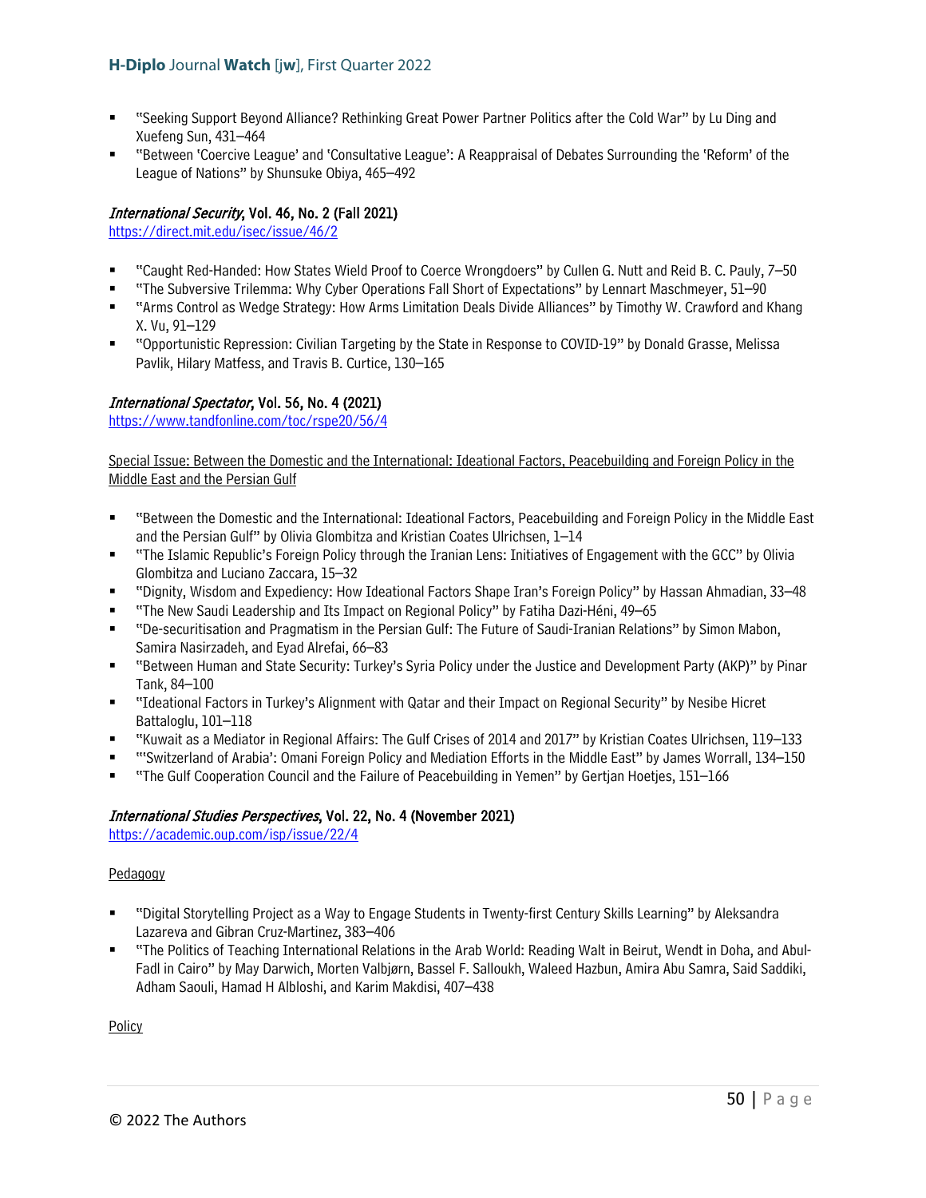- "Seeking Support Beyond Alliance? Rethinking Great Power Partner Politics after the Cold War" by Lu Ding and Xuefeng Sun, 431–464
- "Between 'Coercive League' and 'Consultative League': A Reappraisal of Debates Surrounding the 'Reform' of the League of Nations" by Shunsuke Obiya, 465–492

### *International Security*, Vol. 46, No. 2 (Fall 2021)

https://direct.mit.edu/isec/issue/46/2

- "Caught Red-Handed: How States Wield Proof to Coerce Wrongdoers" by Cullen G. Nutt and Reid B. C. Pauly, 7–50
- "The Subversive Trilemma: Why Cyber Operations Fall Short of Expectations" by Lennart Maschmeyer, 51–90
- "Arms Control as Wedge Strategy: How Arms Limitation Deals Divide Alliances" by Timothy W. Crawford and Khang X. Vu, 91–129
- "Opportunistic Repression: Civilian Targeting by the State in Response to COVID-19" by Donald Grasse, Melissa Pavlik, Hilary Matfess, and Travis B. Curtice, 130–165

### *International Spectator*, Vol. 56, No. 4 (2021)

https://www.tandfonline.com/toc/rspe20/56/4

Special Issue: Between the Domestic and the International: Ideational Factors, Peacebuilding and Foreign Policy in the Middle East and the Persian Gulf

- "Between the Domestic and the International: Ideational Factors, Peacebuilding and Foreign Policy in the Middle East and the Persian Gulf" by Olivia Glombitza and Kristian Coates Ulrichsen, 1–14
- "The Islamic Republic's Foreign Policy through the Iranian Lens: Initiatives of Engagement with the GCC" by Olivia Glombitza and Luciano Zaccara, 15–32
- "Dignity, Wisdom and Expediency: How Ideational Factors Shape Iran's Foreign Policy" by Hassan Ahmadian, 33–48
- "The New Saudi Leadership and Its Impact on Regional Policy" by Fatiha Dazi-Héni, 49–65
- "De-securitisation and Pragmatism in the Persian Gulf: The Future of Saudi-Iranian Relations" by Simon Mabon, Samira Nasirzadeh, and Eyad Alrefai, 66–83
- "Between Human and State Security: Turkey's Syria Policy under the Justice and Development Party (AKP)" by Pinar Tank, 84–100
- "Ideational Factors in Turkey's Alignment with Qatar and their Impact on Regional Security" by Nesibe Hicret Battaloglu, 101–118
- "Kuwait as a Mediator in Regional Affairs: The Gulf Crises of 2014 and 2017" by Kristian Coates Ulrichsen, 119–133
- "'Switzerland of Arabia': Omani Foreign Policy and Mediation Efforts in the Middle East" by James Worrall, 134–150
- "The Gulf Cooperation Council and the Failure of Peacebuilding in Yemen" by Gertjan Hoetjes, 151–166

### *International Studies Perspectives*, Vol. 22, No. 4 (November 2021)

https://academic.oup.com/isp/issue/22/4

Pedagogy

- "Digital Storytelling Project as a Way to Engage Students in Twenty-first Century Skills Learning" by Aleksandra Lazareva and Gibran Cruz-Martinez, 383–406
- "The Politics of Teaching International Relations in the Arab World: Reading Walt in Beirut, Wendt in Doha, and Abul-Fadl in Cairo" by May Darwich, Morten Valbjørn, Bassel F. Salloukh, Waleed Hazbun, Amira Abu Samra, Said Saddiki, Adham Saouli, Hamad H Albloshi, and Karim Makdisi, 407–438

Policy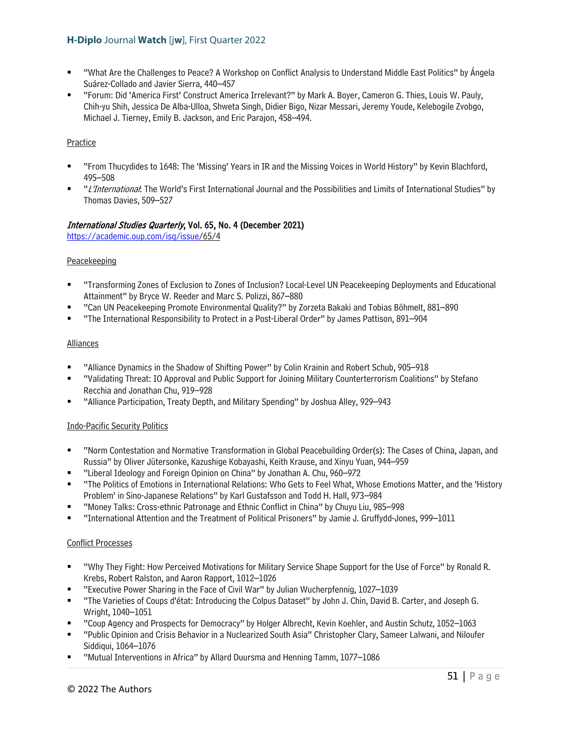- "What Are the Challenges to Peace? A Workshop on Conflict Analysis to Understand Middle East Politics" by Ángela Suárez-Collado and Javier Sierra, 440–457
- "Forum: Did 'America First' Construct America Irrelevant?" by Mark A. Boyer, Cameron G. Thies, Louis W. Pauly, Chih-yu Shih, Jessica De Alba-Ulloa, Shweta Singh, Didier Bigo, Nizar Messari, Jeremy Youde, Kelebogile Zvobgo, Michael J. Tierney, Emily B. Jackson, and Eric Parajon, 458–494.

Practice

- "From Thucydides to 1648: The 'Missing' Years in IR and the Missing Voices in World History" by Kevin Blachford, 495–508
- "*L'Internationale*: The World's First International Journal and the Possibilities and Limits of International Studies" by Thomas Davies, 509–527

***International Studies Quarterly*, Vol. 65, No. 4 (December 2021)**
https://academic.oup.com/isq/issue/65/4

Peacekeeping

- "Transforming Zones of Exclusion to Zones of Inclusion? Local-Level UN Peacekeeping Deployments and Educational Attainment" by Bryce W. Reeder and Marc S. Polizzi, 867–880
- "Can UN Peacekeeping Promote Environmental Quality?" by Zorzeta Bakaki and Tobias Böhmelt, 881–890
- "The International Responsibility to Protect in a Post-Liberal Order" by James Pattison, 891–904

Alliances

- "Alliance Dynamics in the Shadow of Shifting Power" by Colin Krainin and Robert Schub, 905–918
- "Validating Threat: IO Approval and Public Support for Joining Military Counterterrorism Coalitions" by Stefano Recchia and Jonathan Chu, 919–928
- "Alliance Participation, Treaty Depth, and Military Spending" by Joshua Alley, 929–943

Indo-Pacific Security Politics

- "Norm Contestation and Normative Transformation in Global Peacebuilding Order(s): The Cases of China, Japan, and Russia" by Oliver Jütersonke, Kazushige Kobayashi, Keith Krause, and Xinyu Yuan, 944–959
- "Liberal Ideology and Foreign Opinion on China" by Jonathan A. Chu, 960–972
- "The Politics of Emotions in International Relations: Who Gets to Feel What, Whose Emotions Matter, and the 'History Problem' in Sino-Japanese Relations" by Karl Gustafsson and Todd H. Hall, 973–984
- "Money Talks: Cross-ethnic Patronage and Ethnic Conflict in China" by Chuyu Liu, 985–998
- "International Attention and the Treatment of Political Prisoners" by Jamie J. Gruffydd-Jones, 999–1011

Conflict Processes

- "Why They Fight: How Perceived Motivations for Military Service Shape Support for the Use of Force" by Ronald R. Krebs, Robert Ralston, and Aaron Rapport, 1012–1026
- "Executive Power Sharing in the Face of Civil War" by Julian Wucherpfennig, 1027–1039
- "The Varieties of Coups d'état: Introducing the Colpus Dataset" by John J. Chin, David B. Carter, and Joseph G. Wright, 1040–1051
- "Coup Agency and Prospects for Democracy" by Holger Albrecht, Kevin Koehler, and Austin Schutz, 1052–1063
- "Public Opinion and Crisis Behavior in a Nuclearized South Asia" Christopher Clary, Sameer Lalwani, and Niloufer Siddiqui, 1064–1076
- "Mutual Interventions in Africa" by Allard Duursma and Henning Tamm, 1077–1086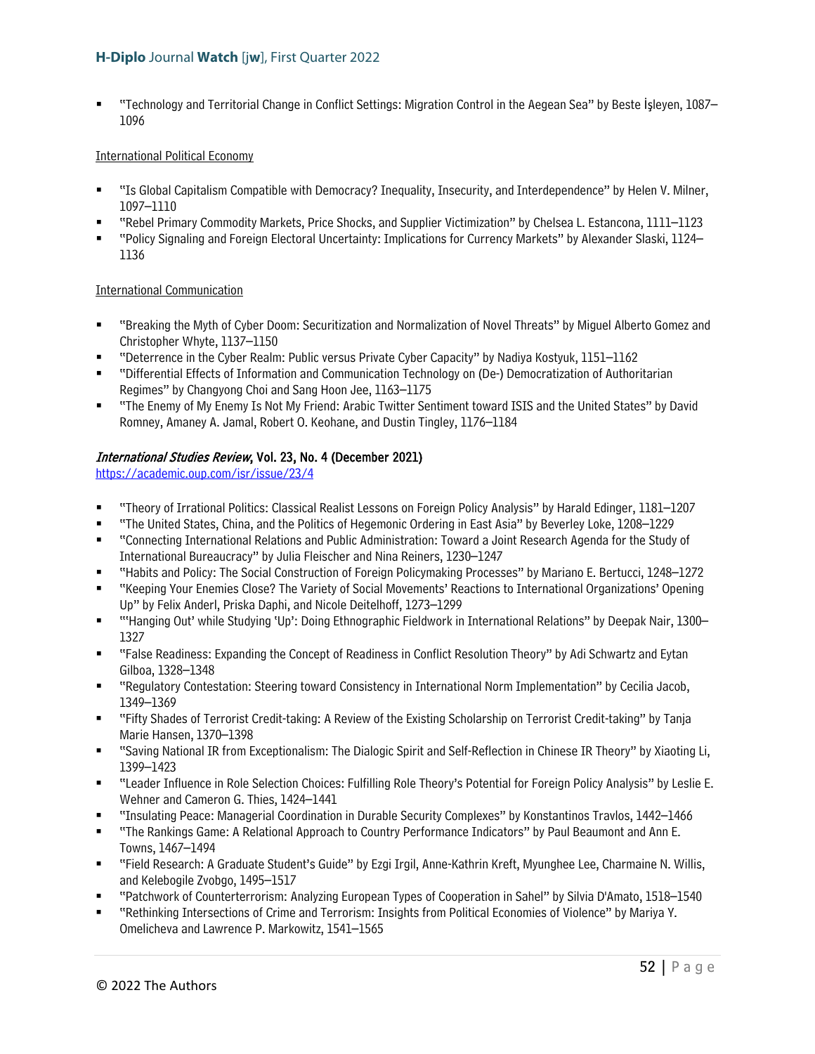- "Technology and Territorial Change in Conflict Settings: Migration Control in the Aegean Sea" by Beste İşleyen, 1087–1096

International Political Economy

- "Is Global Capitalism Compatible with Democracy? Inequality, Insecurity, and Interdependence" by Helen V. Milner, 1097–1110
- "Rebel Primary Commodity Markets, Price Shocks, and Supplier Victimization" by Chelsea L. Estancona, 1111–1123
- "Policy Signaling and Foreign Electoral Uncertainty: Implications for Currency Markets" by Alexander Slaski, 1124–1136

International Communication

- "Breaking the Myth of Cyber Doom: Securitization and Normalization of Novel Threats" by Miguel Alberto Gomez and Christopher Whyte, 1137–1150
- "Deterrence in the Cyber Realm: Public versus Private Cyber Capacity" by Nadiya Kostyuk, 1151–1162
- "Differential Effects of Information and Communication Technology on (De-) Democratization of Authoritarian Regimes" by Changyong Choi and Sang Hoon Jee, 1163–1175
- "The Enemy of My Enemy Is Not My Friend: Arabic Twitter Sentiment toward ISIS and the United States" by David Romney, Amaney A. Jamal, Robert O. Keohane, and Dustin Tingley, 1176–1184

***International Studies Review*, Vol. 23, No. 4 (December 2021)**
https://academic.oup.com/isr/issue/23/4

- "Theory of Irrational Politics: Classical Realist Lessons on Foreign Policy Analysis" by Harald Edinger, 1181–1207
- "The United States, China, and the Politics of Hegemonic Ordering in East Asia" by Beverley Loke, 1208–1229
- "Connecting International Relations and Public Administration: Toward a Joint Research Agenda for the Study of International Bureaucracy" by Julia Fleischer and Nina Reiners, 1230–1247
- "Habits and Policy: The Social Construction of Foreign Policymaking Processes" by Mariano E. Bertucci, 1248–1272
- "Keeping Your Enemies Close? The Variety of Social Movements' Reactions to International Organizations' Opening Up" by Felix Anderl, Priska Daphi, and Nicole Deitelhoff, 1273–1299
- "'Hanging Out' while Studying 'Up': Doing Ethnographic Fieldwork in International Relations" by Deepak Nair, 1300–1327
- "False Readiness: Expanding the Concept of Readiness in Conflict Resolution Theory" by Adi Schwartz and Eytan Gilboa, 1328–1348
- "Regulatory Contestation: Steering toward Consistency in International Norm Implementation" by Cecilia Jacob, 1349–1369
- "Fifty Shades of Terrorist Credit-taking: A Review of the Existing Scholarship on Terrorist Credit-taking" by Tanja Marie Hansen, 1370–1398
- "Saving National IR from Exceptionalism: The Dialogic Spirit and Self-Reflection in Chinese IR Theory" by Xiaoting Li, 1399–1423
- "Leader Influence in Role Selection Choices: Fulfilling Role Theory's Potential for Foreign Policy Analysis" by Leslie E. Wehner and Cameron G. Thies, 1424–1441
- "Insulating Peace: Managerial Coordination in Durable Security Complexes" by Konstantinos Travlos, 1442–1466
- "The Rankings Game: A Relational Approach to Country Performance Indicators" by Paul Beaumont and Ann E. Towns, 1467–1494
- "Field Research: A Graduate Student's Guide" by Ezgi Irgil, Anne-Kathrin Kreft, Myunghee Lee, Charmaine N. Willis, and Kelebogile Zvobgo, 1495–1517
- "Patchwork of Counterterrorism: Analyzing European Types of Cooperation in Sahel" by Silvia D'Amato, 1518–1540
- "Rethinking Intersections of Crime and Terrorism: Insights from Political Economies of Violence" by Mariya Y. Omelicheva and Lawrence P. Markowitz, 1541–1565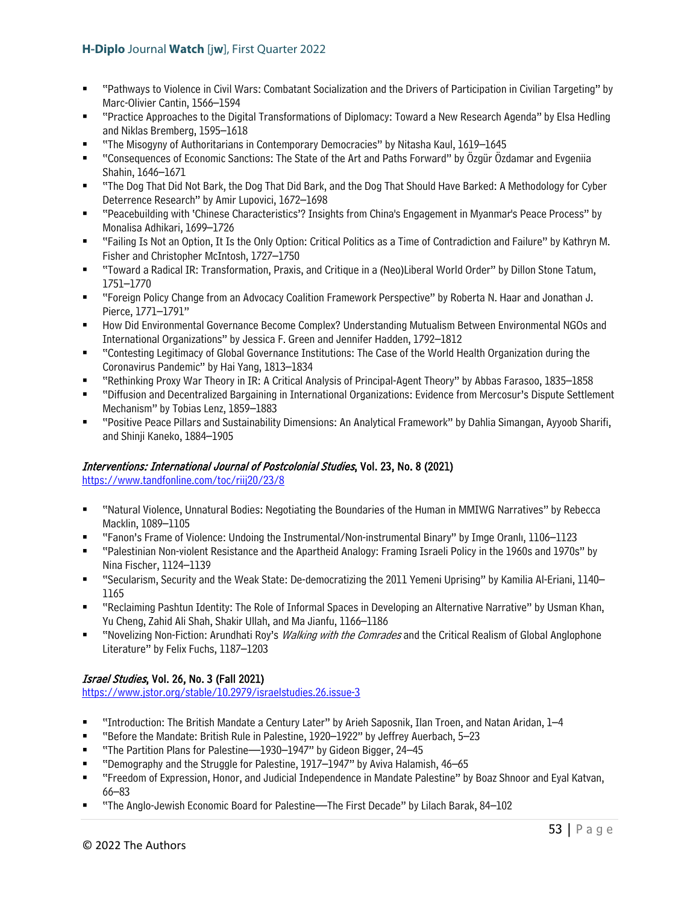- "Pathways to Violence in Civil Wars: Combatant Socialization and the Drivers of Participation in Civilian Targeting" by Marc-Olivier Cantin, 1566–1594
- "Practice Approaches to the Digital Transformations of Diplomacy: Toward a New Research Agenda" by Elsa Hedling and Niklas Bremberg, 1595–1618
- "The Misogyny of Authoritarians in Contemporary Democracies" by Nitasha Kaul, 1619–1645
- "Consequences of Economic Sanctions: The State of the Art and Paths Forward" by Özgür Özdamar and Evgeniia Shahin, 1646–1671
- "The Dog That Did Not Bark, the Dog That Did Bark, and the Dog That Should Have Barked: A Methodology for Cyber Deterrence Research" by Amir Lupovici, 1672–1698
- "Peacebuilding with 'Chinese Characteristics'? Insights from China's Engagement in Myanmar's Peace Process" by Monalisa Adhikari, 1699–1726
- "Failing Is Not an Option, It Is the Only Option: Critical Politics as a Time of Contradiction and Failure" by Kathryn M. Fisher and Christopher McIntosh, 1727–1750
- "Toward a Radical IR: Transformation, Praxis, and Critique in a (Neo)Liberal World Order" by Dillon Stone Tatum, 1751–1770
- "Foreign Policy Change from an Advocacy Coalition Framework Perspective" by Roberta N. Haar and Jonathan J. Pierce, 1771–1791"
- How Did Environmental Governance Become Complex? Understanding Mutualism Between Environmental NGOs and International Organizations" by Jessica F. Green and Jennifer Hadden, 1792–1812
- "Contesting Legitimacy of Global Governance Institutions: The Case of the World Health Organization during the Coronavirus Pandemic" by Hai Yang, 1813–1834
- "Rethinking Proxy War Theory in IR: A Critical Analysis of Principal-Agent Theory" by Abbas Farasoo, 1835–1858
- "Diffusion and Decentralized Bargaining in International Organizations: Evidence from Mercosur's Dispute Settlement Mechanism" by Tobias Lenz, 1859–1883
- "Positive Peace Pillars and Sustainability Dimensions: An Analytical Framework" by Dahlia Simangan, Ayyoob Sharifi, and Shinji Kaneko, 1884–1905

### *Interventions: International Journal of Postcolonial Studies*, Vol. 23, No. 8 (2021)

https://www.tandfonline.com/toc/riij20/23/8

- "Natural Violence, Unnatural Bodies: Negotiating the Boundaries of the Human in MMIWG Narratives" by Rebecca Macklin, 1089–1105
- "Fanon's Frame of Violence: Undoing the Instrumental/Non-instrumental Binary" by Imge Oranlı, 1106–1123
- "Palestinian Non-violent Resistance and the Apartheid Analogy: Framing Israeli Policy in the 1960s and 1970s" by Nina Fischer, 1124–1139
- "Secularism, Security and the Weak State: De-democratizing the 2011 Yemeni Uprising" by Kamilia Al-Eriani, 1140–1165
- "Reclaiming Pashtun Identity: The Role of Informal Spaces in Developing an Alternative Narrative" by Usman Khan, Yu Cheng, Zahid Ali Shah, Shakir Ullah, and Ma Jianfu, 1166–1186
- "Novelizing Non-Fiction: Arundhati Roy's *Walking with the Comrades* and the Critical Realism of Global Anglophone Literature" by Felix Fuchs, 1187–1203

### *Israel Studies*, Vol. 26, No. 3 (Fall 2021)

https://www.jstor.org/stable/10.2979/israelstudies.26.issue-3

- "Introduction: The British Mandate a Century Later" by Arieh Saposnik, Ilan Troen, and Natan Aridan, 1–4
- "Before the Mandate: British Rule in Palestine, 1920–1922" by Jeffrey Auerbach, 5–23
- "The Partition Plans for Palestine—1930–1947" by Gideon Bigger, 24–45
- "Demography and the Struggle for Palestine, 1917–1947" by Aviva Halamish, 46–65
- "Freedom of Expression, Honor, and Judicial Independence in Mandate Palestine" by Boaz Shnoor and Eyal Katvan, 66–83
- "The Anglo-Jewish Economic Board for Palestine—The First Decade" by Lilach Barak, 84–102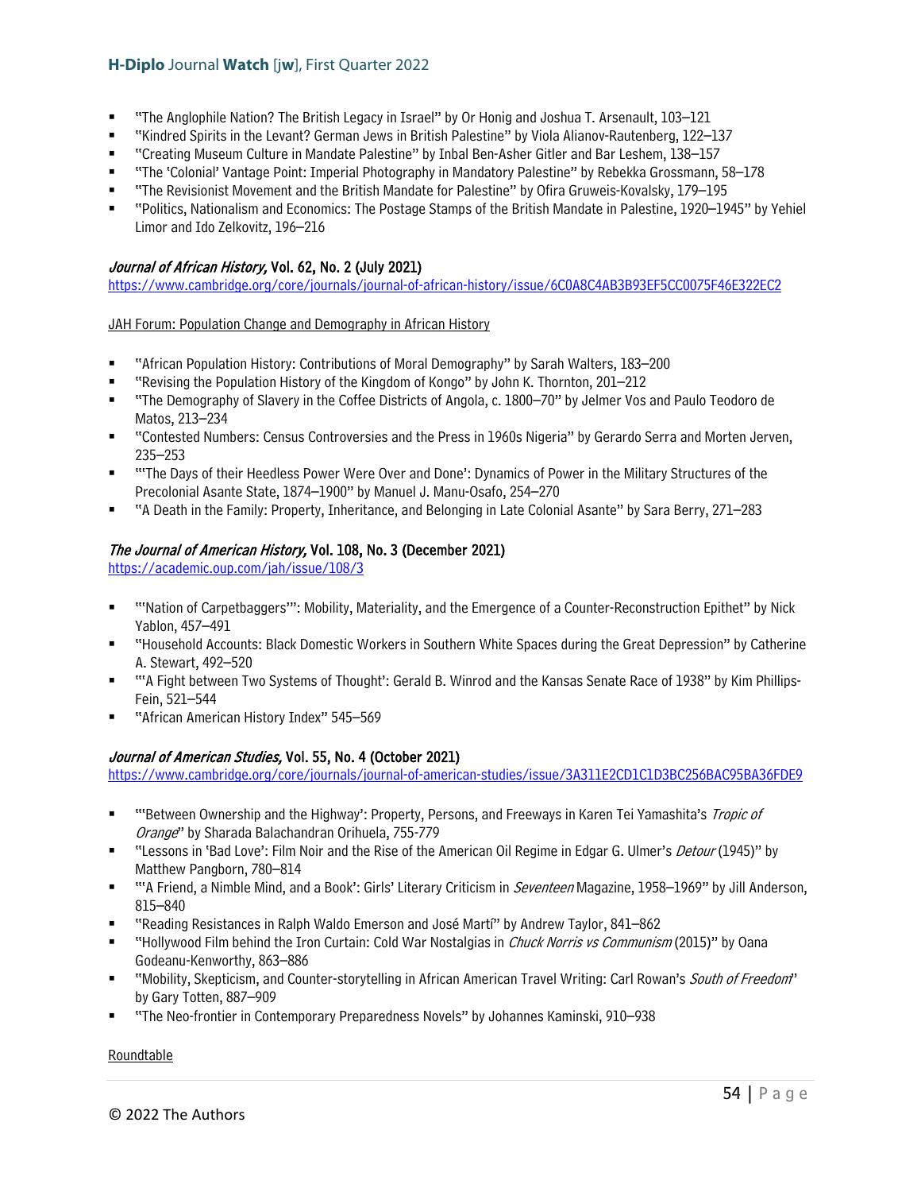- "The Anglophile Nation? The British Legacy in Israel" by Or Honig and Joshua T. Arsenault, 103–121
- "Kindred Spirits in the Levant? German Jews in British Palestine" by Viola Alianov-Rautenberg, 122–137
- "Creating Museum Culture in Mandate Palestine" by Inbal Ben-Asher Gitler and Bar Leshem, 138–157
- "The 'Colonial' Vantage Point: Imperial Photography in Mandatory Palestine" by Rebekka Grossmann, 58–178
- "The Revisionist Movement and the British Mandate for Palestine" by Ofira Gruweis-Kovalsky, 179–195
- "Politics, Nationalism and Economics: The Postage Stamps of the British Mandate in Palestine, 1920–1945" by Yehiel Limor and Ido Zelkovitz, 196–216

### *Journal of African History,* Vol. 62, No. 2 (July 2021)

https://www.cambridge.org/core/journals/journal-of-african-history/issue/6C0A8C4AB3B93EF5CC0075F46E322EC2

JAH Forum: Population Change and Demography in African History

- "African Population History: Contributions of Moral Demography" by Sarah Walters, 183–200
- "Revising the Population History of the Kingdom of Kongo" by John K. Thornton, 201–212
- "The Demography of Slavery in the Coffee Districts of Angola, c. 1800–70" by Jelmer Vos and Paulo Teodoro de Matos, 213–234
- "Contested Numbers: Census Controversies and the Press in 1960s Nigeria" by Gerardo Serra and Morten Jerven, 235–253
- "'The Days of their Heedless Power Were Over and Done': Dynamics of Power in the Military Structures of the Precolonial Asante State, 1874–1900" by Manuel J. Manu-Osafo, 254–270
- "A Death in the Family: Property, Inheritance, and Belonging in Late Colonial Asante" by Sara Berry, 271–283

### *The Journal of American History,* Vol. 108, No. 3 (December 2021)

https://academic.oup.com/jah/issue/108/3

- "'Nation of Carpetbaggers'": Mobility, Materiality, and the Emergence of a Counter-Reconstruction Epithet" by Nick Yablon, 457–491
- "Household Accounts: Black Domestic Workers in Southern White Spaces during the Great Depression" by Catherine A. Stewart, 492–520
- "'A Fight between Two Systems of Thought': Gerald B. Winrod and the Kansas Senate Race of 1938" by Kim Phillips-Fein, 521–544
- "African American History Index" 545–569

### *Journal of American Studies,* Vol. 55, No. 4 (October 2021)

https://www.cambridge.org/core/journals/journal-of-american-studies/issue/3A311E2CD1C1D3BC256BAC95BA36FDE9

- "'Between Ownership and the Highway': Property, Persons, and Freeways in Karen Tei Yamashita's *Tropic of Orange*" by Sharada Balachandran Orihuela, 755-779
- "Lessons in 'Bad Love': Film Noir and the Rise of the American Oil Regime in Edgar G. Ulmer's *Detour* (1945)" by Matthew Pangborn, 780–814
- "'A Friend, a Nimble Mind, and a Book': Girls' Literary Criticism in *Seventeen* Magazine, 1958–1969" by Jill Anderson, 815–840
- "Reading Resistances in Ralph Waldo Emerson and José Martí" by Andrew Taylor, 841–862
- "Hollywood Film behind the Iron Curtain: Cold War Nostalgias in *Chuck Norris vs Communism* (2015)" by Oana Godeanu-Kenworthy, 863–886
- "Mobility, Skepticism, and Counter-storytelling in African American Travel Writing: Carl Rowan's *South of Freedom*" by Gary Totten, 887–909
- "The Neo-frontier in Contemporary Preparedness Novels" by Johannes Kaminski, 910–938

Roundtable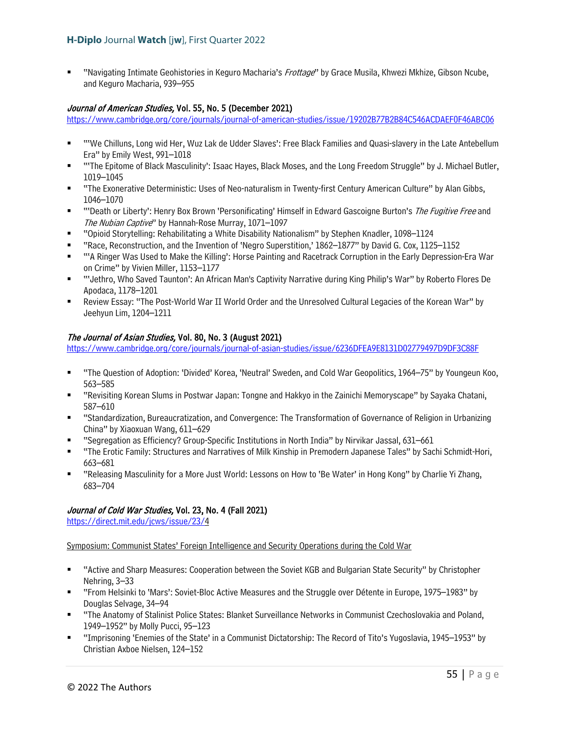- "Navigating Intimate Geohistories in Keguro Macharia's *Frottage*" by Grace Musila, Khwezi Mkhize, Gibson Ncube, and Keguro Macharia, 939–955

### *Journal of American Studies,* Vol. 55, No. 5 (December 2021)

https://www.cambridge.org/core/journals/journal-of-american-studies/issue/19202B77B2B84C546ACDAEF0F46ABC06

- "'We Chilluns, Long wid Her, Wuz Lak de Udder Slaves': Free Black Families and Quasi-slavery in the Late Antebellum Era" by Emily West, 991–1018
- "'The Epitome of Black Masculinity': Isaac Hayes, Black Moses, and the Long Freedom Struggle" by J. Michael Butler, 1019–1045
- "The Exonerative Deterministic: Uses of Neo-naturalism in Twenty-first Century American Culture" by Alan Gibbs, 1046–1070
- "'Death or Liberty': Henry Box Brown 'Personificating' Himself in Edward Gascoigne Burton's *The Fugitive Free* and *The Nubian Captive*" by Hannah-Rose Murray, 1071–1097
- "Opioid Storytelling: Rehabilitating a White Disability Nationalism" by Stephen Knadler, 1098–1124
- "Race, Reconstruction, and the Invention of 'Negro Superstition,' 1862–1877" by David G. Cox, 1125–1152
- "'A Ringer Was Used to Make the Killing': Horse Painting and Racetrack Corruption in the Early Depression-Era War on Crime" by Vivien Miller, 1153–1177
- "'Jethro, Who Saved Taunton': An African Man's Captivity Narrative during King Philip's War" by Roberto Flores De Apodaca, 1178–1201
- Review Essay: "The Post-World War II World Order and the Unresolved Cultural Legacies of the Korean War" by Jeehyun Lim, 1204–1211

### *The Journal of Asian Studies,* Vol. 80, No. 3 (August 2021)

https://www.cambridge.org/core/journals/journal-of-asian-studies/issue/6236DFEA9E8131D02779497D9DF3C88F

- "The Question of Adoption: 'Divided' Korea, 'Neutral' Sweden, and Cold War Geopolitics, 1964–75" by Youngeun Koo, 563–585
- "Revisiting Korean Slums in Postwar Japan: Tongne and Hakkyo in the Zainichi Memoryscape" by Sayaka Chatani, 587–610
- "Standardization, Bureaucratization, and Convergence: The Transformation of Governance of Religion in Urbanizing China" by Xiaoxuan Wang, 611–629
- "Segregation as Efficiency? Group-Specific Institutions in North India" by Nirvikar Jassal, 631–661
- "The Erotic Family: Structures and Narratives of Milk Kinship in Premodern Japanese Tales" by Sachi Schmidt-Hori, 663–681
- "Releasing Masculinity for a More Just World: Lessons on How to 'Be Water' in Hong Kong" by Charlie Yi Zhang, 683–704

### *Journal of Cold War Studies,* Vol. 23, No. 4 (Fall 2021)

https://direct.mit.edu/jcws/issue/23/4

Symposium: Communist States' Foreign Intelligence and Security Operations during the Cold War

- "Active and Sharp Measures: Cooperation between the Soviet KGB and Bulgarian State Security" by Christopher Nehring, 3–33
- "From Helsinki to 'Mars': Soviet-Bloc Active Measures and the Struggle over Détente in Europe, 1975–1983" by Douglas Selvage, 34–94
- "The Anatomy of Stalinist Police States: Blanket Surveillance Networks in Communist Czechoslovakia and Poland, 1949–1952" by Molly Pucci, 95–123
- "Imprisoning 'Enemies of the State' in a Communist Dictatorship: The Record of Tito's Yugoslavia, 1945–1953" by Christian Axboe Nielsen, 124–152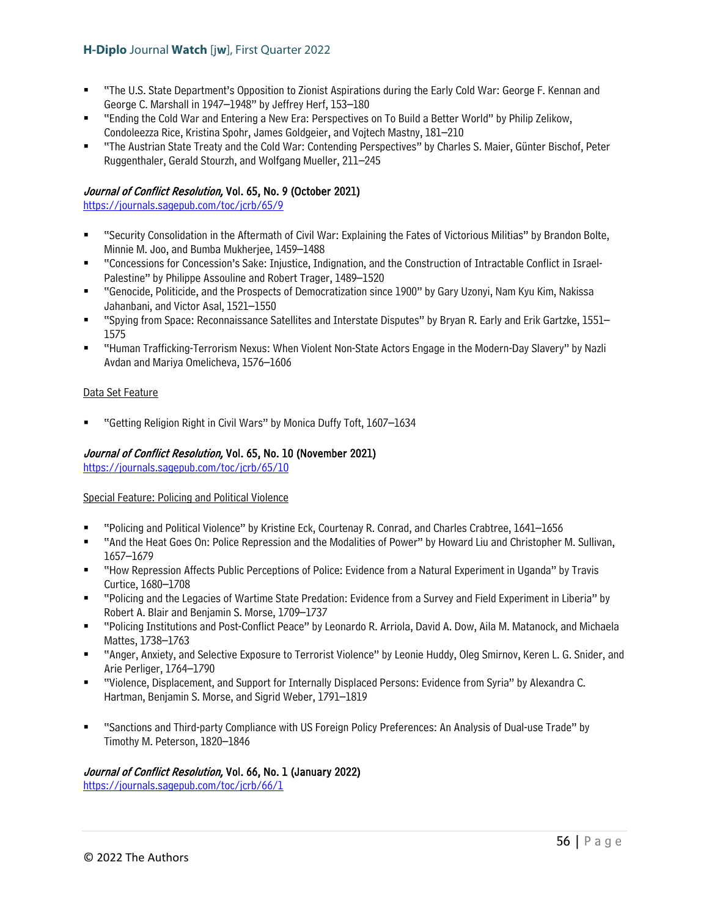- "The U.S. State Department's Opposition to Zionist Aspirations during the Early Cold War: George F. Kennan and George C. Marshall in 1947–1948" by Jeffrey Herf, 153–180
- "Ending the Cold War and Entering a New Era: Perspectives on To Build a Better World" by Philip Zelikow, Condoleezza Rice, Kristina Spohr, James Goldgeier, and Vojtech Mastny, 181–210
- "The Austrian State Treaty and the Cold War: Contending Perspectives" by Charles S. Maier, Günter Bischof, Peter Ruggenthaler, Gerald Stourzh, and Wolfgang Mueller, 211–245

**_Journal of Conflict Resolution,_ Vol. 65, No. 9 (October 2021)**
https://journals.sagepub.com/toc/jcrb/65/9

- "Security Consolidation in the Aftermath of Civil War: Explaining the Fates of Victorious Militias" by Brandon Bolte, Minnie M. Joo, and Bumba Mukherjee, 1459–1488
- "Concessions for Concession's Sake: Injustice, Indignation, and the Construction of Intractable Conflict in Israel-Palestine" by Philippe Assouline and Robert Trager, 1489–1520
- "Genocide, Politicide, and the Prospects of Democratization since 1900" by Gary Uzonyi, Nam Kyu Kim, Nakissa Jahanbani, and Victor Asal, 1521–1550
- "Spying from Space: Reconnaissance Satellites and Interstate Disputes" by Bryan R. Early and Erik Gartzke, 1551–1575
- "Human Trafficking-Terrorism Nexus: When Violent Non-State Actors Engage in the Modern-Day Slavery" by Nazli Avdan and Mariya Omelicheva, 1576–1606

Data Set Feature

- "Getting Religion Right in Civil Wars" by Monica Duffy Toft, 1607–1634

**_Journal of Conflict Resolution,_ Vol. 65, No. 10 (November 2021)**
https://journals.sagepub.com/toc/jcrb/65/10

Special Feature: Policing and Political Violence

- "Policing and Political Violence" by Kristine Eck, Courtenay R. Conrad, and Charles Crabtree, 1641–1656
- "And the Heat Goes On: Police Repression and the Modalities of Power" by Howard Liu and Christopher M. Sullivan, 1657–1679
- "How Repression Affects Public Perceptions of Police: Evidence from a Natural Experiment in Uganda" by Travis Curtice, 1680–1708
- "Policing and the Legacies of Wartime State Predation: Evidence from a Survey and Field Experiment in Liberia" by Robert A. Blair and Benjamin S. Morse, 1709–1737
- "Policing Institutions and Post-Conflict Peace" by Leonardo R. Arriola, David A. Dow, Aila M. Matanock, and Michaela Mattes, 1738–1763
- "Anger, Anxiety, and Selective Exposure to Terrorist Violence" by Leonie Huddy, Oleg Smirnov, Keren L. G. Snider, and Arie Perliger, 1764–1790
- "Violence, Displacement, and Support for Internally Displaced Persons: Evidence from Syria" by Alexandra C. Hartman, Benjamin S. Morse, and Sigrid Weber, 1791–1819

- "Sanctions and Third-party Compliance with US Foreign Policy Preferences: An Analysis of Dual-use Trade" by Timothy M. Peterson, 1820–1846

**_Journal of Conflict Resolution,_ Vol. 66, No. 1 (January 2022)**
https://journals.sagepub.com/toc/jcrb/66/1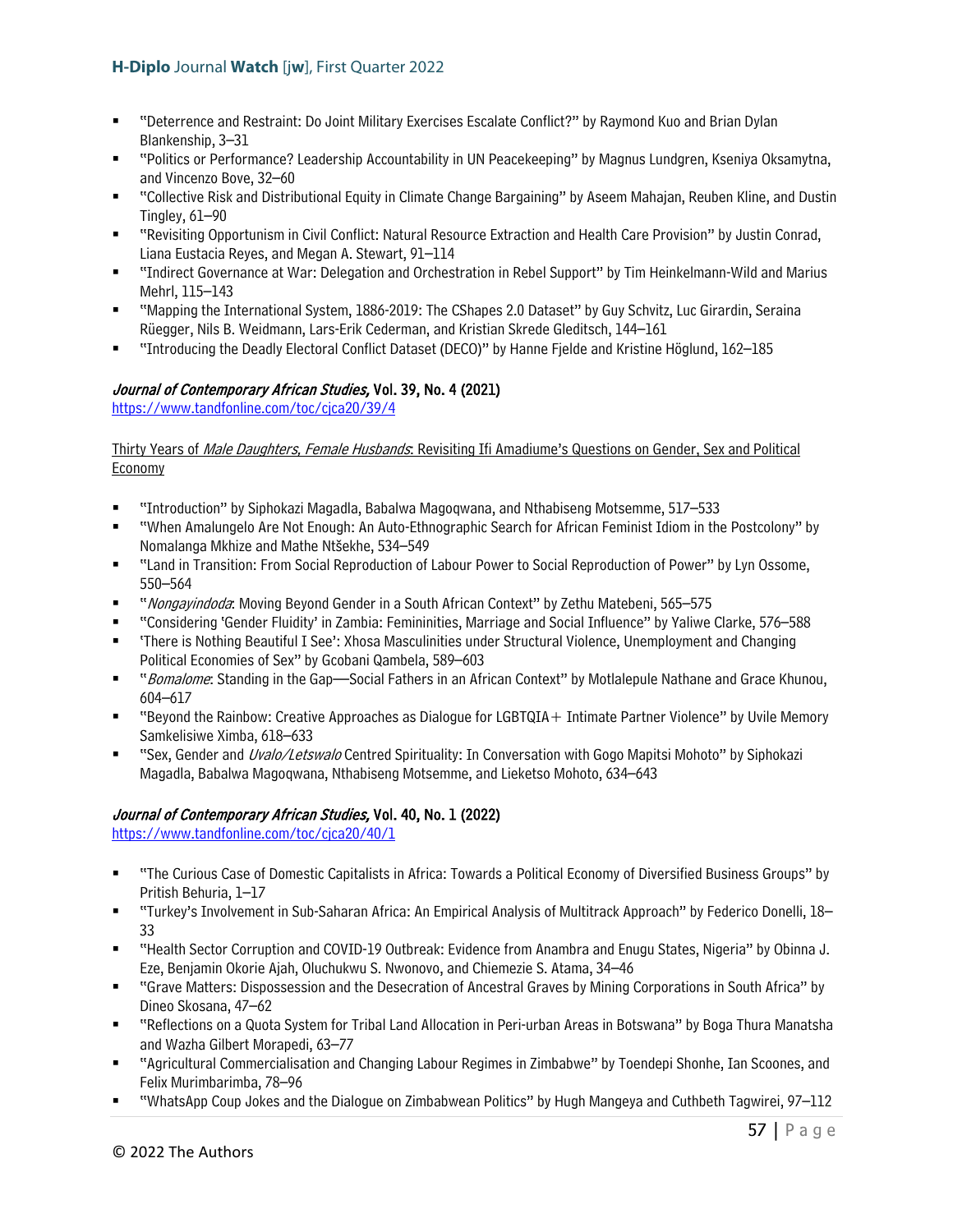- "Deterrence and Restraint: Do Joint Military Exercises Escalate Conflict?" by Raymond Kuo and Brian Dylan Blankenship, 3–31
- "Politics or Performance? Leadership Accountability in UN Peacekeeping" by Magnus Lundgren, Kseniya Oksamytna, and Vincenzo Bove, 32–60
- "Collective Risk and Distributional Equity in Climate Change Bargaining" by Aseem Mahajan, Reuben Kline, and Dustin Tingley, 61–90
- "Revisiting Opportunism in Civil Conflict: Natural Resource Extraction and Health Care Provision" by Justin Conrad, Liana Eustacia Reyes, and Megan A. Stewart, 91–114
- "Indirect Governance at War: Delegation and Orchestration in Rebel Support" by Tim Heinkelmann-Wild and Marius Mehrl, 115–143
- "Mapping the International System, 1886-2019: The CShapes 2.0 Dataset" by Guy Schvitz, Luc Girardin, Seraina Rüegger, Nils B. Weidmann, Lars-Erik Cederman, and Kristian Skrede Gleditsch, 144–161
- "Introducing the Deadly Electoral Conflict Dataset (DECO)" by Hanne Fjelde and Kristine Höglund, 162–185

### *Journal of Contemporary African Studies,* Vol. 39, No. 4 (2021)

https://www.tandfonline.com/toc/cjca20/39/4

Thirty Years of *Male Daughters, Female Husbands*: Revisiting Ifi Amadiume's Questions on Gender, Sex and Political Economy

- "Introduction" by Siphokazi Magadla, Babalwa Magoqwana, and Nthabiseng Motsemme, 517–533
- "When Amalungelo Are Not Enough: An Auto-Ethnographic Search for African Feminist Idiom in the Postcolony" by Nomalanga Mkhize and Mathe Ntšekhe, 534–549
- "Land in Transition: From Social Reproduction of Labour Power to Social Reproduction of Power" by Lyn Ossome, 550–564
- "*Nongayindoda*: Moving Beyond Gender in a South African Context" by Zethu Matebeni, 565–575
- "Considering 'Gender Fluidity' in Zambia: Femininities, Marriage and Social Influence" by Yaliwe Clarke, 576–588
- 'There is Nothing Beautiful I See': Xhosa Masculinities under Structural Violence, Unemployment and Changing Political Economies of Sex" by Gcobani Qambela, 589–603
- "*Bomalome*: Standing in the Gap—Social Fathers in an African Context" by Motlalepule Nathane and Grace Khunou, 604–617
- "Beyond the Rainbow: Creative Approaches as Dialogue for LGBTQIA+ Intimate Partner Violence" by Uvile Memory Samkelisiwe Ximba, 618–633
- "Sex, Gender and *Uvalo/Letswalo* Centred Spirituality: In Conversation with Gogo Mapitsi Mohoto" by Siphokazi Magadla, Babalwa Magoqwana, Nthabiseng Motsemme, and Lieketso Mohoto, 634–643

### *Journal of Contemporary African Studies,* Vol. 40, No. 1 (2022)

https://www.tandfonline.com/toc/cjca20/40/1

- "The Curious Case of Domestic Capitalists in Africa: Towards a Political Economy of Diversified Business Groups" by Pritish Behuria, 1–17
- "Turkey's Involvement in Sub-Saharan Africa: An Empirical Analysis of Multitrack Approach" by Federico Donelli, 18–33
- "Health Sector Corruption and COVID-19 Outbreak: Evidence from Anambra and Enugu States, Nigeria" by Obinna J. Eze, Benjamin Okorie Ajah, Oluchukwu S. Nwonovo, and Chiemezie S. Atama, 34–46
- "Grave Matters: Dispossession and the Desecration of Ancestral Graves by Mining Corporations in South Africa" by Dineo Skosana, 47–62
- "Reflections on a Quota System for Tribal Land Allocation in Peri-urban Areas in Botswana" by Boga Thura Manatsha and Wazha Gilbert Morapedi, 63–77
- "Agricultural Commercialisation and Changing Labour Regimes in Zimbabwe" by Toendepi Shonhe, Ian Scoones, and Felix Murimbarimba, 78–96
- "WhatsApp Coup Jokes and the Dialogue on Zimbabwean Politics" by Hugh Mangeya and Cuthbeth Tagwirei, 97–112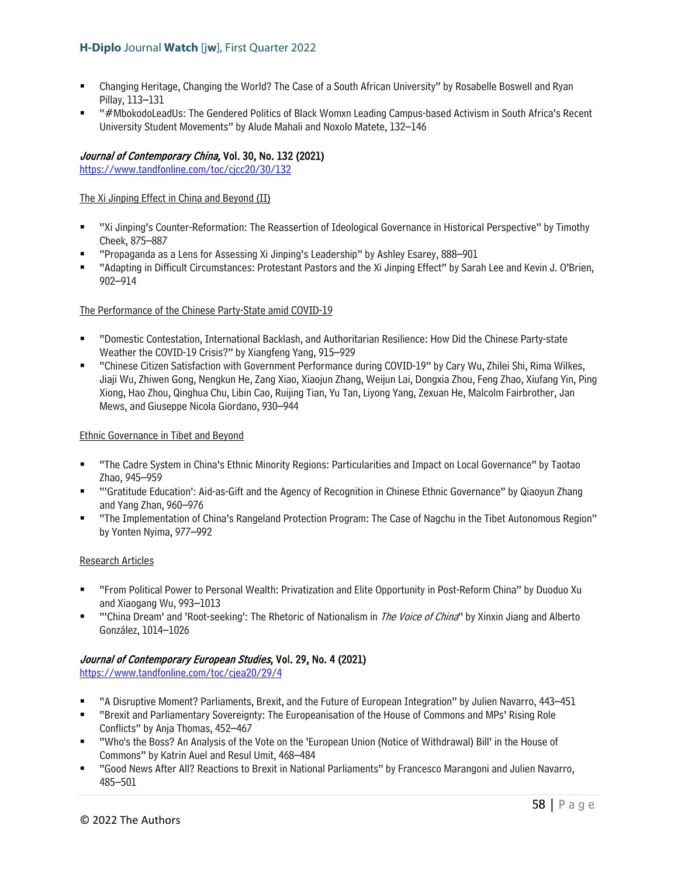- Changing Heritage, Changing the World? The Case of a South African University" by Rosabelle Boswell and Ryan Pillay, 113–131
- "#MbokodoLeadUs: The Gendered Politics of Black Womxn Leading Campus-based Activism in South Africa's Recent University Student Movements" by Alude Mahali and Noxolo Matete, 132–146

### *Journal of Contemporary China*, Vol. 30, No. 132 (2021)

https://www.tandfonline.com/toc/cjcc20/30/132

The Xi Jinping Effect in China and Beyond (II)

- "Xi Jinping's Counter-Reformation: The Reassertion of Ideological Governance in Historical Perspective" by Timothy Cheek, 875–887
- "Propaganda as a Lens for Assessing Xi Jinping's Leadership" by Ashley Esarey, 888–901
- "Adapting in Difficult Circumstances: Protestant Pastors and the Xi Jinping Effect" by Sarah Lee and Kevin J. O'Brien, 902–914

The Performance of the Chinese Party-State amid COVID-19

- "Domestic Contestation, International Backlash, and Authoritarian Resilience: How Did the Chinese Party-state Weather the COVID-19 Crisis?" by Xiangfeng Yang, 915–929
- "Chinese Citizen Satisfaction with Government Performance during COVID-19" by Cary Wu, Zhilei Shi, Rima Wilkes, Jiaji Wu, Zhiwen Gong, Nengkun He, Zang Xiao, Xiaojun Zhang, Weijun Lai, Dongxia Zhou, Feng Zhao, Xiufang Yin, Ping Xiong, Hao Zhou, Qinghua Chu, Libin Cao, Ruijing Tian, Yu Tan, Liyong Yang, Zexuan He, Malcolm Fairbrother, Jan Mews, and Giuseppe Nicola Giordano, 930–944

Ethnic Governance in Tibet and Beyond

- "The Cadre System in China's Ethnic Minority Regions: Particularities and Impact on Local Governance" by Taotao Zhao, 945–959
- "'Gratitude Education': Aid-as-Gift and the Agency of Recognition in Chinese Ethnic Governance" by Qiaoyun Zhang and Yang Zhan, 960–976
- "The Implementation of China's Rangeland Protection Program: The Case of Nagchu in the Tibet Autonomous Region" by Yonten Nyima, 977–992

Research Articles

- "From Political Power to Personal Wealth: Privatization and Elite Opportunity in Post-Reform China" by Duoduo Xu and Xiaogang Wu, 993–1013
- "'China Dream' and 'Root-seeking': The Rhetoric of Nationalism in *The Voice of China*" by Xinxin Jiang and Alberto González, 1014–1026

### *Journal of Contemporary European Studies*, Vol. 29, No. 4 (2021)

https://www.tandfonline.com/toc/cjea20/29/4

- "A Disruptive Moment? Parliaments, Brexit, and the Future of European Integration" by Julien Navarro, 443–451
- "Brexit and Parliamentary Sovereignty: The Europeanisation of the House of Commons and MPs' Rising Role Conflicts" by Anja Thomas, 452–467
- "Who's the Boss? An Analysis of the Vote on the 'European Union (Notice of Withdrawal) Bill' in the House of Commons" by Katrin Auel and Resul Umit, 468–484
- "Good News After All? Reactions to Brexit in National Parliaments" by Francesco Marangoni and Julien Navarro, 485–501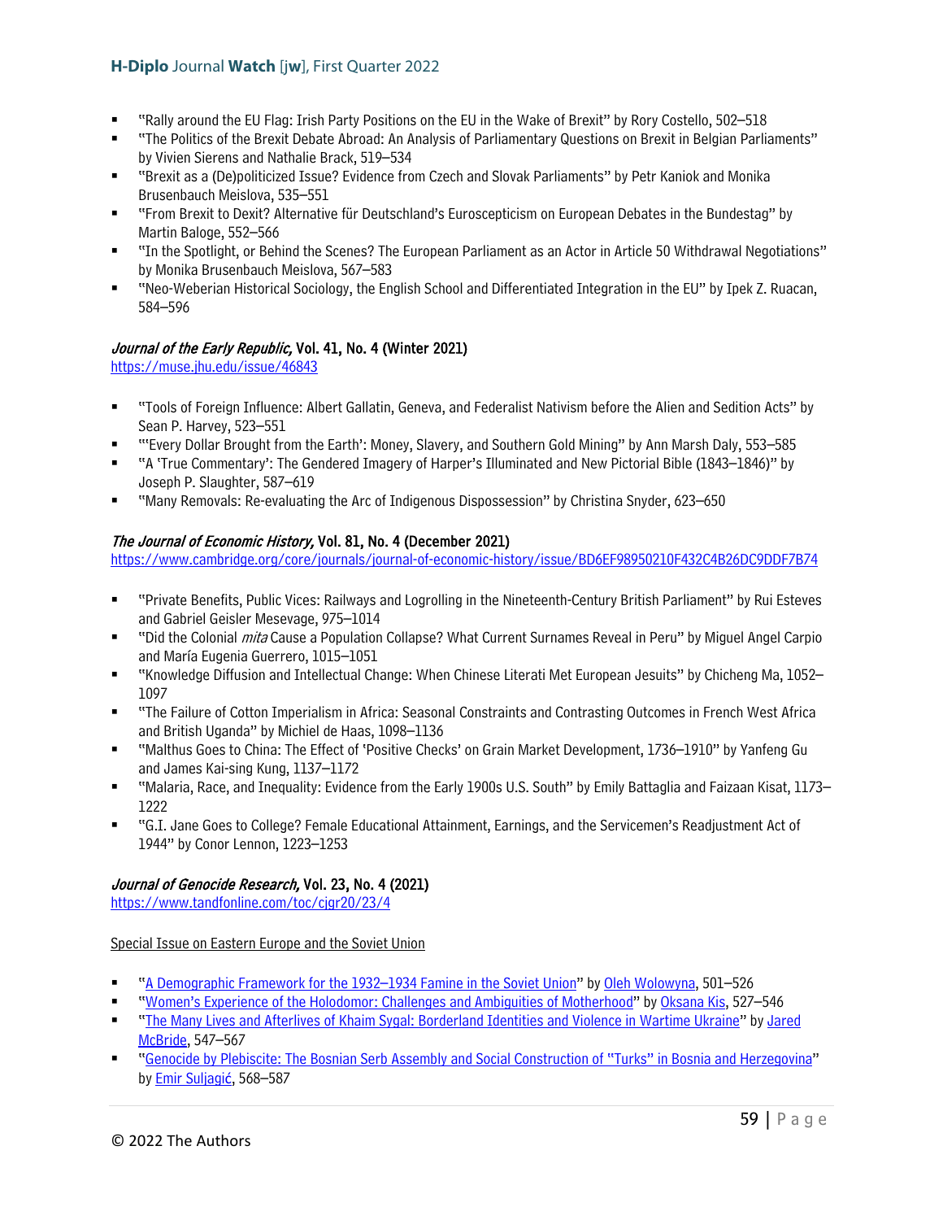- "Rally around the EU Flag: Irish Party Positions on the EU in the Wake of Brexit" by Rory Costello, 502–518
- "The Politics of the Brexit Debate Abroad: An Analysis of Parliamentary Questions on Brexit in Belgian Parliaments" by Vivien Sierens and Nathalie Brack, 519–534
- "Brexit as a (De)politicized Issue? Evidence from Czech and Slovak Parliaments" by Petr Kaniok and Monika Brusenbauch Meislova, 535–551
- "From Brexit to Dexit? Alternative für Deutschland's Euroscepticism on European Debates in the Bundestag" by Martin Baloge, 552–566
- "In the Spotlight, or Behind the Scenes? The European Parliament as an Actor in Article 50 Withdrawal Negotiations" by Monika Brusenbauch Meislova, 567–583
- "Neo-Weberian Historical Sociology, the English School and Differentiated Integration in the EU" by Ipek Z. Ruacan, 584–596

**_Journal of the Early Republic,_ Vol. 41, No. 4 (Winter 2021)**
https://muse.jhu.edu/issue/46843

- "Tools of Foreign Influence: Albert Gallatin, Geneva, and Federalist Nativism before the Alien and Sedition Acts" by Sean P. Harvey, 523–551
- "'Every Dollar Brought from the Earth': Money, Slavery, and Southern Gold Mining" by Ann Marsh Daly, 553–585
- "A 'True Commentary': The Gendered Imagery of Harper's Illuminated and New Pictorial Bible (1843–1846)" by Joseph P. Slaughter, 587–619
- "Many Removals: Re-evaluating the Arc of Indigenous Dispossession" by Christina Snyder, 623–650

**_The Journal of Economic History,_ Vol. 81, No. 4 (December 2021)**
https://www.cambridge.org/core/journals/journal-of-economic-history/issue/BD6EF98950210F432C4B26DC9DDF7B74

- "Private Benefits, Public Vices: Railways and Logrolling in the Nineteenth-Century British Parliament" by Rui Esteves and Gabriel Geisler Mesevage, 975–1014
- "Did the Colonial *mita* Cause a Population Collapse? What Current Surnames Reveal in Peru" by Miguel Angel Carpio and María Eugenia Guerrero, 1015–1051
- "Knowledge Diffusion and Intellectual Change: When Chinese Literati Met European Jesuits" by Chicheng Ma, 1052–1097
- "The Failure of Cotton Imperialism in Africa: Seasonal Constraints and Contrasting Outcomes in French West Africa and British Uganda" by Michiel de Haas, 1098–1136
- "Malthus Goes to China: The Effect of 'Positive Checks' on Grain Market Development, 1736–1910" by Yanfeng Gu and James Kai-sing Kung, 1137–1172
- "Malaria, Race, and Inequality: Evidence from the Early 1900s U.S. South" by Emily Battaglia and Faizaan Kisat, 1173–1222
- "G.I. Jane Goes to College? Female Educational Attainment, Earnings, and the Servicemen's Readjustment Act of 1944" by Conor Lennon, 1223–1253

**_Journal of Genocide Research,_ Vol. 23, No. 4 (2021)**
https://www.tandfonline.com/toc/cjgr20/23/4

Special Issue on Eastern Europe and the Soviet Union

- "A Demographic Framework for the 1932–1934 Famine in the Soviet Union" by Oleh Wolowyna, 501–526
- "Women's Experience of the Holodomor: Challenges and Ambiguities of Motherhood" by Oksana Kis, 527–546
- "The Many Lives and Afterlives of Khaim Sygal: Borderland Identities and Violence in Wartime Ukraine" by Jared McBride, 547–567
- "Genocide by Plebiscite: The Bosnian Serb Assembly and Social Construction of "Turks" in Bosnia and Herzegovina" by Emir Suljagić, 568–587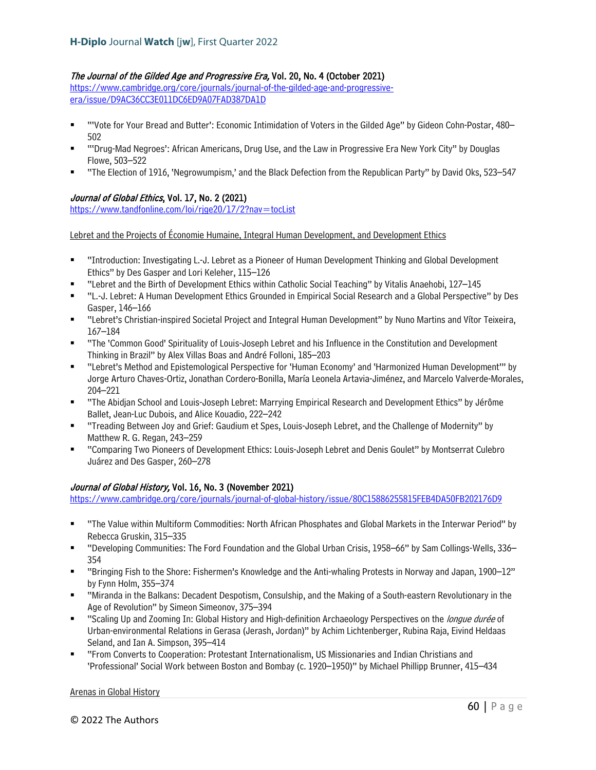*The Journal of the Gilded Age and Progressive Era,* **Vol. 20, No. 4 (October 2021)**
https://www.cambridge.org/core/journals/journal-of-the-gilded-age-and-progressive-era/issue/D9AC36CC3E011DC6ED9A07FAD387DA1D

- "'Vote for Your Bread and Butter': Economic Intimidation of Voters in the Gilded Age" by Gideon Cohn-Postar, 480–502
- "'Drug-Mad Negroes': African Americans, Drug Use, and the Law in Progressive Era New York City" by Douglas Flowe, 503–522
- "The Election of 1916, 'Negrowumpism,' and the Black Defection from the Republican Party" by David Oks, 523–547

*Journal of Global Ethics*, **Vol. 17, No. 2 (2021)**
https://www.tandfonline.com/loi/rjge20/17/2?nav=tocList

Lebret and the Projects of Économie Humaine, Integral Human Development, and Development Ethics

- "Introduction: Investigating L.-J. Lebret as a Pioneer of Human Development Thinking and Global Development Ethics" by Des Gasper and Lori Keleher, 115–126
- "Lebret and the Birth of Development Ethics within Catholic Social Teaching" by Vitalis Anaehobi, 127–145
- "L.-J. Lebret: A Human Development Ethics Grounded in Empirical Social Research and a Global Perspective" by Des Gasper, 146–166
- "Lebret's Christian-inspired Societal Project and Integral Human Development" by Nuno Martins and Vítor Teixeira, 167–184
- "The 'Common Good' Spirituality of Louis-Joseph Lebret and his Influence in the Constitution and Development Thinking in Brazil" by Alex Villas Boas and André Folloni, 185–203
- "Lebret's Method and Epistemological Perspective for 'Human Economy' and 'Harmonized Human Development'" by Jorge Arturo Chaves-Ortiz, Jonathan Cordero-Bonilla, María Leonela Artavia-Jiménez, and Marcelo Valverde-Morales, 204–221
- "The Abidjan School and Louis-Joseph Lebret: Marrying Empirical Research and Development Ethics" by Jérôme Ballet, Jean-Luc Dubois, and Alice Kouadio, 222–242
- "Treading Between Joy and Grief: Gaudium et Spes, Louis-Joseph Lebret, and the Challenge of Modernity" by Matthew R. G. Regan, 243–259
- "Comparing Two Pioneers of Development Ethics: Louis-Joseph Lebret and Denis Goulet" by Montserrat Culebro Juárez and Des Gasper, 260–278

*Journal of Global History,* **Vol. 16, No. 3 (November 2021)**
https://www.cambridge.org/core/journals/journal-of-global-history/issue/80C15886255815FEB4DA50FB202176D9

- "The Value within Multiform Commodities: North African Phosphates and Global Markets in the Interwar Period" by Rebecca Gruskin, 315–335
- "Developing Communities: The Ford Foundation and the Global Urban Crisis, 1958–66" by Sam Collings-Wells, 336–354
- "Bringing Fish to the Shore: Fishermen's Knowledge and the Anti-whaling Protests in Norway and Japan, 1900–12" by Fynn Holm, 355–374
- "Miranda in the Balkans: Decadent Despotism, Consulship, and the Making of a South-eastern Revolutionary in the Age of Revolution" by Simeon Simeonov, 375–394
- "Scaling Up and Zooming In: Global History and High-definition Archaeology Perspectives on the *longue durée* of Urban-environmental Relations in Gerasa (Jerash, Jordan)" by Achim Lichtenberger, Rubina Raja, Eivind Heldaas Seland, and Ian A. Simpson, 395–414
- "From Converts to Cooperation: Protestant Internationalism, US Missionaries and Indian Christians and 'Professional' Social Work between Boston and Bombay (c. 1920–1950)" by Michael Phillipp Brunner, 415–434

Arenas in Global History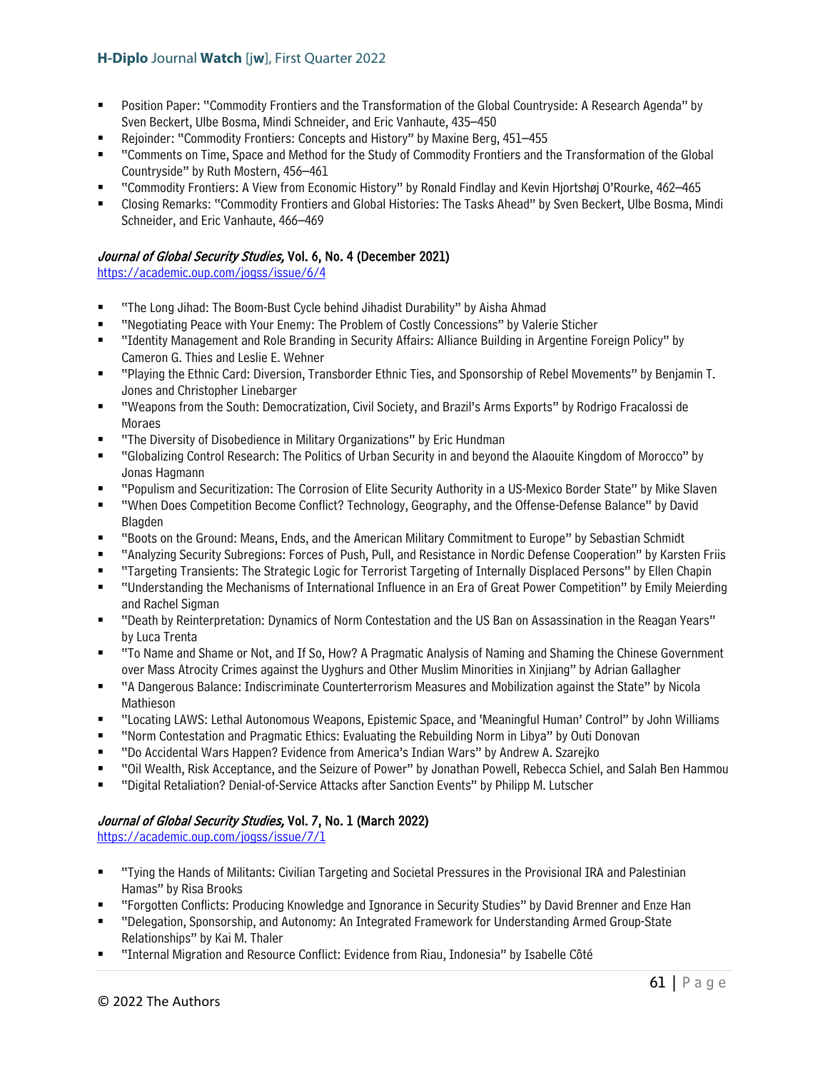- Position Paper: "Commodity Frontiers and the Transformation of the Global Countryside: A Research Agenda" by Sven Beckert, Ulbe Bosma, Mindi Schneider, and Eric Vanhaute, 435–450
- Rejoinder: "Commodity Frontiers: Concepts and History" by Maxine Berg, 451–455
- "Comments on Time, Space and Method for the Study of Commodity Frontiers and the Transformation of the Global Countryside" by Ruth Mostern, 456–461
- "Commodity Frontiers: A View from Economic History" by Ronald Findlay and Kevin Hjortshøj O'Rourke, 462–465
- Closing Remarks: "Commodity Frontiers and Global Histories: The Tasks Ahead" by Sven Beckert, Ulbe Bosma, Mindi Schneider, and Eric Vanhaute, 466–469

### *Journal of Global Security Studies,* Vol. 6, No. 4 (December 2021)

https://academic.oup.com/jogss/issue/6/4

- "The Long Jihad: The Boom-Bust Cycle behind Jihadist Durability" by Aisha Ahmad
- "Negotiating Peace with Your Enemy: The Problem of Costly Concessions" by Valerie Sticher
- "Identity Management and Role Branding in Security Affairs: Alliance Building in Argentine Foreign Policy" by Cameron G. Thies and Leslie E. Wehner
- "Playing the Ethnic Card: Diversion, Transborder Ethnic Ties, and Sponsorship of Rebel Movements" by Benjamin T. Jones and Christopher Linebarger
- "Weapons from the South: Democratization, Civil Society, and Brazil's Arms Exports" by Rodrigo Fracalossi de Moraes
- "The Diversity of Disobedience in Military Organizations" by Eric Hundman
- "Globalizing Control Research: The Politics of Urban Security in and beyond the Alaouite Kingdom of Morocco" by Jonas Hagmann
- "Populism and Securitization: The Corrosion of Elite Security Authority in a US-Mexico Border State" by Mike Slaven
- "When Does Competition Become Conflict? Technology, Geography, and the Offense-Defense Balance" by David Blagden
- "Boots on the Ground: Means, Ends, and the American Military Commitment to Europe" by Sebastian Schmidt
- "Analyzing Security Subregions: Forces of Push, Pull, and Resistance in Nordic Defense Cooperation" by Karsten Friis
- "Targeting Transients: The Strategic Logic for Terrorist Targeting of Internally Displaced Persons" by Ellen Chapin
- "Understanding the Mechanisms of International Influence in an Era of Great Power Competition" by Emily Meierding and Rachel Sigman
- "Death by Reinterpretation: Dynamics of Norm Contestation and the US Ban on Assassination in the Reagan Years" by Luca Trenta
- "To Name and Shame or Not, and If So, How? A Pragmatic Analysis of Naming and Shaming the Chinese Government over Mass Atrocity Crimes against the Uyghurs and Other Muslim Minorities in Xinjiang" by Adrian Gallagher
- "A Dangerous Balance: Indiscriminate Counterterrorism Measures and Mobilization against the State" by Nicola Mathieson
- "Locating LAWS: Lethal Autonomous Weapons, Epistemic Space, and 'Meaningful Human' Control" by John Williams
- "Norm Contestation and Pragmatic Ethics: Evaluating the Rebuilding Norm in Libya" by Outi Donovan
- "Do Accidental Wars Happen? Evidence from America's Indian Wars" by Andrew A. Szarejko
- "Oil Wealth, Risk Acceptance, and the Seizure of Power" by Jonathan Powell, Rebecca Schiel, and Salah Ben Hammou
- "Digital Retaliation? Denial-of-Service Attacks after Sanction Events" by Philipp M. Lutscher

### *Journal of Global Security Studies,* Vol. 7, No. 1 (March 2022)

https://academic.oup.com/jogss/issue/7/1

- "Tying the Hands of Militants: Civilian Targeting and Societal Pressures in the Provisional IRA and Palestinian Hamas" by Risa Brooks
- "Forgotten Conflicts: Producing Knowledge and Ignorance in Security Studies" by David Brenner and Enze Han
- "Delegation, Sponsorship, and Autonomy: An Integrated Framework for Understanding Armed Group-State Relationships" by Kai M. Thaler
- "Internal Migration and Resource Conflict: Evidence from Riau, Indonesia" by Isabelle Côté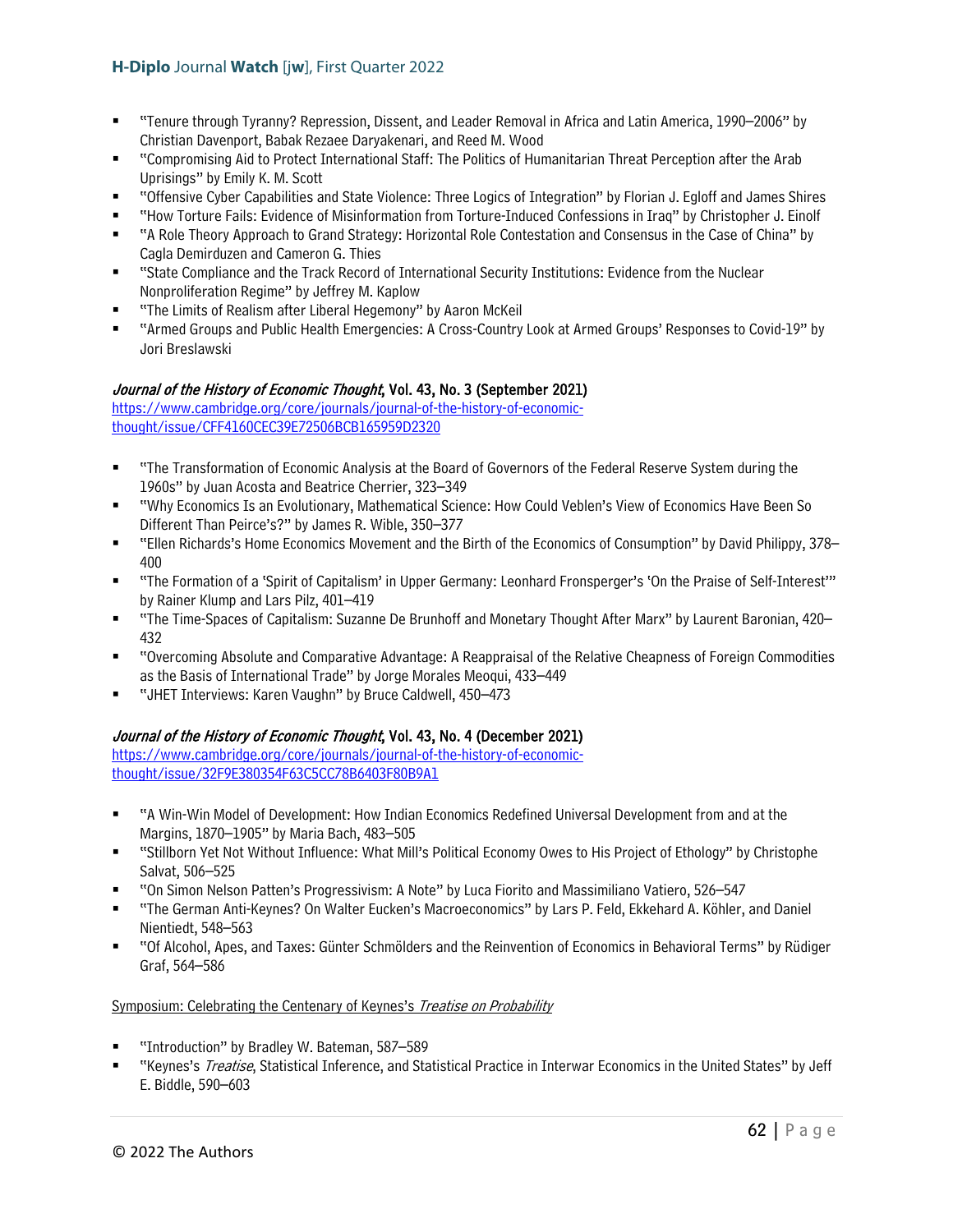- "Tenure through Tyranny? Repression, Dissent, and Leader Removal in Africa and Latin America, 1990–2006" by Christian Davenport, Babak Rezaee Daryakenari, and Reed M. Wood
- "Compromising Aid to Protect International Staff: The Politics of Humanitarian Threat Perception after the Arab Uprisings" by Emily K. M. Scott
- "Offensive Cyber Capabilities and State Violence: Three Logics of Integration" by Florian J. Egloff and James Shires
- "How Torture Fails: Evidence of Misinformation from Torture-Induced Confessions in Iraq" by Christopher J. Einolf
- "A Role Theory Approach to Grand Strategy: Horizontal Role Contestation and Consensus in the Case of China" by Cagla Demirduzen and Cameron G. Thies
- "State Compliance and the Track Record of International Security Institutions: Evidence from the Nuclear Nonproliferation Regime" by Jeffrey M. Kaplow
- "The Limits of Realism after Liberal Hegemony" by Aaron McKeil
- "Armed Groups and Public Health Emergencies: A Cross-Country Look at Armed Groups' Responses to Covid-19" by Jori Breslawski

**_Journal of the History of Economic Thought_, Vol. 43, No. 3 (September 2021)**
https://www.cambridge.org/core/journals/journal-of-the-history-of-economic-thought/issue/CFF4160CEC39E72506BCB165959D2320

- "The Transformation of Economic Analysis at the Board of Governors of the Federal Reserve System during the 1960s" by Juan Acosta and Beatrice Cherrier, 323–349
- "Why Economics Is an Evolutionary, Mathematical Science: How Could Veblen's View of Economics Have Been So Different Than Peirce's?" by James R. Wible, 350–377
- "Ellen Richards's Home Economics Movement and the Birth of the Economics of Consumption" by David Philippy, 378–400
- "The Formation of a 'Spirit of Capitalism' in Upper Germany: Leonhard Fronsperger's 'On the Praise of Self-Interest'" by Rainer Klump and Lars Pilz, 401–419
- "The Time-Spaces of Capitalism: Suzanne De Brunhoff and Monetary Thought After Marx" by Laurent Baronian, 420–432
- "Overcoming Absolute and Comparative Advantage: A Reappraisal of the Relative Cheapness of Foreign Commodities as the Basis of International Trade" by Jorge Morales Meoqui, 433–449
- "JHET Interviews: Karen Vaughn" by Bruce Caldwell, 450–473

**_Journal of the History of Economic Thought_, Vol. 43, No. 4 (December 2021)**
https://www.cambridge.org/core/journals/journal-of-the-history-of-economic-thought/issue/32F9E380354F63C5CC78B6403F80B9A1

- "A Win-Win Model of Development: How Indian Economics Redefined Universal Development from and at the Margins, 1870–1905" by Maria Bach, 483–505
- "Stillborn Yet Not Without Influence: What Mill's Political Economy Owes to His Project of Ethology" by Christophe Salvat, 506–525
- "On Simon Nelson Patten's Progressivism: A Note" by Luca Fiorito and Massimiliano Vatiero, 526–547
- "The German Anti-Keynes? On Walter Eucken's Macroeconomics" by Lars P. Feld, Ekkehard A. Köhler, and Daniel Nientiedt, 548–563
- "Of Alcohol, Apes, and Taxes: Günter Schmölders and the Reinvention of Economics in Behavioral Terms" by Rüdiger Graf, 564–586

Symposium: Celebrating the Centenary of Keynes's _Treatise on Probability_

- "Introduction" by Bradley W. Bateman, 587–589
- "Keynes's _Treatise_, Statistical Inference, and Statistical Practice in Interwar Economics in the United States" by Jeff E. Biddle, 590–603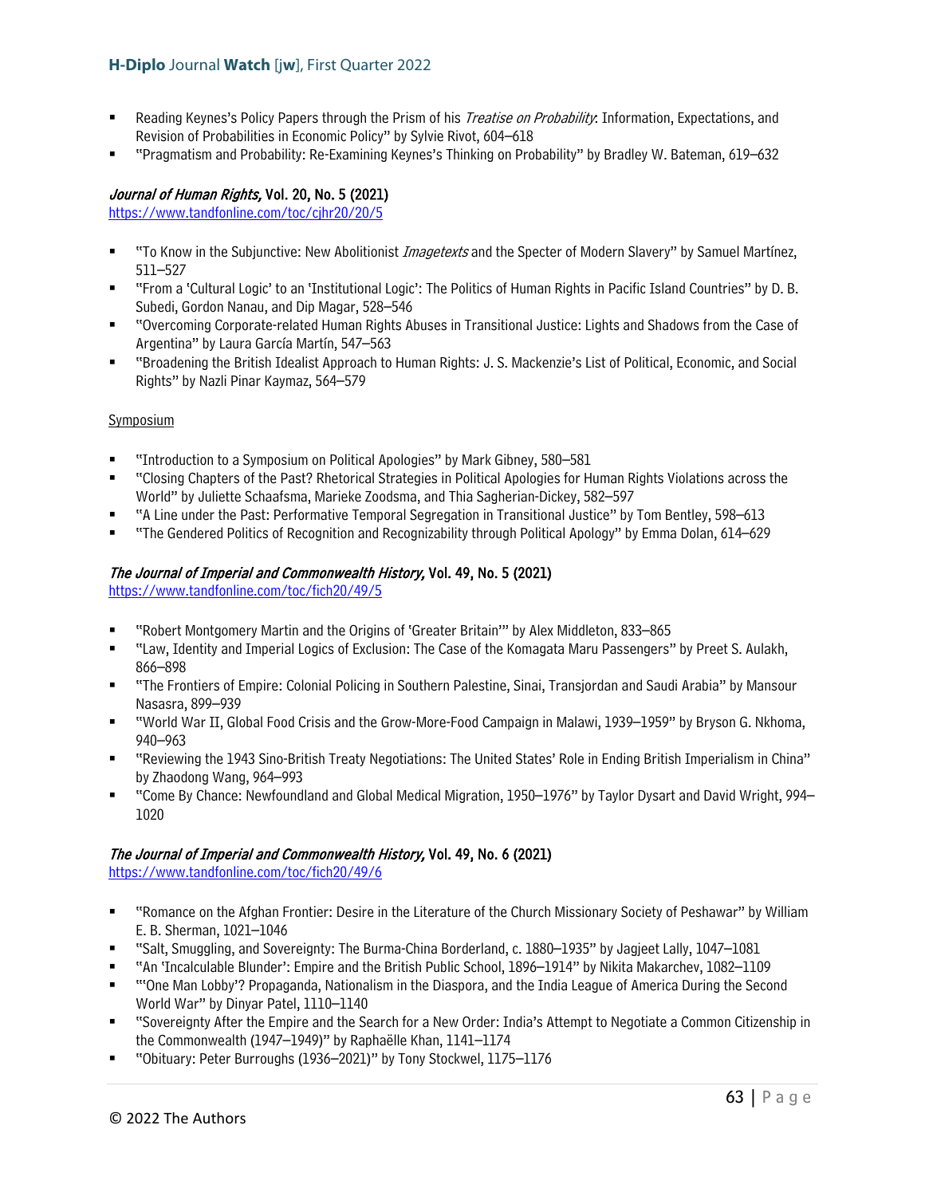- Reading Keynes's Policy Papers through the Prism of his *Treatise on Probability*: Information, Expectations, and Revision of Probabilities in Economic Policy" by Sylvie Rivot, 604–618
- "Pragmatism and Probability: Re-Examining Keynes's Thinking on Probability" by Bradley W. Bateman, 619–632

***Journal of Human Rights*, Vol. 20, No. 5 (2021)**
https://www.tandfonline.com/toc/cjhr20/20/5

- "To Know in the Subjunctive: New Abolitionist *Imagetexts* and the Specter of Modern Slavery" by Samuel Martínez, 511–527
- "From a 'Cultural Logic' to an 'Institutional Logic': The Politics of Human Rights in Pacific Island Countries" by D. B. Subedi, Gordon Nanau, and Dip Magar, 528–546
- "Overcoming Corporate-related Human Rights Abuses in Transitional Justice: Lights and Shadows from the Case of Argentina" by Laura García Martín, 547–563
- "Broadening the British Idealist Approach to Human Rights: J. S. Mackenzie's List of Political, Economic, and Social Rights" by Nazli Pinar Kaymaz, 564–579

Symposium

- "Introduction to a Symposium on Political Apologies" by Mark Gibney, 580–581
- "Closing Chapters of the Past? Rhetorical Strategies in Political Apologies for Human Rights Violations across the World" by Juliette Schaafsma, Marieke Zoodsma, and Thia Sagherian-Dickey, 582–597
- "A Line under the Past: Performative Temporal Segregation in Transitional Justice" by Tom Bentley, 598–613
- "The Gendered Politics of Recognition and Recognizability through Political Apology" by Emma Dolan, 614–629

***The Journal of Imperial and Commonwealth History*, Vol. 49, No. 5 (2021)**
https://www.tandfonline.com/toc/fich20/49/5

- "Robert Montgomery Martin and the Origins of 'Greater Britain'" by Alex Middleton, 833–865
- "Law, Identity and Imperial Logics of Exclusion: The Case of the Komagata Maru Passengers" by Preet S. Aulakh, 866–898
- "The Frontiers of Empire: Colonial Policing in Southern Palestine, Sinai, Transjordan and Saudi Arabia" by Mansour Nasasra, 899–939
- "World War II, Global Food Crisis and the Grow-More-Food Campaign in Malawi, 1939–1959" by Bryson G. Nkhoma, 940–963
- "Reviewing the 1943 Sino-British Treaty Negotiations: The United States' Role in Ending British Imperialism in China" by Zhaodong Wang, 964–993
- "Come By Chance: Newfoundland and Global Medical Migration, 1950–1976" by Taylor Dysart and David Wright, 994–1020

***The Journal of Imperial and Commonwealth History*, Vol. 49, No. 6 (2021)**
https://www.tandfonline.com/toc/fich20/49/6

- "Romance on the Afghan Frontier: Desire in the Literature of the Church Missionary Society of Peshawar" by William E. B. Sherman, 1021–1046
- "Salt, Smuggling, and Sovereignty: The Burma-China Borderland, c. 1880–1935" by Jagjeet Lally, 1047–1081
- "An 'Incalculable Blunder': Empire and the British Public School, 1896–1914" by Nikita Makarchev, 1082–1109
- "'One Man Lobby'? Propaganda, Nationalism in the Diaspora, and the India League of America During the Second World War" by Dinyar Patel, 1110–1140
- "Sovereignty After the Empire and the Search for a New Order: India's Attempt to Negotiate a Common Citizenship in the Commonwealth (1947–1949)" by Raphaëlle Khan, 1141–1174
- "Obituary: Peter Burroughs (1936–2021)" by Tony Stockwel, 1175–1176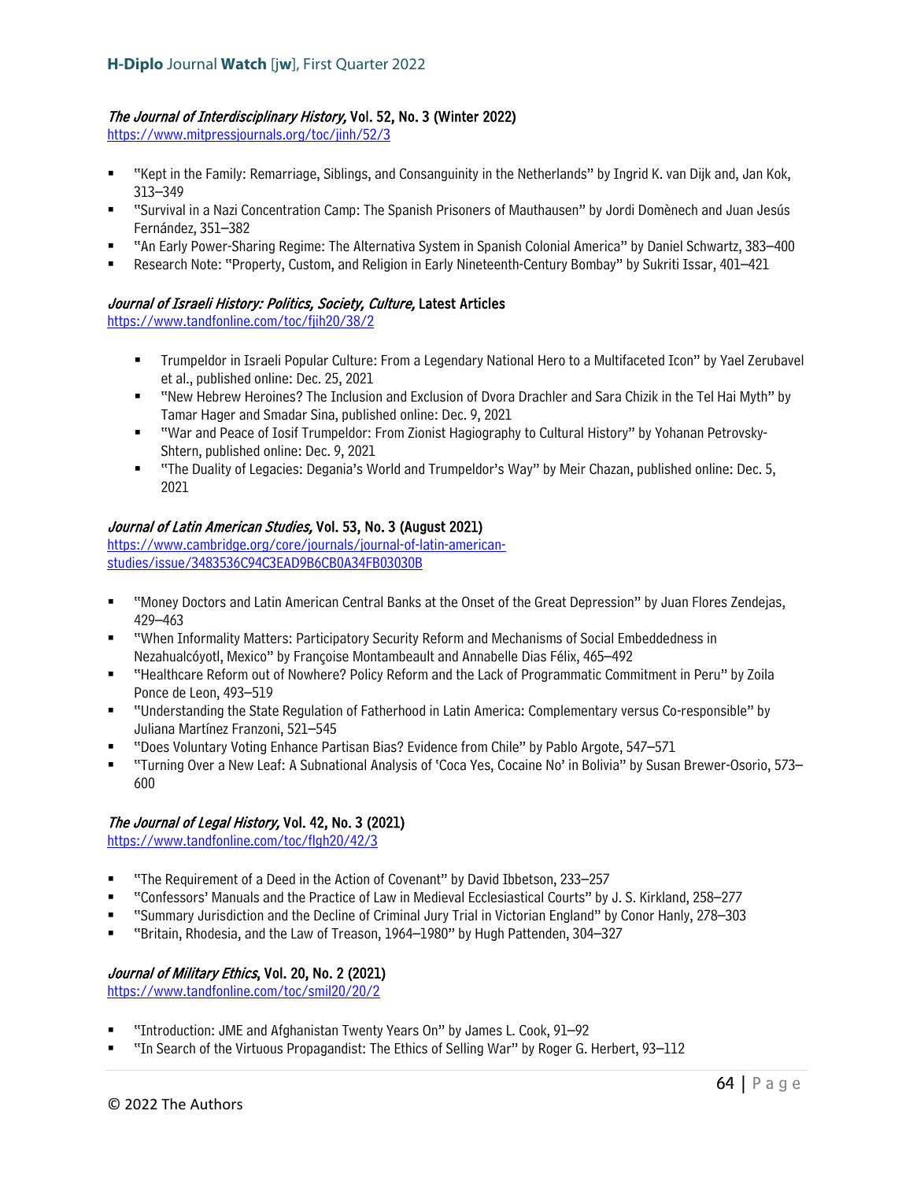***The Journal of Interdisciplinary History*, Vol. 52, No. 3 (Winter 2022)**
https://www.mitpressjournals.org/toc/jinh/52/3

- "Kept in the Family: Remarriage, Siblings, and Consanguinity in the Netherlands" by Ingrid K. van Dijk and, Jan Kok, 313–349
- "Survival in a Nazi Concentration Camp: The Spanish Prisoners of Mauthausen" by Jordi Domènech and Juan Jesús Fernández, 351–382
- "An Early Power-Sharing Regime: The Alternativa System in Spanish Colonial America" by Daniel Schwartz, 383–400
- Research Note: "Property, Custom, and Religion in Early Nineteenth-Century Bombay" by Sukriti Issar, 401–421

***Journal of Israeli History: Politics, Society, Culture*, Latest Articles**
https://www.tandfonline.com/toc/fjih20/38/2

- Trumpeldor in Israeli Popular Culture: From a Legendary National Hero to a Multifaceted Icon" by Yael Zerubavel et al., published online: Dec. 25, 2021
- "New Hebrew Heroines? The Inclusion and Exclusion of Dvora Drachler and Sara Chizik in the Tel Hai Myth" by Tamar Hager and Smadar Sina, published online: Dec. 9, 2021
- "War and Peace of Iosif Trumpeldor: From Zionist Hagiography to Cultural History" by Yohanan Petrovsky-Shtern, published online: Dec. 9, 2021
- "The Duality of Legacies: Degania's World and Trumpeldor's Way" by Meir Chazan, published online: Dec. 5, 2021

***Journal of Latin American Studies*, Vol. 53, No. 3 (August 2021)**
https://www.cambridge.org/core/journals/journal-of-latin-american-studies/issue/3483536C94C3EAD9B6CB0A34FB03030B

- "Money Doctors and Latin American Central Banks at the Onset of the Great Depression" by Juan Flores Zendejas, 429–463
- "When Informality Matters: Participatory Security Reform and Mechanisms of Social Embeddedness in Nezahualcóyotl, Mexico" by Françoise Montambeault and Annabelle Dias Félix, 465–492
- "Healthcare Reform out of Nowhere? Policy Reform and the Lack of Programmatic Commitment in Peru" by Zoila Ponce de Leon, 493–519
- "Understanding the State Regulation of Fatherhood in Latin America: Complementary versus Co-responsible" by Juliana Martínez Franzoni, 521–545
- "Does Voluntary Voting Enhance Partisan Bias? Evidence from Chile" by Pablo Argote, 547–571
- "Turning Over a New Leaf: A Subnational Analysis of 'Coca Yes, Cocaine No' in Bolivia" by Susan Brewer-Osorio, 573–600

***The Journal of Legal History*, Vol. 42, No. 3 (2021)**
https://www.tandfonline.com/toc/flgh20/42/3

- "The Requirement of a Deed in the Action of Covenant" by David Ibbetson, 233–257
- "Confessors' Manuals and the Practice of Law in Medieval Ecclesiastical Courts" by J. S. Kirkland, 258–277
- "Summary Jurisdiction and the Decline of Criminal Jury Trial in Victorian England" by Conor Hanly, 278–303
- "Britain, Rhodesia, and the Law of Treason, 1964–1980" by Hugh Pattenden, 304–327

***Journal of Military Ethics*, Vol. 20, No. 2 (2021)**
https://www.tandfonline.com/toc/smil20/20/2

- "Introduction: JME and Afghanistan Twenty Years On" by James L. Cook, 91–92
- "In Search of the Virtuous Propagandist: The Ethics of Selling War" by Roger G. Herbert, 93–112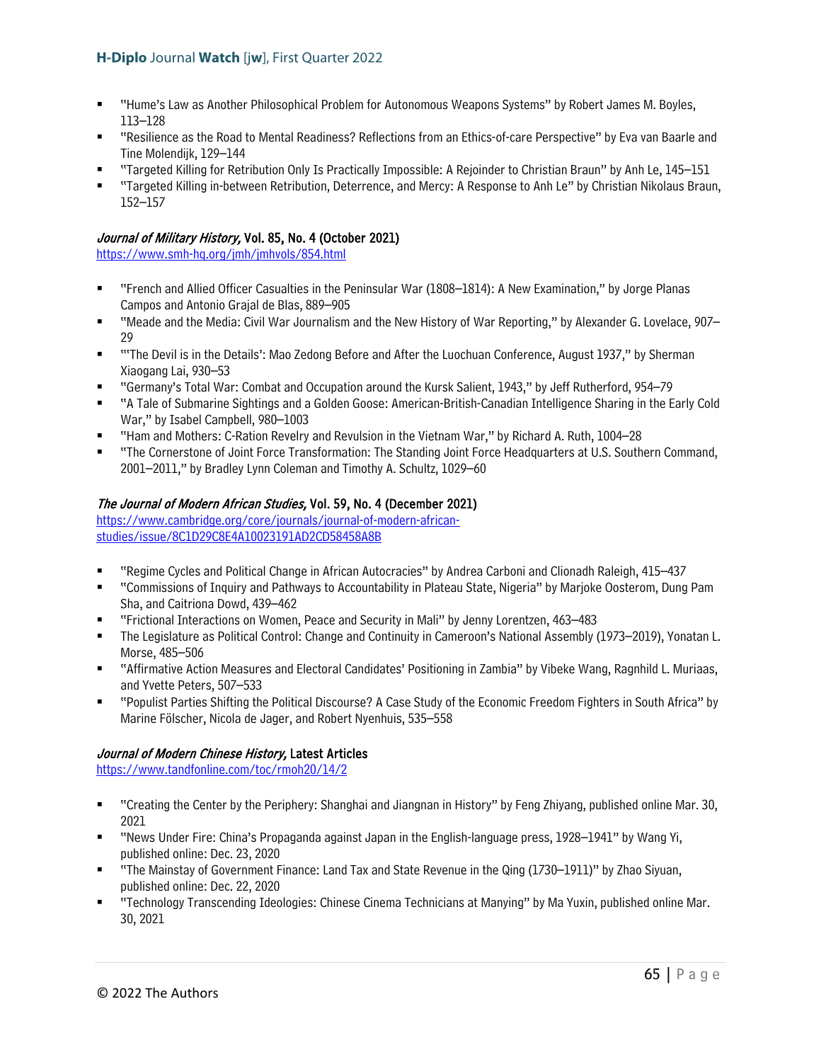- "Hume's Law as Another Philosophical Problem for Autonomous Weapons Systems" by Robert James M. Boyles, 113–128
- "Resilience as the Road to Mental Readiness? Reflections from an Ethics-of-care Perspective" by Eva van Baarle and Tine Molendijk, 129–144
- "Targeted Killing for Retribution Only Is Practically Impossible: A Rejoinder to Christian Braun" by Anh Le, 145–151
- "Targeted Killing in-between Retribution, Deterrence, and Mercy: A Response to Anh Le" by Christian Nikolaus Braun, 152–157

### *Journal of Military History*, Vol. 85, No. 4 (October 2021)

https://www.smh-hq.org/jmh/jmhvols/854.html

- "French and Allied Officer Casualties in the Peninsular War (1808–1814): A New Examination," by Jorge Planas Campos and Antonio Grajal de Blas, 889–905
- "Meade and the Media: Civil War Journalism and the New History of War Reporting," by Alexander G. Lovelace, 907–29
- "'The Devil is in the Details': Mao Zedong Before and After the Luochuan Conference, August 1937," by Sherman Xiaogang Lai, 930–53
- "Germany's Total War: Combat and Occupation around the Kursk Salient, 1943," by Jeff Rutherford, 954–79
- "A Tale of Submarine Sightings and a Golden Goose: American-British-Canadian Intelligence Sharing in the Early Cold War," by Isabel Campbell, 980–1003
- "Ham and Mothers: C-Ration Revelry and Revulsion in the Vietnam War," by Richard A. Ruth, 1004–28
- "The Cornerstone of Joint Force Transformation: The Standing Joint Force Headquarters at U.S. Southern Command, 2001–2011," by Bradley Lynn Coleman and Timothy A. Schultz, 1029–60

### *The Journal of Modern African Studies*, Vol. 59, No. 4 (December 2021)

https://www.cambridge.org/core/journals/journal-of-modern-african-studies/issue/8C1D29C8E4A10023191AD2CD58458A8B

- "Regime Cycles and Political Change in African Autocracies" by Andrea Carboni and Clionadh Raleigh, 415–437
- "Commissions of Inquiry and Pathways to Accountability in Plateau State, Nigeria" by Marjoke Oosterom, Dung Pam Sha, and Caitriona Dowd, 439–462
- "Frictional Interactions on Women, Peace and Security in Mali" by Jenny Lorentzen, 463–483
- The Legislature as Political Control: Change and Continuity in Cameroon's National Assembly (1973–2019), Yonatan L. Morse, 485–506
- "Affirmative Action Measures and Electoral Candidates' Positioning in Zambia" by Vibeke Wang, Ragnhild L. Muriaas, and Yvette Peters, 507–533
- "Populist Parties Shifting the Political Discourse? A Case Study of the Economic Freedom Fighters in South Africa" by Marine Fölscher, Nicola de Jager, and Robert Nyenhuis, 535–558

### *Journal of Modern Chinese History*, Latest Articles

https://www.tandfonline.com/toc/rmoh20/14/2

- "Creating the Center by the Periphery: Shanghai and Jiangnan in History" by Feng Zhiyang, published online Mar. 30, 2021
- "News Under Fire: China's Propaganda against Japan in the English-language press, 1928–1941" by Wang Yi, published online: Dec. 23, 2020
- "The Mainstay of Government Finance: Land Tax and State Revenue in the Qing (1730–1911)" by Zhao Siyuan, published online: Dec. 22, 2020
- "Technology Transcending Ideologies: Chinese Cinema Technicians at Manying" by Ma Yuxin, published online Mar. 30, 2021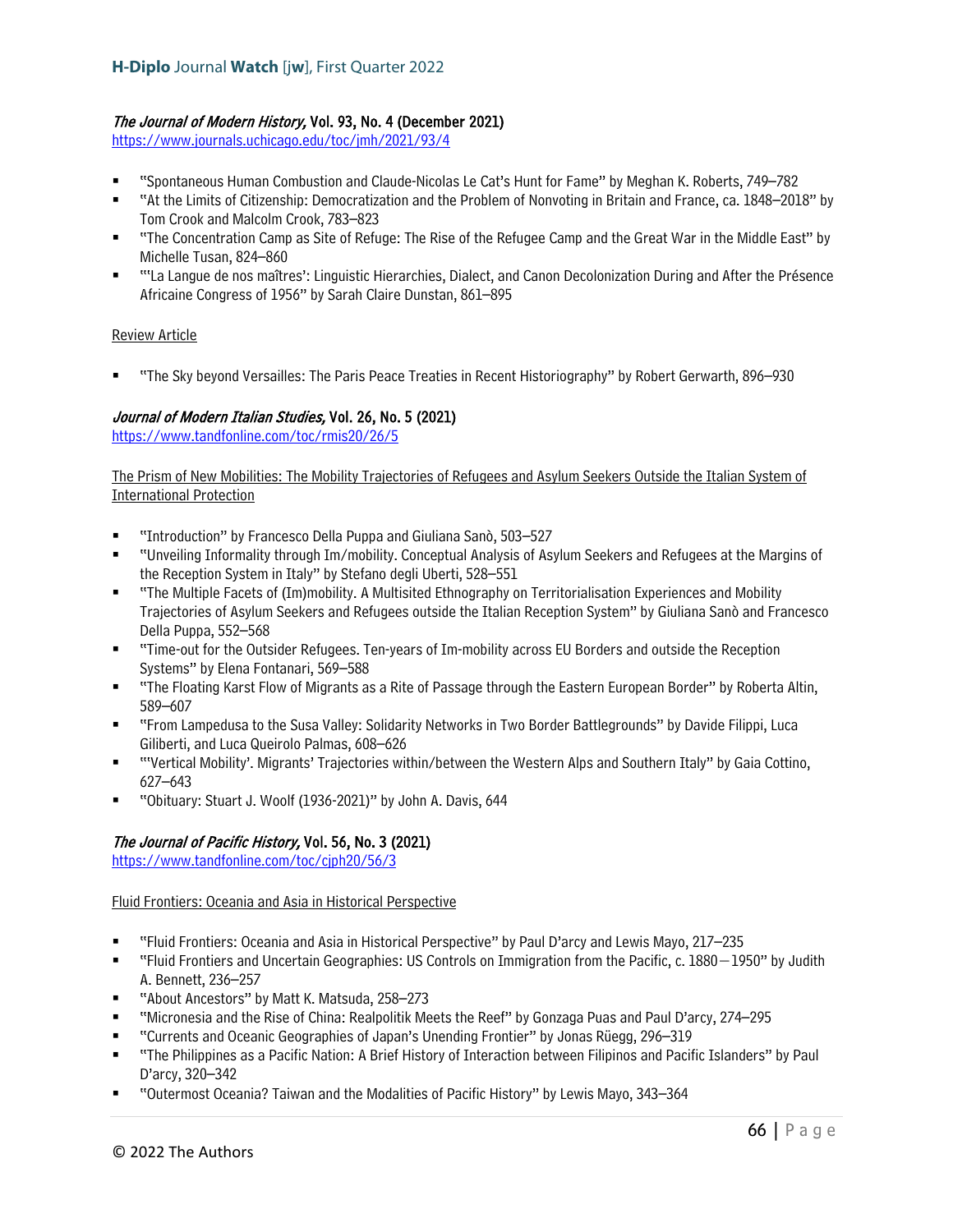*The Journal of Modern History*, **Vol. 93, No. 4 (December 2021)**
https://www.journals.uchicago.edu/toc/jmh/2021/93/4

- "Spontaneous Human Combustion and Claude-Nicolas Le Cat's Hunt for Fame" by Meghan K. Roberts, 749–782
- "At the Limits of Citizenship: Democratization and the Problem of Nonvoting in Britain and France, ca. 1848–2018" by Tom Crook and Malcolm Crook, 783–823
- "The Concentration Camp as Site of Refuge: The Rise of the Refugee Camp and the Great War in the Middle East" by Michelle Tusan, 824–860
- "'La Langue de nos maîtres': Linguistic Hierarchies, Dialect, and Canon Decolonization During and After the Présence Africaine Congress of 1956" by Sarah Claire Dunstan, 861–895

Review Article

- "The Sky beyond Versailles: The Paris Peace Treaties in Recent Historiography" by Robert Gerwarth, 896–930

*Journal of Modern Italian Studies*, **Vol. 26, No. 5 (2021)**
https://www.tandfonline.com/toc/rmis20/26/5

The Prism of New Mobilities: The Mobility Trajectories of Refugees and Asylum Seekers Outside the Italian System of International Protection

- "Introduction" by Francesco Della Puppa and Giuliana Sanò, 503–527
- "Unveiling Informality through Im/mobility. Conceptual Analysis of Asylum Seekers and Refugees at the Margins of the Reception System in Italy" by Stefano degli Uberti, 528–551
- "The Multiple Facets of (Im)mobility. A Multisited Ethnography on Territorialisation Experiences and Mobility Trajectories of Asylum Seekers and Refugees outside the Italian Reception System" by Giuliana Sanò and Francesco Della Puppa, 552–568
- "Time-out for the Outsider Refugees. Ten-years of Im-mobility across EU Borders and outside the Reception Systems" by Elena Fontanari, 569–588
- "The Floating Karst Flow of Migrants as a Rite of Passage through the Eastern European Border" by Roberta Altin, 589–607
- "From Lampedusa to the Susa Valley: Solidarity Networks in Two Border Battlegrounds" by Davide Filippi, Luca Giliberti, and Luca Queirolo Palmas, 608–626
- "'Vertical Mobility'. Migrants' Trajectories within/between the Western Alps and Southern Italy" by Gaia Cottino, 627–643
- "Obituary: Stuart J. Woolf (1936-2021)" by John A. Davis, 644

*The Journal of Pacific History*, **Vol. 56, No. 3 (2021)**
https://www.tandfonline.com/toc/cjph20/56/3

Fluid Frontiers: Oceania and Asia in Historical Perspective

- "Fluid Frontiers: Oceania and Asia in Historical Perspective" by Paul D'arcy and Lewis Mayo, 217–235
- "Fluid Frontiers and Uncertain Geographies: US Controls on Immigration from the Pacific, c. 1880—1950" by Judith A. Bennett, 236–257
- "About Ancestors" by Matt K. Matsuda, 258–273
- "Micronesia and the Rise of China: Realpolitik Meets the Reef" by Gonzaga Puas and Paul D'arcy, 274–295
- "Currents and Oceanic Geographies of Japan's Unending Frontier" by Jonas Rüegg, 296–319
- "The Philippines as a Pacific Nation: A Brief History of Interaction between Filipinos and Pacific Islanders" by Paul D'arcy, 320–342
- "Outermost Oceania? Taiwan and the Modalities of Pacific History" by Lewis Mayo, 343–364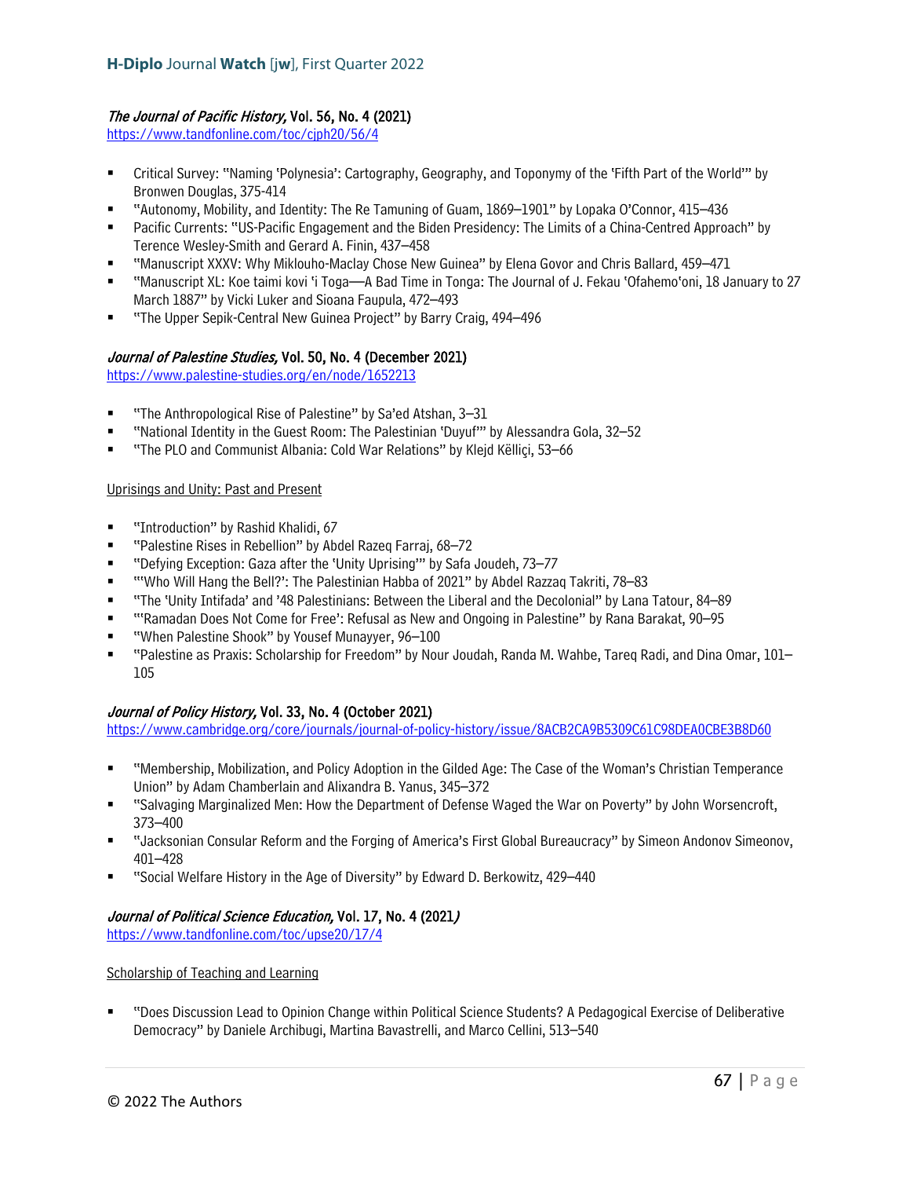***The Journal of Pacific History,* Vol. 56, No. 4 (2021)**

https://www.tandfonline.com/toc/cjph20/56/4

- Critical Survey: "Naming 'Polynesia': Cartography, Geography, and Toponymy of the 'Fifth Part of the World'" by Bronwen Douglas, 375-414
- "Autonomy, Mobility, and Identity: The Re Tamuning of Guam, 1869–1901" by Lopaka O'Connor, 415–436
- Pacific Currents: "US-Pacific Engagement and the Biden Presidency: The Limits of a China-Centred Approach" by Terence Wesley-Smith and Gerard A. Finin, 437–458
- "Manuscript XXXV: Why Miklouho-Maclay Chose New Guinea" by Elena Govor and Chris Ballard, 459–471
- "Manuscript XL: Koe taimi kovi 'i Toga—A Bad Time in Tonga: The Journal of J. Fekau 'Ofahemo'oni, 18 January to 27 March 1887" by Vicki Luker and Sioana Faupula, 472–493
- "The Upper Sepik-Central New Guinea Project" by Barry Craig, 494–496

***Journal of Palestine Studies,* Vol. 50, No. 4 (December 2021)**

https://www.palestine-studies.org/en/node/1652213

- "The Anthropological Rise of Palestine" by Sa'ed Atshan, 3–31
- "National Identity in the Guest Room: The Palestinian 'Duyuf'" by Alessandra Gola, 32–52
- "The PLO and Communist Albania: Cold War Relations" by Klejd Këlliçi, 53–66

Uprisings and Unity: Past and Present

- "Introduction" by Rashid Khalidi, 67
- "Palestine Rises in Rebellion" by Abdel Razeq Farraj, 68–72
- "Defying Exception: Gaza after the 'Unity Uprising'" by Safa Joudeh, 73–77
- "'Who Will Hang the Bell?': The Palestinian Habba of 2021" by Abdel Razzaq Takriti, 78–83
- "The 'Unity Intifada' and '48 Palestinians: Between the Liberal and the Decolonial" by Lana Tatour, 84–89
- "'Ramadan Does Not Come for Free': Refusal as New and Ongoing in Palestine" by Rana Barakat, 90–95
- "When Palestine Shook" by Yousef Munayyer, 96–100
- "Palestine as Praxis: Scholarship for Freedom" by Nour Joudah, Randa M. Wahbe, Tareq Radi, and Dina Omar, 101–105

***Journal of Policy History,* Vol. 33, No. 4 (October 2021)**

https://www.cambridge.org/core/journals/journal-of-policy-history/issue/8ACB2CA9B5309C61C98DEA0CBE3B8D60

- "Membership, Mobilization, and Policy Adoption in the Gilded Age: The Case of the Woman's Christian Temperance Union" by Adam Chamberlain and Alixandra B. Yanus, 345–372
- "Salvaging Marginalized Men: How the Department of Defense Waged the War on Poverty" by John Worsencroft, 373–400
- "Jacksonian Consular Reform and the Forging of America's First Global Bureaucracy" by Simeon Andonov Simeonov, 401–428
- "Social Welfare History in the Age of Diversity" by Edward D. Berkowitz, 429–440

***Journal of Political Science Education,* Vol. 17, No. 4 (2021)**

https://www.tandfonline.com/toc/upse20/17/4

Scholarship of Teaching and Learning

- "Does Discussion Lead to Opinion Change within Political Science Students? A Pedagogical Exercise of Deliberative Democracy" by Daniele Archibugi, Martina Bavastrelli, and Marco Cellini, 513–540

© 2022 The Authors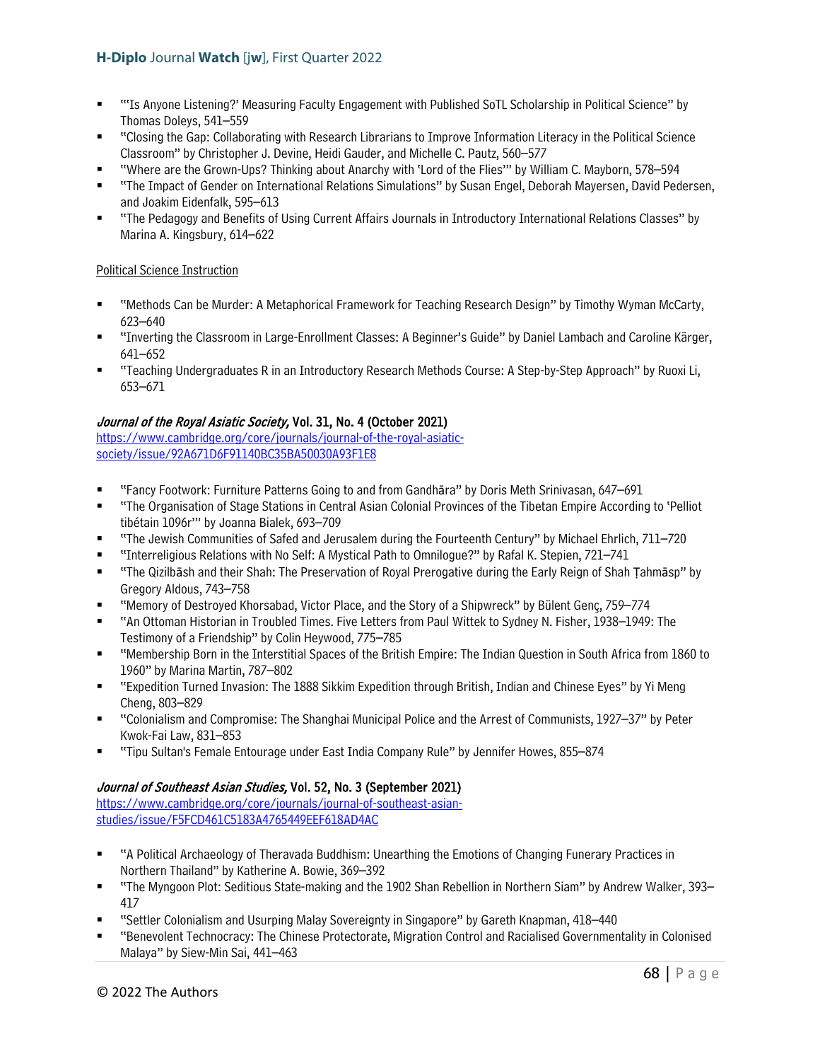- "'Is Anyone Listening?' Measuring Faculty Engagement with Published SoTL Scholarship in Political Science" by Thomas Doleys, 541–559
- "Closing the Gap: Collaborating with Research Librarians to Improve Information Literacy in the Political Science Classroom" by Christopher J. Devine, Heidi Gauder, and Michelle C. Pautz, 560–577
- "Where are the Grown-Ups? Thinking about Anarchy with 'Lord of the Flies'" by William C. Mayborn, 578–594
- "The Impact of Gender on International Relations Simulations" by Susan Engel, Deborah Mayersen, David Pedersen, and Joakim Eidenfalk, 595–613
- "The Pedagogy and Benefits of Using Current Affairs Journals in Introductory International Relations Classes" by Marina A. Kingsbury, 614–622

<u>Political Science Instruction</u>

- "Methods Can be Murder: A Metaphorical Framework for Teaching Research Design" by Timothy Wyman McCarty, 623–640
- "Inverting the Classroom in Large-Enrollment Classes: A Beginner's Guide" by Daniel Lambach and Caroline Kärger, 641–652
- "Teaching Undergraduates R in an Introductory Research Methods Course: A Step-by-Step Approach" by Ruoxi Li, 653–671

**_Journal of the Royal Asiatic Society,_ Vol. 31, No. 4 (October 2021)**
https://www.cambridge.org/core/journals/journal-of-the-royal-asiatic-society/issue/92A671D6F91140BC35BA50030A93F1E8

- "Fancy Footwork: Furniture Patterns Going to and from Gandhāra" by Doris Meth Srinivasan, 647–691
- "The Organisation of Stage Stations in Central Asian Colonial Provinces of the Tibetan Empire According to 'Pelliot tibétain 1096r'" by Joanna Bialek, 693–709
- "The Jewish Communities of Safed and Jerusalem during the Fourteenth Century" by Michael Ehrlich, 711–720
- "Interreligious Relations with No Self: A Mystical Path to Omnilogue?" by Rafal K. Stepien, 721–741
- "The Qizilbāsh and their Shah: The Preservation of Royal Prerogative during the Early Reign of Shah Ṭahmāsp" by Gregory Aldous, 743–758
- "Memory of Destroyed Khorsabad, Victor Place, and the Story of a Shipwreck" by Bülent Genç, 759–774
- "An Ottoman Historian in Troubled Times. Five Letters from Paul Wittek to Sydney N. Fisher, 1938–1949: The Testimony of a Friendship" by Colin Heywood, 775–785
- "Membership Born in the Interstitial Spaces of the British Empire: The Indian Question in South Africa from 1860 to 1960" by Marina Martin, 787–802
- "Expedition Turned Invasion: The 1888 Sikkim Expedition through British, Indian and Chinese Eyes" by Yi Meng Cheng, 803–829
- "Colonialism and Compromise: The Shanghai Municipal Police and the Arrest of Communists, 1927–37" by Peter Kwok-Fai Law, 831–853
- "Tipu Sultan's Female Entourage under East India Company Rule" by Jennifer Howes, 855–874

**_Journal of Southeast Asian Studies,_ Vol. 52, No. 3 (September 2021)**
https://www.cambridge.org/core/journals/journal-of-southeast-asian-studies/issue/F5FCD461C5183A4765449EEF618AD4AC

- "A Political Archaeology of Theravada Buddhism: Unearthing the Emotions of Changing Funerary Practices in Northern Thailand" by Katherine A. Bowie, 369–392
- "The Myngoon Plot: Seditious State-making and the 1902 Shan Rebellion in Northern Siam" by Andrew Walker, 393–417
- "Settler Colonialism and Usurping Malay Sovereignty in Singapore" by Gareth Knapman, 418–440
- "Benevolent Technocracy: The Chinese Protectorate, Migration Control and Racialised Governmentality in Colonised Malaya" by Siew-Min Sai, 441–463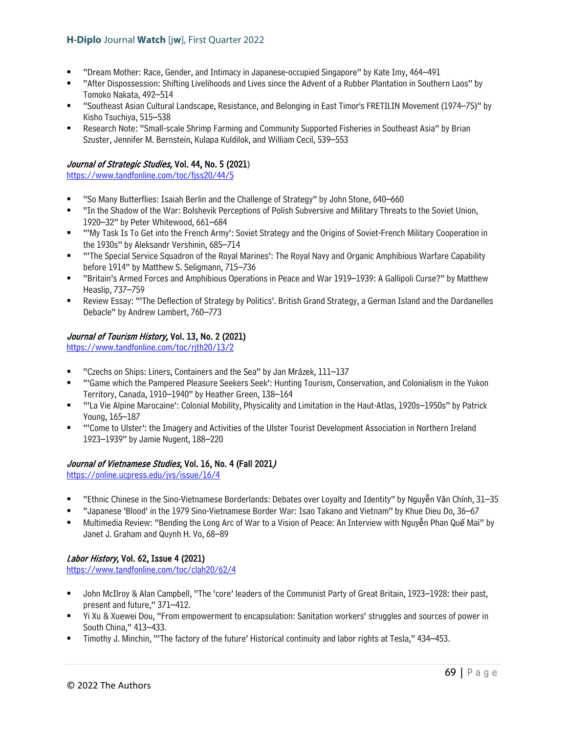- "Dream Mother: Race, Gender, and Intimacy in Japanese-occupied Singapore" by Kate Imy, 464–491
- "After Dispossession: Shifting Livelihoods and Lives since the Advent of a Rubber Plantation in Southern Laos" by Tomoko Nakata, 492–514
- "Southeast Asian Cultural Landscape, Resistance, and Belonging in East Timor's FRETILIN Movement (1974–75)" by Kisho Tsuchiya, 515–538
- Research Note: "Small-scale Shrimp Farming and Community Supported Fisheries in Southeast Asia" by Brian Szuster, Jennifer M. Bernstein, Kulapa Kuldilok, and William Cecil, 539–553

### *Journal of Strategic Studies,* Vol. 44, No. 5 (2021)

https://www.tandfonline.com/toc/fjss20/44/5

- "So Many Butterflies: Isaiah Berlin and the Challenge of Strategy" by John Stone, 640–660
- "In the Shadow of the War: Bolshevik Perceptions of Polish Subversive and Military Threats to the Soviet Union, 1920–32" by Peter Whitewood, 661–684
- "'My Task Is To Get into the French Army': Soviet Strategy and the Origins of Soviet-French Military Cooperation in the 1930s" by Aleksandr Vershinin, 685–714
- "'The Special Service Squadron of the Royal Marines': The Royal Navy and Organic Amphibious Warfare Capability before 1914" by Matthew S. Seligmann, 715–736
- "Britain's Armed Forces and Amphibious Operations in Peace and War 1919–1939: A Gallipoli Curse?" by Matthew Heaslip, 737–759
- Review Essay: "'The Deflection of Strategy by Politics'. British Grand Strategy, a German Island and the Dardanelles Debacle" by Andrew Lambert, 760–773

### *Journal of Tourism History,* Vol. 13, No. 2 (2021)

https://www.tandfonline.com/toc/rjth20/13/2

- "Czechs on Ships: Liners, Containers and the Sea" by Jan Mrázek, 111–137
- "'Game which the Pampered Pleasure Seekers Seek': Hunting Tourism, Conservation, and Colonialism in the Yukon Territory, Canada, 1910–1940" by Heather Green, 138–164
- "'La Vie Alpine Marocaine': Colonial Mobility, Physicality and Limitation in the Haut-Atlas, 1920s–1950s" by Patrick Young, 165–187
- "'Come to Ulster': the Imagery and Activities of the Ulster Tourist Development Association in Northern Ireland 1923–1939" by Jamie Nugent, 188–220

### *Journal of Vietnamese Studies,* Vol. 16, No. 4 (Fall 2021)

https://online.ucpress.edu/jvs/issue/16/4

- "Ethnic Chinese in the Sino-Vietnamese Borderlands: Debates over Loyalty and Identity" by Nguyễn Văn Chính, 31–35
- "Japanese 'Blood' in the 1979 Sino-Vietnamese Border War: Isao Takano and Vietnam" by Khue Dieu Do, 36–67
- Multimedia Review: "Bending the Long Arc of War to a Vision of Peace: An Interview with Nguyễn Phan Quế Mai" by Janet J. Graham and Quynh H. Vo, 68–89

### *Labor History*, Vol. 62, Issue 4 (2021)

https://www.tandfonline.com/toc/clah20/62/4

- John McIlroy & Alan Campbell, "The 'core' leaders of the Communist Party of Great Britain, 1923–1928: their past, present and future," 371–412.
- Yi Xu & Xuewei Dou, "From empowerment to encapsulation: Sanitation workers' struggles and sources of power in South China," 413–433.
- Timothy J. Minchin, "'The factory of the future' Historical continuity and labor rights at Tesla," 434–453.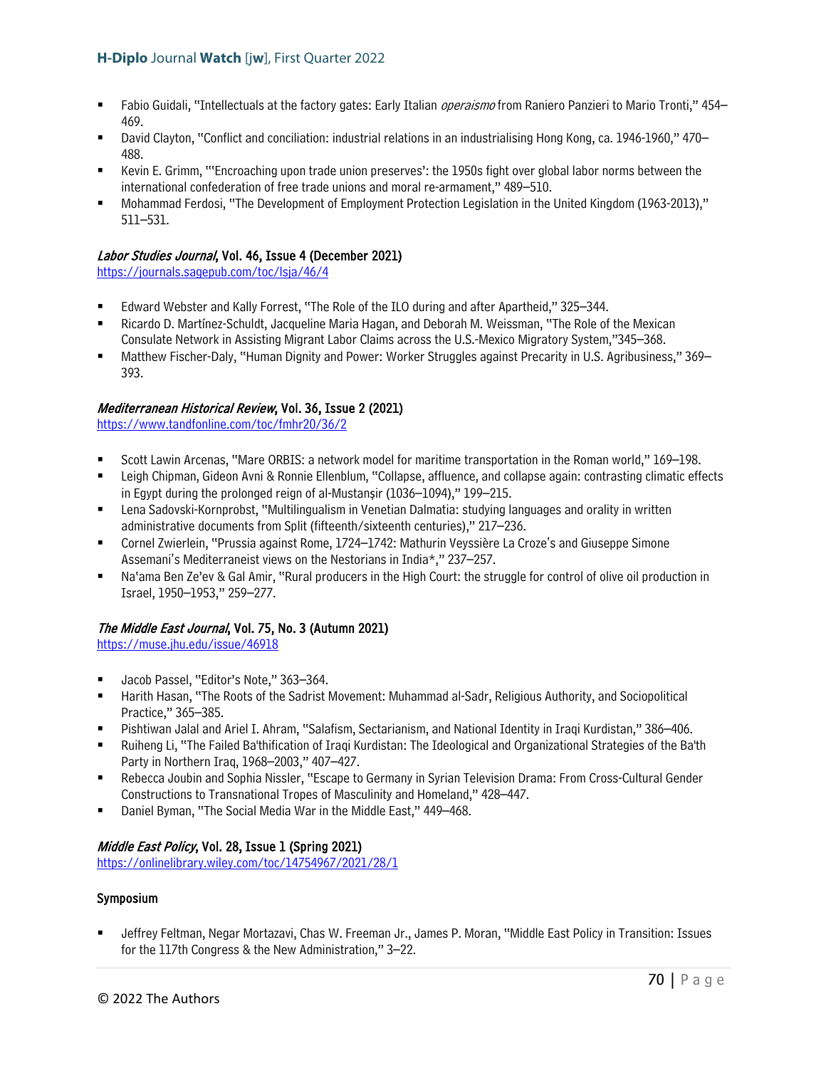- Fabio Guidali, "Intellectuals at the factory gates: Early Italian *operaismo* from Raniero Panzieri to Mario Tronti," 454–469.
- David Clayton, "Conflict and conciliation: industrial relations in an industrialising Hong Kong, ca. 1946-1960," 470–488.
- Kevin E. Grimm, "'Encroaching upon trade union preserves': the 1950s fight over global labor norms between the international confederation of free trade unions and moral re-armament," 489–510.
- Mohammad Ferdosi, "The Development of Employment Protection Legislation in the United Kingdom (1963-2013)," 511–531.

**_Labor Studies Journal_, Vol. 46, Issue 4 (December 2021)**
https://journals.sagepub.com/toc/lsja/46/4

- Edward Webster and Kally Forrest, "The Role of the ILO during and after Apartheid," 325–344.
- Ricardo D. Martínez-Schuldt, Jacqueline Maria Hagan, and Deborah M. Weissman, "The Role of the Mexican Consulate Network in Assisting Migrant Labor Claims across the U.S.-Mexico Migratory System,"345–368.
- Matthew Fischer-Daly, "Human Dignity and Power: Worker Struggles against Precarity in U.S. Agribusiness," 369–393.

**_Mediterranean Historical Review_, Vol. 36, Issue 2 (2021)**
https://www.tandfonline.com/toc/fmhr20/36/2

- Scott Lawin Arcenas, "Mare ORBIS: a network model for maritime transportation in the Roman world," 169–198.
- Leigh Chipman, Gideon Avni & Ronnie Ellenblum, "Collapse, affluence, and collapse again: contrasting climatic effects in Egypt during the prolonged reign of al-Mustanṣir (1036–1094)," 199–215.
- Lena Sadovski-Kornprobst, "Multilingualism in Venetian Dalmatia: studying languages and orality in written administrative documents from Split (fifteenth/sixteenth centuries)," 217–236.
- Cornel Zwierlein, "Prussia against Rome, 1724–1742: Mathurin Veyssière La Croze's and Giuseppe Simone Assemani's Mediterraneist views on the Nestorians in India*," 237–257.
- Na'ama Ben Ze'ev & Gal Amir, "Rural producers in the High Court: the struggle for control of olive oil production in Israel, 1950–1953," 259–277.

**_The Middle East Journal_, Vol. 75, No. 3 (Autumn 2021)**
https://muse.jhu.edu/issue/46918

- Jacob Passel, "Editor's Note," 363–364.
- Harith Hasan, "The Roots of the Sadrist Movement: Muhammad al-Sadr, Religious Authority, and Sociopolitical Practice," 365–385.
- Pishtiwan Jalal and Ariel I. Ahram, "Salafism, Sectarianism, and National Identity in Iraqi Kurdistan," 386–406.
- Ruiheng Li, "The Failed Ba'thification of Iraqi Kurdistan: The Ideological and Organizational Strategies of the Ba'th Party in Northern Iraq, 1968–2003," 407–427.
- Rebecca Joubin and Sophia Nissler, "Escape to Germany in Syrian Television Drama: From Cross-Cultural Gender Constructions to Transnational Tropes of Masculinity and Homeland," 428–447.
- Daniel Byman, "The Social Media War in the Middle East," 449–468.

**_Middle East Policy_, Vol. 28, Issue 1 (Spring 2021)**
https://onlinelibrary.wiley.com/toc/14754967/2021/28/1

**Symposium**

- Jeffrey Feltman, Negar Mortazavi, Chas W. Freeman Jr., James P. Moran, "Middle East Policy in Transition: Issues for the 117th Congress & the New Administration," 3–22.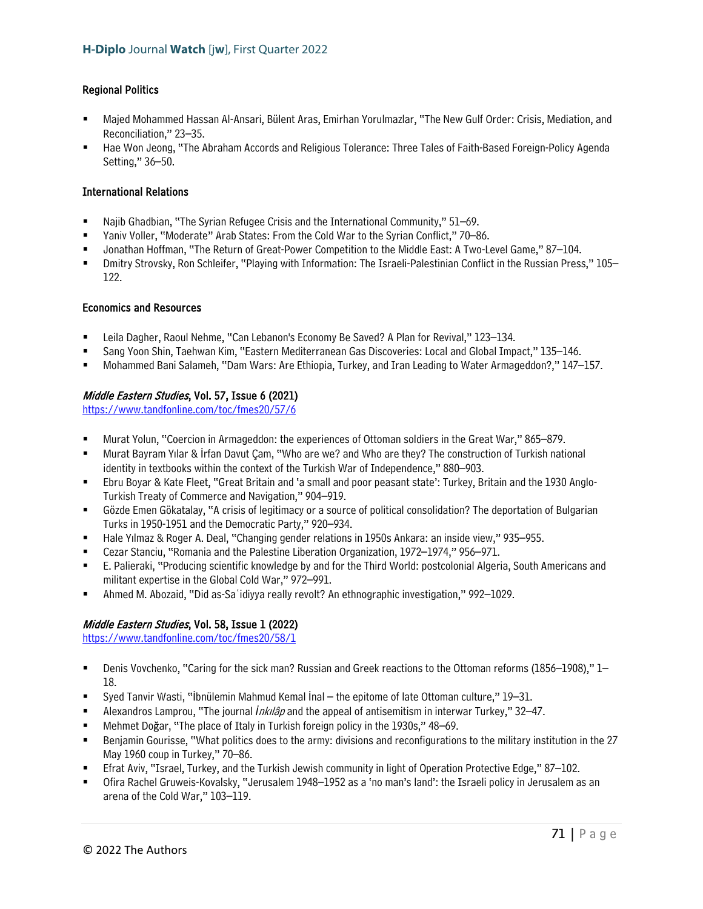### Regional Politics

- Majed Mohammed Hassan Al-Ansari, Bülent Aras, Emirhan Yorulmazlar, "The New Gulf Order: Crisis, Mediation, and Reconciliation," 23–35.
- Hae Won Jeong, "The Abraham Accords and Religious Tolerance: Three Tales of Faith-Based Foreign-Policy Agenda Setting," 36–50.

### International Relations

- Najib Ghadbian, "The Syrian Refugee Crisis and the International Community," 51–69.
- Yaniv Voller, "Moderate" Arab States: From the Cold War to the Syrian Conflict," 70–86.
- Jonathan Hoffman, "The Return of Great-Power Competition to the Middle East: A Two-Level Game," 87–104.
- Dmitry Strovsky, Ron Schleifer, "Playing with Information: The Israeli-Palestinian Conflict in the Russian Press," 105–122.

### Economics and Resources

- Leila Dagher, Raoul Nehme, "Can Lebanon's Economy Be Saved? A Plan for Revival," 123–134.
- Sang Yoon Shin, Taehwan Kim, "Eastern Mediterranean Gas Discoveries: Local and Global Impact," 135–146.
- Mohammed Bani Salameh, "Dam Wars: Are Ethiopia, Turkey, and Iran Leading to Water Armageddon?," 147–157.

### *Middle Eastern Studies*, Vol. 57, Issue 6 (2021)

https://www.tandfonline.com/toc/fmes20/57/6

- Murat Yolun, "Coercion in Armageddon: the experiences of Ottoman soldiers in the Great War," 865–879.
- Murat Bayram Yılar & İrfan Davut Çam, "Who are we? and Who are they? The construction of Turkish national identity in textbooks within the context of the Turkish War of Independence," 880–903.
- Ebru Boyar & Kate Fleet, "Great Britain and 'a small and poor peasant state': Turkey, Britain and the 1930 Anglo-Turkish Treaty of Commerce and Navigation," 904–919.
- Gözde Emen Gökatalay, "A crisis of legitimacy or a source of political consolidation? The deportation of Bulgarian Turks in 1950-1951 and the Democratic Party," 920–934.
- Hale Yılmaz & Roger A. Deal, "Changing gender relations in 1950s Ankara: an inside view," 935–955.
- Cezar Stanciu, "Romania and the Palestine Liberation Organization, 1972–1974," 956–971.
- E. Palieraki, "Producing scientific knowledge by and for the Third World: postcolonial Algeria, South Americans and militant expertise in the Global Cold War," 972–991.
- Ahmed M. Abozaid, "Did as-Saʿidiyya really revolt? An ethnographic investigation," 992–1029.

### *Middle Eastern Studies*, Vol. 58, Issue 1 (2022)

https://www.tandfonline.com/toc/fmes20/58/1

- Denis Vovchenko, "Caring for the sick man? Russian and Greek reactions to the Ottoman reforms (1856–1908)," 1–18.
- Syed Tanvir Wasti, "İbnülemin Mahmud Kemal İnal – the epitome of late Ottoman culture," 19–31.
- Alexandros Lamprou, "The journal *İnkılâp* and the appeal of antisemitism in interwar Turkey," 32–47.
- Mehmet Doğar, "The place of Italy in Turkish foreign policy in the 1930s," 48–69.
- Benjamin Gourisse, "What politics does to the army: divisions and reconfigurations to the military institution in the 27 May 1960 coup in Turkey," 70–86.
- Efrat Aviv, "Israel, Turkey, and the Turkish Jewish community in light of Operation Protective Edge," 87–102.
- Ofira Rachel Gruweis-Kovalsky, "Jerusalem 1948–1952 as a 'no man's land': the Israeli policy in Jerusalem as an arena of the Cold War," 103–119.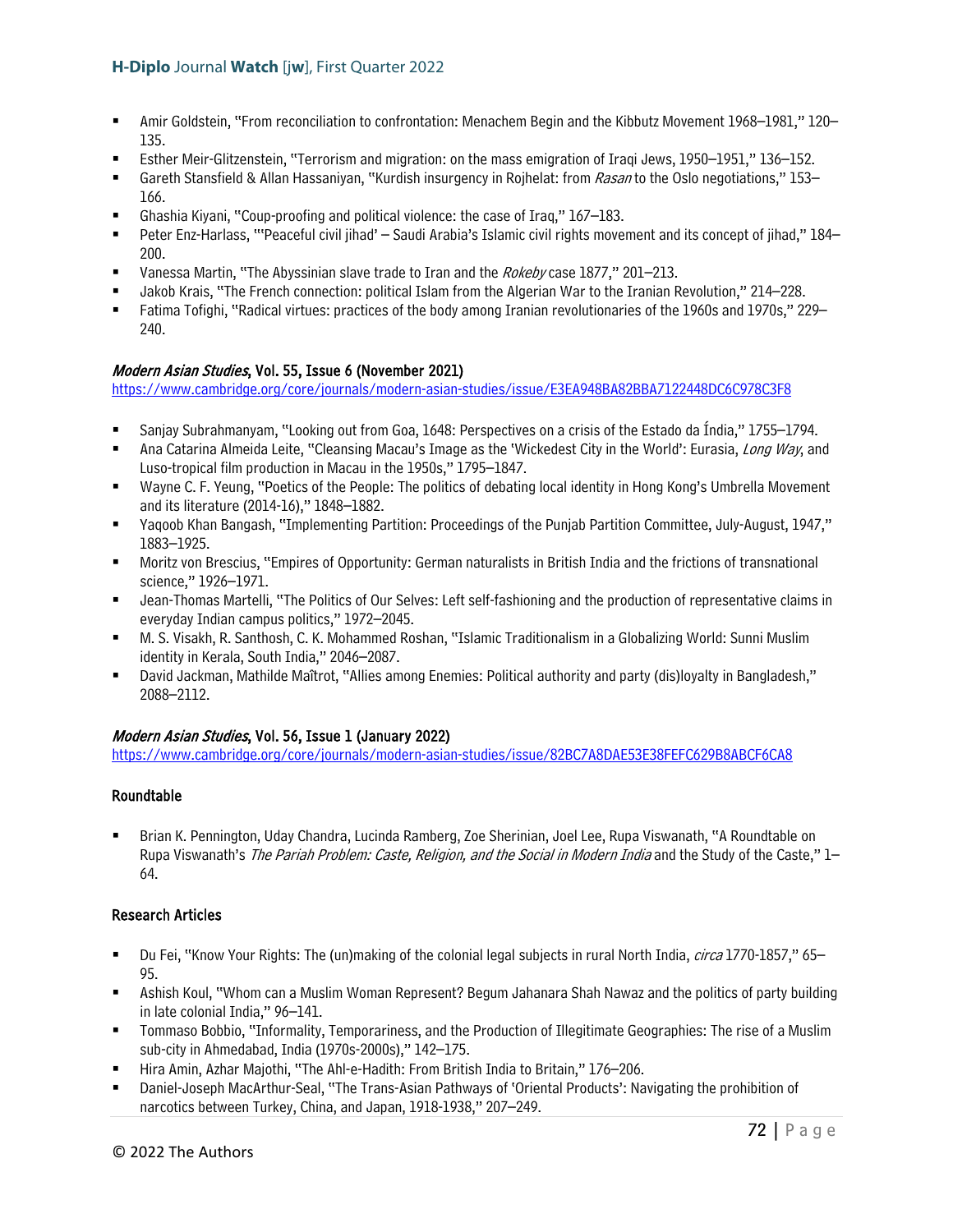- Amir Goldstein, "From reconciliation to confrontation: Menachem Begin and the Kibbutz Movement 1968–1981," 120–135.
- Esther Meir-Glitzenstein, "Terrorism and migration: on the mass emigration of Iraqi Jews, 1950–1951," 136–152.
- Gareth Stansfield & Allan Hassaniyan, "Kurdish insurgency in Rojhelat: from *Rasan* to the Oslo negotiations," 153–166.
- Ghashia Kiyani, "Coup-proofing and political violence: the case of Iraq," 167–183.
- Peter Enz-Harlass, "'Peaceful civil jihad' – Saudi Arabia's Islamic civil rights movement and its concept of jihad," 184–200.
- Vanessa Martin, "The Abyssinian slave trade to Iran and the *Rokeby* case 1877," 201–213.
- Jakob Krais, "The French connection: political Islam from the Algerian War to the Iranian Revolution," 214–228.
- Fatima Tofighi, "Radical virtues: practices of the body among Iranian revolutionaries of the 1960s and 1970s," 229–240.

### *Modern Asian Studies*, Vol. 55, Issue 6 (November 2021)

https://www.cambridge.org/core/journals/modern-asian-studies/issue/E3EA948BA82BBA7122448DC6C978C3F8

- Sanjay Subrahmanyam, "Looking out from Goa, 1648: Perspectives on a crisis of the Estado da Índia," 1755–1794.
- Ana Catarina Almeida Leite, "Cleansing Macau's Image as the 'Wickedest City in the World': Eurasia, *Long Way*, and Luso-tropical film production in Macau in the 1950s," 1795–1847.
- Wayne C. F. Yeung, "Poetics of the People: The politics of debating local identity in Hong Kong's Umbrella Movement and its literature (2014-16)," 1848–1882.
- Yaqoob Khan Bangash, "Implementing Partition: Proceedings of the Punjab Partition Committee, July-August, 1947," 1883–1925.
- Moritz von Brescius, "Empires of Opportunity: German naturalists in British India and the frictions of transnational science," 1926–1971.
- Jean-Thomas Martelli, "The Politics of Our Selves: Left self-fashioning and the production of representative claims in everyday Indian campus politics," 1972–2045.
- M. S. Visakh, R. Santhosh, C. K. Mohammed Roshan, "Islamic Traditionalism in a Globalizing World: Sunni Muslim identity in Kerala, South India," 2046–2087.
- David Jackman, Mathilde Maîtrot, "Allies among Enemies: Political authority and party (dis)loyalty in Bangladesh," 2088–2112.

### *Modern Asian Studies*, Vol. 56, Issue 1 (January 2022)

https://www.cambridge.org/core/journals/modern-asian-studies/issue/82BC7A8DAE53E38FEFC629B8ABCF6CA8

#### Roundtable

- Brian K. Pennington, Uday Chandra, Lucinda Ramberg, Zoe Sherinian, Joel Lee, Rupa Viswanath, "A Roundtable on Rupa Viswanath's *The Pariah Problem: Caste, Religion, and the Social in Modern India* and the Study of the Caste," 1–64.

#### Research Articles

- Du Fei, "Know Your Rights: The (un)making of the colonial legal subjects in rural North India, *circa* 1770-1857," 65–95.
- Ashish Koul, "Whom can a Muslim Woman Represent? Begum Jahanara Shah Nawaz and the politics of party building in late colonial India," 96–141.
- Tommaso Bobbio, "Informality, Temporariness, and the Production of Illegitimate Geographies: The rise of a Muslim sub-city in Ahmedabad, India (1970s-2000s)," 142–175.
- Hira Amin, Azhar Majothi, "The Ahl-e-Hadith: From British India to Britain," 176–206.
- Daniel-Joseph MacArthur-Seal, "The Trans-Asian Pathways of 'Oriental Products': Navigating the prohibition of narcotics between Turkey, China, and Japan, 1918-1938," 207–249.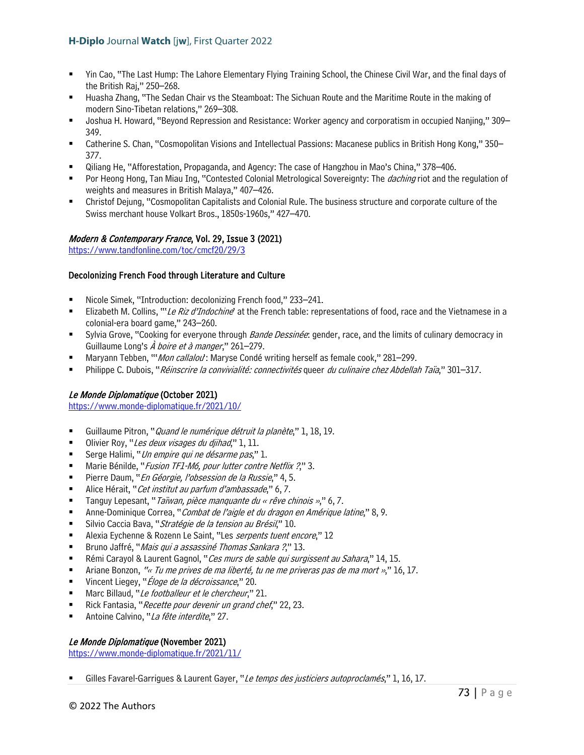- Yin Cao, "The Last Hump: The Lahore Elementary Flying Training School, the Chinese Civil War, and the final days of the British Raj," 250–268.
- Huasha Zhang, "The Sedan Chair vs the Steamboat: The Sichuan Route and the Maritime Route in the making of modern Sino-Tibetan relations," 269–308.
- Joshua H. Howard, "Beyond Repression and Resistance: Worker agency and corporatism in occupied Nanjing," 309–349.
- Catherine S. Chan, "Cosmopolitan Visions and Intellectual Passions: Macanese publics in British Hong Kong," 350–377.
- Qiliang He, "Afforestation, Propaganda, and Agency: The case of Hangzhou in Mao's China," 378–406.
- Por Heong Hong, Tan Miau Ing, "Contested Colonial Metrological Sovereignty: The *daching* riot and the regulation of weights and measures in British Malaya," 407–426.
- Christof Dejung, "Cosmopolitan Capitalists and Colonial Rule. The business structure and corporate culture of the Swiss merchant house Volkart Bros., 1850s-1960s," 427–470.

### *Modern & Contemporary France*, Vol. 29, Issue 3 (2021)

https://www.tandfonline.com/toc/cmcf20/29/3

**Decolonizing French Food through Literature and Culture**

- Nicole Simek, "Introduction: decolonizing French food," 233–241.
- Elizabeth M. Collins, "'*Le Riz d'Indochine*' at the French table: representations of food, race and the Vietnamese in a colonial-era board game," 243–260.
- Sylvia Grove, "Cooking for everyone through *Bande Dessinée*: gender, race, and the limits of culinary democracy in Guillaume Long's *À boire et à manger*," 261–279.
- Maryann Tebben, "'*Mon callalou*': Maryse Condé writing herself as female cook," 281–299.
- Philippe C. Dubois, "*Réinscrire la convivialité: connectivités* queer *du culinaire chez Abdellah Taïa*," 301–317.

### *Le Monde Diplomatique* (October 2021)

https://www.monde-diplomatique.fr/2021/10/

- Guillaume Pitron, "*Quand le numérique détruit la planète*," 1, 18, 19.
- Olivier Roy, "*Les deux visages du djihad*," 1, 11.
- Serge Halimi, "*Un empire qui ne désarme pas*," 1.
- Marie Bénilde, "*Fusion TF1-M6, pour lutter contre Netflix ?*," 3.
- Pierre Daum, "*En Géorgie, l'obsession de la Russie*," 4, 5.
- Alice Hérait, "*Cet institut au parfum d'ambassade*," 6, 7.
- Tanguy Lepesant, "*Taïwan, pièce manquante du « rêve chinois »*," 6, 7.
- Anne-Dominique Correa, "*Combat de l'aigle et du dragon en Amérique latine*," 8, 9.
- Silvio Caccia Bava, "*Stratégie de la tension au Brésil*," 10.
- Alexia Eychenne & Rozenn Le Saint, "Les *serpents tuent encore*," 12
- Bruno Jaffré, "*Mais qui a assassiné Thomas Sankara ?*," 13.
- Rémi Carayol & Laurent Gagnol, "*Ces murs de sable qui surgissent au Sahara*," 14, 15.
- Ariane Bonzon, "*« Tu me prives de ma liberté, tu ne me priveras pas de ma mort »*," 16, 17.
- Vincent Liegey, "*Éloge de la décroissance*," 20.
- Marc Billaud, "*Le footballeur et le chercheur*," 21.
- Rick Fantasia, "*Recette pour devenir un grand chef*," 22, 23.
- Antoine Calvino, "*La fête interdite*," 27.

### *Le Monde Diplomatique* (November 2021)

https://www.monde-diplomatique.fr/2021/11/

- Gilles Favarel-Garrigues & Laurent Gayer, "*Le temps des justiciers autoproclamés*," 1, 16, 17.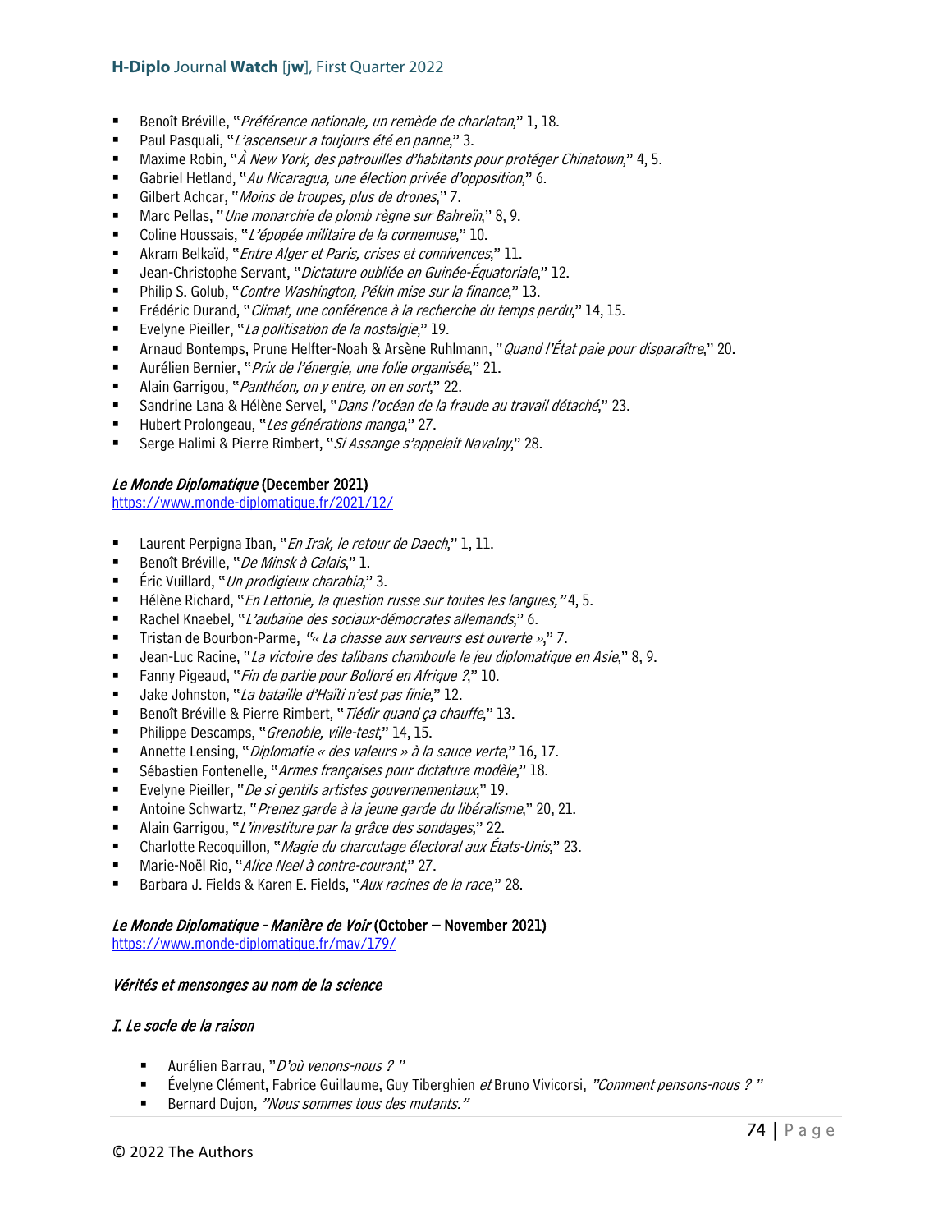- Benoît Bréville, "*Préférence nationale, un remède de charlatan*," 1, 18.
- Paul Pasquali, "*L'ascenseur a toujours été en panne*," 3.
- Maxime Robin, "*À New York, des patrouilles d'habitants pour protéger Chinatown*," 4, 5.
- Gabriel Hetland, "*Au Nicaragua, une élection privée d'opposition*," 6.
- Gilbert Achcar, "*Moins de troupes, plus de drones*," 7.
- Marc Pellas, "*Une monarchie de plomb règne sur Bahreïn*," 8, 9.
- Coline Houssais, "*L'épopée militaire de la cornemuse*," 10.
- Akram Belkaïd, "*Entre Alger et Paris, crises et connivences*," 11.
- Jean-Christophe Servant, "*Dictature oubliée en Guinée-Équatoriale*," 12.
- Philip S. Golub, "*Contre Washington, Pékin mise sur la finance*," 13.
- Frédéric Durand, "*Climat, une conférence à la recherche du temps perdu*," 14, 15.
- Evelyne Pieiller, "*La politisation de la nostalgie*," 19.
- Arnaud Bontemps, Prune Helfter-Noah & Arsène Ruhlmann, "*Quand l'État paie pour disparaître*," 20.
- Aurélien Bernier, "*Prix de l'énergie, une folie organisée*," 21.
- Alain Garrigou, "*Panthéon, on y entre, on en sort*," 22.
- Sandrine Lana & Hélène Servel, "*Dans l'océan de la fraude au travail détaché*," 23.
- Hubert Prolongeau, "*Les générations manga*," 27.
- Serge Halimi & Pierre Rimbert, "*Si Assange s'appelait Navalny*," 28.

**_Le Monde Diplomatique_ (December 2021)**
https://www.monde-diplomatique.fr/2021/12/

- Laurent Perpigna Iban, "*En Irak, le retour de Daech*," 1, 11.
- Benoît Bréville, "*De Minsk à Calais*," 1.
- Éric Vuillard, "*Un prodigieux charabia*," 3.
- Hélène Richard, "*En Lettonie, la question russe sur toutes les langues,*" 4, 5.
- Rachel Knaebel, "*L'aubaine des sociaux-démocrates allemands*," 6.
- Tristan de Bourbon-Parme, "*« La chasse aux serveurs est ouverte »*," 7.
- Jean-Luc Racine, "*La victoire des talibans chamboule le jeu diplomatique en Asie*," 8, 9.
- Fanny Pigeaud, "*Fin de partie pour Bolloré en Afrique ?*," 10.
- Jake Johnston, "*La bataille d'Haïti n'est pas finie*," 12.
- Benoît Bréville & Pierre Rimbert, "*Tiédir quand ça chauffe*," 13.
- Philippe Descamps, "*Grenoble, ville-test*," 14, 15.
- Annette Lensing, "*Diplomatie « des valeurs » à la sauce verte*," 16, 17.
- Sébastien Fontenelle, "*Armes françaises pour dictature modèle*," 18.
- Evelyne Pieiller, "*De si gentils artistes gouvernementaux*," 19.
- Antoine Schwartz, "*Prenez garde à la jeune garde du libéralisme*," 20, 21.
- Alain Garrigou, "*L'investiture par la grâce des sondages*," 22.
- Charlotte Recoquillon, "*Magie du charcutage électoral aux États-Unis*," 23.
- Marie-Noël Rio, "*Alice Neel à contre-courant*," 27.
- Barbara J. Fields & Karen E. Fields, "*Aux racines de la race*," 28.

**_Le Monde Diplomatique - Manière de Voir_ (October – November 2021)**
https://www.monde-diplomatique.fr/mav/179/

***Vérités et mensonges au nom de la science***

***I. Le socle de la raison***

- Aurélien Barrau, "*D'où venons-nous ?* "
- Évelyne Clément, Fabrice Guillaume, Guy Tiberghien *et* Bruno Vivicorsi, *"Comment pensons-nous ? "*
- Bernard Dujon, *"Nous sommes tous des mutants."*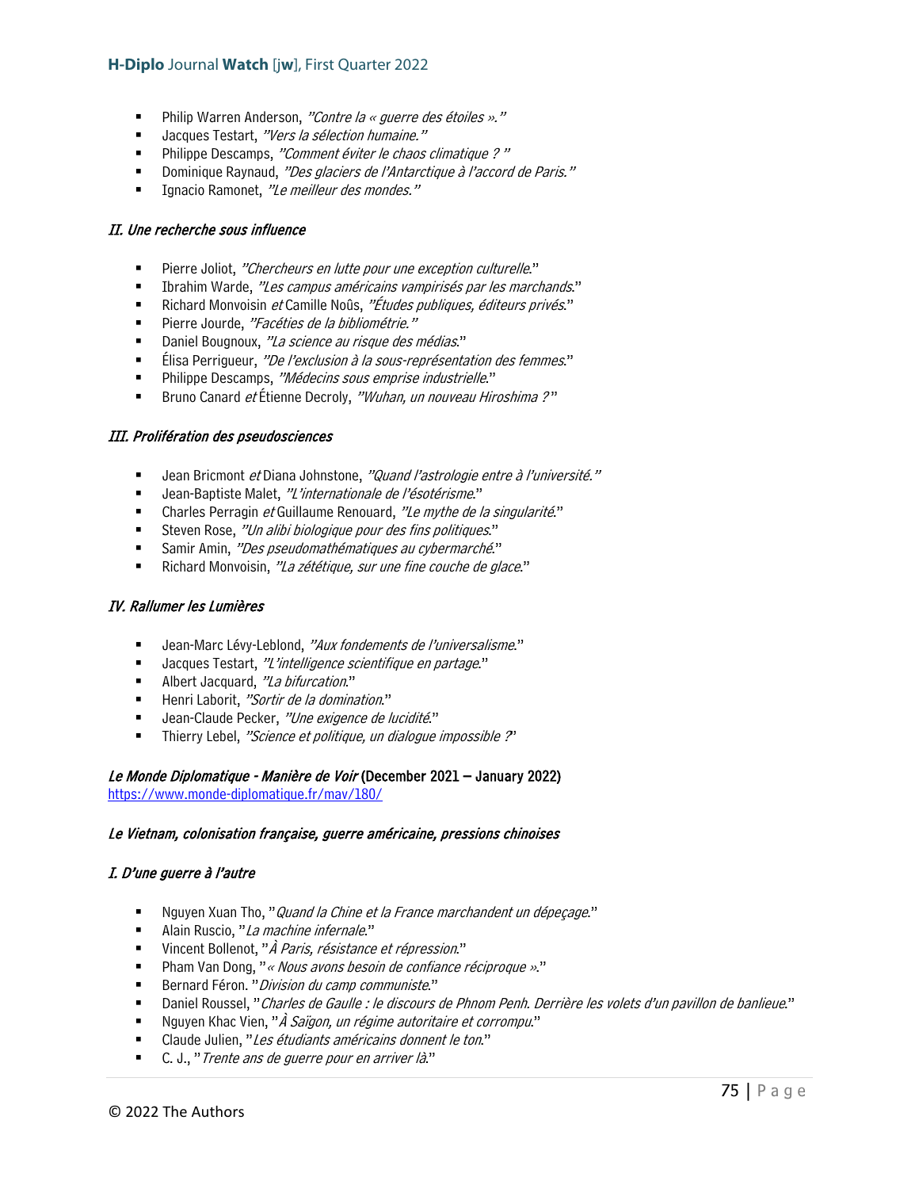- Philip Warren Anderson, *"Contre la « guerre des étoiles »."*
- Jacques Testart, *"Vers la sélection humaine."*
- Philippe Descamps, *"Comment éviter le chaos climatique ? "*
- Dominique Raynaud, *"Des glaciers de l'Antarctique à l'accord de Paris."*
- Ignacio Ramonet, *"Le meilleur des mondes."*

### *II. Une recherche sous influence*

- Pierre Joliot, *"Chercheurs en lutte pour une exception culturelle.*"
- Ibrahim Warde, *"Les campus américains vampirisés par les marchands.*"
- Richard Monvoisin *et* Camille Noûs, *"Études publiques, éditeurs privés.*"
- Pierre Jourde, *"Facéties de la bibliométrie."*
- Daniel Bougnoux, *"La science au risque des médias.*"
- Élisa Perrigueur, *"De l'exclusion à la sous-représentation des femmes.*"
- Philippe Descamps, *"Médecins sous emprise industrielle.*"
- Bruno Canard *et* Étienne Decroly, *"Wuhan, un nouveau Hiroshima ?*"

### *III. Prolifération des pseudosciences*

- Jean Bricmont *et* Diana Johnstone, *"Quand l'astrologie entre à l'université."*
- Jean-Baptiste Malet, *"L'internationale de l'ésotérisme.*"
- Charles Perragin *et* Guillaume Renouard, *"Le mythe de la singularité.*"
- Steven Rose, *"Un alibi biologique pour des fins politiques.*"
- Samir Amin, *"Des pseudomathématiques au cybermarché.*"
- Richard Monvoisin, *"La zététique, sur une fine couche de glace.*"

### *IV. Rallumer les Lumières*

- Jean-Marc Lévy-Leblond, *"Aux fondements de l'universalisme.*"
- Jacques Testart, *"L'intelligence scientifique en partage.*"
- Albert Jacquard, *"La bifurcation.*"
- Henri Laborit, *"Sortir de la domination.*"
- Jean-Claude Pecker, *"Une exigence de lucidité.*"
- Thierry Lebel, *"Science et politique, un dialogue impossible ?*'

**_Le Monde Diplomatique - Manière de Voir_ (December 2021 – January 2022)**
https://www.monde-diplomatique.fr/mav/180/

### *Le Vietnam, colonisation française, guerre américaine, pressions chinoises*

### *I. D'une guerre à l'autre*

- Nguyen Xuan Tho, "*Quand la Chine et la France marchandent un dépeçage.*"
- Alain Ruscio, "*La machine infernale.*"
- Vincent Bollenot, "*À Paris, résistance et répression.*"
- Pham Van Dong, "*« Nous avons besoin de confiance réciproque ».*"
- Bernard Féron. "*Division du camp communiste.*"
- Daniel Roussel, "*Charles de Gaulle : le discours de Phnom Penh. Derrière les volets d'un pavillon de banlieue.*"
- Nguyen Khac Vien, "*À Saïgon, un régime autoritaire et corrompu.*"
- Claude Julien, "*Les étudiants américains donnent le ton.*"
- C. J., "*Trente ans de guerre pour en arriver là.*"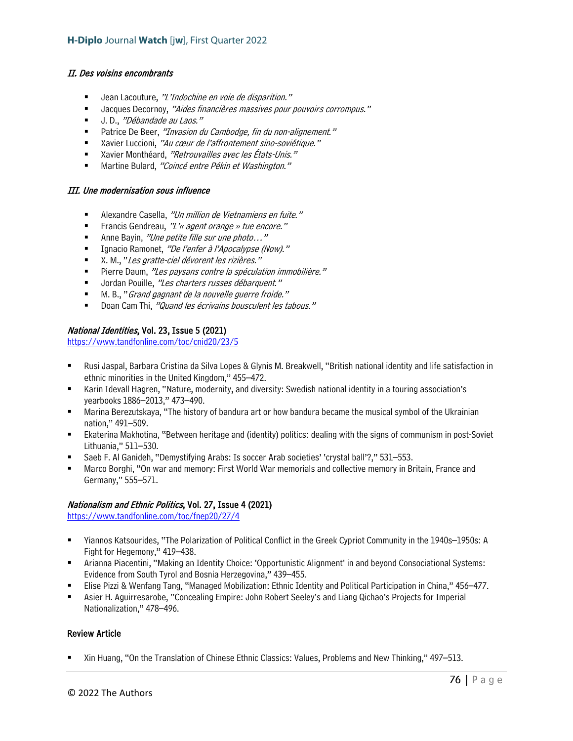### *II. Des voisins encombrants*

- Jean Lacouture, *"L'Indochine en voie de disparition."*
- Jacques Decornoy, *"Aides financières massives pour pouvoirs corrompus."*
- J. D., *"Débandade au Laos."*
- Patrice De Beer, *"Invasion du Cambodge, fin du non-alignement."*
- Xavier Luccioni, *"Au cœur de l'affrontement sino-soviétique."*
- Xavier Monthéard, *"Retrouvailles avec les États-Unis."*
- Martine Bulard, *"Coincé entre Pékin et Washington."*

### *III. Une modernisation sous influence*

- Alexandre Casella, *"Un million de Vietnamiens en fuite."*
- Francis Gendreau, *"L'« agent orange » tue encore."*
- Anne Bayin, *"Une petite fille sur une photo…"*
- Ignacio Ramonet, *"De l'enfer à l'Apocalypse (Now)."*
- X. M., *"Les gratte-ciel dévorent les rizières."*
- Pierre Daum, *"Les paysans contre la spéculation immobilière."*
- Jordan Pouille, *"Les charters russes débarquent."*
- M. B., *"Grand gagnant de la nouvelle guerre froide."*
- Doan Cam Thi, *"Quand les écrivains bousculent les tabous."*

### *National Identities*, Vol. 23, Issue 5 (2021)

https://www.tandfonline.com/toc/cnid20/23/5

- Rusi Jaspal, Barbara Cristina da Silva Lopes & Glynis M. Breakwell, "British national identity and life satisfaction in ethnic minorities in the United Kingdom," 455–472.
- Karin Idevall Hagren, "Nature, modernity, and diversity: Swedish national identity in a touring association's yearbooks 1886–2013," 473–490.
- Marina Berezutskaya, "The history of bandura art or how bandura became the musical symbol of the Ukrainian nation," 491–509.
- Ekaterina Makhotina, "Between heritage and (identity) politics: dealing with the signs of communism in post-Soviet Lithuania," 511–530.
- Saeb F. Al Ganideh, "Demystifying Arabs: Is soccer Arab societies' 'crystal ball'?," 531–553.
- Marco Borghi, "On war and memory: First World War memorials and collective memory in Britain, France and Germany," 555–571.

### *Nationalism and Ethnic Politics*, Vol. 27, Issue 4 (2021)

https://www.tandfonline.com/toc/fnep20/27/4

- Yiannos Katsourides, "The Polarization of Political Conflict in the Greek Cypriot Community in the 1940s–1950s: A Fight for Hegemony," 419–438.
- Arianna Piacentini, "Making an Identity Choice: 'Opportunistic Alignment' in and beyond Consociational Systems: Evidence from South Tyrol and Bosnia Herzegovina," 439–455.
- Elise Pizzi & Wenfang Tang, "Managed Mobilization: Ethnic Identity and Political Participation in China," 456–477.
- Asier H. Aguirresarobe, "Concealing Empire: John Robert Seeley's and Liang Qichao's Projects for Imperial Nationalization," 478–496.

#### Review Article

- Xin Huang, "On the Translation of Chinese Ethnic Classics: Values, Problems and New Thinking," 497–513.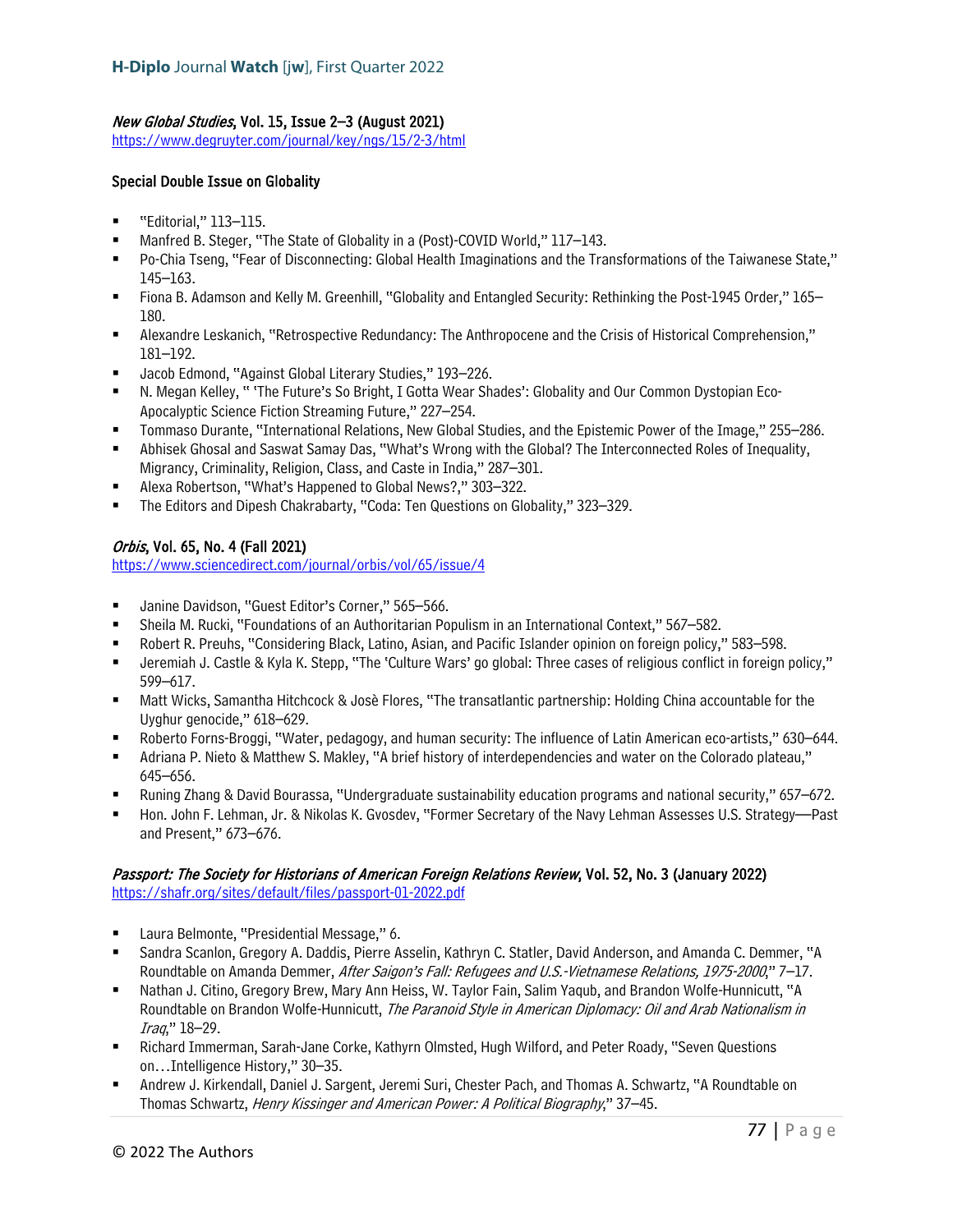***New Global Studies*, Vol. 15, Issue 2–3 (August 2021)**
https://www.degruyter.com/journal/key/ngs/15/2-3/html

**Special Double Issue on Globality**

- "Editorial," 113–115.
- Manfred B. Steger, "The State of Globality in a (Post)-COVID World," 117–143.
- Po-Chia Tseng, "Fear of Disconnecting: Global Health Imaginations and the Transformations of the Taiwanese State," 145–163.
- Fiona B. Adamson and Kelly M. Greenhill, "Globality and Entangled Security: Rethinking the Post-1945 Order," 165–180.
- Alexandre Leskanich, "Retrospective Redundancy: The Anthropocene and the Crisis of Historical Comprehension," 181–192.
- Jacob Edmond, "Against Global Literary Studies," 193–226.
- N. Megan Kelley, " 'The Future's So Bright, I Gotta Wear Shades': Globality and Our Common Dystopian Eco-Apocalyptic Science Fiction Streaming Future," 227–254.
- Tommaso Durante, "International Relations, New Global Studies, and the Epistemic Power of the Image," 255–286.
- Abhisek Ghosal and Saswat Samay Das, "What's Wrong with the Global? The Interconnected Roles of Inequality, Migrancy, Criminality, Religion, Class, and Caste in India," 287–301.
- Alexa Robertson, "What's Happened to Global News?," 303–322.
- The Editors and Dipesh Chakrabarty, "Coda: Ten Questions on Globality," 323–329.

***Orbis*, Vol. 65, No. 4 (Fall 2021)**
https://www.sciencedirect.com/journal/orbis/vol/65/issue/4

- Janine Davidson, "Guest Editor's Corner," 565–566.
- Sheila M. Rucki, "Foundations of an Authoritarian Populism in an International Context," 567–582.
- Robert R. Preuhs, "Considering Black, Latino, Asian, and Pacific Islander opinion on foreign policy," 583–598.
- Jeremiah J. Castle & Kyla K. Stepp, "The 'Culture Wars' go global: Three cases of religious conflict in foreign policy," 599–617.
- Matt Wicks, Samantha Hitchcock & Josè Flores, "The transatlantic partnership: Holding China accountable for the Uyghur genocide," 618–629.
- Roberto Forns-Broggi, "Water, pedagogy, and human security: The influence of Latin American eco-artists," 630–644.
- Adriana P. Nieto & Matthew S. Makley, "A brief history of interdependencies and water on the Colorado plateau," 645–656.
- Runing Zhang & David Bourassa, "Undergraduate sustainability education programs and national security," 657–672.
- Hon. John F. Lehman, Jr. & Nikolas K. Gvosdev, "Former Secretary of the Navy Lehman Assesses U.S. Strategy—Past and Present," 673–676.

***Passport: The Society for Historians of American Foreign Relations Review*, Vol. 52, No. 3 (January 2022)**
https://shafr.org/sites/default/files/passport-01-2022.pdf

- Laura Belmonte, "Presidential Message," 6.
- Sandra Scanlon, Gregory A. Daddis, Pierre Asselin, Kathryn C. Statler, David Anderson, and Amanda C. Demmer, "A Roundtable on Amanda Demmer, *After Saigon's Fall: Refugees and U.S.-Vietnamese Relations, 1975-2000*," 7–17.
- Nathan J. Citino, Gregory Brew, Mary Ann Heiss, W. Taylor Fain, Salim Yaqub, and Brandon Wolfe-Hunnicutt, "A Roundtable on Brandon Wolfe-Hunnicutt, *The Paranoid Style in American Diplomacy: Oil and Arab Nationalism in Iraq*," 18–29.
- Richard Immerman, Sarah-Jane Corke, Kathyrn Olmsted, Hugh Wilford, and Peter Roady, "Seven Questions on…Intelligence History," 30–35.
- Andrew J. Kirkendall, Daniel J. Sargent, Jeremi Suri, Chester Pach, and Thomas A. Schwartz, "A Roundtable on Thomas Schwartz, *Henry Kissinger and American Power: A Political Biography*," 37–45.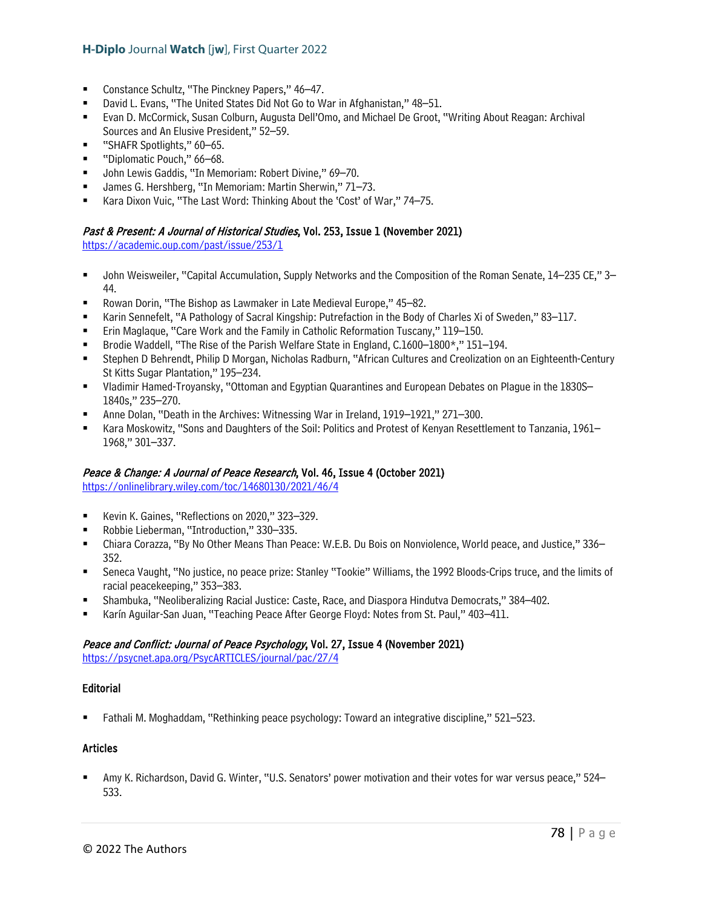- Constance Schultz, "The Pinckney Papers," 46–47.
- David L. Evans, "The United States Did Not Go to War in Afghanistan," 48–51.
- Evan D. McCormick, Susan Colburn, Augusta Dell'Omo, and Michael De Groot, "Writing About Reagan: Archival Sources and An Elusive President," 52–59.
- "SHAFR Spotlights," 60–65.
- "Diplomatic Pouch," 66–68.
- John Lewis Gaddis, "In Memoriam: Robert Divine," 69–70.
- James G. Hershberg, "In Memoriam: Martin Sherwin," 71–73.
- Kara Dixon Vuic, "The Last Word: Thinking About the 'Cost' of War," 74–75.

***Past & Present: A Journal of Historical Studies*, Vol. 253, Issue 1 (November 2021)**
https://academic.oup.com/past/issue/253/1

- John Weisweiler, "Capital Accumulation, Supply Networks and the Composition of the Roman Senate, 14–235 CE," 3–44.
- Rowan Dorin, "The Bishop as Lawmaker in Late Medieval Europe," 45–82.
- Karin Sennefelt, "A Pathology of Sacral Kingship: Putrefaction in the Body of Charles Xi of Sweden," 83–117.
- Erin Maglaque, "Care Work and the Family in Catholic Reformation Tuscany," 119–150.
- Brodie Waddell, "The Rise of the Parish Welfare State in England, C.1600–1800*," 151–194.
- Stephen D Behrendt, Philip D Morgan, Nicholas Radburn, "African Cultures and Creolization on an Eighteenth-Century St Kitts Sugar Plantation," 195–234.
- Vladimir Hamed-Troyansky, "Ottoman and Egyptian Quarantines and European Debates on Plague in the 1830S–1840s," 235–270.
- Anne Dolan, "Death in the Archives: Witnessing War in Ireland, 1919–1921," 271–300.
- Kara Moskowitz, "Sons and Daughters of the Soil: Politics and Protest of Kenyan Resettlement to Tanzania, 1961–1968," 301–337.

***Peace & Change: A Journal of Peace Research*, Vol. 46, Issue 4 (October 2021)**
https://onlinelibrary.wiley.com/toc/14680130/2021/46/4

- Kevin K. Gaines, "Reflections on 2020," 323–329.
- Robbie Lieberman, "Introduction," 330–335.
- Chiara Corazza, "By No Other Means Than Peace: W.E.B. Du Bois on Nonviolence, World peace, and Justice," 336–352.
- Seneca Vaught, "No justice, no peace prize: Stanley "Tookie" Williams, the 1992 Bloods-Crips truce, and the limits of racial peacekeeping," 353–383.
- Shambuka, "Neoliberalizing Racial Justice: Caste, Race, and Diaspora Hindutva Democrats," 384–402.
- Karín Aguilar-San Juan, "Teaching Peace After George Floyd: Notes from St. Paul," 403–411.

***Peace and Conflict: Journal of Peace Psychology*, Vol. 27, Issue 4 (November 2021)**
https://psycnet.apa.org/PsycARTICLES/journal/pac/27/4

**Editorial**

- Fathali M. Moghaddam, "Rethinking peace psychology: Toward an integrative discipline," 521–523.

**Articles**

- Amy K. Richardson, David G. Winter, "U.S. Senators' power motivation and their votes for war versus peace," 524–533.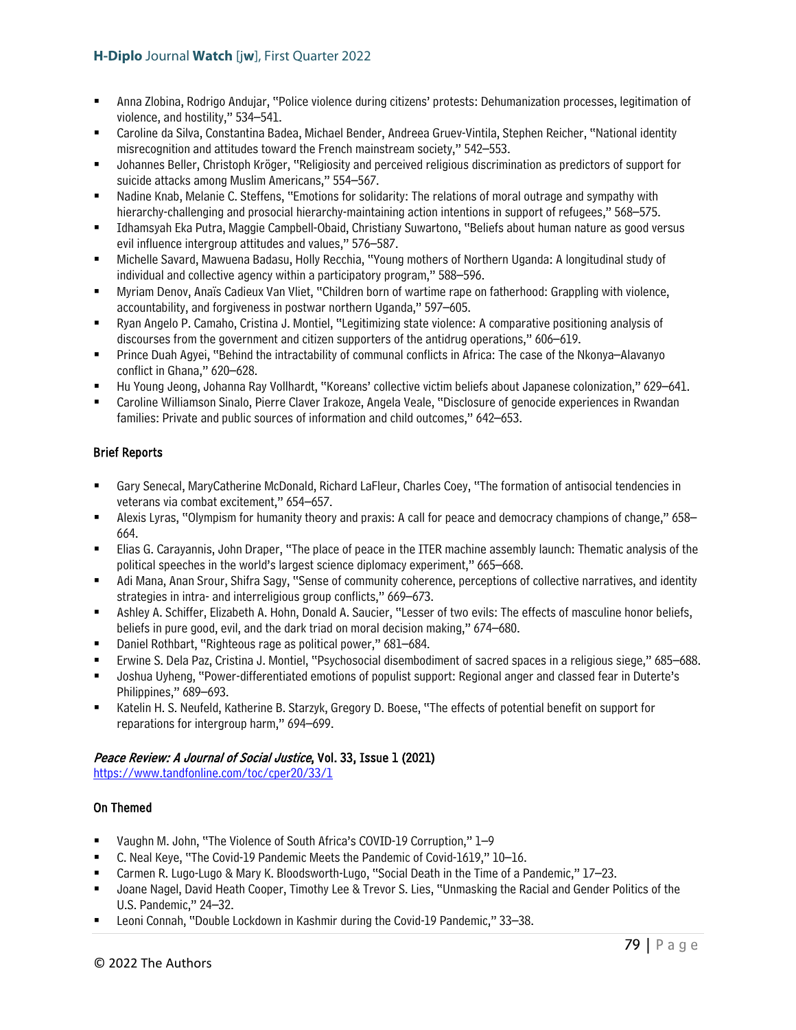- Anna Zlobina, Rodrigo Andujar, "Police violence during citizens' protests: Dehumanization processes, legitimation of violence, and hostility," 534–541.
- Caroline da Silva, Constantina Badea, Michael Bender, Andreea Gruev-Vintila, Stephen Reicher, "National identity misrecognition and attitudes toward the French mainstream society," 542–553.
- Johannes Beller, Christoph Kröger, "Religiosity and perceived religious discrimination as predictors of support for suicide attacks among Muslim Americans," 554–567.
- Nadine Knab, Melanie C. Steffens, "Emotions for solidarity: The relations of moral outrage and sympathy with hierarchy-challenging and prosocial hierarchy-maintaining action intentions in support of refugees," 568–575.
- Idhamsyah Eka Putra, Maggie Campbell-Obaid, Christiany Suwartono, "Beliefs about human nature as good versus evil influence intergroup attitudes and values," 576–587.
- Michelle Savard, Mawuena Badasu, Holly Recchia, "Young mothers of Northern Uganda: A longitudinal study of individual and collective agency within a participatory program," 588–596.
- Myriam Denov, Anaïs Cadieux Van Vliet, "Children born of wartime rape on fatherhood: Grappling with violence, accountability, and forgiveness in postwar northern Uganda," 597–605.
- Ryan Angelo P. Camaho, Cristina J. Montiel, "Legitimizing state violence: A comparative positioning analysis of discourses from the government and citizen supporters of the antidrug operations," 606–619.
- Prince Duah Agyei, "Behind the intractability of communal conflicts in Africa: The case of the Nkonya–Alavanyo conflict in Ghana," 620–628.
- Hu Young Jeong, Johanna Ray Vollhardt, "Koreans' collective victim beliefs about Japanese colonization," 629–641.
- Caroline Williamson Sinalo, Pierre Claver Irakoze, Angela Veale, "Disclosure of genocide experiences in Rwandan families: Private and public sources of information and child outcomes," 642–653.

### Brief Reports

- Gary Senecal, MaryCatherine McDonald, Richard LaFleur, Charles Coey, "The formation of antisocial tendencies in veterans via combat excitement," 654–657.
- Alexis Lyras, "Olympism for humanity theory and praxis: A call for peace and democracy champions of change," 658–664.
- Elias G. Carayannis, John Draper, "The place of peace in the ITER machine assembly launch: Thematic analysis of the political speeches in the world's largest science diplomacy experiment," 665–668.
- Adi Mana, Anan Srour, Shifra Sagy, "Sense of community coherence, perceptions of collective narratives, and identity strategies in intra- and interreligious group conflicts," 669–673.
- Ashley A. Schiffer, Elizabeth A. Hohn, Donald A. Saucier, "Lesser of two evils: The effects of masculine honor beliefs, beliefs in pure good, evil, and the dark triad on moral decision making," 674–680.
- Daniel Rothbart, "Righteous rage as political power," 681–684.
- Erwine S. Dela Paz, Cristina J. Montiel, "Psychosocial disembodiment of sacred spaces in a religious siege," 685–688.
- Joshua Uyheng, "Power-differentiated emotions of populist support: Regional anger and classed fear in Duterte's Philippines," 689–693.
- Katelin H. S. Neufeld, Katherine B. Starzyk, Gregory D. Boese, "The effects of potential benefit on support for reparations for intergroup harm," 694–699.

### *Peace Review: A Journal of Social Justice*, Vol. 33, Issue 1 (2021)

https://www.tandfonline.com/toc/cper20/33/1

### On Themed

- Vaughn M. John, "The Violence of South Africa's COVID-19 Corruption," 1–9
- C. Neal Keye, "The Covid-19 Pandemic Meets the Pandemic of Covid-1619," 10–16.
- Carmen R. Lugo-Lugo & Mary K. Bloodsworth-Lugo, "Social Death in the Time of a Pandemic," 17–23.
- Joane Nagel, David Heath Cooper, Timothy Lee & Trevor S. Lies, "Unmasking the Racial and Gender Politics of the U.S. Pandemic," 24–32.
- Leoni Connah, "Double Lockdown in Kashmir during the Covid-19 Pandemic," 33–38.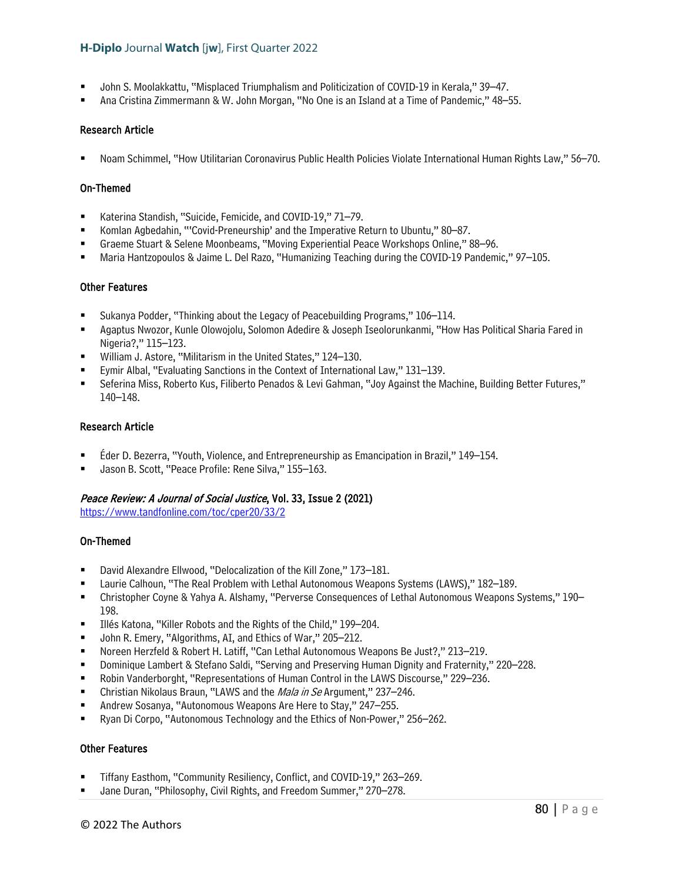- John S. Moolakkattu, "Misplaced Triumphalism and Politicization of COVID-19 in Kerala," 39–47.
- Ana Cristina Zimmermann & W. John Morgan, "No One is an Island at a Time of Pandemic," 48–55.

### Research Article

- Noam Schimmel, "How Utilitarian Coronavirus Public Health Policies Violate International Human Rights Law," 56–70.

### On-Themed

- Katerina Standish, "Suicide, Femicide, and COVID-19," 71–79.
- Komlan Agbedahin, "'Covid-Preneurship' and the Imperative Return to Ubuntu," 80–87.
- Graeme Stuart & Selene Moonbeams, "Moving Experiential Peace Workshops Online," 88–96.
- Maria Hantzopoulos & Jaime L. Del Razo, "Humanizing Teaching during the COVID-19 Pandemic," 97–105.

### Other Features

- Sukanya Podder, "Thinking about the Legacy of Peacebuilding Programs," 106–114.
- Agaptus Nwozor, Kunle Olowojolu, Solomon Adedire & Joseph Iseolorunkanmi, "How Has Political Sharia Fared in Nigeria?," 115–123.
- William J. Astore, "Militarism in the United States," 124–130.
- Eymir Albal, "Evaluating Sanctions in the Context of International Law," 131–139.
- Seferina Miss, Roberto Kus, Filiberto Penados & Levi Gahman, "Joy Against the Machine, Building Better Futures," 140–148.

### Research Article

- Éder D. Bezerra, "Youth, Violence, and Entrepreneurship as Emancipation in Brazil," 149–154.
- Jason B. Scott, "Peace Profile: Rene Silva," 155–163.

## *Peace Review: A Journal of Social Justice*, Vol. 33, Issue 2 (2021)

https://www.tandfonline.com/toc/cper20/33/2

### On-Themed

- David Alexandre Ellwood, "Delocalization of the Kill Zone," 173–181.
- Laurie Calhoun, "The Real Problem with Lethal Autonomous Weapons Systems (LAWS)," 182–189.
- Christopher Coyne & Yahya A. Alshamy, "Perverse Consequences of Lethal Autonomous Weapons Systems," 190–198.
- Illés Katona, "Killer Robots and the Rights of the Child," 199–204.
- John R. Emery, "Algorithms, AI, and Ethics of War," 205–212.
- Noreen Herzfeld & Robert H. Latiff, "Can Lethal Autonomous Weapons Be Just?," 213–219.
- Dominique Lambert & Stefano Saldi, "Serving and Preserving Human Dignity and Fraternity," 220–228.
- Robin Vanderborght, "Representations of Human Control in the LAWS Discourse," 229–236.
- Christian Nikolaus Braun, "LAWS and the *Mala in Se* Argument," 237–246.
- Andrew Sosanya, "Autonomous Weapons Are Here to Stay," 247–255.
- Ryan Di Corpo, "Autonomous Technology and the Ethics of Non-Power," 256–262.

### Other Features

- Tiffany Easthom, "Community Resiliency, Conflict, and COVID-19," 263–269.
- Jane Duran, "Philosophy, Civil Rights, and Freedom Summer," 270–278.

© 2022 The Authors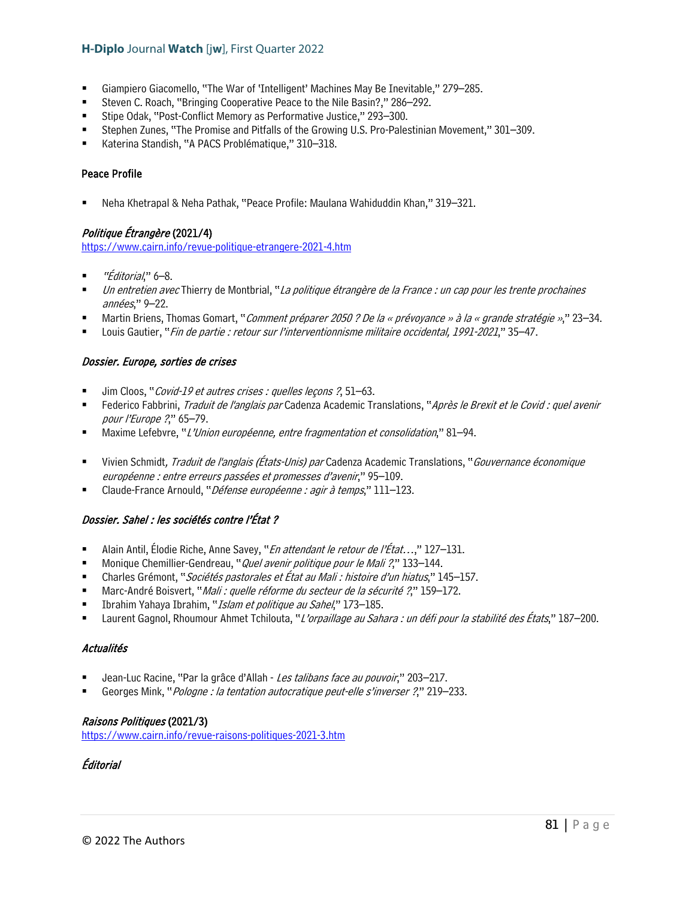- Giampiero Giacomello, "The War of 'Intelligent' Machines May Be Inevitable," 279–285.
- Steven C. Roach, "Bringing Cooperative Peace to the Nile Basin?," 286–292.
- Stipe Odak, "Post-Conflict Memory as Performative Justice," 293–300.
- Stephen Zunes, "The Promise and Pitfalls of the Growing U.S. Pro-Palestinian Movement," 301–309.
- Katerina Standish, "A PACS Problématique," 310–318.

**Peace Profile**

- Neha Khetrapal & Neha Pathak, "Peace Profile: Maulana Wahiduddin Khan," 319–321.

***Politique Étrangère* (2021/4)**
https://www.cairn.info/revue-politique-etrangere-2021-4.htm

- "*Éditorial*," 6–8.
- *Un entretien avec* Thierry de Montbrial, "*La politique étrangère de la France : un cap pour les trente prochaines années*," 9–22.
- Martin Briens, Thomas Gomart, "*Comment préparer 2050 ? De la « prévoyance » à la « grande stratégie »*," 23–34.
- Louis Gautier, "*Fin de partie : retour sur l'interventionnisme militaire occidental, 1991-2021*," 35–47.

***Dossier. Europe, sorties de crises***

- Jim Cloos, "*Covid-19 et autres crises : quelles leçons ?*, 51–63.
- Federico Fabbrini, *Traduit de l'anglais par* Cadenza Academic Translations, "*Après le Brexit et le Covid : quel avenir pour l'Europe ?*," 65–79.
- Maxime Lefebvre, "*L'Union européenne, entre fragmentation et consolidation*," 81–94.
- Vivien Schmidt*, Traduit de l'anglais (États-Unis) par* Cadenza Academic Translations, "*Gouvernance économique européenne : entre erreurs passées et promesses d'avenir*," 95–109.
- Claude-France Arnould, "*Défense européenne : agir à temps*," 111–123.

***Dossier. Sahel : les sociétés contre l'État ?***

- Alain Antil, Élodie Riche, Anne Savey, "*En attendant le retour de l'État…*," 127–131.
- Monique Chemillier-Gendreau, "*Quel avenir politique pour le Mali ?*," 133–144.
- Charles Grémont, "*Sociétés pastorales et État au Mali : histoire d'un hiatus*," 145–157.
- Marc-André Boisvert, "*Mali : quelle réforme du secteur de la sécurité ?*," 159–172.
- Ibrahim Yahaya Ibrahim, "*Islam et politique au Sahel*," 173–185.
- Laurent Gagnol, Rhoumour Ahmet Tchilouta, "*L'orpaillage au Sahara : un défi pour la stabilité des États*," 187–200.

***Actualités***

- Jean-Luc Racine, "Par la grâce d'Allah - *Les talibans face au pouvoir*," 203–217.
- Georges Mink, "*Pologne : la tentation autocratique peut-elle s'inverser ?*," 219–233.

***Raisons Politiques* (2021/3)**
https://www.cairn.info/revue-raisons-politiques-2021-3.htm

***Éditorial***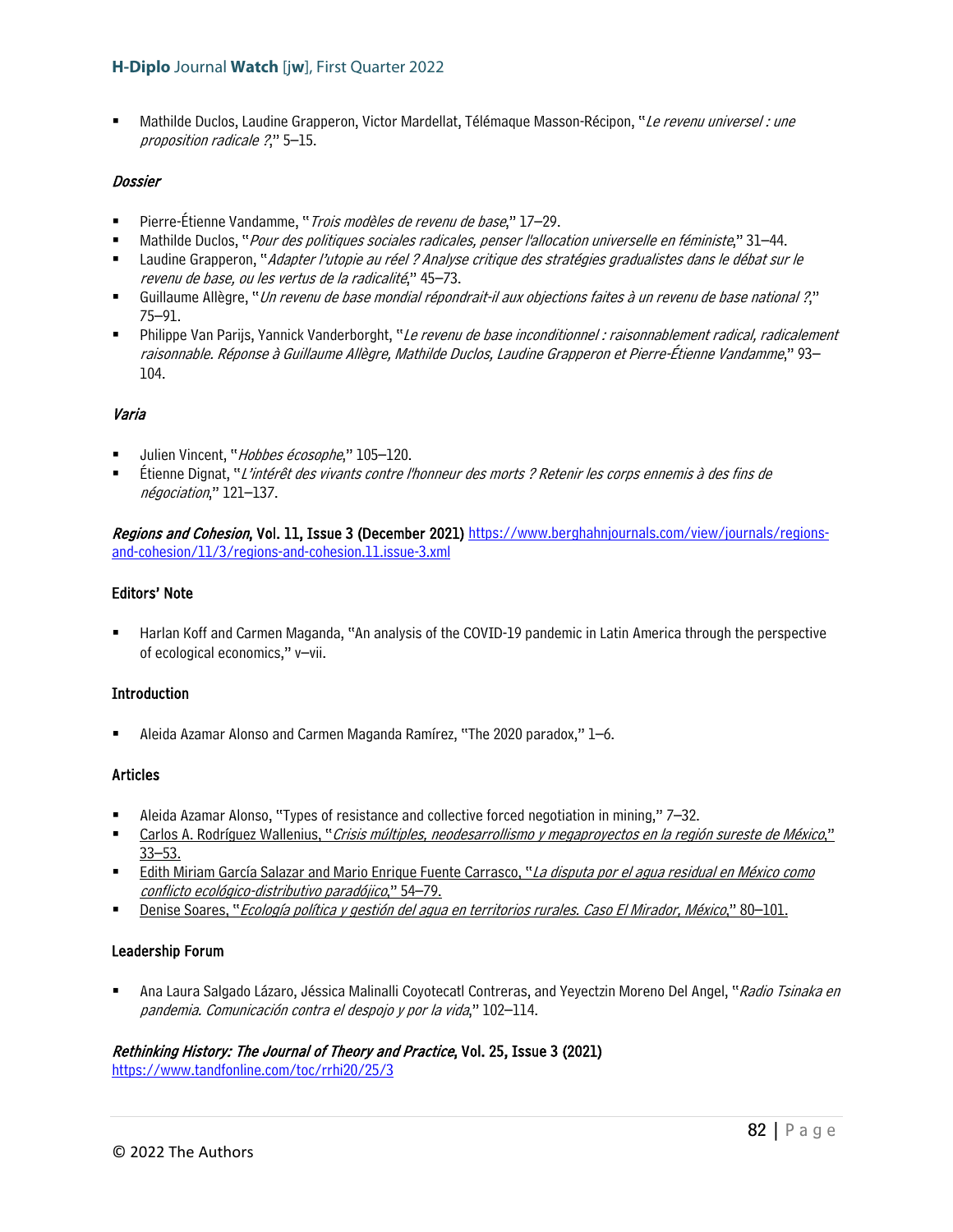- Mathilde Duclos, Laudine Grapperon, Victor Mardellat, Télémaque Masson-Récipon, "*Le revenu universel : une proposition radicale ?*," 5–15.

### *Dossier*

- Pierre-Étienne Vandamme, "*Trois modèles de revenu de base*," 17–29.
- Mathilde Duclos, "*Pour des politiques sociales radicales, penser l'allocation universelle en féministe*," 31–44.
- Laudine Grapperon, "*Adapter l'utopie au réel ? Analyse critique des stratégies gradualistes dans le débat sur le revenu de base, ou les vertus de la radicalité*," 45–73.
- Guillaume Allègre, "*Un revenu de base mondial répondrait-il aux objections faites à un revenu de base national ?*," 75–91.
- Philippe Van Parijs, Yannick Vanderborght, "*Le revenu de base inconditionnel : raisonnablement radical, radicalement raisonnable. Réponse à Guillaume Allègre, Mathilde Duclos, Laudine Grapperon et Pierre-Étienne Vandamme*," 93–104.

### *Varia*

- Julien Vincent, "*Hobbes écosophe*," 105–120.
- Étienne Dignat, "*L'intérêt des vivants contre l'honneur des morts ? Retenir les corps ennemis à des fins de négociation*," 121–137.

***Regions and Cohesion*, Vol. 11, Issue 3 (December 2021)** https://www.berghahnjournals.com/view/journals/regions-and-cohesion/11/3/regions-and-cohesion.11.issue-3.xml

### Editors' Note

- Harlan Koff and Carmen Maganda, "An analysis of the COVID-19 pandemic in Latin America through the perspective of ecological economics," v–vii.

### Introduction

- Aleida Azamar Alonso and Carmen Maganda Ramírez, "The 2020 paradox," 1–6.

### Articles

- Aleida Azamar Alonso, "Types of resistance and collective forced negotiation in mining," 7–32.
- Carlos A. Rodríguez Wallenius, "*Crisis múltiples, neodesarrollismo y megaproyectos en la región sureste de México*," 33–53.
- Edith Miriam García Salazar and Mario Enrique Fuente Carrasco, "*La disputa por el agua residual en México como conflicto ecológico-distributivo paradójico*," 54–79.
- Denise Soares, "*Ecología política y gestión del agua en territorios rurales. Caso El Mirador, México*," 80–101.

### Leadership Forum

- Ana Laura Salgado Lázaro, Jéssica Malinalli Coyotecatl Contreras, and Yeyectzin Moreno Del Angel, "*Radio Tsinaka en pandemia. Comunicación contra el despojo y por la vida*," 102–114.

***Rethinking History: The Journal of Theory and Practice*, Vol. 25, Issue 3 (2021)**
https://www.tandfonline.com/toc/rrhi20/25/3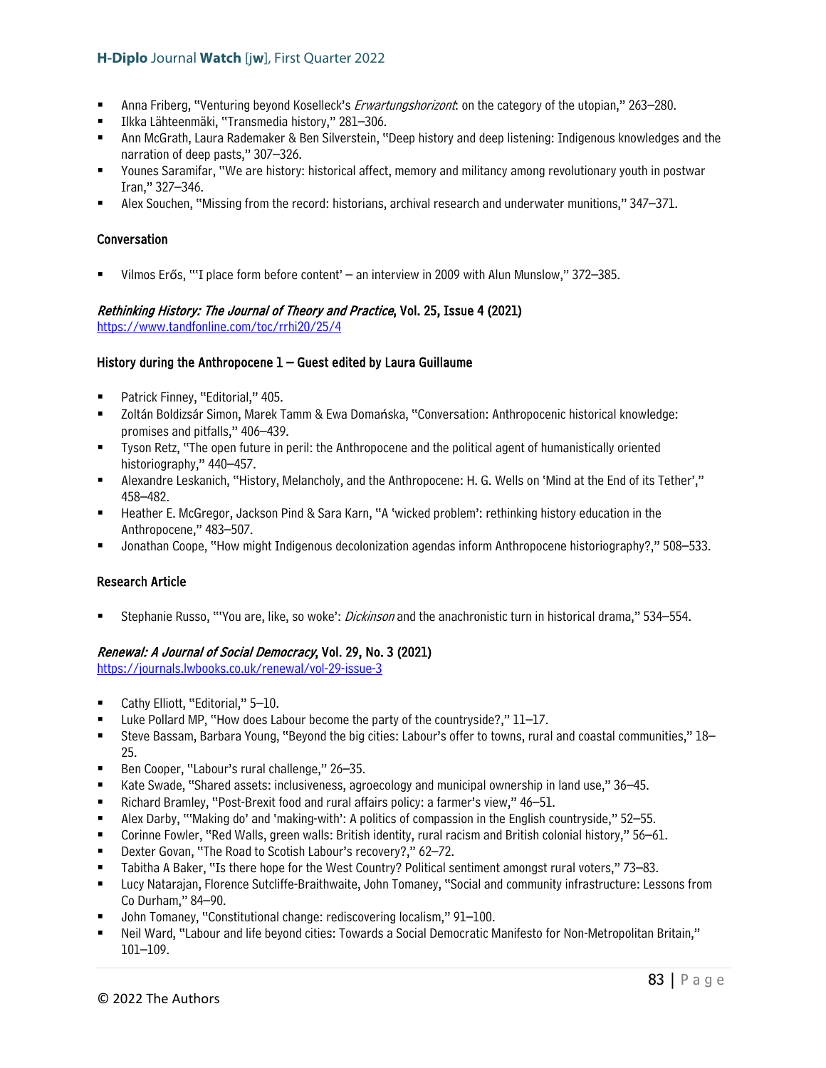- Anna Friberg, "Venturing beyond Koselleck's *Erwartungshorizont*: on the category of the utopian," 263–280.
- Ilkka Lähteenmäki, "Transmedia history," 281–306.
- Ann McGrath, Laura Rademaker & Ben Silverstein, "Deep history and deep listening: Indigenous knowledges and the narration of deep pasts," 307–326.
- Younes Saramifar, "We are history: historical affect, memory and militancy among revolutionary youth in postwar Iran," 327–346.
- Alex Souchen, "Missing from the record: historians, archival research and underwater munitions," 347–371.

#### Conversation

- Vilmos Erős, "'I place form before content' – an interview in 2009 with Alun Munslow," 372–385.

### *Rethinking History: The Journal of Theory and Practice*, Vol. 25, Issue 4 (2021)

https://www.tandfonline.com/toc/rrhi20/25/4

#### History during the Anthropocene 1 – Guest edited by Laura Guillaume

- Patrick Finney, "Editorial," 405.
- Zoltán Boldizsár Simon, Marek Tamm & Ewa Domańska, "Conversation: Anthropocenic historical knowledge: promises and pitfalls," 406–439.
- Tyson Retz, "The open future in peril: the Anthropocene and the political agent of humanistically oriented historiography," 440–457.
- Alexandre Leskanich, "History, Melancholy, and the Anthropocene: H. G. Wells on 'Mind at the End of its Tether'," 458–482.
- Heather E. McGregor, Jackson Pind & Sara Karn, "A 'wicked problem': rethinking history education in the Anthropocene," 483–507.
- Jonathan Coope, "How might Indigenous decolonization agendas inform Anthropocene historiography?," 508–533.

#### Research Article

- Stephanie Russo, "'You are, like, so woke': *Dickinson* and the anachronistic turn in historical drama," 534–554.

### *Renewal: A Journal of Social Democracy*, Vol. 29, No. 3 (2021)

https://journals.lwbooks.co.uk/renewal/vol-29-issue-3

- Cathy Elliott, "Editorial," 5–10.
- Luke Pollard MP, "How does Labour become the party of the countryside?," 11–17.
- Steve Bassam, Barbara Young, "Beyond the big cities: Labour's offer to towns, rural and coastal communities," 18–25.
- Ben Cooper, "Labour's rural challenge," 26–35.
- Kate Swade, "Shared assets: inclusiveness, agroecology and municipal ownership in land use," 36–45.
- Richard Bramley, "Post-Brexit food and rural affairs policy: a farmer's view," 46–51.
- Alex Darby, "'Making do' and 'making-with': A politics of compassion in the English countryside," 52–55.
- Corinne Fowler, "Red Walls, green walls: British identity, rural racism and British colonial history," 56–61.
- Dexter Govan, "The Road to Scotish Labour's recovery?," 62–72.
- Tabitha A Baker, "Is there hope for the West Country? Political sentiment amongst rural voters," 73–83.
- Lucy Natarajan, Florence Sutcliffe-Braithwaite, John Tomaney, "Social and community infrastructure: Lessons from Co Durham," 84–90.
- John Tomaney, "Constitutional change: rediscovering localism," 91–100.
- Neil Ward, "Labour and life beyond cities: Towards a Social Democratic Manifesto for Non-Metropolitan Britain," 101–109.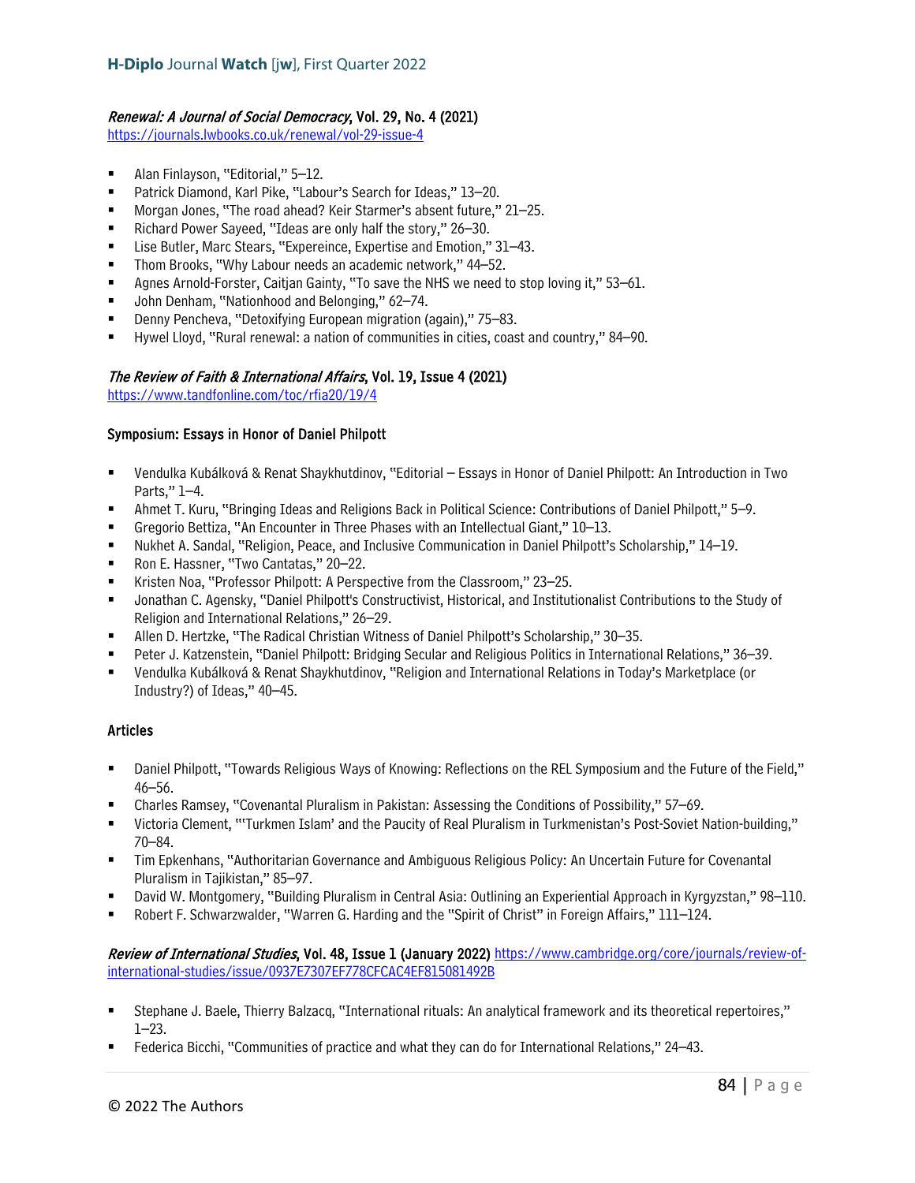***Renewal: A Journal of Social Democracy*, Vol. 29, No. 4 (2021)**
https://journals.lwbooks.co.uk/renewal/vol-29-issue-4

- Alan Finlayson, "Editorial," 5–12.
- Patrick Diamond, Karl Pike, "Labour's Search for Ideas," 13–20.
- Morgan Jones, "The road ahead? Keir Starmer's absent future," 21–25.
- Richard Power Sayeed, "Ideas are only half the story," 26–30.
- Lise Butler, Marc Stears, "Expereince, Expertise and Emotion," 31–43.
- Thom Brooks, "Why Labour needs an academic network," 44–52.
- Agnes Arnold-Forster, Caitjan Gainty, "To save the NHS we need to stop loving it," 53–61.
- John Denham, "Nationhood and Belonging," 62–74.
- Denny Pencheva, "Detoxifying European migration (again)," 75–83.
- Hywel Lloyd, "Rural renewal: a nation of communities in cities, coast and country," 84–90.

***The Review of Faith & International Affairs*, Vol. 19, Issue 4 (2021)**
https://www.tandfonline.com/toc/rfia20/19/4

**Symposium: Essays in Honor of Daniel Philpott**

- Vendulka Kubálková & Renat Shaykhutdinov, "Editorial – Essays in Honor of Daniel Philpott: An Introduction in Two Parts," 1–4.
- Ahmet T. Kuru, "Bringing Ideas and Religions Back in Political Science: Contributions of Daniel Philpott," 5–9.
- Gregorio Bettiza, "An Encounter in Three Phases with an Intellectual Giant," 10–13.
- Nukhet A. Sandal, "Religion, Peace, and Inclusive Communication in Daniel Philpott's Scholarship," 14–19.
- Ron E. Hassner, "Two Cantatas," 20–22.
- Kristen Noa, "Professor Philpott: A Perspective from the Classroom," 23–25.
- Jonathan C. Agensky, "Daniel Philpott's Constructivist, Historical, and Institutionalist Contributions to the Study of Religion and International Relations," 26–29.
- Allen D. Hertzke, "The Radical Christian Witness of Daniel Philpott's Scholarship," 30–35.
- Peter J. Katzenstein, "Daniel Philpott: Bridging Secular and Religious Politics in International Relations," 36–39.
- Vendulka Kubálková & Renat Shaykhutdinov, "Religion and International Relations in Today's Marketplace (or Industry?) of Ideas," 40–45.

**Articles**

- Daniel Philpott, "Towards Religious Ways of Knowing: Reflections on the REL Symposium and the Future of the Field," 46–56.
- Charles Ramsey, "Covenantal Pluralism in Pakistan: Assessing the Conditions of Possibility," 57–69.
- Victoria Clement, "'Turkmen Islam' and the Paucity of Real Pluralism in Turkmenistan's Post-Soviet Nation-building," 70–84.
- Tim Epkenhans, "Authoritarian Governance and Ambiguous Religious Policy: An Uncertain Future for Covenantal Pluralism in Tajikistan," 85–97.
- David W. Montgomery, "Building Pluralism in Central Asia: Outlining an Experiential Approach in Kyrgyzstan," 98–110.
- Robert F. Schwarzwalder, "Warren G. Harding and the "Spirit of Christ" in Foreign Affairs," 111–124.

***Review of International Studies*, Vol. 48, Issue 1 (January 2022)** https://www.cambridge.org/core/journals/review-of-international-studies/issue/0937E7307EF778CFCAC4EF815081492B

- Stephane J. Baele, Thierry Balzacq, "International rituals: An analytical framework and its theoretical repertoires," 1–23.
- Federica Bicchi, "Communities of practice and what they can do for International Relations," 24–43.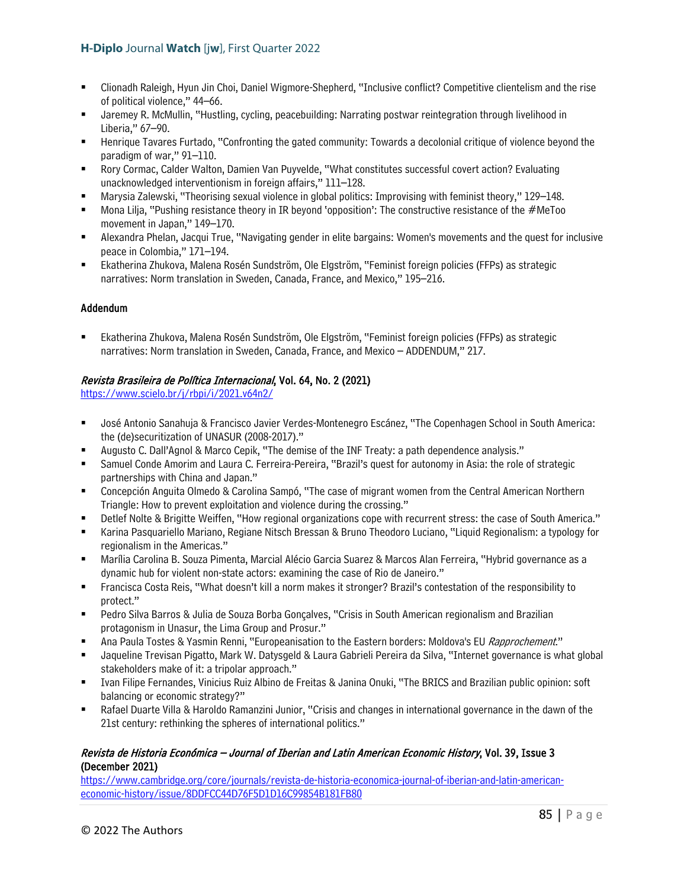- Clionadh Raleigh, Hyun Jin Choi, Daniel Wigmore-Shepherd, "Inclusive conflict? Competitive clientelism and the rise of political violence," 44–66.
- Jaremey R. McMullin, "Hustling, cycling, peacebuilding: Narrating postwar reintegration through livelihood in Liberia," 67–90.
- Henrique Tavares Furtado, "Confronting the gated community: Towards a decolonial critique of violence beyond the paradigm of war," 91–110.
- Rory Cormac, Calder Walton, Damien Van Puyvelde, "What constitutes successful covert action? Evaluating unacknowledged interventionism in foreign affairs," 111–128.
- Marysia Zalewski, "Theorising sexual violence in global politics: Improvising with feminist theory," 129–148.
- Mona Lilja, "Pushing resistance theory in IR beyond 'opposition': The constructive resistance of the #MeToo movement in Japan," 149–170.
- Alexandra Phelan, Jacqui True, "Navigating gender in elite bargains: Women's movements and the quest for inclusive peace in Colombia," 171–194.
- Ekatherina Zhukova, Malena Rosén Sundström, Ole Elgström, "Feminist foreign policies (FFPs) as strategic narratives: Norm translation in Sweden, Canada, France, and Mexico," 195–216.

**Addendum**

- Ekatherina Zhukova, Malena Rosén Sundström, Ole Elgström, "Feminist foreign policies (FFPs) as strategic narratives: Norm translation in Sweden, Canada, France, and Mexico – ADDENDUM," 217.

***Revista Brasileira de Política Internacional*, Vol. 64, No. 2 (2021)**
https://www.scielo.br/j/rbpi/i/2021.v64n2/

- José Antonio Sanahuja & Francisco Javier Verdes-Montenegro Escánez, "The Copenhagen School in South America: the (de)securitization of UNASUR (2008-2017)."
- Augusto C. Dall'Agnol & Marco Cepik, "The demise of the INF Treaty: a path dependence analysis."
- Samuel Conde Amorim and Laura C. Ferreira-Pereira, "Brazil's quest for autonomy in Asia: the role of strategic partnerships with China and Japan."
- Concepción Anguita Olmedo & Carolina Sampó, "The case of migrant women from the Central American Northern Triangle: How to prevent exploitation and violence during the crossing."
- Detlef Nolte & Brigitte Weiffen, "How regional organizations cope with recurrent stress: the case of South America."
- Karina Pasquariello Mariano, Regiane Nitsch Bressan & Bruno Theodoro Luciano, "Liquid Regionalism: a typology for regionalism in the Americas."
- Marília Carolina B. Souza Pimenta, Marcial Alécio Garcia Suarez & Marcos Alan Ferreira, "Hybrid governance as a dynamic hub for violent non-state actors: examining the case of Rio de Janeiro."
- Francisca Costa Reis, "What doesn't kill a norm makes it stronger? Brazil's contestation of the responsibility to protect."
- Pedro Silva Barros & Julia de Souza Borba Gonçalves, "Crisis in South American regionalism and Brazilian protagonism in Unasur, the Lima Group and Prosur."
- Ana Paula Tostes & Yasmin Renni, "Europeanisation to the Eastern borders: Moldova's EU *Rapprochement*."
- Jaqueline Trevisan Pigatto, Mark W. Datysgeld & Laura Gabrieli Pereira da Silva, "Internet governance is what global stakeholders make of it: a tripolar approach."
- Ivan Filipe Fernandes, Vinicius Ruiz Albino de Freitas & Janina Onuki, "The BRICS and Brazilian public opinion: soft balancing or economic strategy?"
- Rafael Duarte Villa & Haroldo Ramanzini Junior, "Crisis and changes in international governance in the dawn of the 21st century: rethinking the spheres of international politics."

***Revista de Historia Económica – Journal of Iberian and Latin American Economic History*, Vol. 39, Issue 3 (December 2021)**
https://www.cambridge.org/core/journals/revista-de-historia-economica-journal-of-iberian-and-latin-american-economic-history/issue/8DDFCC44D76F5D1D16C99854B181FB80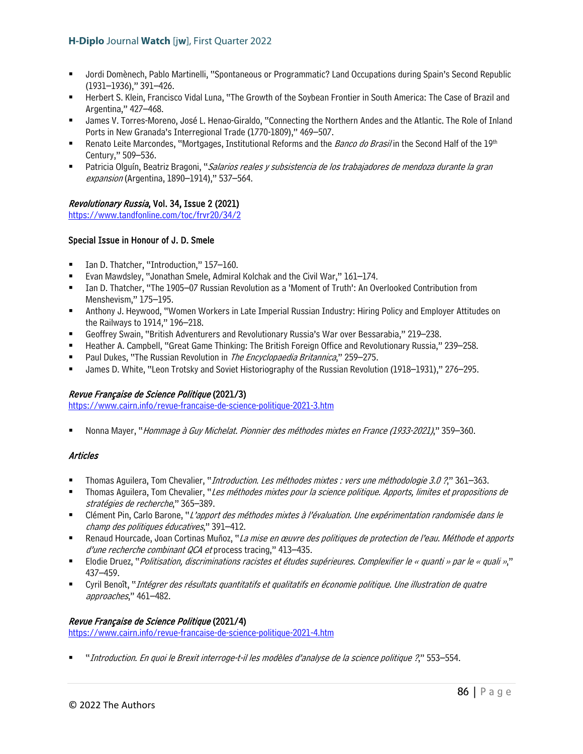- Jordi Domènech, Pablo Martinelli, "Spontaneous or Programmatic? Land Occupations during Spain's Second Republic (1931–1936)," 391–426.
- Herbert S. Klein, Francisco Vidal Luna, "The Growth of the Soybean Frontier in South America: The Case of Brazil and Argentina," 427–468.
- James V. Torres-Moreno, José L. Henao-Giraldo, "Connecting the Northern Andes and the Atlantic. The Role of Inland Ports in New Granada's Interregional Trade (1770-1809)," 469–507.
- Renato Leite Marcondes, "Mortgages, Institutional Reforms and the *Banco do Brasil* in the Second Half of the 19th Century," 509–536.
- Patricia Olguín, Beatriz Bragoni, "*Salarios reales y subsistencia de los trabajadores de mendoza durante la gran expansion* (Argentina, 1890–1914)," 537–564.

**_Revolutionary Russia_, Vol. 34, Issue 2 (2021)**
https://www.tandfonline.com/toc/frvr20/34/2

**Special Issue in Honour of J. D. Smele**

- Ian D. Thatcher, "Introduction," 157–160.
- Evan Mawdsley, "Jonathan Smele, Admiral Kolchak and the Civil War," 161–174.
- Ian D. Thatcher, "The 1905–07 Russian Revolution as a 'Moment of Truth': An Overlooked Contribution from Menshevism," 175–195.
- Anthony J. Heywood, "Women Workers in Late Imperial Russian Industry: Hiring Policy and Employer Attitudes on the Railways to 1914," 196–218.
- Geoffrey Swain, "British Adventurers and Revolutionary Russia's War over Bessarabia," 219–238.
- Heather A. Campbell, "Great Game Thinking: The British Foreign Office and Revolutionary Russia," 239–258.
- Paul Dukes, "The Russian Revolution in *The Encyclopaedia Britannica*," 259–275.
- James D. White, "Leon Trotsky and Soviet Historiography of the Russian Revolution (1918–1931)," 276–295.

**_Revue Française de Science Politique_ (2021/3)**
https://www.cairn.info/revue-francaise-de-science-politique-2021-3.htm

- Nonna Mayer, "*Hommage à Guy Michelat. Pionnier des méthodes mixtes en France (1933-2021)*," 359–360.

***Articles***

- Thomas Aguilera, Tom Chevalier, "*Introduction. Les méthodes mixtes : vers une méthodologie 3.0 ?*," 361–363.
- Thomas Aguilera, Tom Chevalier, "*Les méthodes mixtes pour la science politique. Apports, limites et propositions de stratégies de recherche*," 365–389.
- Clément Pin, Carlo Barone, "*L'apport des méthodes mixtes à l'évaluation. Une expérimentation randomisée dans le champ des politiques éducatives*," 391–412.
- Renaud Hourcade, Joan Cortinas Muñoz, "*La mise en œuvre des politiques de protection de l'eau. Méthode et apports d'une recherche combinant QCA et* process tracing," 413–435.
- Elodie Druez, "*Politisation, discriminations racistes et études supérieures. Complexifier le « quanti » par le « quali »*," 437–459.
- Cyril Benoît, "*Intégrer des résultats quantitatifs et qualitatifs en économie politique. Une illustration de quatre approaches*," 461–482.

**_Revue Française de Science Politique_ (2021/4)**
https://www.cairn.info/revue-francaise-de-science-politique-2021-4.htm

- "*Introduction. En quoi le Brexit interroge-t-il les modèles d'analyse de la science politique ?*," 553–554.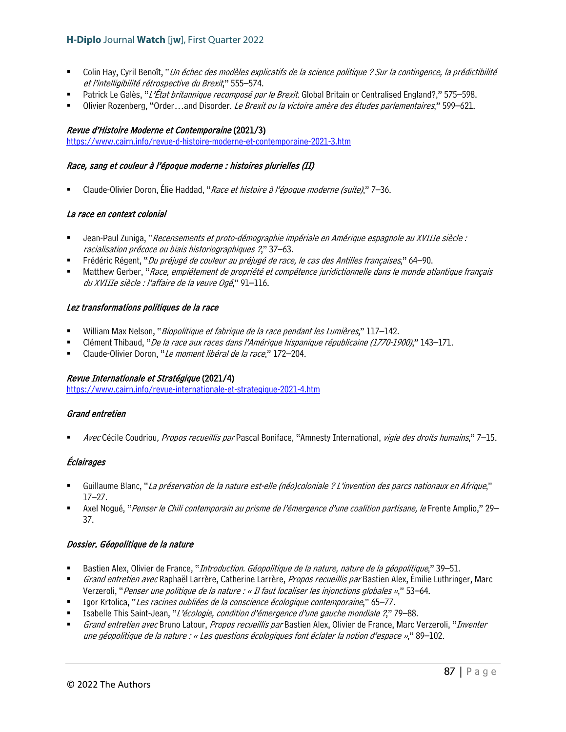- Colin Hay, Cyril Benoît, "*Un échec des modèles explicatifs de la science politique ? Sur la contingence, la prédictibilité et l'intelligibilité rétrospective du Brexit*," 555–574.
- Patrick Le Galès, "*L'État britannique recomposé par le Brexit*. Global Britain or Centralised England?," 575–598.
- Olivier Rozenberg, "Order…and Disorder. *Le Brexit ou la victoire amère des études parlementaires*," 599–621.

***Revue d'Histoire Moderne et Contemporaine* (2021/3)**
https://www.cairn.info/revue-d-histoire-moderne-et-contemporaine-2021-3.htm

***Race, sang et couleur à l'époque moderne : histoires plurielles (II)***

- Claude-Olivier Doron, Élie Haddad, "*Race et histoire à l'époque moderne (suite)*," 7–36.

***La race en context colonial***

- Jean-Paul Zuniga, "*Recensements et proto-démographie impériale en Amérique espagnole au XVIIIe siècle : racialisation précoce ou biais historiographiques ?*," 37–63.
- Frédéric Régent, "*Du préjugé de couleur au préjugé de race, le cas des Antilles françaises*," 64–90.
- Matthew Gerber, "*Race, empiétement de propriété et compétence juridictionnelle dans le monde atlantique français du XVIIIe siècle : l'affaire de la veuve Ogé*," 91–116.

***Lez transformations politiques de la race***

- William Max Nelson, "*Biopolitique et fabrique de la race pendant les Lumières*," 117–142.
- Clément Thibaud, "*De la race aux races dans l'Amérique hispanique républicaine (1770-1900)*," 143–171.
- Claude-Olivier Doron, "*Le moment libéral de la race*," 172–204.

***Revue Internationale et Stratégique* (2021/4)**
https://www.cairn.info/revue-internationale-et-strategique-2021-4.htm

***Grand entretien***

- *Avec* Cécile Coudriou*, Propos recueillis par* Pascal Boniface, "Amnesty International, *vigie des droits humains*," 7–15.

***Éclairages***

- Guillaume Blanc, "*La préservation de la nature est-elle (néo)coloniale ? L'invention des parcs nationaux en Afrique*," 17–27.
- Axel Nogué, "*Penser le Chili contemporain au prisme de l'émergence d'une coalition partisane, le* Frente Amplio," 29–37.

***Dossier. Géopolitique de la nature***

- Bastien Alex, Olivier de France, "*Introduction. Géopolitique de la nature, nature de la géopolitique*," 39–51.
- *Grand entretien avec* Raphaël Larrère, Catherine Larrère, *Propos recueillis par* Bastien Alex, Émilie Luthringer, Marc Verzeroli, "*Penser une politique de la nature : « Il faut localiser les injonctions globales »*," 53–64.
- Igor Krtolica, "*Les racines oubliées de la conscience écologique contemporaine*," 65–77.
- Isabelle This Saint-Jean, "*L'écologie, condition d'émergence d'une gauche mondiale ?*," 79–88.
- *Grand entretien avec* Bruno Latour, *Propos recueillis par* Bastien Alex, Olivier de France, Marc Verzeroli, "*Inventer une géopolitique de la nature : « Les questions écologiques font éclater la notion d'espace »*," 89–102.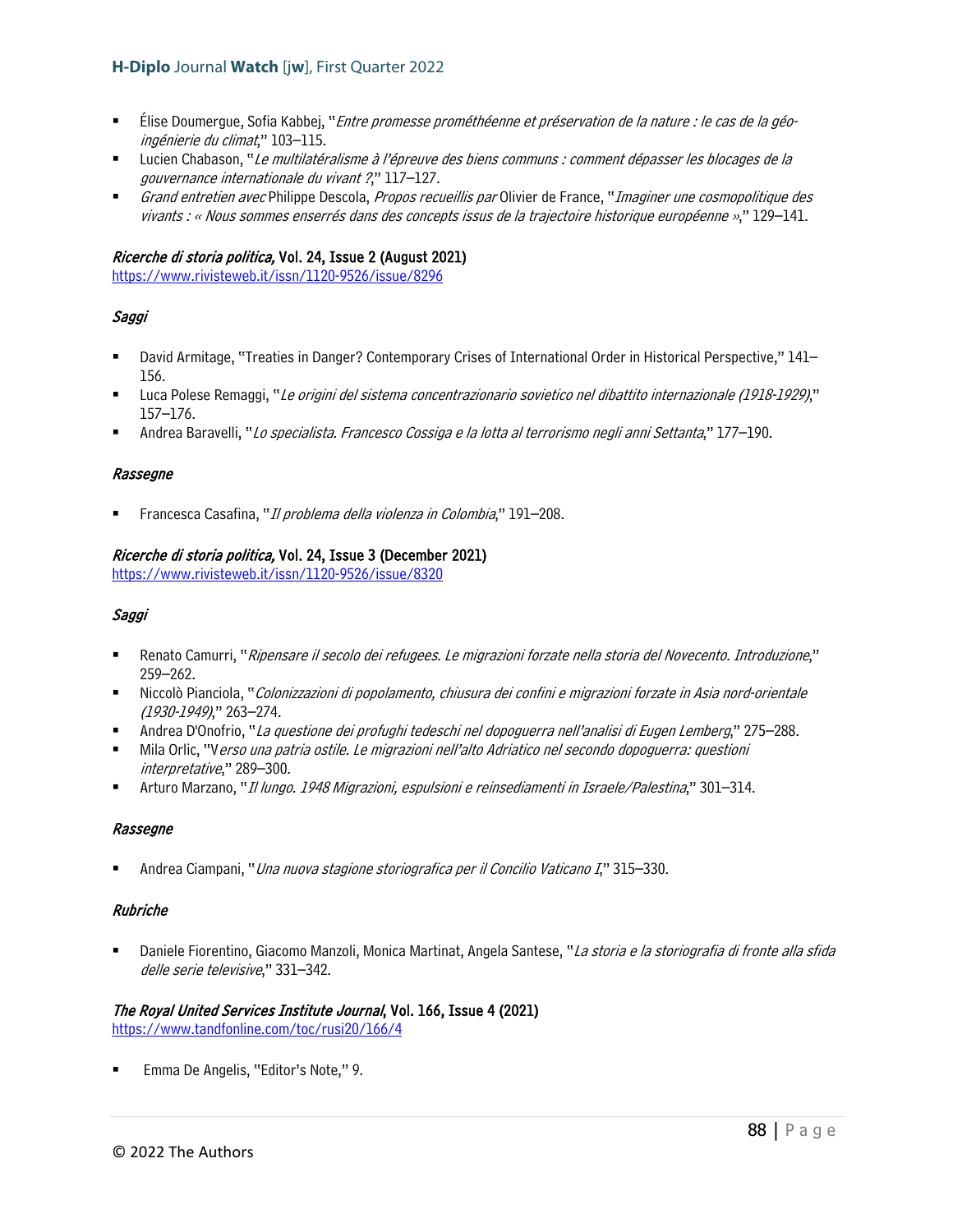- Élise Doumergue, Sofia Kabbej, "*Entre promesse prométhéenne et préservation de la nature : le cas de la géo-ingénierie du climat*," 103–115.
- Lucien Chabason, "*Le multilatéralisme à l'épreuve des biens communs : comment dépasser les blocages de la gouvernance internationale du vivant ?*," 117–127.
- *Grand entretien avec* Philippe Descola, *Propos recueillis par* Olivier de France, "*Imaginer une cosmopolitique des vivants : « Nous sommes enserrés dans des concepts issus de la trajectoire historique européenne »*," 129–141.

*Ricerche di storia politica,* Vol. 24, Issue 2 (August 2021)
https://www.rivisteweb.it/issn/1120-9526/issue/8296

*Saggi*

- David Armitage, "Treaties in Danger? Contemporary Crises of International Order in Historical Perspective," 141–156.
- Luca Polese Remaggi, "*Le origini del sistema concentrazionario sovietico nel dibattito internazionale (1918-1929)*," 157–176.
- Andrea Baravelli, "*Lo specialista. Francesco Cossiga e la lotta al terrorismo negli anni Settanta*," 177–190.

*Rassegne*

- Francesca Casafina, "*Il problema della violenza in Colombia*," 191–208.

*Ricerche di storia politica,* Vol. 24, Issue 3 (December 2021)
https://www.rivisteweb.it/issn/1120-9526/issue/8320

*Saggi*

- Renato Camurri, "*Ripensare il secolo dei refugees. Le migrazioni forzate nella storia del Novecento. Introduzione*," 259–262.
- Niccolò Pianciola, "*Colonizzazioni di popolamento, chiusura dei confini e migrazioni forzate in Asia nord-orientale (1930-1949)*," 263–274.
- Andrea D'Onofrio, "*La questione dei profughi tedeschi nel dopoguerra nell'analisi di Eugen Lemberg*," 275–288.
- Mila Orlic, "V*erso una patria ostile. Le migrazioni nell'alto Adriatico nel secondo dopoguerra: questioni interpretative*," 289–300.
- Arturo Marzano, "*Il lungo. 1948 Migrazioni, espulsioni e reinsediamenti in Israele/Palestina*," 301–314.

*Rassegne*

- Andrea Ciampani, "*Una nuova stagione storiografica per il Concilio Vaticano I*," 315–330.

*Rubriche*

- Daniele Fiorentino, Giacomo Manzoli, Monica Martinat, Angela Santese, "*La storia e la storiografia di fronte alla sfida delle serie televisive*," 331–342.

*The Royal United Services Institute Journal*, Vol. 166, Issue 4 (2021)
https://www.tandfonline.com/toc/rusi20/166/4

- Emma De Angelis, "Editor's Note," 9.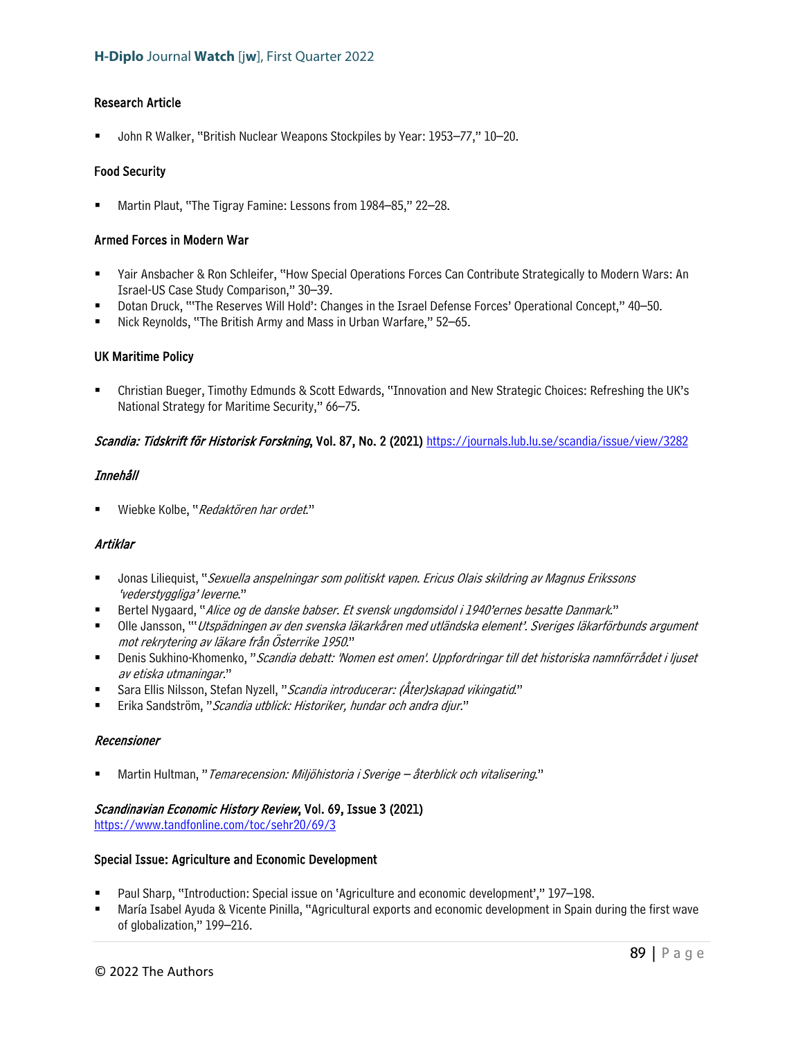### Research Article

- John R Walker, "British Nuclear Weapons Stockpiles by Year: 1953–77," 10–20.

### Food Security

- Martin Plaut, "The Tigray Famine: Lessons from 1984–85," 22–28.

### Armed Forces in Modern War

- Yair Ansbacher & Ron Schleifer, "How Special Operations Forces Can Contribute Strategically to Modern Wars: An Israel-US Case Study Comparison," 30–39.
- Dotan Druck, "'The Reserves Will Hold': Changes in the Israel Defense Forces' Operational Concept," 40–50.
- Nick Reynolds, "The British Army and Mass in Urban Warfare," 52–65.

### UK Maritime Policy

- Christian Bueger, Timothy Edmunds & Scott Edwards, "Innovation and New Strategic Choices: Refreshing the UK's National Strategy for Maritime Security," 66–75.

***Scandia: Tidskrift för Historisk Forskning*, Vol. 87, No. 2 (2021)** https://journals.lub.lu.se/scandia/issue/view/3282

### *Innehåll*

- Wiebke Kolbe, "*Redaktören har ordet*."

### *Artiklar*

- Jonas Liliequist, "*Sexuella anspelningar som politiskt vapen. Ericus Olais skildring av Magnus Erikssons 'vederstyggliga' leverne*."
- Bertel Nygaard, "*Alice og de danske babser. Et svensk ungdomsidol i 1940'ernes besatte Danmark*."
- Olle Jansson, "'*Utspädningen av den svenska läkarkåren med utländska element'. Sveriges läkarförbunds argument mot rekrytering av läkare från Österrike 1950*."
- Denis Sukhino-Khomenko, "*Scandia debatt: 'Nomen est omen'. Uppfordringar till det historiska namnförrådet i ljuset av etiska utmaningar*."
- Sara Ellis Nilsson, Stefan Nyzell, "*Scandia introducerar: (Åter)skapad vikingatid*."
- Erika Sandström, "*Scandia utblick: Historiker, hundar och andra djur*."

### *Recensioner*

- Martin Hultman, "*Temarecension: Miljöhistoria i Sverige – återblick och vitalisering*."

***Scandinavian Economic History Review*, Vol. 69, Issue 3 (2021)**
https://www.tandfonline.com/toc/sehr20/69/3

### Special Issue: Agriculture and Economic Development

- Paul Sharp, "Introduction: Special issue on 'Agriculture and economic development'," 197–198.
- María Isabel Ayuda & Vicente Pinilla, "Agricultural exports and economic development in Spain during the first wave of globalization," 199–216.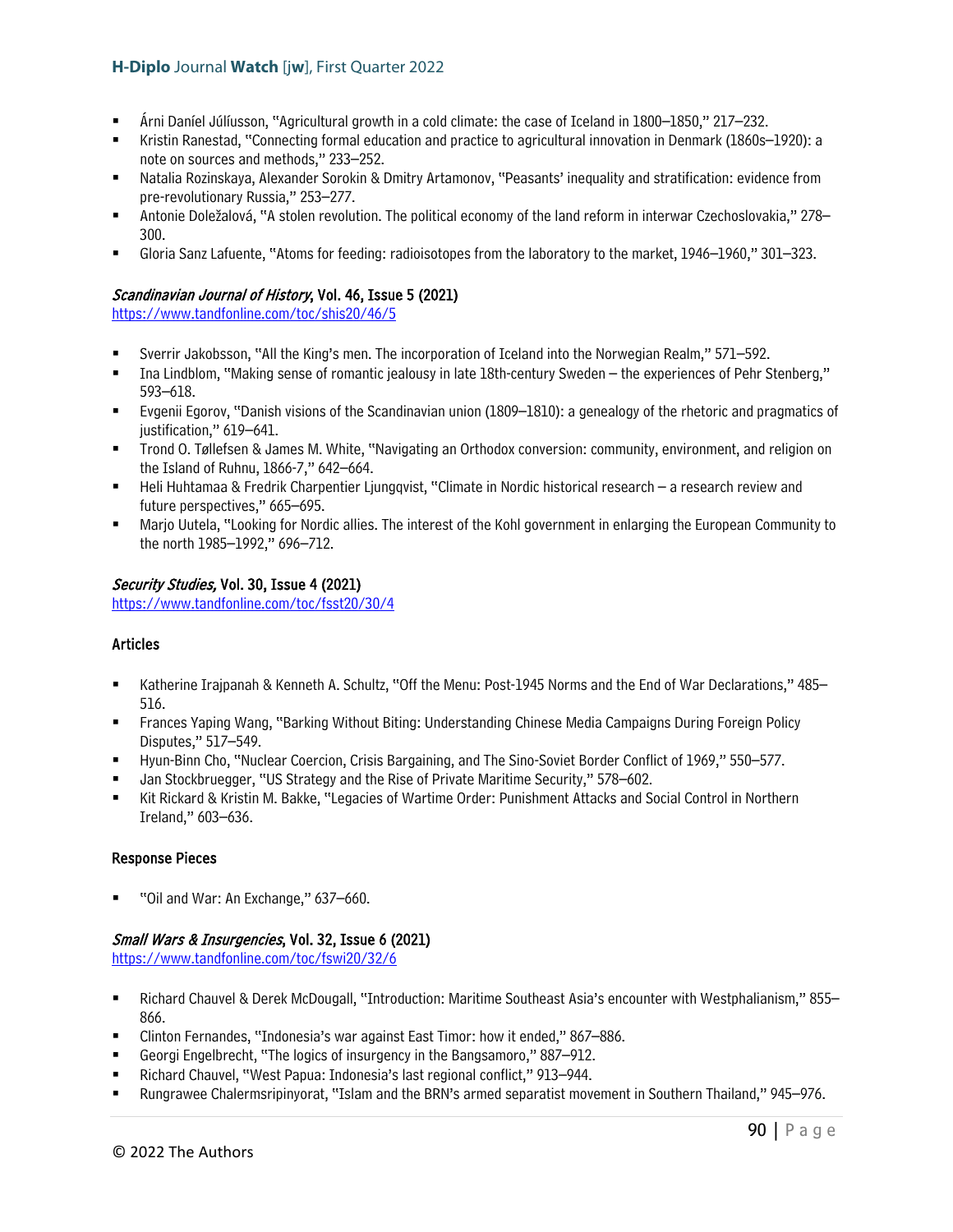- Árni Daníel Júlíusson, "Agricultural growth in a cold climate: the case of Iceland in 1800–1850," 217–232.
- Kristin Ranestad, "Connecting formal education and practice to agricultural innovation in Denmark (1860s–1920): a note on sources and methods," 233–252.
- Natalia Rozinskaya, Alexander Sorokin & Dmitry Artamonov, "Peasants' inequality and stratification: evidence from pre-revolutionary Russia," 253–277.
- Antonie Doležalová, "A stolen revolution. The political economy of the land reform in interwar Czechoslovakia," 278–300.
- Gloria Sanz Lafuente, "Atoms for feeding: radioisotopes from the laboratory to the market, 1946–1960," 301–323.

### *Scandinavian Journal of History*, Vol. 46, Issue 5 (2021)

https://www.tandfonline.com/toc/shis20/46/5

- Sverrir Jakobsson, "All the King's men. The incorporation of Iceland into the Norwegian Realm," 571–592.
- Ina Lindblom, "Making sense of romantic jealousy in late 18th-century Sweden – the experiences of Pehr Stenberg," 593–618.
- Evgenii Egorov, "Danish visions of the Scandinavian union (1809–1810): a genealogy of the rhetoric and pragmatics of justification," 619–641.
- Trond O. Tøllefsen & James M. White, "Navigating an Orthodox conversion: community, environment, and religion on the Island of Ruhnu, 1866-7," 642–664.
- Heli Huhtamaa & Fredrik Charpentier Ljungqvist, "Climate in Nordic historical research – a research review and future perspectives," 665–695.
- Marjo Uutela, "Looking for Nordic allies. The interest of the Kohl government in enlarging the European Community to the north 1985–1992," 696–712.

### *Security Studies,* Vol. 30, Issue 4 (2021)

https://www.tandfonline.com/toc/fsst20/30/4

#### Articles

- Katherine Irajpanah & Kenneth A. Schultz, "Off the Menu: Post-1945 Norms and the End of War Declarations," 485–516.
- Frances Yaping Wang, "Barking Without Biting: Understanding Chinese Media Campaigns During Foreign Policy Disputes," 517–549.
- Hyun-Binn Cho, "Nuclear Coercion, Crisis Bargaining, and The Sino-Soviet Border Conflict of 1969," 550–577.
- Jan Stockbruegger, "US Strategy and the Rise of Private Maritime Security," 578–602.
- Kit Rickard & Kristin M. Bakke, "Legacies of Wartime Order: Punishment Attacks and Social Control in Northern Ireland," 603–636.

#### Response Pieces

- "Oil and War: An Exchange," 637–660.

### *Small Wars & Insurgencies*, Vol. 32, Issue 6 (2021)

https://www.tandfonline.com/toc/fswi20/32/6

- Richard Chauvel & Derek McDougall, "Introduction: Maritime Southeast Asia's encounter with Westphalianism," 855–866.
- Clinton Fernandes, "Indonesia's war against East Timor: how it ended," 867–886.
- Georgi Engelbrecht, "The logics of insurgency in the Bangsamoro," 887–912.
- Richard Chauvel, "West Papua: Indonesia's last regional conflict," 913–944.
- Rungrawee Chalermsripinyorat, "Islam and the BRN's armed separatist movement in Southern Thailand," 945–976.

© 2022 The Authors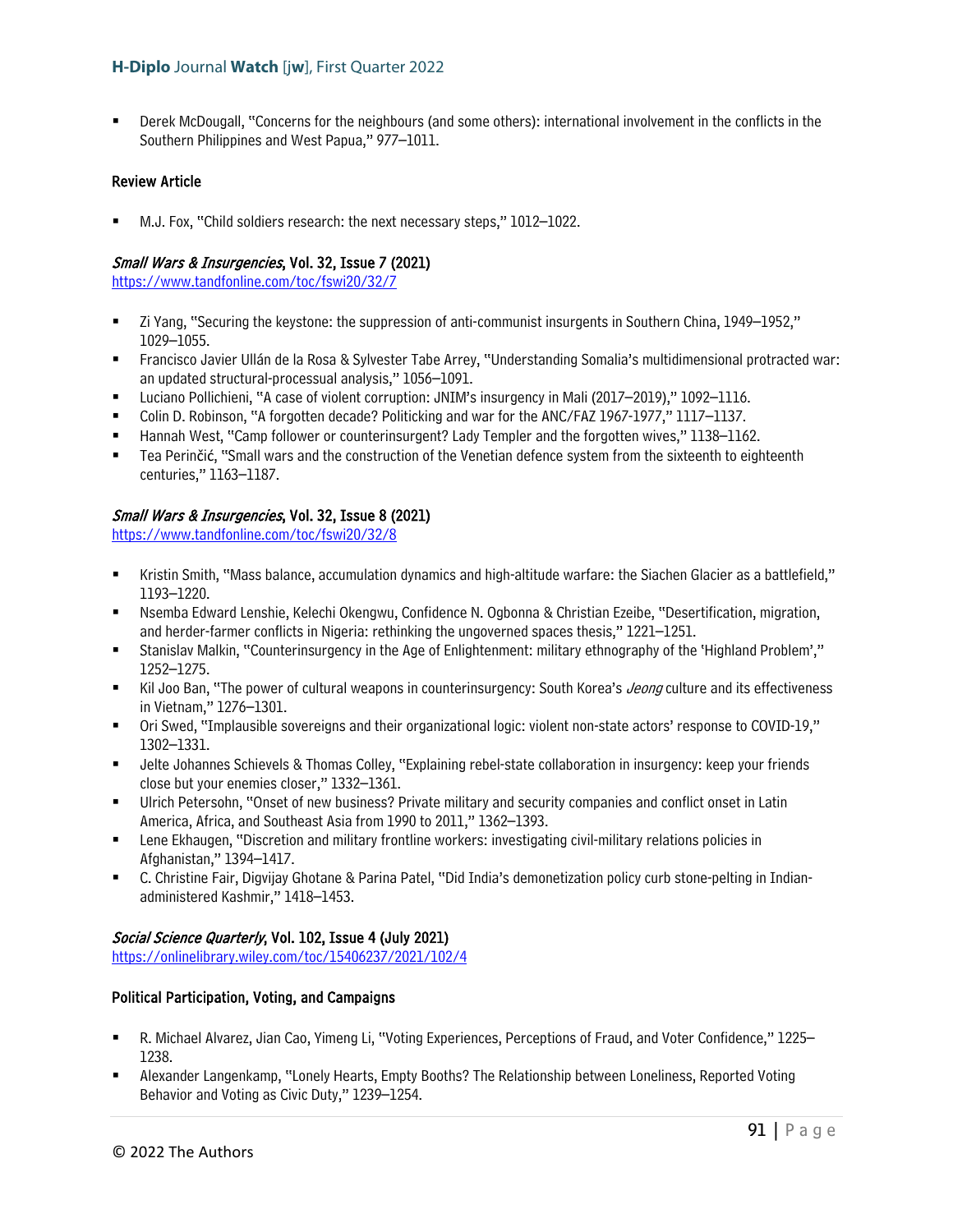- Derek McDougall, "Concerns for the neighbours (and some others): international involvement in the conflicts in the Southern Philippines and West Papua," 977–1011.

#### Review Article

- M.J. Fox, "Child soldiers research: the next necessary steps," 1012–1022.

#### *Small Wars & Insurgencies*, Vol. 32, Issue 7 (2021)

https://www.tandfonline.com/toc/fswi20/32/7

- Zi Yang, "Securing the keystone: the suppression of anti-communist insurgents in Southern China, 1949–1952," 1029–1055.
- Francisco Javier Ullán de la Rosa & Sylvester Tabe Arrey, "Understanding Somalia's multidimensional protracted war: an updated structural-processual analysis," 1056–1091.
- Luciano Pollichieni, "A case of violent corruption: JNIM's insurgency in Mali (2017–2019)," 1092–1116.
- Colin D. Robinson, "A forgotten decade? Politicking and war for the ANC/FAZ 1967-1977," 1117–1137.
- Hannah West, "Camp follower or counterinsurgent? Lady Templer and the forgotten wives," 1138–1162.
- Tea Perinčić, "Small wars and the construction of the Venetian defence system from the sixteenth to eighteenth centuries," 1163–1187.

#### *Small Wars & Insurgencies*, Vol. 32, Issue 8 (2021)

https://www.tandfonline.com/toc/fswi20/32/8

- Kristin Smith, "Mass balance, accumulation dynamics and high-altitude warfare: the Siachen Glacier as a battlefield," 1193–1220.
- Nsemba Edward Lenshie, Kelechi Okengwu, Confidence N. Ogbonna & Christian Ezeibe, "Desertification, migration, and herder-farmer conflicts in Nigeria: rethinking the ungoverned spaces thesis," 1221–1251.
- Stanislav Malkin, "Counterinsurgency in the Age of Enlightenment: military ethnography of the 'Highland Problem'," 1252–1275.
- Kil Joo Ban, "The power of cultural weapons in counterinsurgency: South Korea's *Jeong* culture and its effectiveness in Vietnam," 1276–1301.
- Ori Swed, "Implausible sovereigns and their organizational logic: violent non-state actors' response to COVID-19," 1302–1331.
- Jelte Johannes Schievels & Thomas Colley, "Explaining rebel-state collaboration in insurgency: keep your friends close but your enemies closer," 1332–1361.
- Ulrich Petersohn, "Onset of new business? Private military and security companies and conflict onset in Latin America, Africa, and Southeast Asia from 1990 to 2011," 1362–1393.
- Lene Ekhaugen, "Discretion and military frontline workers: investigating civil-military relations policies in Afghanistan," 1394–1417.
- C. Christine Fair, Digvijay Ghotane & Parina Patel, "Did India's demonetization policy curb stone-pelting in Indian-administered Kashmir," 1418–1453.

#### *Social Science Quarterly*, Vol. 102, Issue 4 (July 2021)

https://onlinelibrary.wiley.com/toc/15406237/2021/102/4

#### Political Participation, Voting, and Campaigns

- R. Michael Alvarez, Jian Cao, Yimeng Li, "Voting Experiences, Perceptions of Fraud, and Voter Confidence," 1225–1238.
- Alexander Langenkamp, "Lonely Hearts, Empty Booths? The Relationship between Loneliness, Reported Voting Behavior and Voting as Civic Duty," 1239–1254.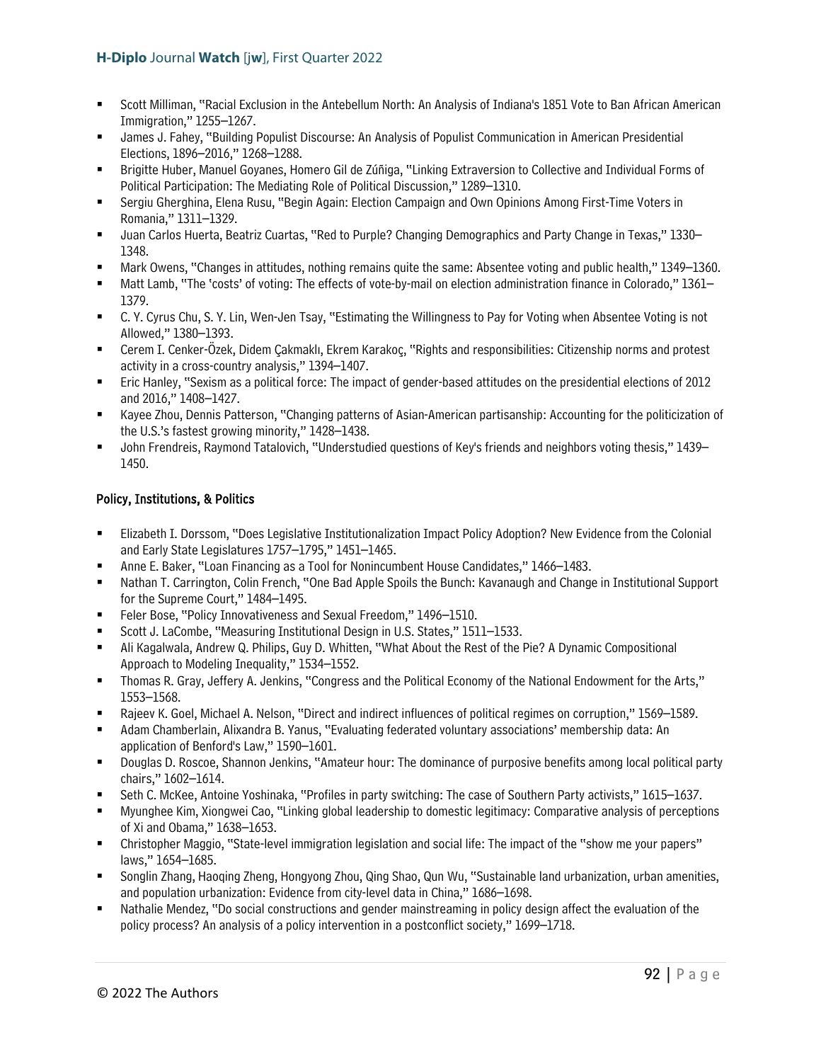- Scott Milliman, "Racial Exclusion in the Antebellum North: An Analysis of Indiana's 1851 Vote to Ban African American Immigration," 1255–1267.
- James J. Fahey, "Building Populist Discourse: An Analysis of Populist Communication in American Presidential Elections, 1896–2016," 1268–1288.
- Brigitte Huber, Manuel Goyanes, Homero Gil de Zúñiga, "Linking Extraversion to Collective and Individual Forms of Political Participation: The Mediating Role of Political Discussion," 1289–1310.
- Sergiu Gherghina, Elena Rusu, "Begin Again: Election Campaign and Own Opinions Among First-Time Voters in Romania," 1311–1329.
- Juan Carlos Huerta, Beatriz Cuartas, "Red to Purple? Changing Demographics and Party Change in Texas," 1330–1348.
- Mark Owens, "Changes in attitudes, nothing remains quite the same: Absentee voting and public health," 1349–1360.
- Matt Lamb, "The 'costs' of voting: The effects of vote-by-mail on election administration finance in Colorado," 1361–1379.
- C. Y. Cyrus Chu, S. Y. Lin, Wen-Jen Tsay, "Estimating the Willingness to Pay for Voting when Absentee Voting is not Allowed," 1380–1393.
- Cerem I. Cenker-Özek, Didem Çakmaklı, Ekrem Karakoç, "Rights and responsibilities: Citizenship norms and protest activity in a cross-country analysis," 1394–1407.
- Eric Hanley, "Sexism as a political force: The impact of gender-based attitudes on the presidential elections of 2012 and 2016," 1408–1427.
- Kayee Zhou, Dennis Patterson, "Changing patterns of Asian-American partisanship: Accounting for the politicization of the U.S.'s fastest growing minority," 1428–1438.
- John Frendreis, Raymond Tatalovich, "Understudied questions of Key's friends and neighbors voting thesis," 1439–1450.

#### Policy, Institutions, & Politics

- Elizabeth I. Dorssom, "Does Legislative Institutionalization Impact Policy Adoption? New Evidence from the Colonial and Early State Legislatures 1757–1795," 1451–1465.
- Anne E. Baker, "Loan Financing as a Tool for Nonincumbent House Candidates," 1466–1483.
- Nathan T. Carrington, Colin French, "One Bad Apple Spoils the Bunch: Kavanaugh and Change in Institutional Support for the Supreme Court," 1484–1495.
- Feler Bose, "Policy Innovativeness and Sexual Freedom," 1496–1510.
- Scott J. LaCombe, "Measuring Institutional Design in U.S. States," 1511–1533.
- Ali Kagalwala, Andrew Q. Philips, Guy D. Whitten, "What About the Rest of the Pie? A Dynamic Compositional Approach to Modeling Inequality," 1534–1552.
- Thomas R. Gray, Jeffery A. Jenkins, "Congress and the Political Economy of the National Endowment for the Arts," 1553–1568.
- Rajeev K. Goel, Michael A. Nelson, "Direct and indirect influences of political regimes on corruption," 1569–1589.
- Adam Chamberlain, Alixandra B. Yanus, "Evaluating federated voluntary associations' membership data: An application of Benford's Law," 1590–1601.
- Douglas D. Roscoe, Shannon Jenkins, "Amateur hour: The dominance of purposive benefits among local political party chairs," 1602–1614.
- Seth C. McKee, Antoine Yoshinaka, "Profiles in party switching: The case of Southern Party activists," 1615–1637.
- Myunghee Kim, Xiongwei Cao, "Linking global leadership to domestic legitimacy: Comparative analysis of perceptions of Xi and Obama," 1638–1653.
- Christopher Maggio, "State-level immigration legislation and social life: The impact of the "show me your papers" laws," 1654–1685.
- Songlin Zhang, Haoqing Zheng, Hongyong Zhou, Qing Shao, Qun Wu, "Sustainable land urbanization, urban amenities, and population urbanization: Evidence from city-level data in China," 1686–1698.
- Nathalie Mendez, "Do social constructions and gender mainstreaming in policy design affect the evaluation of the policy process? An analysis of a policy intervention in a postconflict society," 1699–1718.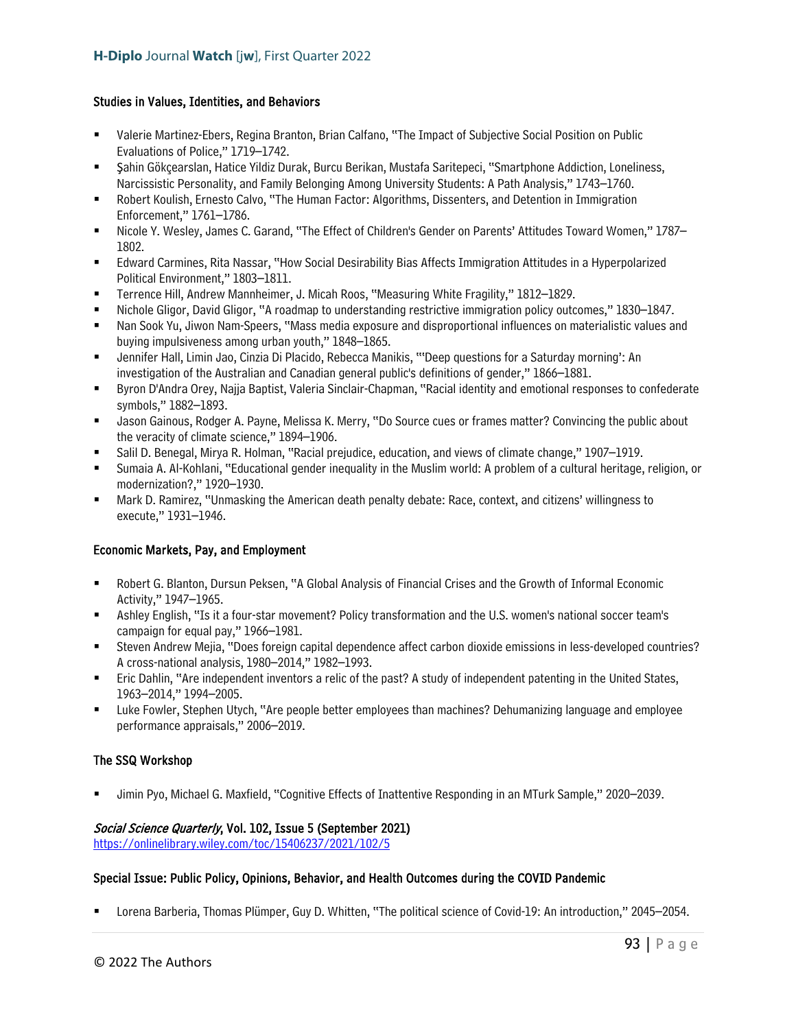### Studies in Values, Identities, and Behaviors

- Valerie Martinez-Ebers, Regina Branton, Brian Calfano, "The Impact of Subjective Social Position on Public Evaluations of Police," 1719–1742.
- Şahin Gökçearslan, Hatice Yildiz Durak, Burcu Berikan, Mustafa Saritepeci, "Smartphone Addiction, Loneliness, Narcissistic Personality, and Family Belonging Among University Students: A Path Analysis," 1743–1760.
- Robert Koulish, Ernesto Calvo, "The Human Factor: Algorithms, Dissenters, and Detention in Immigration Enforcement," 1761–1786.
- Nicole Y. Wesley, James C. Garand, "The Effect of Children's Gender on Parents' Attitudes Toward Women," 1787–1802.
- Edward Carmines, Rita Nassar, "How Social Desirability Bias Affects Immigration Attitudes in a Hyperpolarized Political Environment," 1803–1811.
- Terrence Hill, Andrew Mannheimer, J. Micah Roos, "Measuring White Fragility," 1812–1829.
- Nichole Gligor, David Gligor, "A roadmap to understanding restrictive immigration policy outcomes," 1830–1847.
- Nan Sook Yu, Jiwon Nam-Speers, "Mass media exposure and disproportional influences on materialistic values and buying impulsiveness among urban youth," 1848–1865.
- Jennifer Hall, Limin Jao, Cinzia Di Placido, Rebecca Manikis, "'Deep questions for a Saturday morning': An investigation of the Australian and Canadian general public's definitions of gender," 1866–1881.
- Byron D'Andra Orey, Najja Baptist, Valeria Sinclair-Chapman, "Racial identity and emotional responses to confederate symbols," 1882–1893.
- Jason Gainous, Rodger A. Payne, Melissa K. Merry, "Do Source cues or frames matter? Convincing the public about the veracity of climate science," 1894–1906.
- Salil D. Benegal, Mirya R. Holman, "Racial prejudice, education, and views of climate change," 1907–1919.
- Sumaia A. Al-Kohlani, "Educational gender inequality in the Muslim world: A problem of a cultural heritage, religion, or modernization?," 1920–1930.
- Mark D. Ramirez, "Unmasking the American death penalty debate: Race, context, and citizens' willingness to execute," 1931–1946.

### Economic Markets, Pay, and Employment

- Robert G. Blanton, Dursun Peksen, "A Global Analysis of Financial Crises and the Growth of Informal Economic Activity," 1947–1965.
- Ashley English, "Is it a four-star movement? Policy transformation and the U.S. women's national soccer team's campaign for equal pay," 1966–1981.
- Steven Andrew Mejia, "Does foreign capital dependence affect carbon dioxide emissions in less-developed countries? A cross-national analysis, 1980–2014," 1982–1993.
- Eric Dahlin, "Are independent inventors a relic of the past? A study of independent patenting in the United States, 1963–2014," 1994–2005.
- Luke Fowler, Stephen Utych, "Are people better employees than machines? Dehumanizing language and employee performance appraisals," 2006–2019.

### The SSQ Workshop

- Jimin Pyo, Michael G. Maxfield, "Cognitive Effects of Inattentive Responding in an MTurk Sample," 2020–2039.

### *Social Science Quarterly*, Vol. 102, Issue 5 (September 2021)

https://onlinelibrary.wiley.com/toc/15406237/2021/102/5

### Special Issue: Public Policy, Opinions, Behavior, and Health Outcomes during the COVID Pandemic

- Lorena Barberia, Thomas Plümper, Guy D. Whitten, "The political science of Covid-19: An introduction," 2045–2054.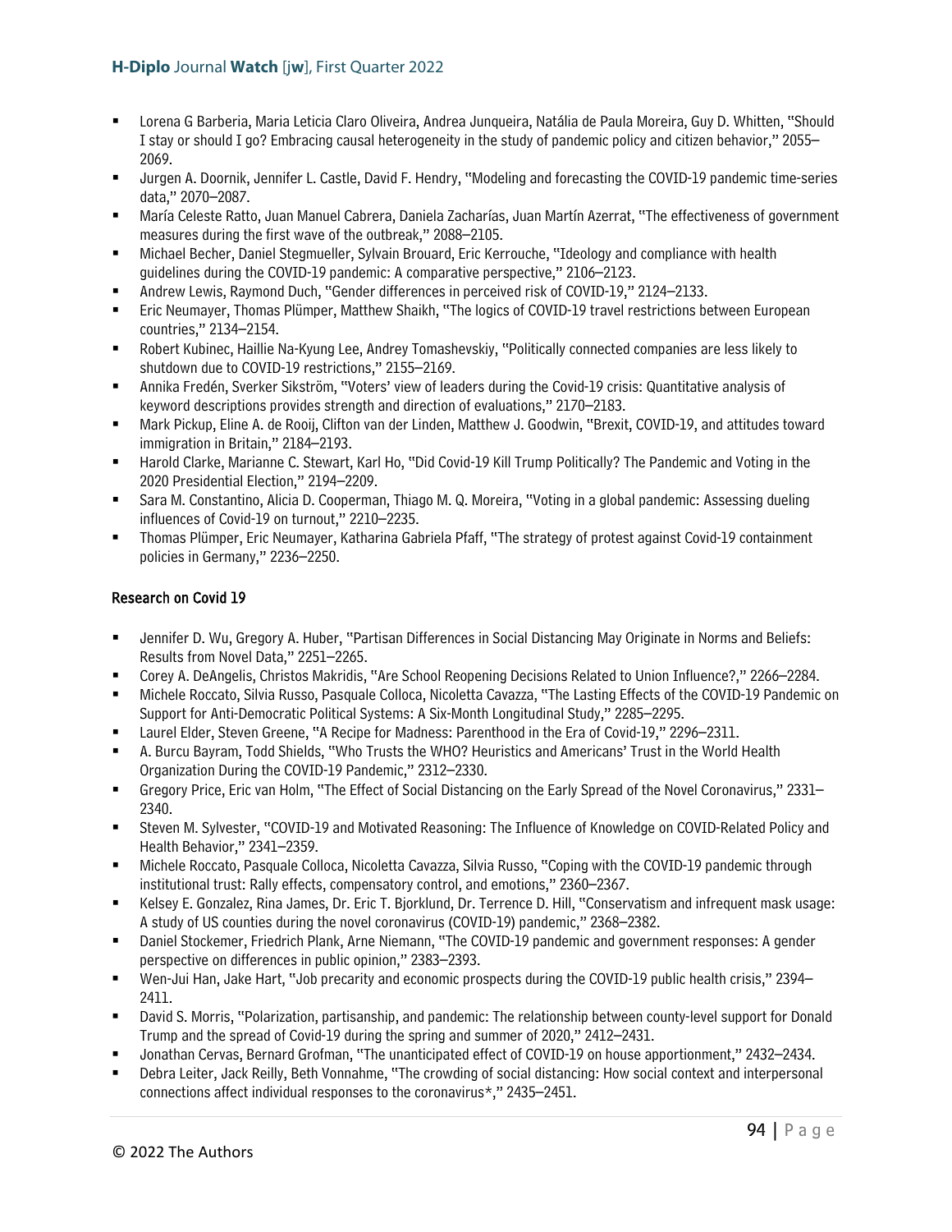- Lorena G Barberia, Maria Leticia Claro Oliveira, Andrea Junqueira, Natália de Paula Moreira, Guy D. Whitten, "Should I stay or should I go? Embracing causal heterogeneity in the study of pandemic policy and citizen behavior," 2055–2069.
- Jurgen A. Doornik, Jennifer L. Castle, David F. Hendry, "Modeling and forecasting the COVID-19 pandemic time-series data," 2070–2087.
- María Celeste Ratto, Juan Manuel Cabrera, Daniela Zacharías, Juan Martín Azerrat, "The effectiveness of government measures during the first wave of the outbreak," 2088–2105.
- Michael Becher, Daniel Stegmueller, Sylvain Brouard, Eric Kerrouche, "Ideology and compliance with health guidelines during the COVID-19 pandemic: A comparative perspective," 2106–2123.
- Andrew Lewis, Raymond Duch, "Gender differences in perceived risk of COVID-19," 2124–2133.
- Eric Neumayer, Thomas Plümper, Matthew Shaikh, "The logics of COVID-19 travel restrictions between European countries," 2134–2154.
- Robert Kubinec, Haillie Na-Kyung Lee, Andrey Tomashevskiy, "Politically connected companies are less likely to shutdown due to COVID-19 restrictions," 2155–2169.
- Annika Fredén, Sverker Sikström, "Voters' view of leaders during the Covid-19 crisis: Quantitative analysis of keyword descriptions provides strength and direction of evaluations," 2170–2183.
- Mark Pickup, Eline A. de Rooij, Clifton van der Linden, Matthew J. Goodwin, "Brexit, COVID-19, and attitudes toward immigration in Britain," 2184–2193.
- Harold Clarke, Marianne C. Stewart, Karl Ho, "Did Covid-19 Kill Trump Politically? The Pandemic and Voting in the 2020 Presidential Election," 2194–2209.
- Sara M. Constantino, Alicia D. Cooperman, Thiago M. Q. Moreira, "Voting in a global pandemic: Assessing dueling influences of Covid-19 on turnout," 2210–2235.
- Thomas Plümper, Eric Neumayer, Katharina Gabriela Pfaff, "The strategy of protest against Covid-19 containment policies in Germany," 2236–2250.

### Research on Covid 19

- Jennifer D. Wu, Gregory A. Huber, "Partisan Differences in Social Distancing May Originate in Norms and Beliefs: Results from Novel Data," 2251–2265.
- Corey A. DeAngelis, Christos Makridis, "Are School Reopening Decisions Related to Union Influence?," 2266–2284.
- Michele Roccato, Silvia Russo, Pasquale Colloca, Nicoletta Cavazza, "The Lasting Effects of the COVID-19 Pandemic on Support for Anti-Democratic Political Systems: A Six-Month Longitudinal Study," 2285–2295.
- Laurel Elder, Steven Greene, "A Recipe for Madness: Parenthood in the Era of Covid-19," 2296–2311.
- A. Burcu Bayram, Todd Shields, "Who Trusts the WHO? Heuristics and Americans' Trust in the World Health Organization During the COVID-19 Pandemic," 2312–2330.
- Gregory Price, Eric van Holm, "The Effect of Social Distancing on the Early Spread of the Novel Coronavirus," 2331–2340.
- Steven M. Sylvester, "COVID-19 and Motivated Reasoning: The Influence of Knowledge on COVID-Related Policy and Health Behavior," 2341–2359.
- Michele Roccato, Pasquale Colloca, Nicoletta Cavazza, Silvia Russo, "Coping with the COVID-19 pandemic through institutional trust: Rally effects, compensatory control, and emotions," 2360–2367.
- Kelsey E. Gonzalez, Rina James, Dr. Eric T. Bjorklund, Dr. Terrence D. Hill, "Conservatism and infrequent mask usage: A study of US counties during the novel coronavirus (COVID-19) pandemic," 2368–2382.
- Daniel Stockemer, Friedrich Plank, Arne Niemann, "The COVID-19 pandemic and government responses: A gender perspective on differences in public opinion," 2383–2393.
- Wen-Jui Han, Jake Hart, "Job precarity and economic prospects during the COVID-19 public health crisis," 2394–2411.
- David S. Morris, "Polarization, partisanship, and pandemic: The relationship between county-level support for Donald Trump and the spread of Covid-19 during the spring and summer of 2020," 2412–2431.
- Jonathan Cervas, Bernard Grofman, "The unanticipated effect of COVID-19 on house apportionment," 2432–2434.
- Debra Leiter, Jack Reilly, Beth Vonnahme, "The crowding of social distancing: How social context and interpersonal connections affect individual responses to the coronavirus*," 2435–2451.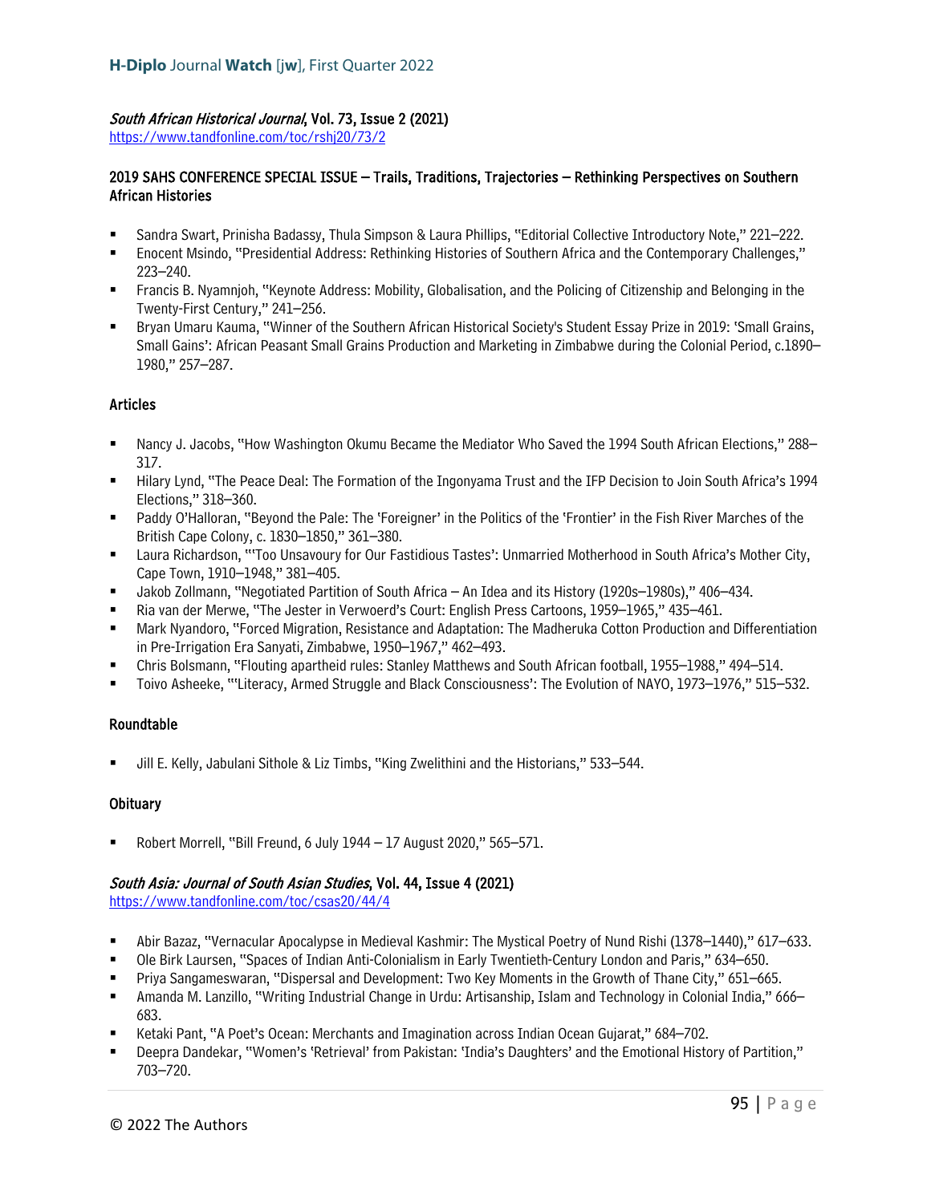### *South African Historical Journal*, Vol. 73, Issue 2 (2021)

https://www.tandfonline.com/toc/rshj20/73/2

#### 2019 SAHS CONFERENCE SPECIAL ISSUE – Trails, Traditions, Trajectories – Rethinking Perspectives on Southern African Histories

- Sandra Swart, Prinisha Badassy, Thula Simpson & Laura Phillips, "Editorial Collective Introductory Note," 221–222.
- Enocent Msindo, "Presidential Address: Rethinking Histories of Southern Africa and the Contemporary Challenges," 223–240.
- Francis B. Nyamnjoh, "Keynote Address: Mobility, Globalisation, and the Policing of Citizenship and Belonging in the Twenty-First Century," 241–256.
- Bryan Umaru Kauma, "Winner of the Southern African Historical Society's Student Essay Prize in 2019: 'Small Grains, Small Gains': African Peasant Small Grains Production and Marketing in Zimbabwe during the Colonial Period, c.1890–1980," 257–287.

#### Articles

- Nancy J. Jacobs, "How Washington Okumu Became the Mediator Who Saved the 1994 South African Elections," 288–317.
- Hilary Lynd, "The Peace Deal: The Formation of the Ingonyama Trust and the IFP Decision to Join South Africa's 1994 Elections," 318–360.
- Paddy O'Halloran, "Beyond the Pale: The 'Foreigner' in the Politics of the 'Frontier' in the Fish River Marches of the British Cape Colony, c. 1830–1850," 361–380.
- Laura Richardson, "'Too Unsavoury for Our Fastidious Tastes': Unmarried Motherhood in South Africa's Mother City, Cape Town, 1910–1948," 381–405.
- Jakob Zollmann, "Negotiated Partition of South Africa – An Idea and its History (1920s–1980s)," 406–434.
- Ria van der Merwe, "The Jester in Verwoerd's Court: English Press Cartoons, 1959–1965," 435–461.
- Mark Nyandoro, "Forced Migration, Resistance and Adaptation: The Madheruka Cotton Production and Differentiation in Pre-Irrigation Era Sanyati, Zimbabwe, 1950–1967," 462–493.
- Chris Bolsmann, "Flouting apartheid rules: Stanley Matthews and South African football, 1955–1988," 494–514.
- Toivo Asheeke, "'Literacy, Armed Struggle and Black Consciousness': The Evolution of NAYO, 1973–1976," 515–532.

#### Roundtable

- Jill E. Kelly, Jabulani Sithole & Liz Timbs, "King Zwelithini and the Historians," 533–544.

#### Obituary

- Robert Morrell, "Bill Freund, 6 July 1944 – 17 August 2020," 565–571.

### *South Asia: Journal of South Asian Studies*, Vol. 44, Issue 4 (2021)

https://www.tandfonline.com/toc/csas20/44/4

- Abir Bazaz, "Vernacular Apocalypse in Medieval Kashmir: The Mystical Poetry of Nund Rishi (1378–1440)," 617–633.
- Ole Birk Laursen, "Spaces of Indian Anti-Colonialism in Early Twentieth-Century London and Paris," 634–650.
- Priya Sangameswaran, "Dispersal and Development: Two Key Moments in the Growth of Thane City," 651–665.
- Amanda M. Lanzillo, "Writing Industrial Change in Urdu: Artisanship, Islam and Technology in Colonial India," 666–683.
- Ketaki Pant, "A Poet's Ocean: Merchants and Imagination across Indian Ocean Gujarat," 684–702.
- Deepra Dandekar, "Women's 'Retrieval' from Pakistan: 'India's Daughters' and the Emotional History of Partition," 703–720.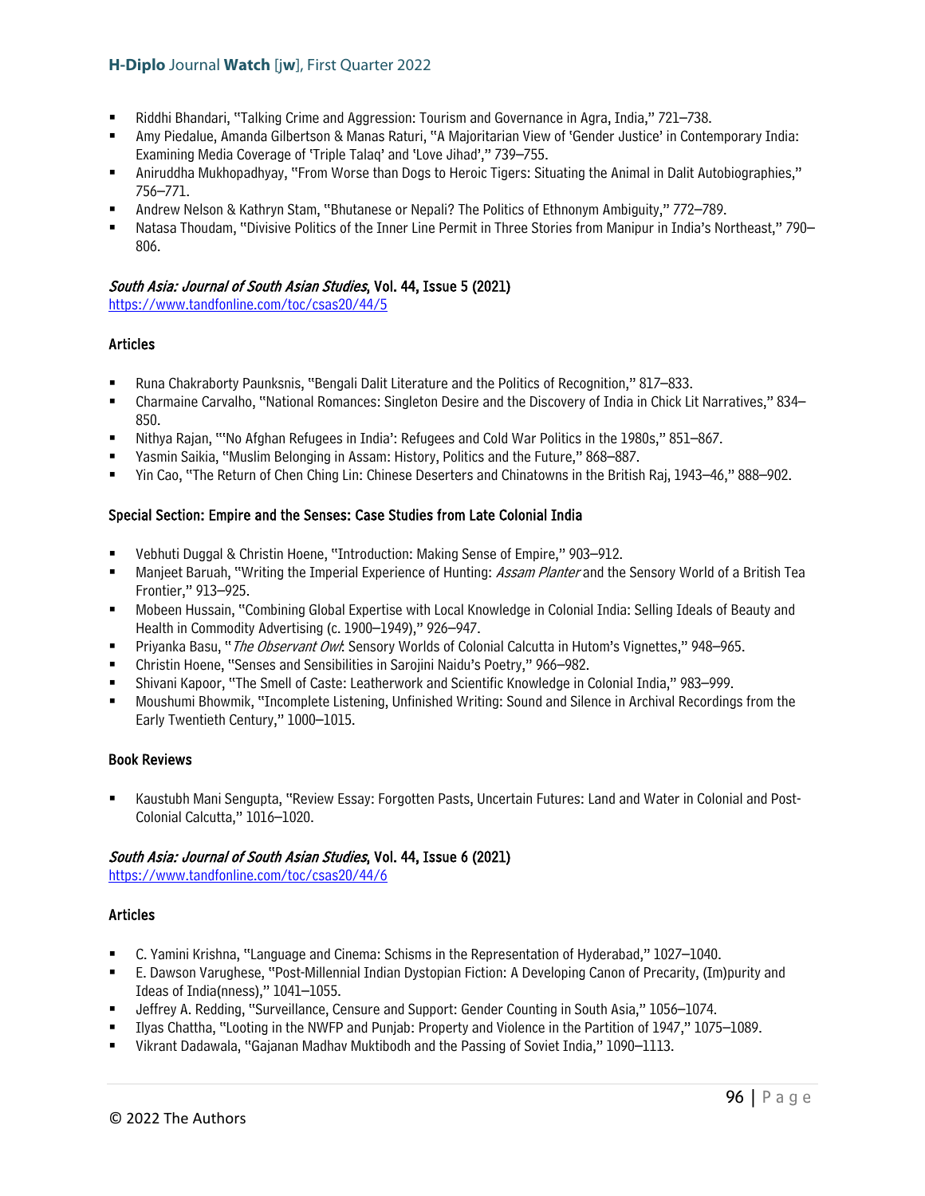- Riddhi Bhandari, "Talking Crime and Aggression: Tourism and Governance in Agra, India," 721–738.
- Amy Piedalue, Amanda Gilbertson & Manas Raturi, "A Majoritarian View of 'Gender Justice' in Contemporary India: Examining Media Coverage of 'Triple Talaq' and 'Love Jihad'," 739–755.
- Aniruddha Mukhopadhyay, "From Worse than Dogs to Heroic Tigers: Situating the Animal in Dalit Autobiographies," 756–771.
- Andrew Nelson & Kathryn Stam, "Bhutanese or Nepali? The Politics of Ethnonym Ambiguity," 772–789.
- Natasa Thoudam, "Divisive Politics of the Inner Line Permit in Three Stories from Manipur in India's Northeast," 790–806.

### *South Asia: Journal of South Asian Studies*, Vol. 44, Issue 5 (2021)

https://www.tandfonline.com/toc/csas20/44/5

#### Articles

- Runa Chakraborty Paunksnis, "Bengali Dalit Literature and the Politics of Recognition," 817–833.
- Charmaine Carvalho, "National Romances: Singleton Desire and the Discovery of India in Chick Lit Narratives," 834–850.
- Nithya Rajan, "'No Afghan Refugees in India': Refugees and Cold War Politics in the 1980s," 851–867.
- Yasmin Saikia, "Muslim Belonging in Assam: History, Politics and the Future," 868–887.
- Yin Cao, "The Return of Chen Ching Lin: Chinese Deserters and Chinatowns in the British Raj, 1943–46," 888–902.

#### Special Section: Empire and the Senses: Case Studies from Late Colonial India

- Vebhuti Duggal & Christin Hoene, "Introduction: Making Sense of Empire," 903–912.
- Manjeet Baruah, "Writing the Imperial Experience of Hunting: *Assam Planter* and the Sensory World of a British Tea Frontier," 913–925.
- Mobeen Hussain, "Combining Global Expertise with Local Knowledge in Colonial India: Selling Ideals of Beauty and Health in Commodity Advertising (c. 1900–1949)," 926–947.
- Priyanka Basu, "*The Observant Owl*: Sensory Worlds of Colonial Calcutta in Hutom's Vignettes," 948–965.
- Christin Hoene, "Senses and Sensibilities in Sarojini Naidu's Poetry," 966–982.
- Shivani Kapoor, "The Smell of Caste: Leatherwork and Scientific Knowledge in Colonial India," 983–999.
- Moushumi Bhowmik, "Incomplete Listening, Unfinished Writing: Sound and Silence in Archival Recordings from the Early Twentieth Century," 1000–1015.

#### Book Reviews

- Kaustubh Mani Sengupta, "Review Essay: Forgotten Pasts, Uncertain Futures: Land and Water in Colonial and Post-Colonial Calcutta," 1016–1020.

### *South Asia: Journal of South Asian Studies*, Vol. 44, Issue 6 (2021)

https://www.tandfonline.com/toc/csas20/44/6

#### Articles

- C. Yamini Krishna, "Language and Cinema: Schisms in the Representation of Hyderabad," 1027–1040.
- E. Dawson Varughese, "Post-Millennial Indian Dystopian Fiction: A Developing Canon of Precarity, (Im)purity and Ideas of India(nness)," 1041–1055.
- Jeffrey A. Redding, "Surveillance, Censure and Support: Gender Counting in South Asia," 1056–1074.
- Ilyas Chattha, "Looting in the NWFP and Punjab: Property and Violence in the Partition of 1947," 1075–1089.
- Vikrant Dadawala, "Gajanan Madhav Muktibodh and the Passing of Soviet India," 1090–1113.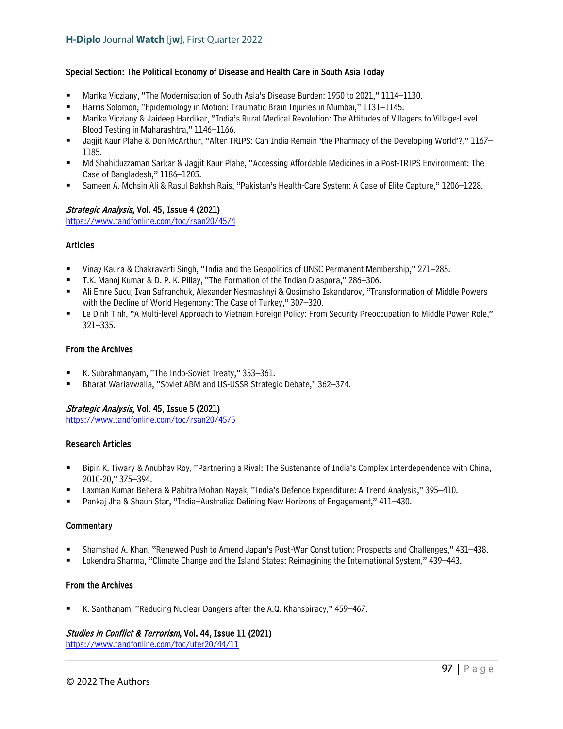### Special Section: The Political Economy of Disease and Health Care in South Asia Today

- Marika Vicziany, "The Modernisation of South Asia's Disease Burden: 1950 to 2021," 1114–1130.
- Harris Solomon, "Epidemiology in Motion: Traumatic Brain Injuries in Mumbai," 1131–1145.
- Marika Vicziany & Jaideep Hardikar, "India's Rural Medical Revolution: The Attitudes of Villagers to Village-Level Blood Testing in Maharashtra," 1146–1166.
- Jagjit Kaur Plahe & Don McArthur, "After TRIPS: Can India Remain 'the Pharmacy of the Developing World'?," 1167–1185.
- Md Shahiduzzaman Sarkar & Jagjit Kaur Plahe, "Accessing Affordable Medicines in a Post-TRIPS Environment: The Case of Bangladesh," 1186–1205.
- Sameen A. Mohsin Ali & Rasul Bakhsh Rais, "Pakistan's Health-Care System: A Case of Elite Capture," 1206–1228.

## *Strategic Analysis*, Vol. 45, Issue 4 (2021)

https://www.tandfonline.com/toc/rsan20/45/4

### Articles

- Vinay Kaura & Chakravarti Singh, "India and the Geopolitics of UNSC Permanent Membership," 271–285.
- T.K. Manoj Kumar & D. P. K. Pillay, "The Formation of the Indian Diaspora," 286–306.
- Ali Emre Sucu, Ivan Safranchuk, Alexander Nesmashnyi & Qosimsho Iskandarov, "Transformation of Middle Powers with the Decline of World Hegemony: The Case of Turkey," 307–320.
- Le Dinh Tinh, "A Multi-level Approach to Vietnam Foreign Policy: From Security Preoccupation to Middle Power Role," 321–335.

### From the Archives

- K. Subrahmanyam, "The Indo-Soviet Treaty," 353–361.
- Bharat Wariavwalla, "Soviet ABM and US-USSR Strategic Debate," 362–374.

## *Strategic Analysis*, Vol. 45, Issue 5 (2021)

https://www.tandfonline.com/toc/rsan20/45/5

### Research Articles

- Bipin K. Tiwary & Anubhav Roy, "Partnering a Rival: The Sustenance of India's Complex Interdependence with China, 2010-20," 375–394.
- Laxman Kumar Behera & Pabitra Mohan Nayak, "India's Defence Expenditure: A Trend Analysis," 395–410.
- Pankaj Jha & Shaun Star, "India–Australia: Defining New Horizons of Engagement," 411–430.

### Commentary

- Shamshad A. Khan, "Renewed Push to Amend Japan's Post-War Constitution: Prospects and Challenges," 431–438.
- Lokendra Sharma, "Climate Change and the Island States: Reimagining the International System," 439–443.

### From the Archives

- K. Santhanam, "Reducing Nuclear Dangers after the A.Q. Khanspiracy," 459–467.

## *Studies in Conflict & Terrorism*, Vol. 44, Issue 11 (2021)

https://www.tandfonline.com/toc/uter20/44/11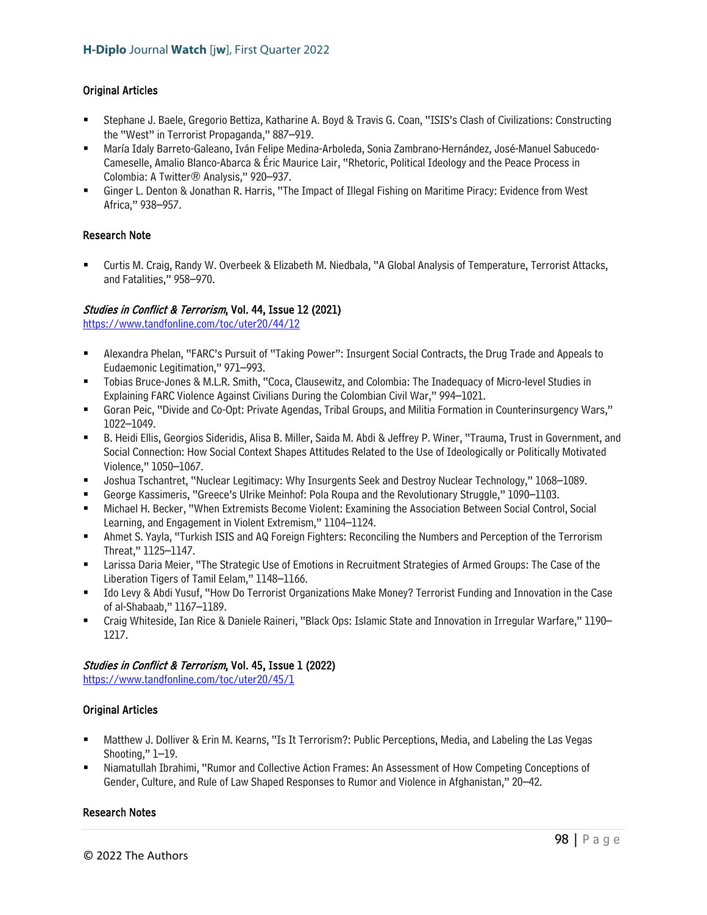### Original Articles

- Stephane J. Baele, Gregorio Bettiza, Katharine A. Boyd & Travis G. Coan, "ISIS's Clash of Civilizations: Constructing the "West" in Terrorist Propaganda," 887–919.
- María Idaly Barreto-Galeano, Iván Felipe Medina-Arboleda, Sonia Zambrano-Hernández, José-Manuel Sabucedo-Cameselle, Amalio Blanco-Abarca & Éric Maurice Lair, "Rhetoric, Political Ideology and the Peace Process in Colombia: A Twitter® Analysis," 920–937.
- Ginger L. Denton & Jonathan R. Harris, "The Impact of Illegal Fishing on Maritime Piracy: Evidence from West Africa," 938–957.

### Research Note

- Curtis M. Craig, Randy W. Overbeek & Elizabeth M. Niedbala, "A Global Analysis of Temperature, Terrorist Attacks, and Fatalities," 958–970.

## *Studies in Conflict & Terrorism*, Vol. 44, Issue 12 (2021)

https://www.tandfonline.com/toc/uter20/44/12

- Alexandra Phelan, "FARC's Pursuit of "Taking Power": Insurgent Social Contracts, the Drug Trade and Appeals to Eudaemonic Legitimation," 971–993.
- Tobias Bruce-Jones & M.L.R. Smith, "Coca, Clausewitz, and Colombia: The Inadequacy of Micro-level Studies in Explaining FARC Violence Against Civilians During the Colombian Civil War," 994–1021.
- Goran Peic, "Divide and Co-Opt: Private Agendas, Tribal Groups, and Militia Formation in Counterinsurgency Wars," 1022–1049.
- B. Heidi Ellis, Georgios Sideridis, Alisa B. Miller, Saida M. Abdi & Jeffrey P. Winer, "Trauma, Trust in Government, and Social Connection: How Social Context Shapes Attitudes Related to the Use of Ideologically or Politically Motivated Violence," 1050–1067.
- Joshua Tschantret, "Nuclear Legitimacy: Why Insurgents Seek and Destroy Nuclear Technology," 1068–1089.
- George Kassimeris, "Greece's Ulrike Meinhof: Pola Roupa and the Revolutionary Struggle," 1090–1103.
- Michael H. Becker, "When Extremists Become Violent: Examining the Association Between Social Control, Social Learning, and Engagement in Violent Extremism," 1104–1124.
- Ahmet S. Yayla, "Turkish ISIS and AQ Foreign Fighters: Reconciling the Numbers and Perception of the Terrorism Threat," 1125–1147.
- Larissa Daria Meier, "The Strategic Use of Emotions in Recruitment Strategies of Armed Groups: The Case of the Liberation Tigers of Tamil Eelam," 1148–1166.
- Ido Levy & Abdi Yusuf, "How Do Terrorist Organizations Make Money? Terrorist Funding and Innovation in the Case of al-Shabaab," 1167–1189.
- Craig Whiteside, Ian Rice & Daniele Raineri, "Black Ops: Islamic State and Innovation in Irregular Warfare," 1190–1217.

## *Studies in Conflict & Terrorism*, Vol. 45, Issue 1 (2022)

https://www.tandfonline.com/toc/uter20/45/1

### Original Articles

- Matthew J. Dolliver & Erin M. Kearns, "Is It Terrorism?: Public Perceptions, Media, and Labeling the Las Vegas Shooting," 1–19.
- Niamatullah Ibrahimi, "Rumor and Collective Action Frames: An Assessment of How Competing Conceptions of Gender, Culture, and Rule of Law Shaped Responses to Rumor and Violence in Afghanistan," 20–42.

### Research Notes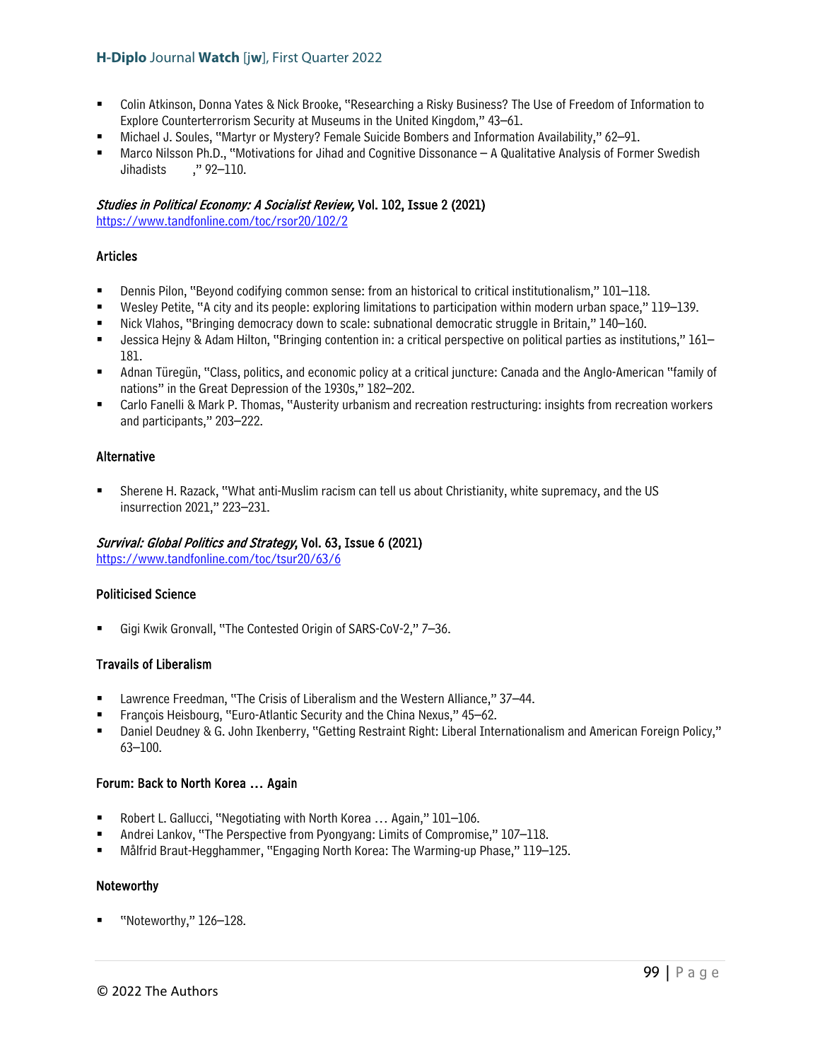- Colin Atkinson, Donna Yates & Nick Brooke, "Researching a Risky Business? The Use of Freedom of Information to Explore Counterterrorism Security at Museums in the United Kingdom," 43–61.
- Michael J. Soules, "Martyr or Mystery? Female Suicide Bombers and Information Availability," 62–91.
- Marco Nilsson Ph.D., "Motivations for Jihad and Cognitive Dissonance – A Qualitative Analysis of Former Swedish Jihadists ," 92–110.

### *Studies in Political Economy: A Socialist Review,* Vol. 102, Issue 2 (2021)

https://www.tandfonline.com/toc/rsor20/102/2

#### Articles

- Dennis Pilon, "Beyond codifying common sense: from an historical to critical institutionalism," 101–118.
- Wesley Petite, "A city and its people: exploring limitations to participation within modern urban space," 119–139.
- Nick Vlahos, "Bringing democracy down to scale: subnational democratic struggle in Britain," 140–160.
- Jessica Hejny & Adam Hilton, "Bringing contention in: a critical perspective on political parties as institutions," 161–181.
- Adnan Türegün, "Class, politics, and economic policy at a critical juncture: Canada and the Anglo-American "family of nations" in the Great Depression of the 1930s," 182–202.
- Carlo Fanelli & Mark P. Thomas, "Austerity urbanism and recreation restructuring: insights from recreation workers and participants," 203–222.

#### Alternative

- Sherene H. Razack, "What anti-Muslim racism can tell us about Christianity, white supremacy, and the US insurrection 2021," 223–231.

### *Survival: Global Politics and Strategy*, Vol. 63, Issue 6 (2021)

https://www.tandfonline.com/toc/tsur20/63/6

#### Politicised Science

- Gigi Kwik Gronvall, "The Contested Origin of SARS-CoV-2," 7–36.

#### Travails of Liberalism

- Lawrence Freedman, "The Crisis of Liberalism and the Western Alliance," 37–44.
- François Heisbourg, "Euro-Atlantic Security and the China Nexus," 45–62.
- Daniel Deudney & G. John Ikenberry, "Getting Restraint Right: Liberal Internationalism and American Foreign Policy," 63–100.

#### Forum: Back to North Korea … Again

- Robert L. Gallucci, "Negotiating with North Korea … Again," 101–106.
- Andrei Lankov, "The Perspective from Pyongyang: Limits of Compromise," 107–118.
- Målfrid Braut-Hegghammer, "Engaging North Korea: The Warming-up Phase," 119–125.

#### Noteworthy

- "Noteworthy," 126–128.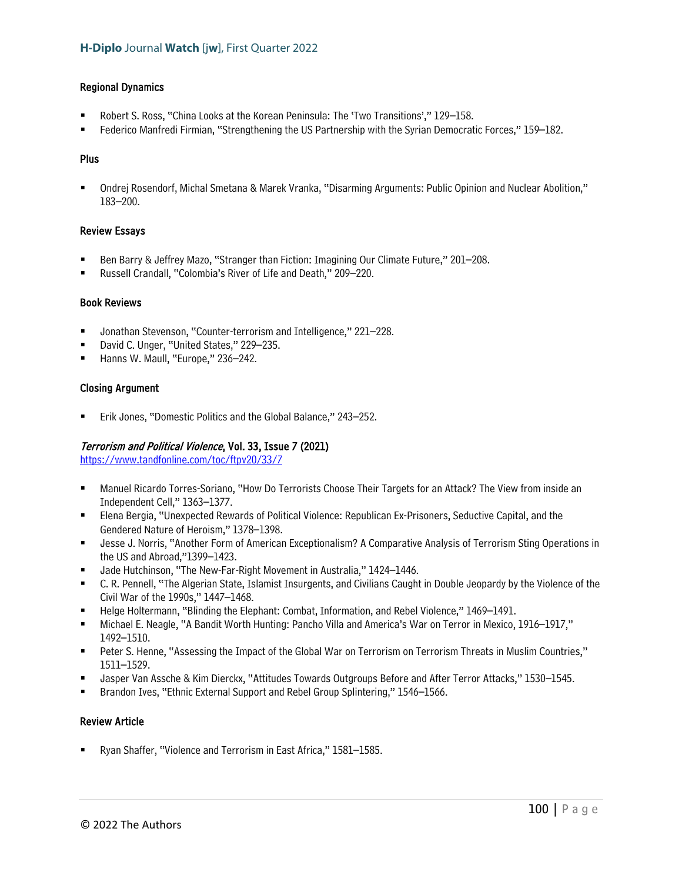### Regional Dynamics

- Robert S. Ross, "China Looks at the Korean Peninsula: The 'Two Transitions'," 129–158.
- Federico Manfredi Firmian, "Strengthening the US Partnership with the Syrian Democratic Forces," 159–182.

### Plus

- Ondrej Rosendorf, Michal Smetana & Marek Vranka, "Disarming Arguments: Public Opinion and Nuclear Abolition," 183–200.

### Review Essays

- Ben Barry & Jeffrey Mazo, "Stranger than Fiction: Imagining Our Climate Future," 201–208.
- Russell Crandall, "Colombia's River of Life and Death," 209–220.

### Book Reviews

- Jonathan Stevenson, "Counter-terrorism and Intelligence," 221–228.
- David C. Unger, "United States," 229–235.
- Hanns W. Maull, "Europe," 236–242.

### Closing Argument

- Erik Jones, "Domestic Politics and the Global Balance," 243–252.

## *Terrorism and Political Violence*, Vol. 33, Issue 7 (2021)

https://www.tandfonline.com/toc/ftpv20/33/7

- Manuel Ricardo Torres-Soriano, "How Do Terrorists Choose Their Targets for an Attack? The View from inside an Independent Cell," 1363–1377.
- Elena Bergia, "Unexpected Rewards of Political Violence: Republican Ex-Prisoners, Seductive Capital, and the Gendered Nature of Heroism," 1378–1398.
- Jesse J. Norris, "Another Form of American Exceptionalism? A Comparative Analysis of Terrorism Sting Operations in the US and Abroad,"1399–1423.
- Jade Hutchinson, "The New-Far-Right Movement in Australia," 1424–1446.
- C. R. Pennell, "The Algerian State, Islamist Insurgents, and Civilians Caught in Double Jeopardy by the Violence of the Civil War of the 1990s," 1447–1468.
- Helge Holtermann, "Blinding the Elephant: Combat, Information, and Rebel Violence," 1469–1491.
- Michael E. Neagle, "A Bandit Worth Hunting: Pancho Villa and America's War on Terror in Mexico, 1916–1917," 1492–1510.
- Peter S. Henne, "Assessing the Impact of the Global War on Terrorism on Terrorism Threats in Muslim Countries," 1511–1529.
- Jasper Van Assche & Kim Dierckx, "Attitudes Towards Outgroups Before and After Terror Attacks," 1530–1545.
- Brandon Ives, "Ethnic External Support and Rebel Group Splintering," 1546–1566.

### Review Article

- Ryan Shaffer, "Violence and Terrorism in East Africa," 1581–1585.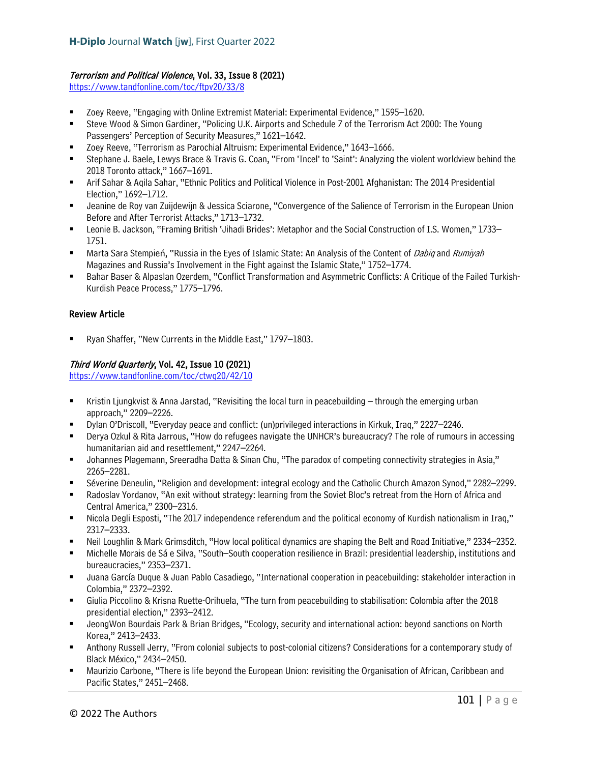### *Terrorism and Political Violence*, Vol. 33, Issue 8 (2021)

https://www.tandfonline.com/toc/ftpv20/33/8

- Zoey Reeve, "Engaging with Online Extremist Material: Experimental Evidence," 1595–1620.
- Steve Wood & Simon Gardiner, "Policing U.K. Airports and Schedule 7 of the Terrorism Act 2000: The Young Passengers' Perception of Security Measures," 1621–1642.
- Zoey Reeve, "Terrorism as Parochial Altruism: Experimental Evidence," 1643–1666.
- Stephane J. Baele, Lewys Brace & Travis G. Coan, "From 'Incel' to 'Saint': Analyzing the violent worldview behind the 2018 Toronto attack," 1667–1691.
- Arif Sahar & Aqila Sahar, "Ethnic Politics and Political Violence in Post-2001 Afghanistan: The 2014 Presidential Election," 1692–1712.
- Jeanine de Roy van Zuijdewijn & Jessica Sciarone, "Convergence of the Salience of Terrorism in the European Union Before and After Terrorist Attacks," 1713–1732.
- Leonie B. Jackson, "Framing British 'Jihadi Brides': Metaphor and the Social Construction of I.S. Women," 1733–1751.
- Marta Sara Stempień, "Russia in the Eyes of Islamic State: An Analysis of the Content of *Dabiq* and *Rumiyah* Magazines and Russia's Involvement in the Fight against the Islamic State," 1752–1774.
- Bahar Baser & Alpaslan Ozerdem, "Conflict Transformation and Asymmetric Conflicts: A Critique of the Failed Turkish-Kurdish Peace Process," 1775–1796.

**Review Article**

- Ryan Shaffer, "New Currents in the Middle East," 1797–1803.

### *Third World Quarterly*, Vol. 42, Issue 10 (2021)

https://www.tandfonline.com/toc/ctwq20/42/10

- Kristin Ljungkvist & Anna Jarstad, "Revisiting the local turn in peacebuilding – through the emerging urban approach," 2209–2226.
- Dylan O'Driscoll, "Everyday peace and conflict: (un)privileged interactions in Kirkuk, Iraq," 2227–2246.
- Derya Ozkul & Rita Jarrous, "How do refugees navigate the UNHCR's bureaucracy? The role of rumours in accessing humanitarian aid and resettlement," 2247–2264.
- Johannes Plagemann, Sreeradha Datta & Sinan Chu, "The paradox of competing connectivity strategies in Asia," 2265–2281.
- Séverine Deneulin, "Religion and development: integral ecology and the Catholic Church Amazon Synod," 2282–2299.
- Radoslav Yordanov, "An exit without strategy: learning from the Soviet Bloc's retreat from the Horn of Africa and Central America," 2300–2316.
- Nicola Degli Esposti, "The 2017 independence referendum and the political economy of Kurdish nationalism in Iraq," 2317–2333.
- Neil Loughlin & Mark Grimsditch, "How local political dynamics are shaping the Belt and Road Initiative," 2334–2352.
- Michelle Morais de Sá e Silva, "South–South cooperation resilience in Brazil: presidential leadership, institutions and bureaucracies," 2353–2371.
- Juana García Duque & Juan Pablo Casadiego, "International cooperation in peacebuilding: stakeholder interaction in Colombia," 2372–2392.
- Giulia Piccolino & Krisna Ruette-Orihuela, "The turn from peacebuilding to stabilisation: Colombia after the 2018 presidential election," 2393–2412.
- JeongWon Bourdais Park & Brian Bridges, "Ecology, security and international action: beyond sanctions on North Korea," 2413–2433.
- Anthony Russell Jerry, "From colonial subjects to post-colonial citizens? Considerations for a contemporary study of Black México," 2434–2450.
- Maurizio Carbone, "There is life beyond the European Union: revisiting the Organisation of African, Caribbean and Pacific States," 2451–2468.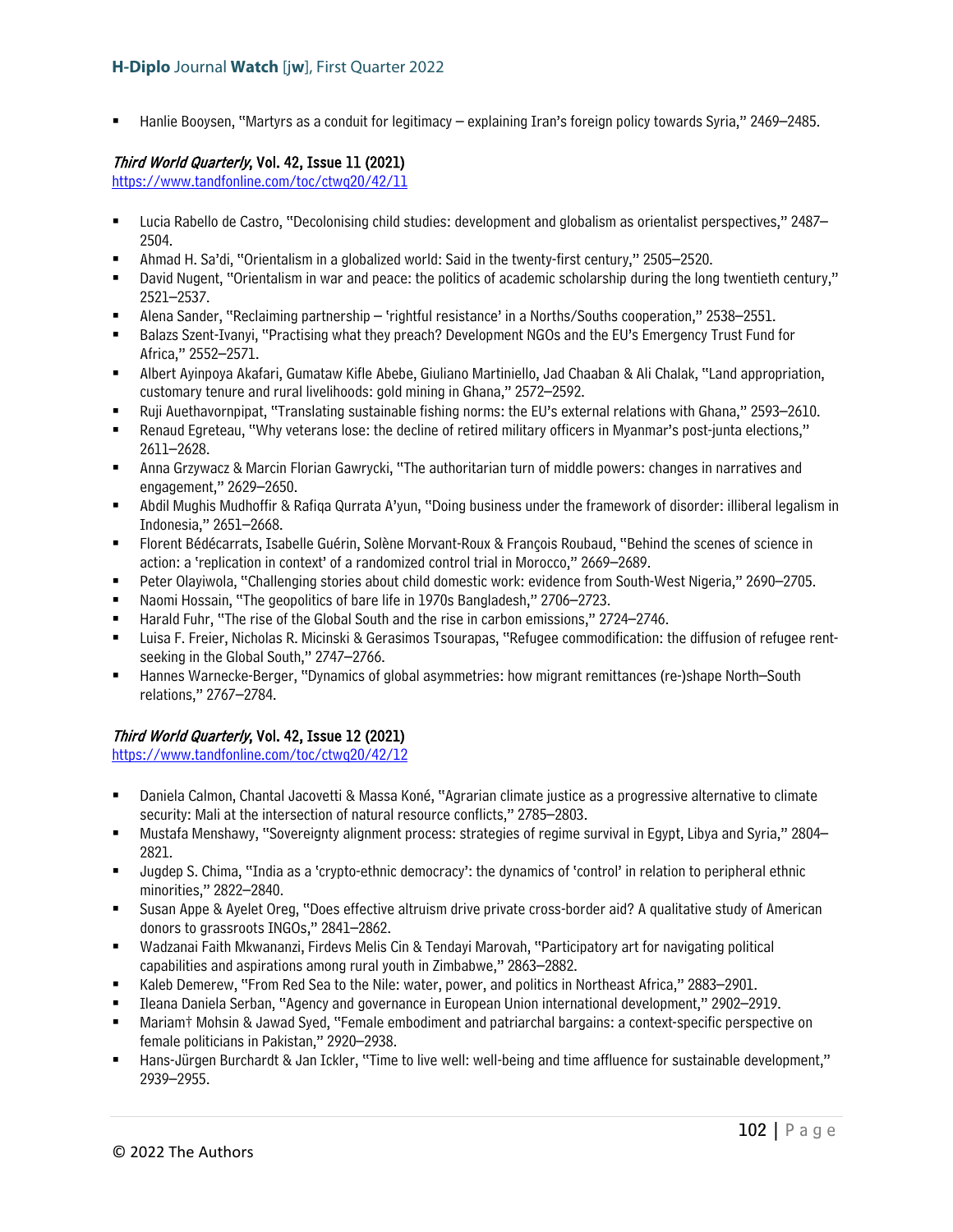- Hanlie Booysen, "Martyrs as a conduit for legitimacy – explaining Iran's foreign policy towards Syria," 2469–2485.

### *Third World Quarterly*, Vol. 42, Issue 11 (2021)

https://www.tandfonline.com/toc/ctwq20/42/11

- Lucia Rabello de Castro, "Decolonising child studies: development and globalism as orientalist perspectives," 2487–2504.
- Ahmad H. Sa'di, "Orientalism in a globalized world: Said in the twenty-first century," 2505–2520.
- David Nugent, "Orientalism in war and peace: the politics of academic scholarship during the long twentieth century," 2521–2537.
- Alena Sander, "Reclaiming partnership – 'rightful resistance' in a Norths/Souths cooperation," 2538–2551.
- Balazs Szent-Ivanyi, "Practising what they preach? Development NGOs and the EU's Emergency Trust Fund for Africa," 2552–2571.
- Albert Ayinpoya Akafari, Gumataw Kifle Abebe, Giuliano Martiniello, Jad Chaaban & Ali Chalak, "Land appropriation, customary tenure and rural livelihoods: gold mining in Ghana," 2572–2592.
- Ruji Auethavornpipat, "Translating sustainable fishing norms: the EU's external relations with Ghana," 2593–2610.
- Renaud Egreteau, "Why veterans lose: the decline of retired military officers in Myanmar's post-junta elections," 2611–2628.
- Anna Grzywacz & Marcin Florian Gawrycki, "The authoritarian turn of middle powers: changes in narratives and engagement," 2629–2650.
- Abdil Mughis Mudhoffir & Rafiqa Qurrata A'yun, "Doing business under the framework of disorder: illiberal legalism in Indonesia," 2651–2668.
- Florent Bédécarrats, Isabelle Guérin, Solène Morvant-Roux & François Roubaud, "Behind the scenes of science in action: a 'replication in context' of a randomized control trial in Morocco," 2669–2689.
- Peter Olayiwola, "Challenging stories about child domestic work: evidence from South-West Nigeria," 2690–2705.
- Naomi Hossain, "The geopolitics of bare life in 1970s Bangladesh," 2706–2723.
- Harald Fuhr, "The rise of the Global South and the rise in carbon emissions," 2724–2746.
- Luisa F. Freier, Nicholas R. Micinski & Gerasimos Tsourapas, "Refugee commodification: the diffusion of refugee rent-seeking in the Global South," 2747–2766.
- Hannes Warnecke-Berger, "Dynamics of global asymmetries: how migrant remittances (re-)shape North–South relations," 2767–2784.

### *Third World Quarterly*, Vol. 42, Issue 12 (2021)

https://www.tandfonline.com/toc/ctwq20/42/12

- Daniela Calmon, Chantal Jacovetti & Massa Koné, "Agrarian climate justice as a progressive alternative to climate security: Mali at the intersection of natural resource conflicts," 2785–2803.
- Mustafa Menshawy, "Sovereignty alignment process: strategies of regime survival in Egypt, Libya and Syria," 2804–2821.
- Jugdep S. Chima, "India as a 'crypto-ethnic democracy': the dynamics of 'control' in relation to peripheral ethnic minorities," 2822–2840.
- Susan Appe & Ayelet Oreg, "Does effective altruism drive private cross-border aid? A qualitative study of American donors to grassroots INGOs," 2841–2862.
- Wadzanai Faith Mkwananzi, Firdevs Melis Cin & Tendayi Marovah, "Participatory art for navigating political capabilities and aspirations among rural youth in Zimbabwe," 2863–2882.
- Kaleb Demerew, "From Red Sea to the Nile: water, power, and politics in Northeast Africa," 2883–2901.
- Ileana Daniela Serban, "Agency and governance in European Union international development," 2902–2919.
- Mariam† Mohsin & Jawad Syed, "Female embodiment and patriarchal bargains: a context-specific perspective on female politicians in Pakistan," 2920–2938.
- Hans-Jürgen Burchardt & Jan Ickler, "Time to live well: well-being and time affluence for sustainable development," 2939–2955.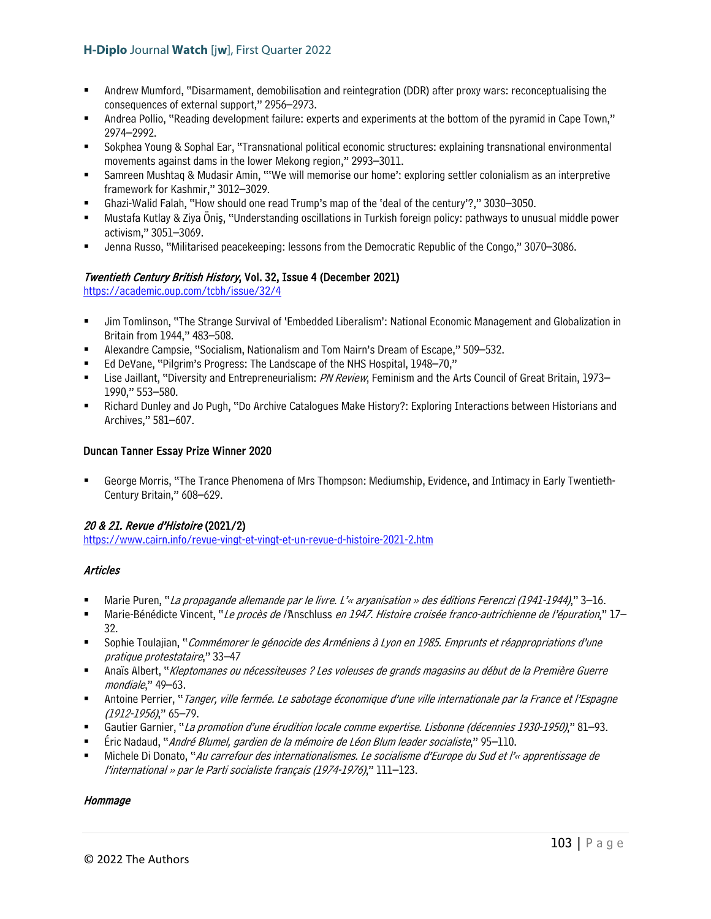- Andrew Mumford, "Disarmament, demobilisation and reintegration (DDR) after proxy wars: reconceptualising the consequences of external support," 2956–2973.
- Andrea Pollio, "Reading development failure: experts and experiments at the bottom of the pyramid in Cape Town," 2974–2992.
- Sokphea Young & Sophal Ear, "Transnational political economic structures: explaining transnational environmental movements against dams in the lower Mekong region," 2993–3011.
- Samreen Mushtaq & Mudasir Amin, "'We will memorise our home': exploring settler colonialism as an interpretive framework for Kashmir," 3012–3029.
- Ghazi-Walid Falah, "How should one read Trump's map of the 'deal of the century'?," 3030–3050.
- Mustafa Kutlay & Ziya Öniş, "Understanding oscillations in Turkish foreign policy: pathways to unusual middle power activism," 3051–3069.
- Jenna Russo, "Militarised peacekeeping: lessons from the Democratic Republic of the Congo," 3070–3086.

### *Twentieth Century British History*, Vol. 32, Issue 4 (December 2021)

https://academic.oup.com/tcbh/issue/32/4

- Jim Tomlinson, "The Strange Survival of 'Embedded Liberalism': National Economic Management and Globalization in Britain from 1944," 483–508.
- Alexandre Campsie, "Socialism, Nationalism and Tom Nairn's Dream of Escape," 509–532.
- Ed DeVane, "Pilgrim's Progress: The Landscape of the NHS Hospital, 1948–70,"
- Lise Jaillant, "Diversity and Entrepreneurialism: *PN Review*, Feminism and the Arts Council of Great Britain, 1973–1990," 553–580.
- Richard Dunley and Jo Pugh, "Do Archive Catalogues Make History?: Exploring Interactions between Historians and Archives," 581–607.

#### Duncan Tanner Essay Prize Winner 2020

- George Morris, "The Trance Phenomena of Mrs Thompson: Mediumship, Evidence, and Intimacy in Early Twentieth-Century Britain," 608–629.

### *20 & 21. Revue d'Histoire* (2021/2)

https://www.cairn.info/revue-vingt-et-vingt-et-un-revue-d-histoire-2021-2.htm

#### *Articles*

- Marie Puren, "*La propagande allemande par le livre. L'« aryanisation » des éditions Ferenczi (1941-1944)*," 3–16.
- Marie-Bénédicte Vincent, "*Le procès de l'*Anschluss *en 1947. Histoire croisée franco-autrichienne de l'épuration*," 17–32.
- Sophie Toulajian, "*Commémorer le génocide des Arméniens à Lyon en 1985. Emprunts et réappropriations d'une pratique protestataire*," 33–47
- Anaïs Albert, "*Kleptomanes ou nécessiteuses ? Les voleuses de grands magasins au début de la Première Guerre mondiale*," 49–63.
- Antoine Perrier, "*Tanger, ville fermée. Le sabotage économique d'une ville internationale par la France et l'Espagne (1912-1956)*," 65–79.
- Gautier Garnier, "*La promotion d'une érudition locale comme expertise. Lisbonne (décennies 1930-1950)*," 81–93.
- Éric Nadaud, "*André Blumel, gardien de la mémoire de Léon Blum leader socialiste*," 95–110.
- Michele Di Donato, "*Au carrefour des internationalismes. Le socialisme d'Europe du Sud et l'« apprentissage de l'international » par le Parti socialiste français (1974-1976)*," 111–123.

#### *Hommage*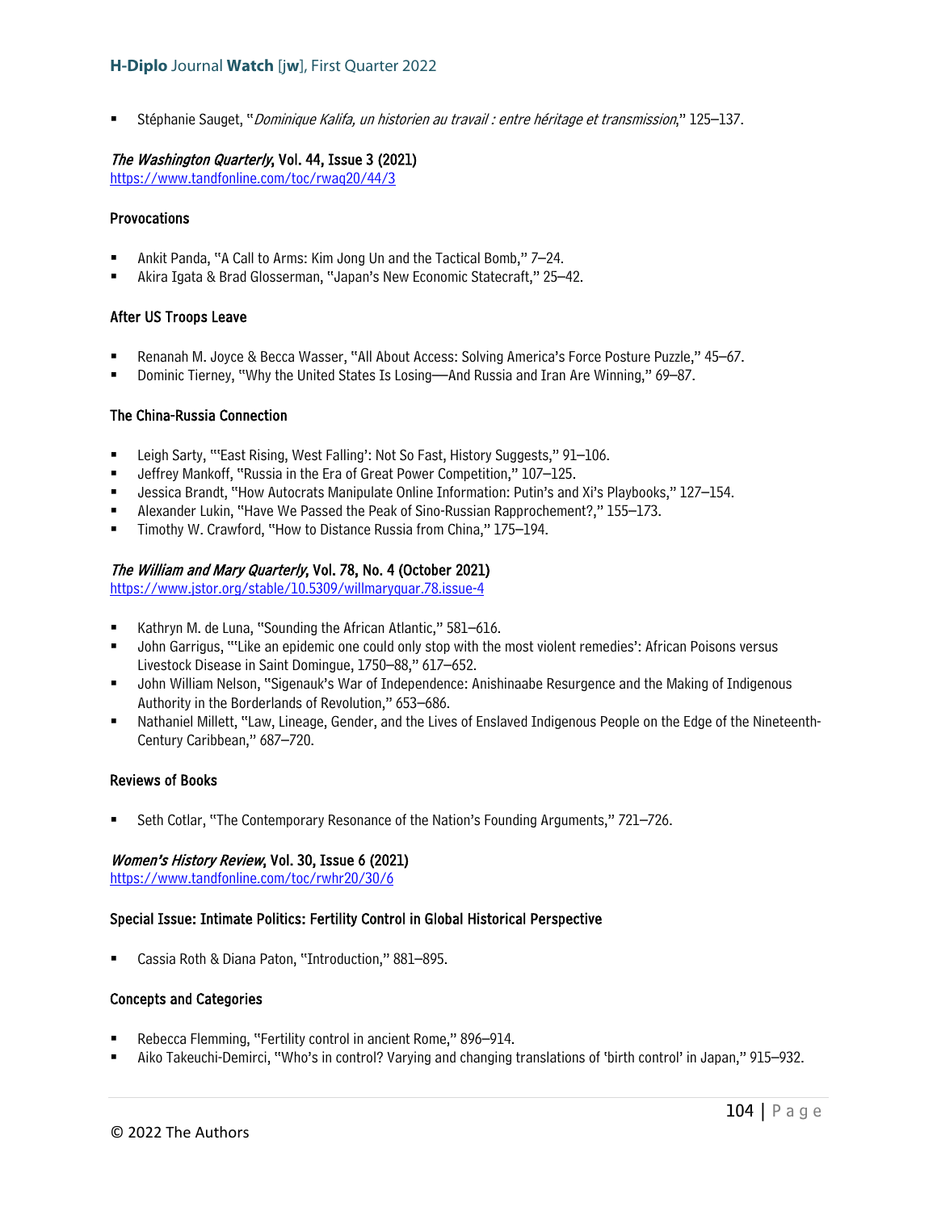- Stéphanie Sauget, "*Dominique Kalifa, un historien au travail : entre héritage et transmission*," 125–137.

### *The Washington Quarterly*, Vol. 44, Issue 3 (2021)

https://www.tandfonline.com/toc/rwaq20/44/3

#### Provocations

- Ankit Panda, "A Call to Arms: Kim Jong Un and the Tactical Bomb," 7–24.
- Akira Igata & Brad Glosserman, "Japan's New Economic Statecraft," 25–42.

#### After US Troops Leave

- Renanah M. Joyce & Becca Wasser, "All About Access: Solving America's Force Posture Puzzle," 45–67.
- Dominic Tierney, "Why the United States Is Losing—And Russia and Iran Are Winning," 69–87.

#### The China-Russia Connection

- Leigh Sarty, "'East Rising, West Falling': Not So Fast, History Suggests," 91–106.
- Jeffrey Mankoff, "Russia in the Era of Great Power Competition," 107–125.
- Jessica Brandt, "How Autocrats Manipulate Online Information: Putin's and Xi's Playbooks," 127–154.
- Alexander Lukin, "Have We Passed the Peak of Sino-Russian Rapprochement?," 155–173.
- Timothy W. Crawford, "How to Distance Russia from China," 175–194.

### *The William and Mary Quarterly*, Vol. 78, No. 4 (October 2021)

https://www.jstor.org/stable/10.5309/willmaryquar.78.issue-4

- Kathryn M. de Luna, "Sounding the African Atlantic," 581–616.
- John Garrigus, "'Like an epidemic one could only stop with the most violent remedies': African Poisons versus Livestock Disease in Saint Domingue, 1750–88," 617–652.
- John William Nelson, "Sigenauk's War of Independence: Anishinaabe Resurgence and the Making of Indigenous Authority in the Borderlands of Revolution," 653–686.
- Nathaniel Millett, "Law, Lineage, Gender, and the Lives of Enslaved Indigenous People on the Edge of the Nineteenth-Century Caribbean," 687–720.

#### Reviews of Books

- Seth Cotlar, "The Contemporary Resonance of the Nation's Founding Arguments," 721–726.

### *Women's History Review*, Vol. 30, Issue 6 (2021)

https://www.tandfonline.com/toc/rwhr20/30/6

#### Special Issue: Intimate Politics: Fertility Control in Global Historical Perspective

- Cassia Roth & Diana Paton, "Introduction," 881–895.

#### Concepts and Categories

- Rebecca Flemming, "Fertility control in ancient Rome," 896–914.
- Aiko Takeuchi-Demirci, "Who's in control? Varying and changing translations of 'birth control' in Japan," 915–932.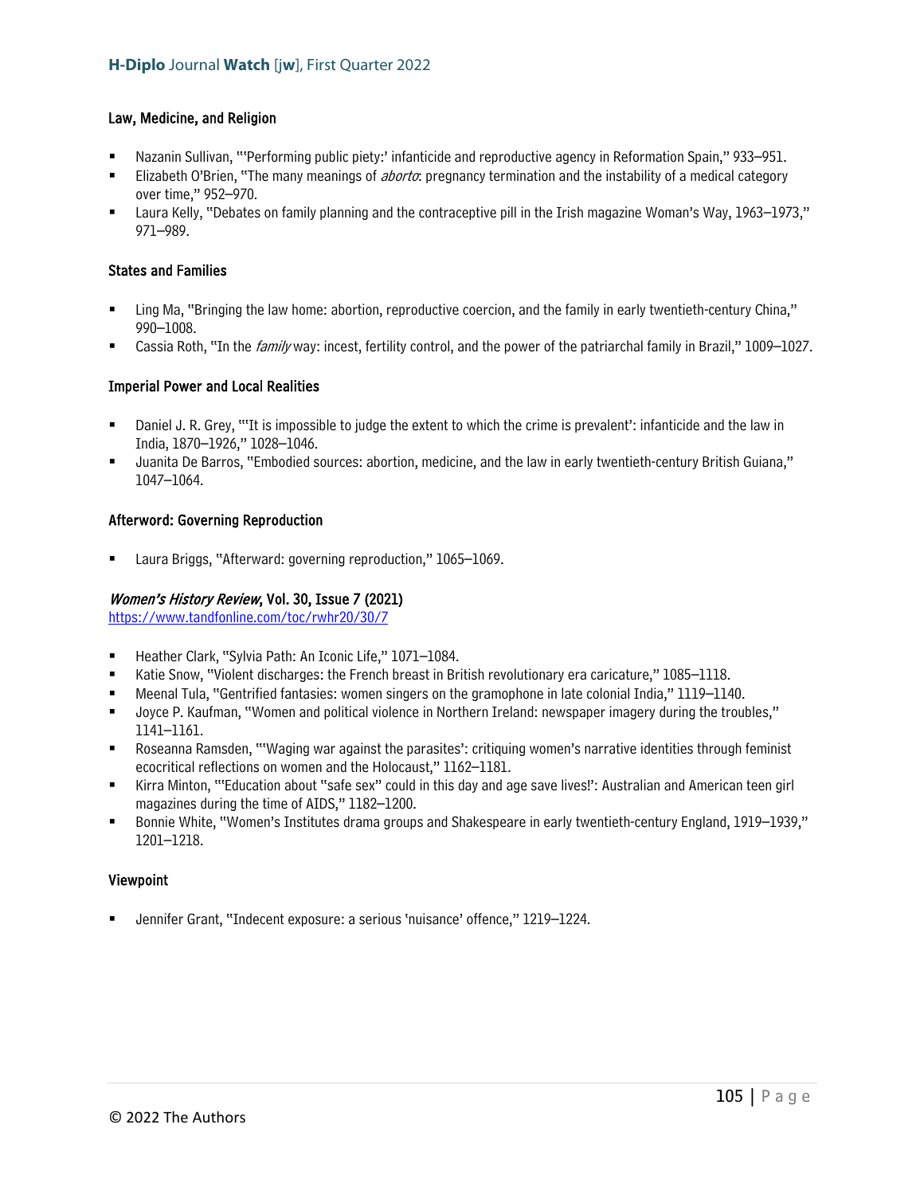### Law, Medicine, and Religion

- Nazanin Sullivan, "'Performing public piety:' infanticide and reproductive agency in Reformation Spain," 933–951.
- Elizabeth O'Brien, "The many meanings of *aborto*: pregnancy termination and the instability of a medical category over time," 952–970.
- Laura Kelly, "Debates on family planning and the contraceptive pill in the Irish magazine Woman's Way, 1963–1973," 971–989.

### States and Families

- Ling Ma, "Bringing the law home: abortion, reproductive coercion, and the family in early twentieth-century China," 990–1008.
- Cassia Roth, "In the *family* way: incest, fertility control, and the power of the patriarchal family in Brazil," 1009–1027.

### Imperial Power and Local Realities

- Daniel J. R. Grey, "'It is impossible to judge the extent to which the crime is prevalent': infanticide and the law in India, 1870–1926," 1028–1046.
- Juanita De Barros, "Embodied sources: abortion, medicine, and the law in early twentieth-century British Guiana," 1047–1064.

### Afterword: Governing Reproduction

- Laura Briggs, "Afterward: governing reproduction," 1065–1069.

### *Women's History Review*, Vol. 30, Issue 7 (2021)

https://www.tandfonline.com/toc/rwhr20/30/7

- Heather Clark, "Sylvia Path: An Iconic Life," 1071–1084.
- Katie Snow, "Violent discharges: the French breast in British revolutionary era caricature," 1085–1118.
- Meenal Tula, "Gentrified fantasies: women singers on the gramophone in late colonial India," 1119–1140.
- Joyce P. Kaufman, "Women and political violence in Northern Ireland: newspaper imagery during the troubles," 1141–1161.
- Roseanna Ramsden, "'Waging war against the parasites': critiquing women's narrative identities through feminist ecocritical reflections on women and the Holocaust," 1162–1181.
- Kirra Minton, "'Education about "safe sex" could in this day and age save lives!': Australian and American teen girl magazines during the time of AIDS," 1182–1200.
- Bonnie White, "Women's Institutes drama groups and Shakespeare in early twentieth-century England, 1919–1939," 1201–1218.

### Viewpoint

- Jennifer Grant, "Indecent exposure: a serious 'nuisance' offence," 1219–1224.

© 2022 The Authors